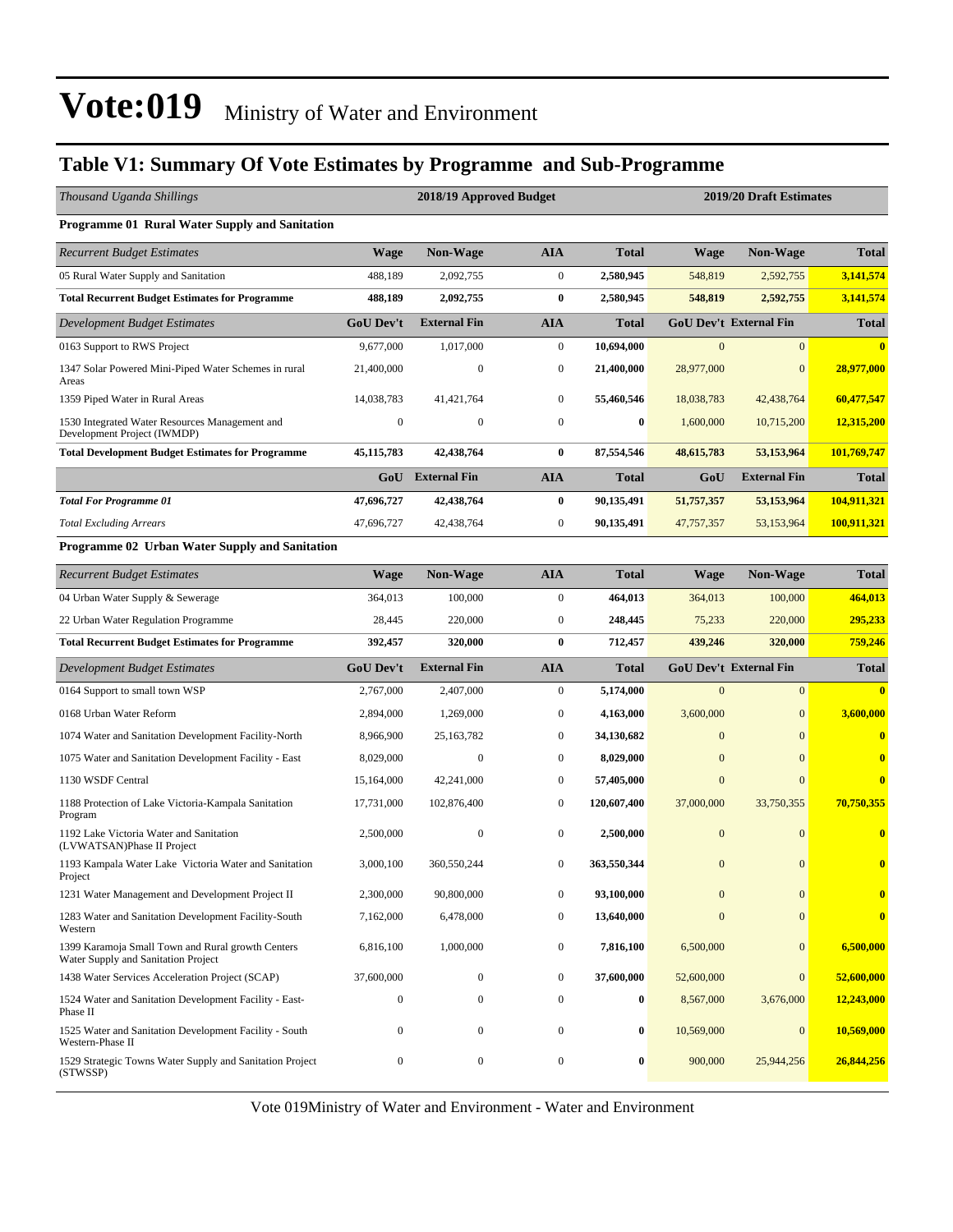# Vote:019 Ministry of Water and Environment

## Table V1: Summary Of Vote Estimates by Programme and Sub-Programme

| *Thousand Uganda Shillings* | 2018/19 Approved Budget | | | | 2019/20 Draft Estimates | | |
|---|---|---|---|---|---|---|---|
| **Programme 01 Rural Water Supply and Sanitation** | | | | | | | |
| *Recurrent Budget Estimates* | **Wage** | **Non-Wage** | **AIA** | **Total** | **Wage** | **Non-Wage** | **Total** |
| 05 Rural Water Supply and Sanitation | 488,189 | 2,092,755 | 0 | **2,580,945** | 548,819 | 2,592,755 | **3,141,574** |
| **Total Recurrent Budget Estimates for Programme** | **488,189** | **2,092,755** | **0** | **2,580,945** | **548,819** | **2,592,755** | **3,141,574** |
| *Development Budget Estimates* | **GoU Dev't** | **External Fin** | **AIA** | **Total** | **GoU Dev't** | **External Fin** | **Total** |
| 0163 Support to RWS Project | 9,677,000 | 1,017,000 | 0 | **10,694,000** | 0 | 0 | **0** |
| 1347 Solar Powered Mini-Piped Water Schemes in rural Areas | 21,400,000 | 0 | 0 | **21,400,000** | 28,977,000 | 0 | **28,977,000** |
| 1359 Piped Water in Rural Areas | 14,038,783 | 41,421,764 | 0 | **55,460,546** | 18,038,783 | 42,438,764 | **60,477,547** |
| 1530 Integrated Water Resources Management and Development Project (IWMDP) | 0 | 0 | 0 | **0** | 1,600,000 | 10,715,200 | **12,315,200** |
| **Total Development Budget Estimates for Programme** | **45,115,783** | **42,438,764** | **0** | **87,554,546** | **48,615,783** | **53,153,964** | **101,769,747** |
| | **GoU** | **External Fin** | **AIA** | **Total** | **GoU** | **External Fin** | **Total** |
| ***Total For Programme 01*** | **47,696,727** | **42,438,764** | **0** | **90,135,491** | **51,757,357** | **53,153,964** | **104,911,321** |
| *Total Excluding Arrears* | 47,696,727 | 42,438,764 | 0 | **90,135,491** | 47,757,357 | 53,153,964 | **100,911,321** |
| **Programme 02 Urban Water Supply and Sanitation** | | | | | | | |
| *Recurrent Budget Estimates* | **Wage** | **Non-Wage** | **AIA** | **Total** | **Wage** | **Non-Wage** | **Total** |
| 04 Urban Water Supply & Sewerage | 364,013 | 100,000 | 0 | **464,013** | 364,013 | 100,000 | **464,013** |
| 22 Urban Water Regulation Programme | 28,445 | 220,000 | 0 | **248,445** | 75,233 | 220,000 | **295,233** |
| **Total Recurrent Budget Estimates for Programme** | **392,457** | **320,000** | **0** | **712,457** | **439,246** | **320,000** | **759,246** |
| *Development Budget Estimates* | **GoU Dev't** | **External Fin** | **AIA** | **Total** | **GoU Dev't** | **External Fin** | **Total** |
| 0164 Support to small town WSP | 2,767,000 | 2,407,000 | 0 | **5,174,000** | 0 | 0 | **0** |
| 0168 Urban Water Reform | 2,894,000 | 1,269,000 | 0 | **4,163,000** | 3,600,000 | 0 | **3,600,000** |
| 1074 Water and Sanitation Development Facility-North | 8,966,900 | 25,163,782 | 0 | **34,130,682** | 0 | 0 | **0** |
| 1075 Water and Sanitation Development Facility - East | 8,029,000 | 0 | 0 | **8,029,000** | 0 | 0 | **0** |
| 1130 WSDF Central | 15,164,000 | 42,241,000 | 0 | **57,405,000** | 0 | 0 | **0** |
| 1188 Protection of Lake Victoria-Kampala Sanitation Program | 17,731,000 | 102,876,400 | 0 | **120,607,400** | 37,000,000 | 33,750,355 | **70,750,355** |
| 1192 Lake Victoria Water and Sanitation (LVWATSAN)Phase II Project | 2,500,000 | 0 | 0 | **2,500,000** | 0 | 0 | **0** |
| 1193 Kampala Water Lake Victoria Water and Sanitation Project | 3,000,100 | 360,550,244 | 0 | **363,550,344** | 0 | 0 | **0** |
| 1231 Water Management and Development Project II | 2,300,000 | 90,800,000 | 0 | **93,100,000** | 0 | 0 | **0** |
| 1283 Water and Sanitation Development Facility-South Western | 7,162,000 | 6,478,000 | 0 | **13,640,000** | 0 | 0 | **0** |
| 1399 Karamoja Small Town and Rural growth Centers Water Supply and Sanitation Project | 6,816,100 | 1,000,000 | 0 | **7,816,100** | 6,500,000 | 0 | **6,500,000** |
| 1438 Water Services Acceleration Project (SCAP) | 37,600,000 | 0 | 0 | **37,600,000** | 52,600,000 | 0 | **52,600,000** |
| 1524 Water and Sanitation Development Facility - East-Phase II | 0 | 0 | 0 | **0** | 8,567,000 | 3,676,000 | **12,243,000** |
| 1525 Water and Sanitation Development Facility - South Western-Phase II | 0 | 0 | 0 | **0** | 10,569,000 | 0 | **10,569,000** |
| 1529 Strategic Towns Water Supply and Sanitation Project (STWSSP) | 0 | 0 | 0 | **0** | 900,000 | 25,944,256 | **26,844,256** |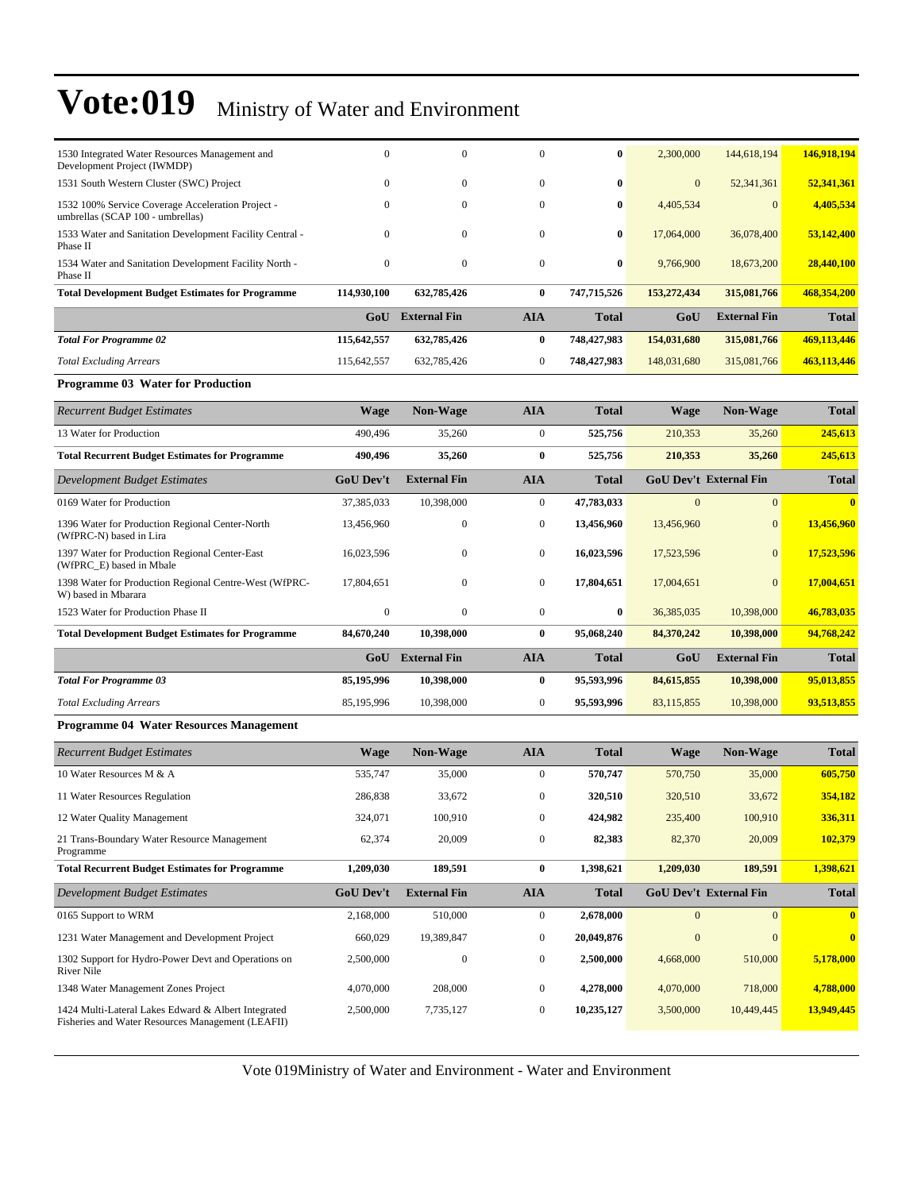# Vote:019 Ministry of Water and Environment

| | | | | | | | |
|---|---|---|---|---|---|---|---|
| 1530 Integrated Water Resources Management and Development Project (IWMDP) | 0 | 0 | 0 | **0** | 2,300,000 | 144,618,194 | **146,918,194** |
| 1531 South Western Cluster (SWC) Project | 0 | 0 | 0 | **0** | 0 | 52,341,361 | **52,341,361** |
| 1532 100% Service Coverage Acceleration Project - umbrellas (SCAP 100 - umbrellas) | 0 | 0 | 0 | **0** | 4,405,534 | 0 | **4,405,534** |
| 1533 Water and Sanitation Development Facility Central - Phase II | 0 | 0 | 0 | **0** | 17,064,000 | 36,078,400 | **53,142,400** |
| 1534 Water and Sanitation Development Facility North - Phase II | 0 | 0 | 0 | **0** | 9,766,900 | 18,673,200 | **28,440,100** |
| **Total Development Budget Estimates for Programme** | **114,930,100** | **632,785,426** | **0** | **747,715,526** | **153,272,434** | **315,081,766** | **468,354,200** |
| | **GoU** | **External Fin** | **AIA** | **Total** | **GoU** | **External Fin** | **Total** |
| ***Total For Programme 02*** | **115,642,557** | **632,785,426** | **0** | **748,427,983** | **154,031,680** | **315,081,766** | **469,113,446** |
| *Total Excluding Arrears* | 115,642,557 | 632,785,426 | 0 | **748,427,983** | 148,031,680 | 315,081,766 | **463,113,446** |

**Programme 03 Water for Production**

| *Recurrent Budget Estimates* | **Wage** | **Non-Wage** | **AIA** | **Total** | **Wage** | **Non-Wage** | **Total** |
|---|---|---|---|---|---|---|---|
| 13 Water for Production | 490,496 | 35,260 | 0 | **525,756** | 210,353 | 35,260 | **245,613** |
| **Total Recurrent Budget Estimates for Programme** | **490,496** | **35,260** | **0** | **525,756** | **210,353** | **35,260** | **245,613** |
| *Development Budget Estimates* | **GoU Dev't** | **External Fin** | **AIA** | **Total** | **GoU Dev't** | **External Fin** | **Total** |
| 0169 Water for Production | 37,385,033 | 10,398,000 | 0 | **47,783,033** | 0 | 0 | **0** |
| 1396 Water for Production Regional Center-North (WfPRC-N) based in Lira | 13,456,960 | 0 | 0 | **13,456,960** | 13,456,960 | 0 | **13,456,960** |
| 1397 Water for Production Regional Center-East (WfPRC_E) based in Mbale | 16,023,596 | 0 | 0 | **16,023,596** | 17,523,596 | 0 | **17,523,596** |
| 1398 Water for Production Regional Centre-West (WfPRC-W) based in Mbarara | 17,804,651 | 0 | 0 | **17,804,651** | 17,004,651 | 0 | **17,004,651** |
| 1523 Water for Production Phase II | 0 | 0 | 0 | **0** | 36,385,035 | 10,398,000 | **46,783,035** |
| **Total Development Budget Estimates for Programme** | **84,670,240** | **10,398,000** | **0** | **95,068,240** | **84,370,242** | **10,398,000** | **94,768,242** |
| | **GoU** | **External Fin** | **AIA** | **Total** | **GoU** | **External Fin** | **Total** |
| ***Total For Programme 03*** | **85,195,996** | **10,398,000** | **0** | **95,593,996** | **84,615,855** | **10,398,000** | **95,013,855** |
| *Total Excluding Arrears* | 85,195,996 | 10,398,000 | 0 | **95,593,996** | 83,115,855 | 10,398,000 | **93,513,855** |

**Programme 04 Water Resources Management**

| *Recurrent Budget Estimates* | **Wage** | **Non-Wage** | **AIA** | **Total** | **Wage** | **Non-Wage** | **Total** |
|---|---|---|---|---|---|---|---|
| 10 Water Resources M & A | 535,747 | 35,000 | 0 | **570,747** | 570,750 | 35,000 | **605,750** |
| 11 Water Resources Regulation | 286,838 | 33,672 | 0 | **320,510** | 320,510 | 33,672 | **354,182** |
| 12 Water Quality Management | 324,071 | 100,910 | 0 | **424,982** | 235,400 | 100,910 | **336,311** |
| 21 Trans-Boundary Water Resource Management Programme | 62,374 | 20,009 | 0 | **82,383** | 82,370 | 20,009 | **102,379** |
| **Total Recurrent Budget Estimates for Programme** | **1,209,030** | **189,591** | **0** | **1,398,621** | **1,209,030** | **189,591** | **1,398,621** |
| *Development Budget Estimates* | **GoU Dev't** | **External Fin** | **AIA** | **Total** | **GoU Dev't** | **External Fin** | **Total** |
| 0165 Support to WRM | 2,168,000 | 510,000 | 0 | **2,678,000** | 0 | 0 | **0** |
| 1231 Water Management and Development Project | 660,029 | 19,389,847 | 0 | **20,049,876** | 0 | 0 | **0** |
| 1302 Support for Hydro-Power Devt and Operations on River Nile | 2,500,000 | 0 | 0 | **2,500,000** | 4,668,000 | 510,000 | **5,178,000** |
| 1348 Water Management Zones Project | 4,070,000 | 208,000 | 0 | **4,278,000** | 4,070,000 | 718,000 | **4,788,000** |
| 1424 Multi-Lateral Lakes Edward & Albert Integrated Fisheries and Water Resources Management (LEAFII) | 2,500,000 | 7,735,127 | 0 | **10,235,127** | 3,500,000 | 10,449,445 | **13,949,445** |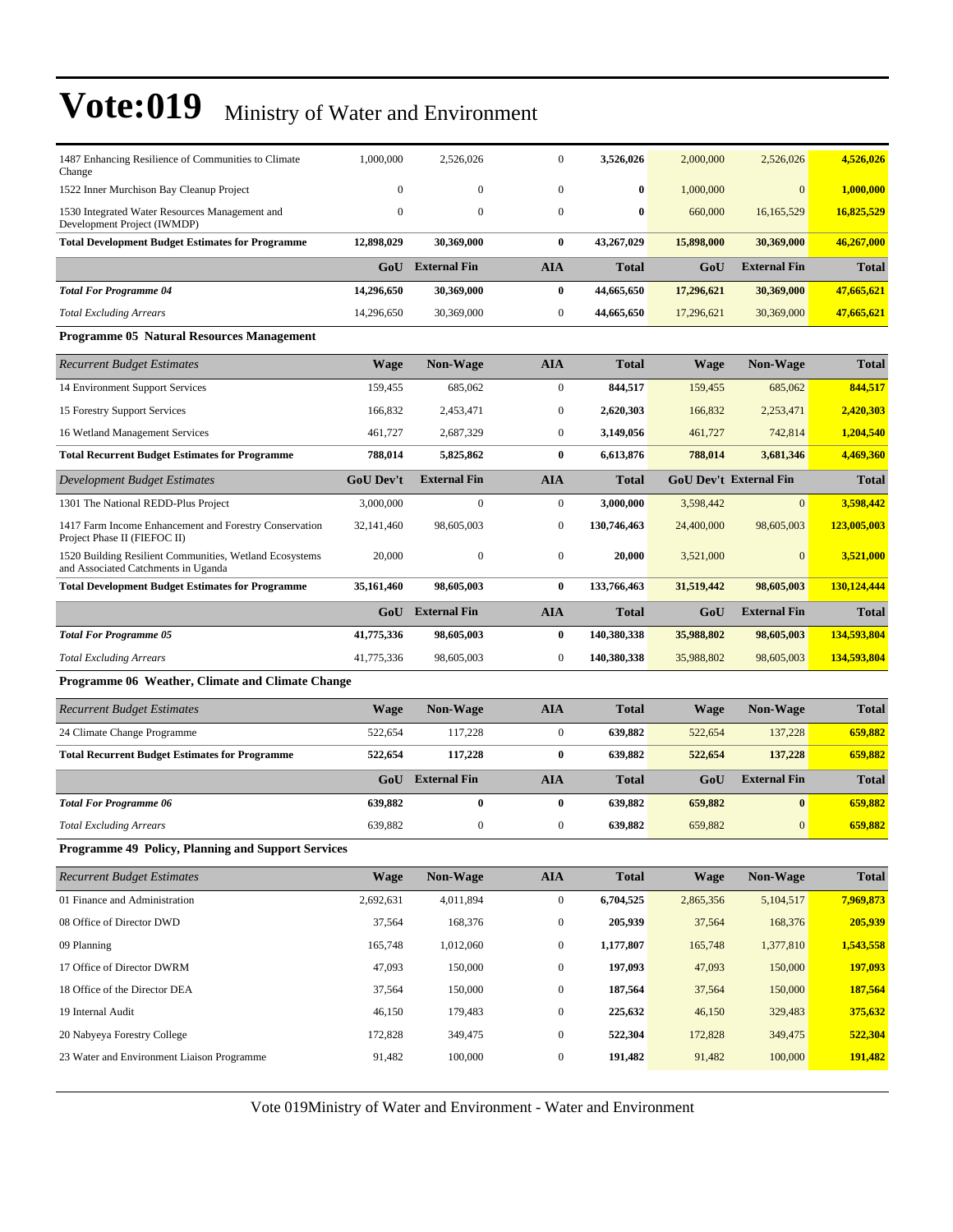# Vote:019 Ministry of Water and Environment

| | | | | | | | |
|---|---|---|---|---|---|---|---|
| 1487 Enhancing Resilience of Communities to Climate Change | 1,000,000 | 2,526,026 | 0 | **3,526,026** | 2,000,000 | 2,526,026 | **4,526,026** |
| 1522 Inner Murchison Bay Cleanup Project | 0 | 0 | 0 | **0** | 1,000,000 | 0 | **1,000,000** |
| 1530 Integrated Water Resources Management and Development Project (IWMDP) | 0 | 0 | 0 | **0** | 660,000 | 16,165,529 | **16,825,529** |
| **Total Development Budget Estimates for Programme** | **12,898,029** | **30,369,000** | **0** | **43,267,029** | **15,898,000** | **30,369,000** | **46,267,000** |
| | **GoU** | **External Fin** | **AIA** | **Total** | **GoU** | **External Fin** | **Total** |
| ***Total For Programme 04*** | **14,296,650** | **30,369,000** | **0** | **44,665,650** | **17,296,621** | **30,369,000** | **47,665,621** |
| *Total Excluding Arrears* | 14,296,650 | 30,369,000 | 0 | **44,665,650** | 17,296,621 | 30,369,000 | **47,665,621** |

**Programme 05 Natural Resources Management**

| *Recurrent Budget Estimates* | **Wage** | **Non-Wage** | **AIA** | **Total** | **Wage** | **Non-Wage** | **Total** |
|---|---|---|---|---|---|---|---|
| 14 Environment Support Services | 159,455 | 685,062 | 0 | **844,517** | 159,455 | 685,062 | **844,517** |
| 15 Forestry Support Services | 166,832 | 2,453,471 | 0 | **2,620,303** | 166,832 | 2,253,471 | **2,420,303** |
| 16 Wetland Management Services | 461,727 | 2,687,329 | 0 | **3,149,056** | 461,727 | 742,814 | **1,204,540** |
| **Total Recurrent Budget Estimates for Programme** | **788,014** | **5,825,862** | **0** | **6,613,876** | **788,014** | **3,681,346** | **4,469,360** |
| *Development Budget Estimates* | **GoU Dev't** | **External Fin** | **AIA** | **Total** | **GoU Dev't** | **External Fin** | **Total** |
| 1301 The National REDD-Plus Project | 3,000,000 | 0 | 0 | **3,000,000** | 3,598,442 | 0 | **3,598,442** |
| 1417 Farm Income Enhancement and Forestry Conservation Project Phase II (FIEFOC II) | 32,141,460 | 98,605,003 | 0 | **130,746,463** | 24,400,000 | 98,605,003 | **123,005,003** |
| 1520 Building Resilient Communities, Wetland Ecosystems and Associated Catchments in Uganda | 20,000 | 0 | 0 | **20,000** | 3,521,000 | 0 | **3,521,000** |
| **Total Development Budget Estimates for Programme** | **35,161,460** | **98,605,003** | **0** | **133,766,463** | **31,519,442** | **98,605,003** | **130,124,444** |
| | **GoU** | **External Fin** | **AIA** | **Total** | **GoU** | **External Fin** | **Total** |
| ***Total For Programme 05*** | **41,775,336** | **98,605,003** | **0** | **140,380,338** | **35,988,802** | **98,605,003** | **134,593,804** |
| *Total Excluding Arrears* | 41,775,336 | 98,605,003 | 0 | **140,380,338** | 35,988,802 | 98,605,003 | **134,593,804** |

**Programme 06 Weather, Climate and Climate Change**

| *Recurrent Budget Estimates* | **Wage** | **Non-Wage** | **AIA** | **Total** | **Wage** | **Non-Wage** | **Total** |
|---|---|---|---|---|---|---|---|
| 24 Climate Change Programme | 522,654 | 117,228 | 0 | **639,882** | 522,654 | 137,228 | **659,882** |
| **Total Recurrent Budget Estimates for Programme** | **522,654** | **117,228** | **0** | **639,882** | **522,654** | **137,228** | **659,882** |
| | **GoU** | **External Fin** | **AIA** | **Total** | **GoU** | **External Fin** | **Total** |
| ***Total For Programme 06*** | **639,882** | **0** | **0** | **639,882** | **659,882** | **0** | **659,882** |
| *Total Excluding Arrears* | 639,882 | 0 | 0 | **639,882** | 659,882 | 0 | **659,882** |

**Programme 49 Policy, Planning and Support Services**

| *Recurrent Budget Estimates* | **Wage** | **Non-Wage** | **AIA** | **Total** | **Wage** | **Non-Wage** | **Total** |
|---|---|---|---|---|---|---|---|
| 01 Finance and Administration | 2,692,631 | 4,011,894 | 0 | **6,704,525** | 2,865,356 | 5,104,517 | **7,969,873** |
| 08 Office of Director DWD | 37,564 | 168,376 | 0 | **205,939** | 37,564 | 168,376 | **205,939** |
| 09 Planning | 165,748 | 1,012,060 | 0 | **1,177,807** | 165,748 | 1,377,810 | **1,543,558** |
| 17 Office of Director DWRM | 47,093 | 150,000 | 0 | **197,093** | 47,093 | 150,000 | **197,093** |
| 18 Office of the Director DEA | 37,564 | 150,000 | 0 | **187,564** | 37,564 | 150,000 | **187,564** |
| 19 Internal Audit | 46,150 | 179,483 | 0 | **225,632** | 46,150 | 329,483 | **375,632** |
| 20 Nabyeya Forestry College | 172,828 | 349,475 | 0 | **522,304** | 172,828 | 349,475 | **522,304** |
| 23 Water and Environment Liaison Programme | 91,482 | 100,000 | 0 | **191,482** | 91,482 | 100,000 | **191,482** |

Vote 019Ministry of Water and Environment - Water and Environment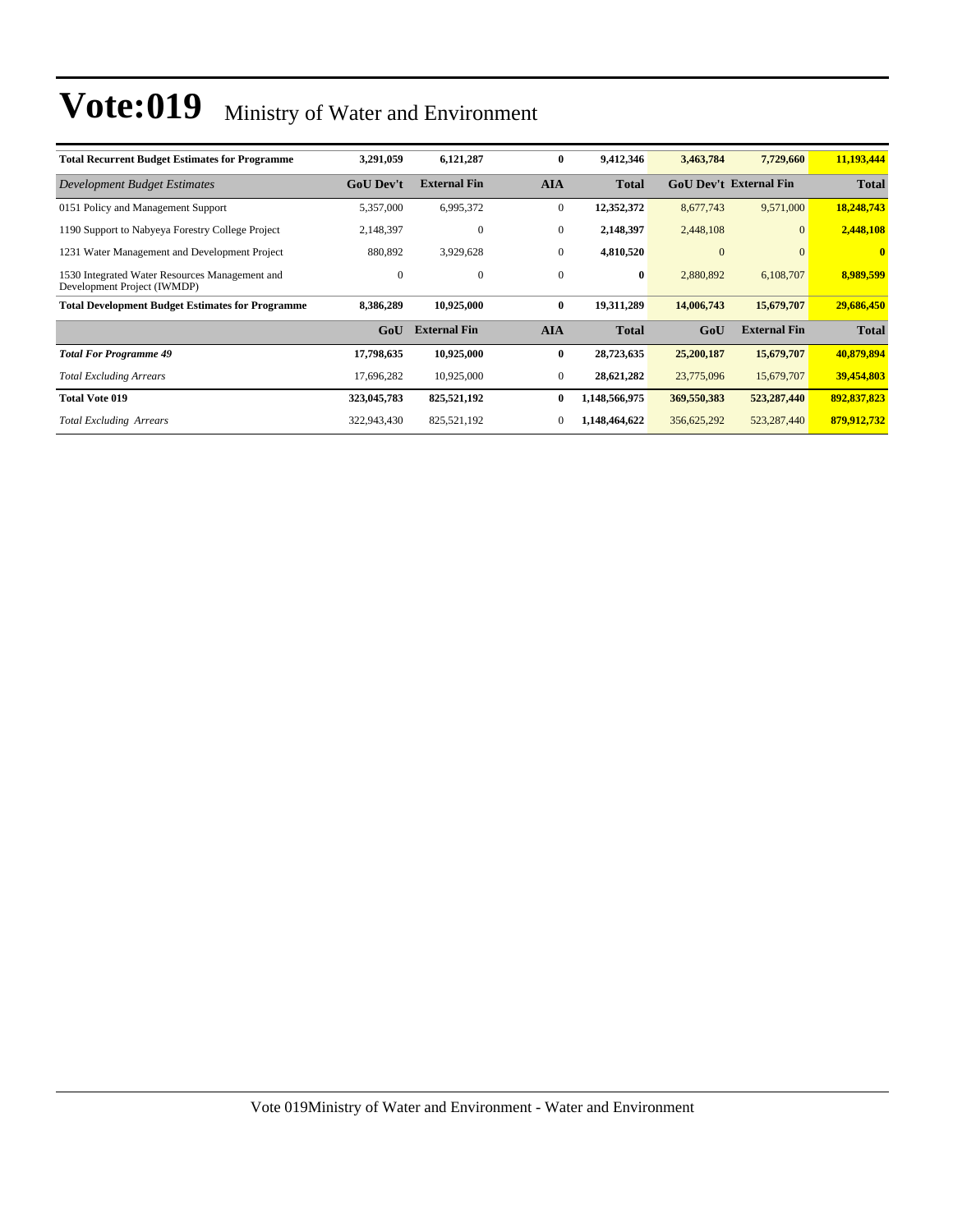# Vote:019 Ministry of Water and Environment

| **Total Recurrent Budget Estimates for Programme** | **3,291,059** | **6,121,287** | **0** | **9,412,346** | **3,463,784** | **7,729,660** | **11,193,444** |
|---|---|---|---|---|---|---|---|
| *Development Budget Estimates* | **GoU Dev't** | **External Fin** | **AIA** | **Total** | **GoU Dev't** | **External Fin** | **Total** |
| 0151 Policy and Management Support | 5,357,000 | 6,995,372 | 0 | **12,352,372** | 8,677,743 | 9,571,000 | **18,248,743** |
| 1190 Support to Nabyeya Forestry College Project | 2,148,397 | 0 | 0 | **2,148,397** | 2,448,108 | 0 | **2,448,108** |
| 1231 Water Management and Development Project | 880,892 | 3,929,628 | 0 | **4,810,520** | 0 | 0 | **0** |
| 1530 Integrated Water Resources Management and Development Project (IWMDP) | 0 | 0 | 0 | **0** | 2,880,892 | 6,108,707 | **8,989,599** |
| **Total Development Budget Estimates for Programme** | **8,386,289** | **10,925,000** | **0** | **19,311,289** | **14,006,743** | **15,679,707** | **29,686,450** |
| | **GoU** | **External Fin** | **AIA** | **Total** | **GoU** | **External Fin** | **Total** |
| ***Total For Programme 49*** | **17,798,635** | **10,925,000** | **0** | **28,723,635** | **25,200,187** | **15,679,707** | **40,879,894** |
| *Total Excluding Arrears* | 17,696,282 | 10,925,000 | 0 | **28,621,282** | 23,775,096 | 15,679,707 | **39,454,803** |
| **Total Vote 019** | **323,045,783** | **825,521,192** | **0** | **1,148,566,975** | **369,550,383** | **523,287,440** | **892,837,823** |
| *Total Excluding Arrears* | 322,943,430 | 825,521,192 | 0 | **1,148,464,622** | 356,625,292 | 523,287,440 | **879,912,732** |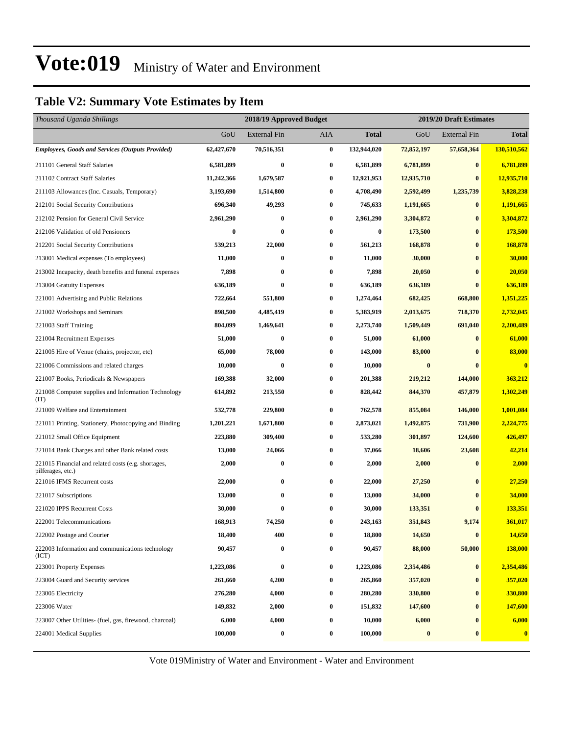# Vote:019 Ministry of Water and Environment

## Table V2: Summary Vote Estimates by Item

| *Thousand Uganda Shillings* | 2018/19 Approved Budget | | | | 2019/20 Draft Estimates | | |
|---|---|---|---|---|---|---|---|
| | GoU | External Fin | AIA | **Total** | GoU | External Fin | **Total** |
| ***Employees, Goods and Services (Outputs Provided)*** | **62,427,670** | **70,516,351** | **0** | **132,944,020** | **72,852,197** | **57,658,364** | **130,510,562** |
| 211101 General Staff Salaries | **6,581,899** | **0** | **0** | **6,581,899** | **6,781,899** | **0** | **6,781,899** |
| 211102 Contract Staff Salaries | **11,242,366** | **1,679,587** | **0** | **12,921,953** | **12,935,710** | **0** | **12,935,710** |
| 211103 Allowances (Inc. Casuals, Temporary) | **3,193,690** | **1,514,800** | **0** | **4,708,490** | **2,592,499** | **1,235,739** | **3,828,238** |
| 212101 Social Security Contributions | **696,340** | **49,293** | **0** | **745,633** | **1,191,665** | **0** | **1,191,665** |
| 212102 Pension for General Civil Service | **2,961,290** | **0** | **0** | **2,961,290** | **3,304,872** | **0** | **3,304,872** |
| 212106 Validation of old Pensioners | **0** | **0** | **0** | **0** | **173,500** | **0** | **173,500** |
| 212201 Social Security Contributions | **539,213** | **22,000** | **0** | **561,213** | **168,878** | **0** | **168,878** |
| 213001 Medical expenses (To employees) | **11,000** | **0** | **0** | **11,000** | **30,000** | **0** | **30,000** |
| 213002 Incapacity, death benefits and funeral expenses | **7,898** | **0** | **0** | **7,898** | **20,050** | **0** | **20,050** |
| 213004 Gratuity Expenses | **636,189** | **0** | **0** | **636,189** | **636,189** | **0** | **636,189** |
| 221001 Advertising and Public Relations | **722,664** | **551,800** | **0** | **1,274,464** | **682,425** | **668,800** | **1,351,225** |
| 221002 Workshops and Seminars | **898,500** | **4,485,419** | **0** | **5,383,919** | **2,013,675** | **718,370** | **2,732,045** |
| 221003 Staff Training | **804,099** | **1,469,641** | **0** | **2,273,740** | **1,509,449** | **691,040** | **2,200,489** |
| 221004 Recruitment Expenses | **51,000** | **0** | **0** | **51,000** | **61,000** | **0** | **61,000** |
| 221005 Hire of Venue (chairs, projector, etc) | **65,000** | **78,000** | **0** | **143,000** | **83,000** | **0** | **83,000** |
| 221006 Commissions and related charges | **10,000** | **0** | **0** | **10,000** | **0** | **0** | **0** |
| 221007 Books, Periodicals & Newspapers | **169,388** | **32,000** | **0** | **201,388** | **219,212** | **144,000** | **363,212** |
| 221008 Computer supplies and Information Technology (IT) | **614,892** | **213,550** | **0** | **828,442** | **844,370** | **457,879** | **1,302,249** |
| 221009 Welfare and Entertainment | **532,778** | **229,800** | **0** | **762,578** | **855,084** | **146,000** | **1,001,084** |
| 221011 Printing, Stationery, Photocopying and Binding | **1,201,221** | **1,671,800** | **0** | **2,873,021** | **1,492,875** | **731,900** | **2,224,775** |
| 221012 Small Office Equipment | **223,880** | **309,400** | **0** | **533,280** | **301,897** | **124,600** | **426,497** |
| 221014 Bank Charges and other Bank related costs | **13,000** | **24,066** | **0** | **37,066** | **18,606** | **23,608** | **42,214** |
| 221015 Financial and related costs (e.g. shortages, pilferages, etc.) | **2,000** | **0** | **0** | **2,000** | **2,000** | **0** | **2,000** |
| 221016 IFMS Recurrent costs | **22,000** | **0** | **0** | **22,000** | **27,250** | **0** | **27,250** |
| 221017 Subscriptions | **13,000** | **0** | **0** | **13,000** | **34,000** | **0** | **34,000** |
| 221020 IPPS Recurrent Costs | **30,000** | **0** | **0** | **30,000** | **133,351** | **0** | **133,351** |
| 222001 Telecommunications | **168,913** | **74,250** | **0** | **243,163** | **351,843** | **9,174** | **361,017** |
| 222002 Postage and Courier | **18,400** | **400** | **0** | **18,800** | **14,650** | **0** | **14,650** |
| 222003 Information and communications technology (ICT) | **90,457** | **0** | **0** | **90,457** | **88,000** | **50,000** | **138,000** |
| 223001 Property Expenses | **1,223,086** | **0** | **0** | **1,223,086** | **2,354,486** | **0** | **2,354,486** |
| 223004 Guard and Security services | **261,660** | **4,200** | **0** | **265,860** | **357,020** | **0** | **357,020** |
| 223005 Electricity | **276,280** | **4,000** | **0** | **280,280** | **330,800** | **0** | **330,800** |
| 223006 Water | **149,832** | **2,000** | **0** | **151,832** | **147,600** | **0** | **147,600** |
| 223007 Other Utilities- (fuel, gas, firewood, charcoal) | **6,000** | **4,000** | **0** | **10,000** | **6,000** | **0** | **6,000** |
| 224001 Medical Supplies | **100,000** | **0** | **0** | **100,000** | **0** | **0** | **0** |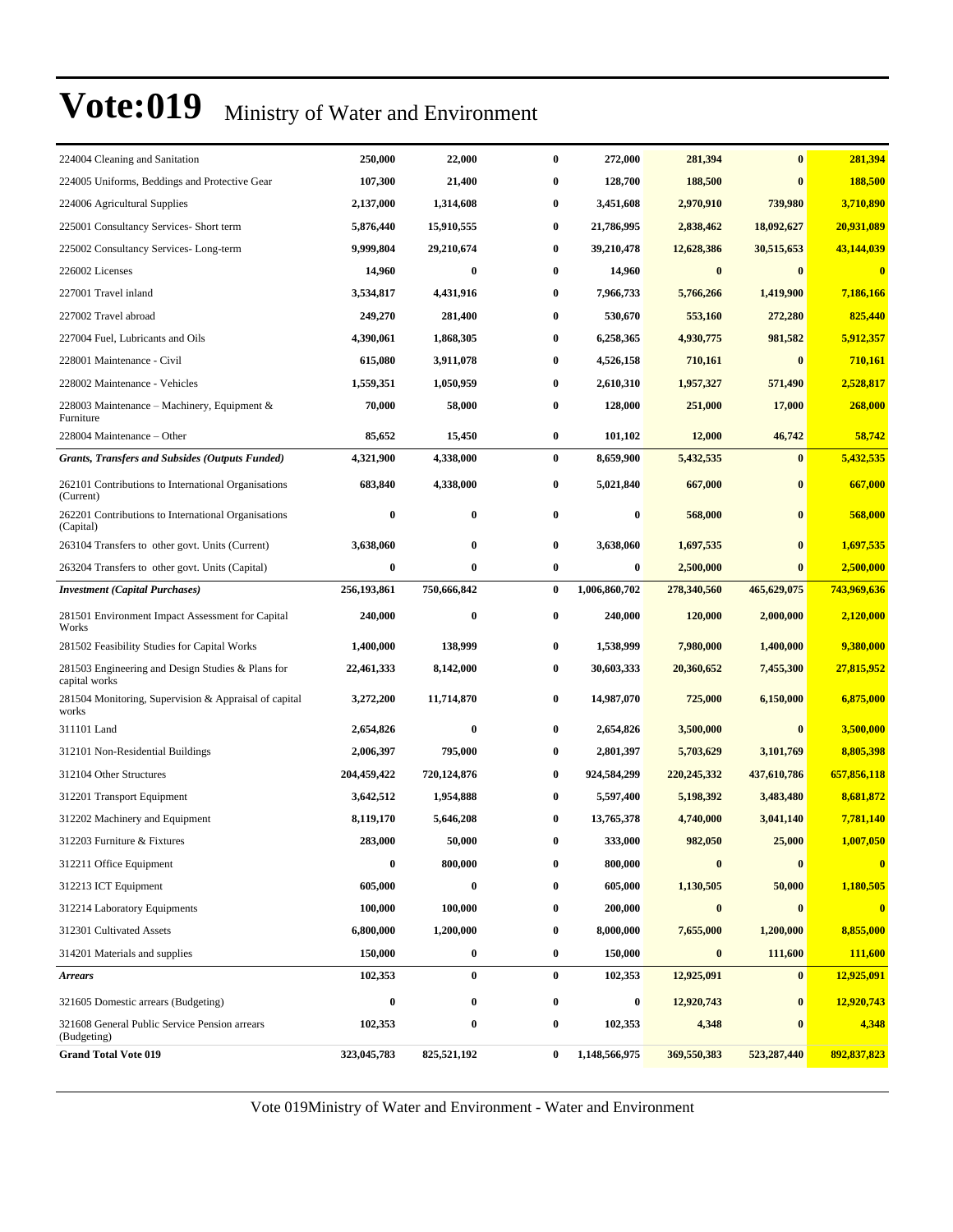# Vote:019 Ministry of Water and Environment

| | | | | | | | |
|---|---|---|---|---|---|---|---|
| 224004 Cleaning and Sanitation | 250,000 | 22,000 | 0 | 272,000 | 281,394 | 0 | 281,394 |
| 224005 Uniforms, Beddings and Protective Gear | 107,300 | 21,400 | 0 | 128,700 | 188,500 | 0 | 188,500 |
| 224006 Agricultural Supplies | 2,137,000 | 1,314,608 | 0 | 3,451,608 | 2,970,910 | 739,980 | 3,710,890 |
| 225001 Consultancy Services- Short term | 5,876,440 | 15,910,555 | 0 | 21,786,995 | 2,838,462 | 18,092,627 | 20,931,089 |
| 225002 Consultancy Services- Long-term | 9,999,804 | 29,210,674 | 0 | 39,210,478 | 12,628,386 | 30,515,653 | 43,144,039 |
| 226002 Licenses | 14,960 | 0 | 0 | 14,960 | 0 | 0 | 0 |
| 227001 Travel inland | 3,534,817 | 4,431,916 | 0 | 7,966,733 | 5,766,266 | 1,419,900 | 7,186,166 |
| 227002 Travel abroad | 249,270 | 281,400 | 0 | 530,670 | 553,160 | 272,280 | 825,440 |
| 227004 Fuel, Lubricants and Oils | 4,390,061 | 1,868,305 | 0 | 6,258,365 | 4,930,775 | 981,582 | 5,912,357 |
| 228001 Maintenance - Civil | 615,080 | 3,911,078 | 0 | 4,526,158 | 710,161 | 0 | 710,161 |
| 228002 Maintenance - Vehicles | 1,559,351 | 1,050,959 | 0 | 2,610,310 | 1,957,327 | 571,490 | 2,528,817 |
| 228003 Maintenance – Machinery, Equipment & Furniture | 70,000 | 58,000 | 0 | 128,000 | 251,000 | 17,000 | 268,000 |
| 228004 Maintenance – Other | 85,652 | 15,450 | 0 | 101,102 | 12,000 | 46,742 | 58,742 |
| ***Grants, Transfers and Subsides (Outputs Funded)*** | **4,321,900** | **4,338,000** | **0** | **8,659,900** | **5,432,535** | **0** | **5,432,535** |
| 262101 Contributions to International Organisations (Current) | 683,840 | 4,338,000 | 0 | 5,021,840 | 667,000 | 0 | 667,000 |
| 262201 Contributions to International Organisations (Capital) | 0 | 0 | 0 | 0 | 568,000 | 0 | 568,000 |
| 263104 Transfers to other govt. Units (Current) | 3,638,060 | 0 | 0 | 3,638,060 | 1,697,535 | 0 | 1,697,535 |
| 263204 Transfers to other govt. Units (Capital) | 0 | 0 | 0 | 0 | 2,500,000 | 0 | 2,500,000 |
| ***Investment (Capital Purchases)*** | **256,193,861** | **750,666,842** | **0** | **1,006,860,702** | **278,340,560** | **465,629,075** | **743,969,636** |
| 281501 Environment Impact Assessment for Capital Works | 240,000 | 0 | 0 | 240,000 | 120,000 | 2,000,000 | 2,120,000 |
| 281502 Feasibility Studies for Capital Works | 1,400,000 | 138,999 | 0 | 1,538,999 | 7,980,000 | 1,400,000 | 9,380,000 |
| 281503 Engineering and Design Studies & Plans for capital works | 22,461,333 | 8,142,000 | 0 | 30,603,333 | 20,360,652 | 7,455,300 | 27,815,952 |
| 281504 Monitoring, Supervision & Appraisal of capital works | 3,272,200 | 11,714,870 | 0 | 14,987,070 | 725,000 | 6,150,000 | 6,875,000 |
| 311101 Land | 2,654,826 | 0 | 0 | 2,654,826 | 3,500,000 | 0 | 3,500,000 |
| 312101 Non-Residential Buildings | 2,006,397 | 795,000 | 0 | 2,801,397 | 5,703,629 | 3,101,769 | 8,805,398 |
| 312104 Other Structures | 204,459,422 | 720,124,876 | 0 | 924,584,299 | 220,245,332 | 437,610,786 | 657,856,118 |
| 312201 Transport Equipment | 3,642,512 | 1,954,888 | 0 | 5,597,400 | 5,198,392 | 3,483,480 | 8,681,872 |
| 312202 Machinery and Equipment | 8,119,170 | 5,646,208 | 0 | 13,765,378 | 4,740,000 | 3,041,140 | 7,781,140 |
| 312203 Furniture & Fixtures | 283,000 | 50,000 | 0 | 333,000 | 982,050 | 25,000 | 1,007,050 |
| 312211 Office Equipment | 0 | 800,000 | 0 | 800,000 | 0 | 0 | 0 |
| 312213 ICT Equipment | 605,000 | 0 | 0 | 605,000 | 1,130,505 | 50,000 | 1,180,505 |
| 312214 Laboratory Equipments | 100,000 | 100,000 | 0 | 200,000 | 0 | 0 | 0 |
| 312301 Cultivated Assets | 6,800,000 | 1,200,000 | 0 | 8,000,000 | 7,655,000 | 1,200,000 | 8,855,000 |
| 314201 Materials and supplies | 150,000 | 0 | 0 | 150,000 | 0 | 111,600 | 111,600 |
| ***Arrears*** | **102,353** | **0** | **0** | **102,353** | **12,925,091** | **0** | **12,925,091** |
| 321605 Domestic arrears (Budgeting) | 0 | 0 | 0 | 0 | 12,920,743 | 0 | 12,920,743 |
| 321608 General Public Service Pension arrears (Budgeting) | 102,353 | 0 | 0 | 102,353 | 4,348 | 0 | 4,348 |
| **Grand Total Vote 019** | **323,045,783** | **825,521,192** | **0** | **1,148,566,975** | **369,550,383** | **523,287,440** | **892,837,823** |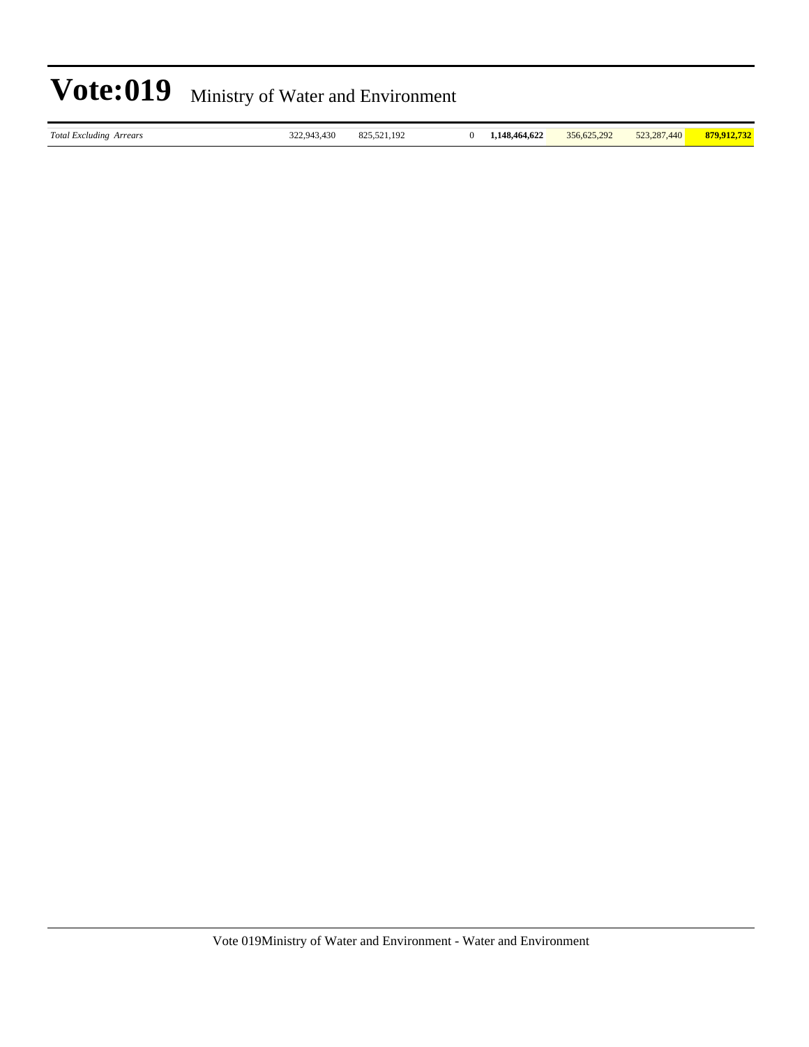| | | | | | | | |
|---|---|---|---|---|---|---|---|
| *Total Excluding Arrears* | 322,943,430 | 825,521,192 | 0 | **1,148,464,622** | 356,625,292 | 523,287,440 | **879,912,732** |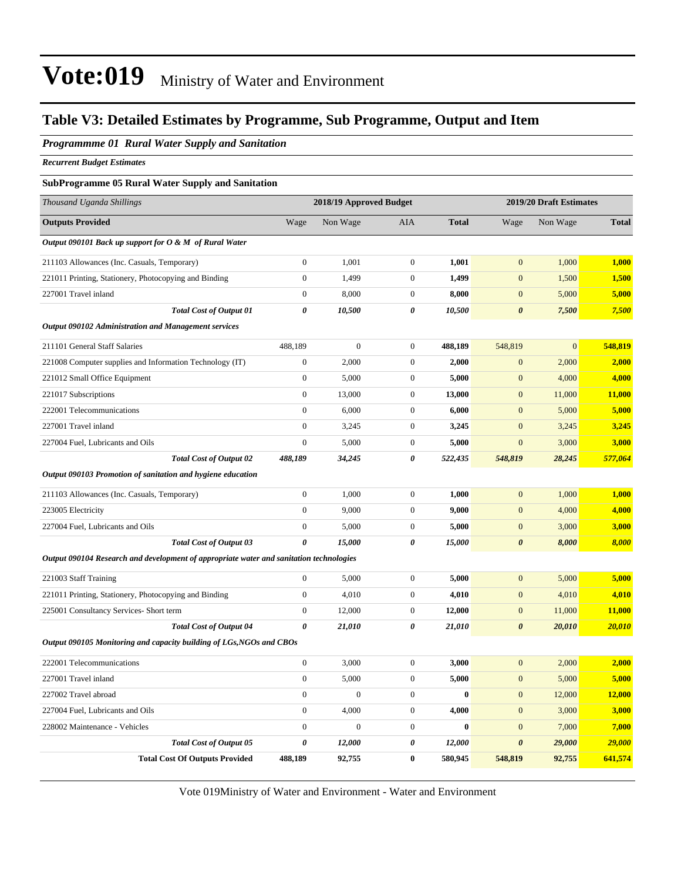# Vote:019 Ministry of Water and Environment

## Table V3: Detailed Estimates by Programme, Sub Programme, Output and Item

### *Programmme 01 Rural Water Supply and Sanitation*

***Recurrent Budget Estimates***

**SubProgramme 05 Rural Water Supply and Sanitation**

| *Thousand Uganda Shillings* | 2018/19 Approved Budget | | | | 2019/20 Draft Estimates | | |
|---|---|---|---|---|---|---|---|
| **Outputs Provided** | Wage | Non Wage | AIA | **Total** | Wage | Non Wage | **Total** |
| ***Output 090101 Back up support for O & M of Rural Water*** | | | | | | | |
| 211103 Allowances (Inc. Casuals, Temporary) | 0 | 1,001 | 0 | **1,001** | 0 | 1,000 | **1,000** |
| 221011 Printing, Stationery, Photocopying and Binding | 0 | 1,499 | 0 | **1,499** | 0 | 1,500 | **1,500** |
| 227001 Travel inland | 0 | 8,000 | 0 | **8,000** | 0 | 5,000 | **5,000** |
| ***Total Cost of Output 01*** | ***0*** | ***10,500*** | ***0*** | ***10,500*** | ***0*** | ***7,500*** | ***7,500*** |
| ***Output 090102 Administration and Management services*** | | | | | | | |
| 211101 General Staff Salaries | 488,189 | 0 | 0 | **488,189** | 548,819 | 0 | **548,819** |
| 221008 Computer supplies and Information Technology (IT) | 0 | 2,000 | 0 | **2,000** | 0 | 2,000 | **2,000** |
| 221012 Small Office Equipment | 0 | 5,000 | 0 | **5,000** | 0 | 4,000 | **4,000** |
| 221017 Subscriptions | 0 | 13,000 | 0 | **13,000** | 0 | 11,000 | **11,000** |
| 222001 Telecommunications | 0 | 6,000 | 0 | **6,000** | 0 | 5,000 | **5,000** |
| 227001 Travel inland | 0 | 3,245 | 0 | **3,245** | 0 | 3,245 | **3,245** |
| 227004 Fuel, Lubricants and Oils | 0 | 5,000 | 0 | **5,000** | 0 | 3,000 | **3,000** |
| ***Total Cost of Output 02*** | ***488,189*** | ***34,245*** | ***0*** | ***522,435*** | ***548,819*** | ***28,245*** | ***577,064*** |
| ***Output 090103 Promotion of sanitation and hygiene education*** | | | | | | | |
| 211103 Allowances (Inc. Casuals, Temporary) | 0 | 1,000 | 0 | **1,000** | 0 | 1,000 | **1,000** |
| 223005 Electricity | 0 | 9,000 | 0 | **9,000** | 0 | 4,000 | **4,000** |
| 227004 Fuel, Lubricants and Oils | 0 | 5,000 | 0 | **5,000** | 0 | 3,000 | **3,000** |
| ***Total Cost of Output 03*** | ***0*** | ***15,000*** | ***0*** | ***15,000*** | ***0*** | ***8,000*** | ***8,000*** |
| ***Output 090104 Research and development of appropriate water and sanitation technologies*** | | | | | | | |
| 221003 Staff Training | 0 | 5,000 | 0 | **5,000** | 0 | 5,000 | **5,000** |
| 221011 Printing, Stationery, Photocopying and Binding | 0 | 4,010 | 0 | **4,010** | 0 | 4,010 | **4,010** |
| 225001 Consultancy Services- Short term | 0 | 12,000 | 0 | **12,000** | 0 | 11,000 | **11,000** |
| ***Total Cost of Output 04*** | ***0*** | ***21,010*** | ***0*** | ***21,010*** | ***0*** | ***20,010*** | ***20,010*** |
| ***Output 090105 Monitoring and capacity building of LGs,NGOs and CBOs*** | | | | | | | |
| 222001 Telecommunications | 0 | 3,000 | 0 | **3,000** | 0 | 2,000 | **2,000** |
| 227001 Travel inland | 0 | 5,000 | 0 | **5,000** | 0 | 5,000 | **5,000** |
| 227002 Travel abroad | 0 | 0 | 0 | **0** | 0 | 12,000 | **12,000** |
| 227004 Fuel, Lubricants and Oils | 0 | 4,000 | 0 | **4,000** | 0 | 3,000 | **3,000** |
| 228002 Maintenance - Vehicles | 0 | 0 | 0 | **0** | 0 | 7,000 | **7,000** |
| ***Total Cost of Output 05*** | ***0*** | ***12,000*** | ***0*** | ***12,000*** | ***0*** | ***29,000*** | ***29,000*** |
| **Total Cost Of Outputs Provided** | **488,189** | **92,755** | **0** | **580,945** | **548,819** | **92,755** | **641,574** |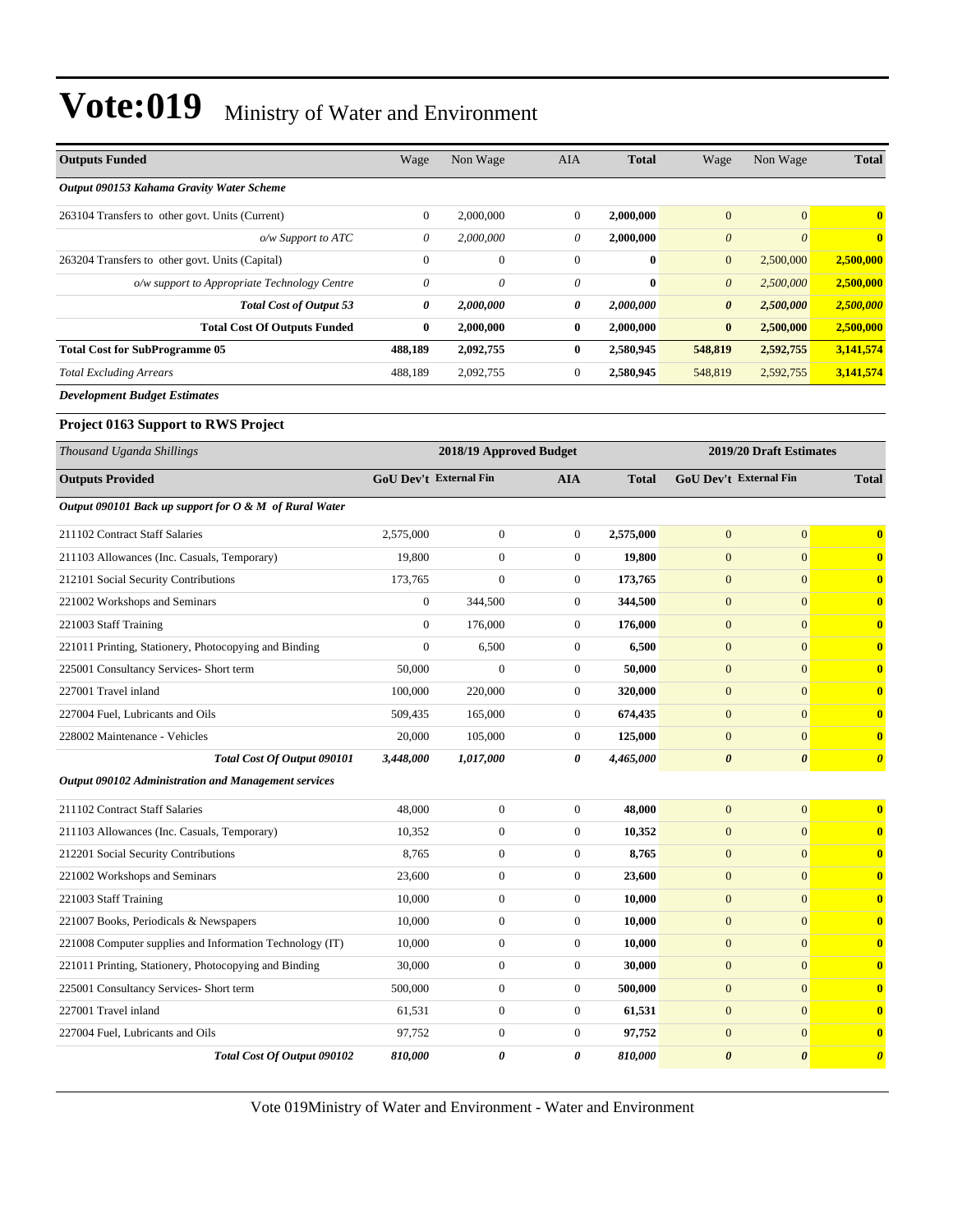# Vote:019 Ministry of Water and Environment

| Outputs Funded | Wage | Non Wage | AIA | Total | Wage | Non Wage | Total |
|---|---|---|---|---|---|---|---|
| *Output 090153 Kahama Gravity Water Scheme* | | | | | | | |
| 263104 Transfers to other govt. Units (Current) | 0 | 2,000,000 | 0 | **2,000,000** | 0 | 0 | **0** |
| *o/w Support to ATC* | *0* | *2,000,000* | *0* | **2,000,000** | *0* | *0* | **0** |
| 263204 Transfers to other govt. Units (Capital) | 0 | 0 | 0 | **0** | 0 | 2,500,000 | **2,500,000** |
| *o/w support to Appropriate Technology Centre* | *0* | *0* | *0* | **0** | *0* | *2,500,000* | **2,500,000** |
| ***Total Cost of Output 53*** | ***0*** | ***2,000,000*** | ***0*** | ***2,000,000*** | ***0*** | ***2,500,000*** | ***2,500,000*** |
| **Total Cost Of Outputs Funded** | **0** | **2,000,000** | **0** | **2,000,000** | **0** | **2,500,000** | **2,500,000** |
| **Total Cost for SubProgramme 05** | **488,189** | **2,092,755** | **0** | **2,580,945** | **548,819** | **2,592,755** | **3,141,574** |
| *Total Excluding Arrears* | 488,189 | 2,092,755 | 0 | **2,580,945** | 548,819 | 2,592,755 | **3,141,574** |

***Development Budget Estimates***

### Project 0163 Support to RWS Project

| *Thousand Uganda Shillings* | 2018/19 Approved Budget | | | | 2019/20 Draft Estimates | | |
|---|---|---|---|---|---|---|---|
| **Outputs Provided** | **GoU Dev't** | **External Fin** | **AIA** | **Total** | **GoU Dev't** | **External Fin** | **Total** |
| *Output 090101 Back up support for O & M of Rural Water* | | | | | | | |
| 211102 Contract Staff Salaries | 2,575,000 | 0 | 0 | **2,575,000** | 0 | 0 | **0** |
| 211103 Allowances (Inc. Casuals, Temporary) | 19,800 | 0 | 0 | **19,800** | 0 | 0 | **0** |
| 212101 Social Security Contributions | 173,765 | 0 | 0 | **173,765** | 0 | 0 | **0** |
| 221002 Workshops and Seminars | 0 | 344,500 | 0 | **344,500** | 0 | 0 | **0** |
| 221003 Staff Training | 0 | 176,000 | 0 | **176,000** | 0 | 0 | **0** |
| 221011 Printing, Stationery, Photocopying and Binding | 0 | 6,500 | 0 | **6,500** | 0 | 0 | **0** |
| 225001 Consultancy Services- Short term | 50,000 | 0 | 0 | **50,000** | 0 | 0 | **0** |
| 227001 Travel inland | 100,000 | 220,000 | 0 | **320,000** | 0 | 0 | **0** |
| 227004 Fuel, Lubricants and Oils | 509,435 | 165,000 | 0 | **674,435** | 0 | 0 | **0** |
| 228002 Maintenance - Vehicles | 20,000 | 105,000 | 0 | **125,000** | 0 | 0 | **0** |
| ***Total Cost Of Output 090101*** | ***3,448,000*** | ***1,017,000*** | ***0*** | ***4,465,000*** | ***0*** | ***0*** | ***0*** |
| *Output 090102 Administration and Management services* | | | | | | | |
| 211102 Contract Staff Salaries | 48,000 | 0 | 0 | **48,000** | 0 | 0 | **0** |
| 211103 Allowances (Inc. Casuals, Temporary) | 10,352 | 0 | 0 | **10,352** | 0 | 0 | **0** |
| 212201 Social Security Contributions | 8,765 | 0 | 0 | **8,765** | 0 | 0 | **0** |
| 221002 Workshops and Seminars | 23,600 | 0 | 0 | **23,600** | 0 | 0 | **0** |
| 221003 Staff Training | 10,000 | 0 | 0 | **10,000** | 0 | 0 | **0** |
| 221007 Books, Periodicals & Newspapers | 10,000 | 0 | 0 | **10,000** | 0 | 0 | **0** |
| 221008 Computer supplies and Information Technology (IT) | 10,000 | 0 | 0 | **10,000** | 0 | 0 | **0** |
| 221011 Printing, Stationery, Photocopying and Binding | 30,000 | 0 | 0 | **30,000** | 0 | 0 | **0** |
| 225001 Consultancy Services- Short term | 500,000 | 0 | 0 | **500,000** | 0 | 0 | **0** |
| 227001 Travel inland | 61,531 | 0 | 0 | **61,531** | 0 | 0 | **0** |
| 227004 Fuel, Lubricants and Oils | 97,752 | 0 | 0 | **97,752** | 0 | 0 | **0** |
| ***Total Cost Of Output 090102*** | ***810,000*** | ***0*** | ***0*** | ***810,000*** | ***0*** | ***0*** | ***0*** |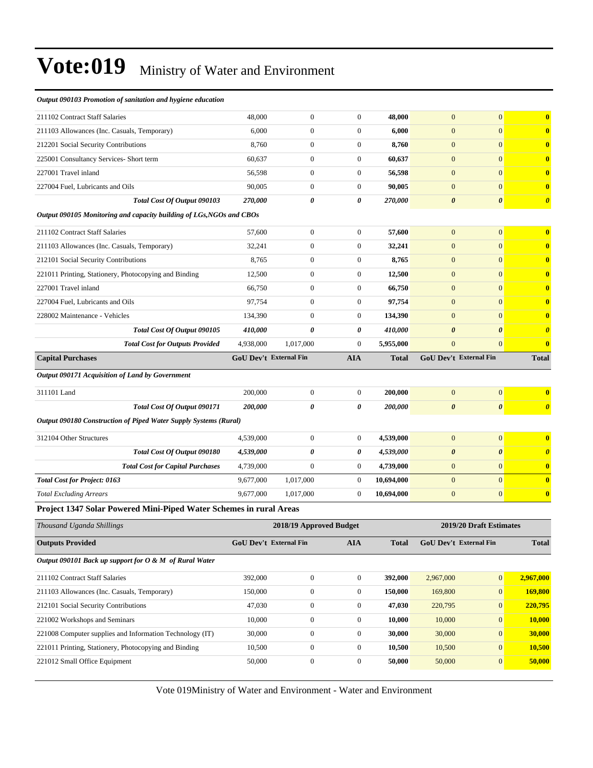# Vote:019 Ministry of Water and Environment

| | | | | | | | |
|---|---|---|---|---|---|---|---|
| ***Output 090103 Promotion of sanitation and hygiene education*** | | | | | | | |
| 211102 Contract Staff Salaries | 48,000 | 0 | 0 | **48,000** | 0 | 0 | **0** |
| 211103 Allowances (Inc. Casuals, Temporary) | 6,000 | 0 | 0 | **6,000** | 0 | 0 | **0** |
| 212201 Social Security Contributions | 8,760 | 0 | 0 | **8,760** | 0 | 0 | **0** |
| 225001 Consultancy Services- Short term | 60,637 | 0 | 0 | **60,637** | 0 | 0 | **0** |
| 227001 Travel inland | 56,598 | 0 | 0 | **56,598** | 0 | 0 | **0** |
| 227004 Fuel, Lubricants and Oils | 90,005 | 0 | 0 | **90,005** | 0 | 0 | **0** |
| ***Total Cost Of Output 090103*** | ***270,000*** | ***0*** | ***0*** | ***270,000*** | ***0*** | ***0*** | ***0*** |
| ***Output 090105 Monitoring and capacity building of LGs,NGOs and CBOs*** | | | | | | | |
| 211102 Contract Staff Salaries | 57,600 | 0 | 0 | **57,600** | 0 | 0 | **0** |
| 211103 Allowances (Inc. Casuals, Temporary) | 32,241 | 0 | 0 | **32,241** | 0 | 0 | **0** |
| 212101 Social Security Contributions | 8,765 | 0 | 0 | **8,765** | 0 | 0 | **0** |
| 221011 Printing, Stationery, Photocopying and Binding | 12,500 | 0 | 0 | **12,500** | 0 | 0 | **0** |
| 227001 Travel inland | 66,750 | 0 | 0 | **66,750** | 0 | 0 | **0** |
| 227004 Fuel, Lubricants and Oils | 97,754 | 0 | 0 | **97,754** | 0 | 0 | **0** |
| 228002 Maintenance - Vehicles | 134,390 | 0 | 0 | **134,390** | 0 | 0 | **0** |
| ***Total Cost Of Output 090105*** | ***410,000*** | ***0*** | ***0*** | ***410,000*** | ***0*** | ***0*** | ***0*** |
| ***Total Cost for Outputs Provided*** | 4,938,000 | 1,017,000 | 0 | **5,955,000** | 0 | 0 | **0** |
| **Capital Purchases** | **GoU Dev't** | **External Fin** | **AIA** | **Total** | **GoU Dev't** | **External Fin** | **Total** |
| ***Output 090171 Acquisition of Land by Government*** | | | | | | | |
| 311101 Land | 200,000 | 0 | 0 | **200,000** | 0 | 0 | **0** |
| ***Total Cost Of Output 090171*** | ***200,000*** | ***0*** | ***0*** | ***200,000*** | ***0*** | ***0*** | ***0*** |
| ***Output 090180 Construction of Piped Water Supply Systems (Rural)*** | | | | | | | |
| 312104 Other Structures | 4,539,000 | 0 | 0 | **4,539,000** | 0 | 0 | **0** |
| ***Total Cost Of Output 090180*** | ***4,539,000*** | ***0*** | ***0*** | ***4,539,000*** | ***0*** | ***0*** | ***0*** |
| ***Total Cost for Capital Purchases*** | 4,739,000 | 0 | 0 | **4,739,000** | 0 | 0 | **0** |
| ***Total Cost for Project: 0163*** | 9,677,000 | 1,017,000 | 0 | **10,694,000** | 0 | 0 | **0** |
| *Total Excluding Arrears* | 9,677,000 | 1,017,000 | 0 | **10,694,000** | 0 | 0 | **0** |

**Project 1347 Solar Powered Mini-Piped Water Schemes in rural Areas**

| *Thousand Uganda Shillings* | **2018/19 Approved Budget** | | | | **2019/20 Draft Estimates** | | |
|---|---|---|---|---|---|---|---|
| **Outputs Provided** | **GoU Dev't** | **External Fin** | **AIA** | **Total** | **GoU Dev't** | **External Fin** | **Total** |
| ***Output 090101 Back up support for O & M of Rural Water*** | | | | | | | |
| 211102 Contract Staff Salaries | 392,000 | 0 | 0 | **392,000** | 2,967,000 | 0 | **2,967,000** |
| 211103 Allowances (Inc. Casuals, Temporary) | 150,000 | 0 | 0 | **150,000** | 169,800 | 0 | **169,800** |
| 212101 Social Security Contributions | 47,030 | 0 | 0 | **47,030** | 220,795 | 0 | **220,795** |
| 221002 Workshops and Seminars | 10,000 | 0 | 0 | **10,000** | 10,000 | 0 | **10,000** |
| 221008 Computer supplies and Information Technology (IT) | 30,000 | 0 | 0 | **30,000** | 30,000 | 0 | **30,000** |
| 221011 Printing, Stationery, Photocopying and Binding | 10,500 | 0 | 0 | **10,500** | 10,500 | 0 | **10,500** |
| 221012 Small Office Equipment | 50,000 | 0 | 0 | **50,000** | 50,000 | 0 | **50,000** |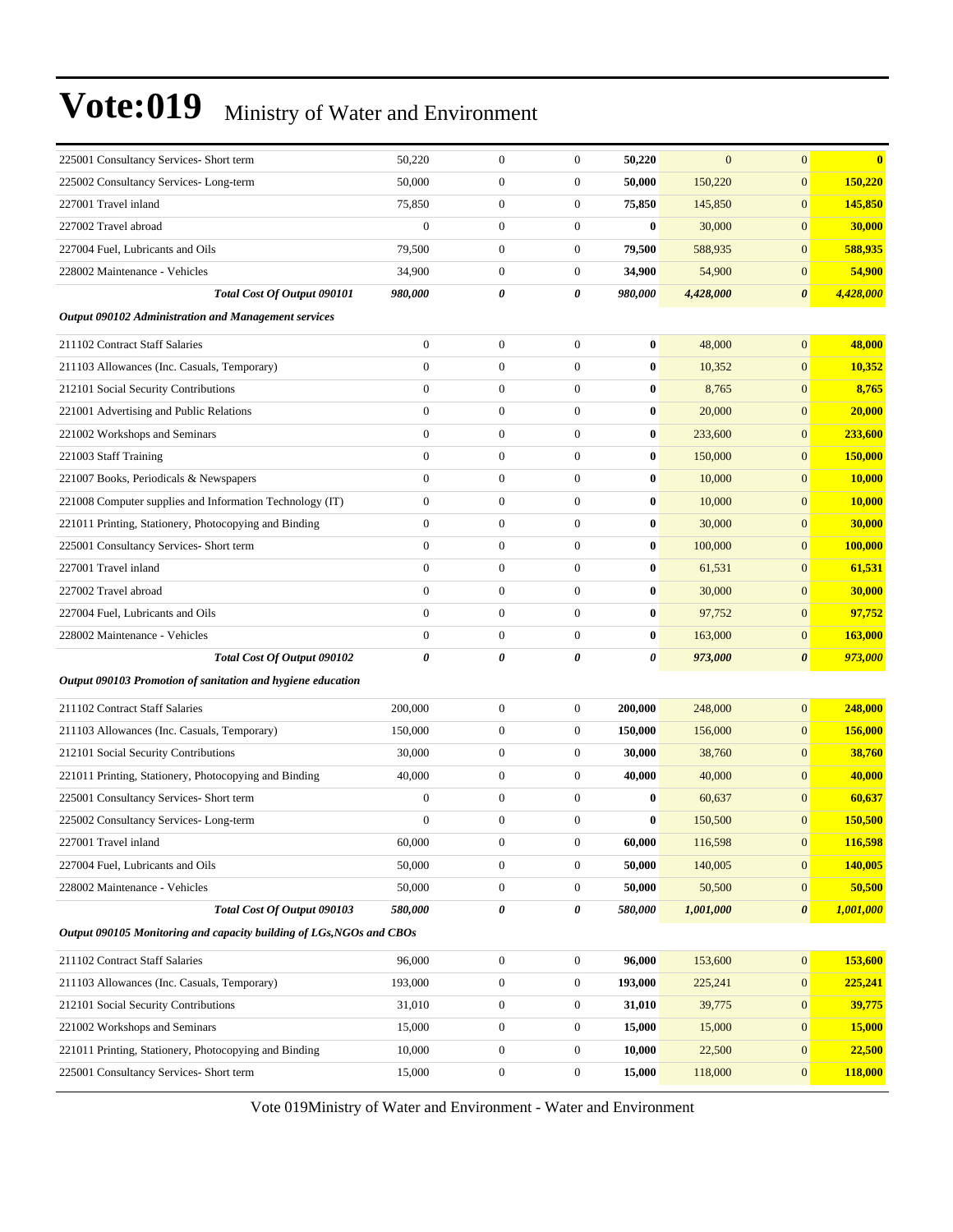| | | | | | | | |
|---|---|---|---|---|---|---|---|
| 225001 Consultancy Services- Short term | 50,220 | 0 | 0 | **50,220** | 0 | 0 | **0** |
| 225002 Consultancy Services- Long-term | 50,000 | 0 | 0 | **50,000** | 150,220 | 0 | **150,220** |
| 227001 Travel inland | 75,850 | 0 | 0 | **75,850** | 145,850 | 0 | **145,850** |
| 227002 Travel abroad | 0 | 0 | 0 | **0** | 30,000 | 0 | **30,000** |
| 227004 Fuel, Lubricants and Oils | 79,500 | 0 | 0 | **79,500** | 588,935 | 0 | **588,935** |
| 228002 Maintenance - Vehicles | 34,900 | 0 | 0 | **34,900** | 54,900 | 0 | **54,900** |
| ***Total Cost Of Output 090101*** | ***980,000*** | ***0*** | ***0*** | ***980,000*** | ***4,428,000*** | ***0*** | ***4,428,000*** |
| ***Output 090102 Administration and Management services*** | | | | | | | |
| 211102 Contract Staff Salaries | 0 | 0 | 0 | **0** | 48,000 | 0 | **48,000** |
| 211103 Allowances (Inc. Casuals, Temporary) | 0 | 0 | 0 | **0** | 10,352 | 0 | **10,352** |
| 212101 Social Security Contributions | 0 | 0 | 0 | **0** | 8,765 | 0 | **8,765** |
| 221001 Advertising and Public Relations | 0 | 0 | 0 | **0** | 20,000 | 0 | **20,000** |
| 221002 Workshops and Seminars | 0 | 0 | 0 | **0** | 233,600 | 0 | **233,600** |
| 221003 Staff Training | 0 | 0 | 0 | **0** | 150,000 | 0 | **150,000** |
| 221007 Books, Periodicals & Newspapers | 0 | 0 | 0 | **0** | 10,000 | 0 | **10,000** |
| 221008 Computer supplies and Information Technology (IT) | 0 | 0 | 0 | **0** | 10,000 | 0 | **10,000** |
| 221011 Printing, Stationery, Photocopying and Binding | 0 | 0 | 0 | **0** | 30,000 | 0 | **30,000** |
| 225001 Consultancy Services- Short term | 0 | 0 | 0 | **0** | 100,000 | 0 | **100,000** |
| 227001 Travel inland | 0 | 0 | 0 | **0** | 61,531 | 0 | **61,531** |
| 227002 Travel abroad | 0 | 0 | 0 | **0** | 30,000 | 0 | **30,000** |
| 227004 Fuel, Lubricants and Oils | 0 | 0 | 0 | **0** | 97,752 | 0 | **97,752** |
| 228002 Maintenance - Vehicles | 0 | 0 | 0 | **0** | 163,000 | 0 | **163,000** |
| ***Total Cost Of Output 090102*** | ***0*** | ***0*** | ***0*** | ***0*** | ***973,000*** | ***0*** | ***973,000*** |
| ***Output 090103 Promotion of sanitation and hygiene education*** | | | | | | | |
| 211102 Contract Staff Salaries | 200,000 | 0 | 0 | **200,000** | 248,000 | 0 | **248,000** |
| 211103 Allowances (Inc. Casuals, Temporary) | 150,000 | 0 | 0 | **150,000** | 156,000 | 0 | **156,000** |
| 212101 Social Security Contributions | 30,000 | 0 | 0 | **30,000** | 38,760 | 0 | **38,760** |
| 221011 Printing, Stationery, Photocopying and Binding | 40,000 | 0 | 0 | **40,000** | 40,000 | 0 | **40,000** |
| 225001 Consultancy Services- Short term | 0 | 0 | 0 | **0** | 60,637 | 0 | **60,637** |
| 225002 Consultancy Services- Long-term | 0 | 0 | 0 | **0** | 150,500 | 0 | **150,500** |
| 227001 Travel inland | 60,000 | 0 | 0 | **60,000** | 116,598 | 0 | **116,598** |
| 227004 Fuel, Lubricants and Oils | 50,000 | 0 | 0 | **50,000** | 140,005 | 0 | **140,005** |
| 228002 Maintenance - Vehicles | 50,000 | 0 | 0 | **50,000** | 50,500 | 0 | **50,500** |
| ***Total Cost Of Output 090103*** | ***580,000*** | ***0*** | ***0*** | ***580,000*** | ***1,001,000*** | ***0*** | ***1,001,000*** |
| ***Output 090105 Monitoring and capacity building of LGs,NGOs and CBOs*** | | | | | | | |
| 211102 Contract Staff Salaries | 96,000 | 0 | 0 | **96,000** | 153,600 | 0 | **153,600** |
| 211103 Allowances (Inc. Casuals, Temporary) | 193,000 | 0 | 0 | **193,000** | 225,241 | 0 | **225,241** |
| 212101 Social Security Contributions | 31,010 | 0 | 0 | **31,010** | 39,775 | 0 | **39,775** |
| 221002 Workshops and Seminars | 15,000 | 0 | 0 | **15,000** | 15,000 | 0 | **15,000** |
| 221011 Printing, Stationery, Photocopying and Binding | 10,000 | 0 | 0 | **10,000** | 22,500 | 0 | **22,500** |
| 225001 Consultancy Services- Short term | 15,000 | 0 | 0 | **15,000** | 118,000 | 0 | **118,000** |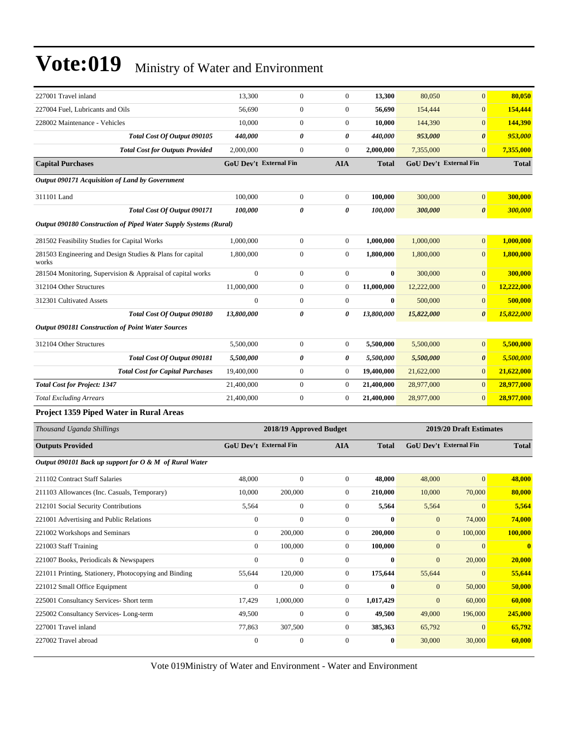| | | | | | | | |
|---|---|---|---|---|---|---|---|
| 227001 Travel inland | 13,300 | 0 | 0 | **13,300** | 80,050 | 0 | **80,050** |
| 227004 Fuel, Lubricants and Oils | 56,690 | 0 | 0 | **56,690** | 154,444 | 0 | **154,444** |
| 228002 Maintenance - Vehicles | 10,000 | 0 | 0 | **10,000** | 144,390 | 0 | **144,390** |
| ***Total Cost Of Output 090105*** | ***440,000*** | ***0*** | ***0*** | ***440,000*** | ***953,000*** | ***0*** | ***953,000*** |
| ***Total Cost for Outputs Provided*** | 2,000,000 | 0 | 0 | **2,000,000** | 7,355,000 | 0 | **7,355,000** |
| **Capital Purchases** | **GoU Dev't** | **External Fin** | **AIA** | **Total** | **GoU Dev't** | **External Fin** | **Total** |
| ***Output 090171 Acquisition of Land by Government*** | | | | | | | |
| 311101 Land | 100,000 | 0 | 0 | **100,000** | 300,000 | 0 | **300,000** |
| ***Total Cost Of Output 090171*** | ***100,000*** | ***0*** | ***0*** | ***100,000*** | ***300,000*** | ***0*** | ***300,000*** |
| ***Output 090180 Construction of Piped Water Supply Systems (Rural)*** | | | | | | | |
| 281502 Feasibility Studies for Capital Works | 1,000,000 | 0 | 0 | **1,000,000** | 1,000,000 | 0 | **1,000,000** |
| 281503 Engineering and Design Studies & Plans for capital works | 1,800,000 | 0 | 0 | **1,800,000** | 1,800,000 | 0 | **1,800,000** |
| 281504 Monitoring, Supervision & Appraisal of capital works | 0 | 0 | 0 | **0** | 300,000 | 0 | **300,000** |
| 312104 Other Structures | 11,000,000 | 0 | 0 | **11,000,000** | 12,222,000 | 0 | **12,222,000** |
| 312301 Cultivated Assets | 0 | 0 | 0 | **0** | 500,000 | 0 | **500,000** |
| ***Total Cost Of Output 090180*** | ***13,800,000*** | ***0*** | ***0*** | ***13,800,000*** | ***15,822,000*** | ***0*** | ***15,822,000*** |
| ***Output 090181 Construction of Point Water Sources*** | | | | | | | |
| 312104 Other Structures | 5,500,000 | 0 | 0 | **5,500,000** | 5,500,000 | 0 | **5,500,000** |
| ***Total Cost Of Output 090181*** | ***5,500,000*** | ***0*** | ***0*** | ***5,500,000*** | ***5,500,000*** | ***0*** | ***5,500,000*** |
| ***Total Cost for Capital Purchases*** | 19,400,000 | 0 | 0 | **19,400,000** | 21,622,000 | 0 | **21,622,000** |
| ***Total Cost for Project: 1347*** | 21,400,000 | 0 | 0 | **21,400,000** | 28,977,000 | 0 | **28,977,000** |
| *Total Excluding Arrears* | 21,400,000 | 0 | 0 | **21,400,000** | 28,977,000 | 0 | **28,977,000** |

**Project 1359 Piped Water in Rural Areas**

| *Thousand Uganda Shillings* | **2018/19 Approved Budget** | | | | **2019/20 Draft Estimates** | | |
|---|---|---|---|---|---|---|---|
| **Outputs Provided** | **GoU Dev't** | **External Fin** | **AIA** | **Total** | **GoU Dev't** | **External Fin** | **Total** |
| ***Output 090101 Back up support for O & M of Rural Water*** | | | | | | | |
| 211102 Contract Staff Salaries | 48,000 | 0 | 0 | **48,000** | 48,000 | 0 | **48,000** |
| 211103 Allowances (Inc. Casuals, Temporary) | 10,000 | 200,000 | 0 | **210,000** | 10,000 | 70,000 | **80,000** |
| 212101 Social Security Contributions | 5,564 | 0 | 0 | **5,564** | 5,564 | 0 | **5,564** |
| 221001 Advertising and Public Relations | 0 | 0 | 0 | **0** | 0 | 74,000 | **74,000** |
| 221002 Workshops and Seminars | 0 | 200,000 | 0 | **200,000** | 0 | 100,000 | **100,000** |
| 221003 Staff Training | 0 | 100,000 | 0 | **100,000** | 0 | 0 | **0** |
| 221007 Books, Periodicals & Newspapers | 0 | 0 | 0 | **0** | 0 | 20,000 | **20,000** |
| 221011 Printing, Stationery, Photocopying and Binding | 55,644 | 120,000 | 0 | **175,644** | 55,644 | 0 | **55,644** |
| 221012 Small Office Equipment | 0 | 0 | 0 | **0** | 0 | 50,000 | **50,000** |
| 225001 Consultancy Services- Short term | 17,429 | 1,000,000 | 0 | **1,017,429** | 0 | 60,000 | **60,000** |
| 225002 Consultancy Services- Long-term | 49,500 | 0 | 0 | **49,500** | 49,000 | 196,000 | **245,000** |
| 227001 Travel inland | 77,863 | 307,500 | 0 | **385,363** | 65,792 | 0 | **65,792** |
| 227002 Travel abroad | 0 | 0 | 0 | **0** | 30,000 | 30,000 | **60,000** |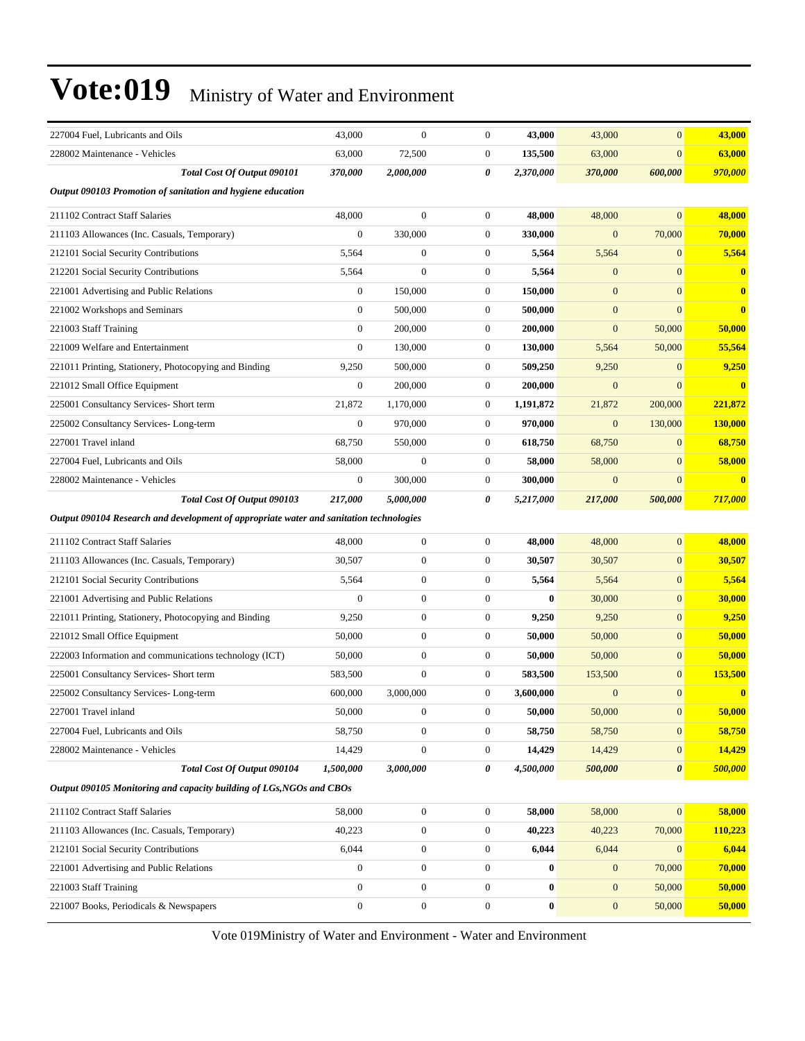# Vote:019 Ministry of Water and Environment

| | | | | | | | |
|---|---|---|---|---|---|---|---|
| 227004 Fuel, Lubricants and Oils | 43,000 | 0 | 0 | **43,000** | 43,000 | 0 | **43,000** |
| 228002 Maintenance - Vehicles | 63,000 | 72,500 | 0 | **135,500** | 63,000 | 0 | **63,000** |
| ***Total Cost Of Output 090101*** | ***370,000*** | ***2,000,000*** | ***0*** | ***2,370,000*** | ***370,000*** | ***600,000*** | ***970,000*** |
| ***Output 090103 Promotion of sanitation and hygiene education*** | | | | | | | |
| 211102 Contract Staff Salaries | 48,000 | 0 | 0 | **48,000** | 48,000 | 0 | **48,000** |
| 211103 Allowances (Inc. Casuals, Temporary) | 0 | 330,000 | 0 | **330,000** | 0 | 70,000 | **70,000** |
| 212101 Social Security Contributions | 5,564 | 0 | 0 | **5,564** | 5,564 | 0 | **5,564** |
| 212201 Social Security Contributions | 5,564 | 0 | 0 | **5,564** | 0 | 0 | **0** |
| 221001 Advertising and Public Relations | 0 | 150,000 | 0 | **150,000** | 0 | 0 | **0** |
| 221002 Workshops and Seminars | 0 | 500,000 | 0 | **500,000** | 0 | 0 | **0** |
| 221003 Staff Training | 0 | 200,000 | 0 | **200,000** | 0 | 50,000 | **50,000** |
| 221009 Welfare and Entertainment | 0 | 130,000 | 0 | **130,000** | 5,564 | 50,000 | **55,564** |
| 221011 Printing, Stationery, Photocopying and Binding | 9,250 | 500,000 | 0 | **509,250** | 9,250 | 0 | **9,250** |
| 221012 Small Office Equipment | 0 | 200,000 | 0 | **200,000** | 0 | 0 | **0** |
| 225001 Consultancy Services- Short term | 21,872 | 1,170,000 | 0 | **1,191,872** | 21,872 | 200,000 | **221,872** |
| 225002 Consultancy Services- Long-term | 0 | 970,000 | 0 | **970,000** | 0 | 130,000 | **130,000** |
| 227001 Travel inland | 68,750 | 550,000 | 0 | **618,750** | 68,750 | 0 | **68,750** |
| 227004 Fuel, Lubricants and Oils | 58,000 | 0 | 0 | **58,000** | 58,000 | 0 | **58,000** |
| 228002 Maintenance - Vehicles | 0 | 300,000 | 0 | **300,000** | 0 | 0 | **0** |
| ***Total Cost Of Output 090103*** | ***217,000*** | ***5,000,000*** | ***0*** | ***5,217,000*** | ***217,000*** | ***500,000*** | ***717,000*** |
| ***Output 090104 Research and development of appropriate water and sanitation technologies*** | | | | | | | |
| 211102 Contract Staff Salaries | 48,000 | 0 | 0 | **48,000** | 48,000 | 0 | **48,000** |
| 211103 Allowances (Inc. Casuals, Temporary) | 30,507 | 0 | 0 | **30,507** | 30,507 | 0 | **30,507** |
| 212101 Social Security Contributions | 5,564 | 0 | 0 | **5,564** | 5,564 | 0 | **5,564** |
| 221001 Advertising and Public Relations | 0 | 0 | 0 | **0** | 30,000 | 0 | **30,000** |
| 221011 Printing, Stationery, Photocopying and Binding | 9,250 | 0 | 0 | **9,250** | 9,250 | 0 | **9,250** |
| 221012 Small Office Equipment | 50,000 | 0 | 0 | **50,000** | 50,000 | 0 | **50,000** |
| 222003 Information and communications technology (ICT) | 50,000 | 0 | 0 | **50,000** | 50,000 | 0 | **50,000** |
| 225001 Consultancy Services- Short term | 583,500 | 0 | 0 | **583,500** | 153,500 | 0 | **153,500** |
| 225002 Consultancy Services- Long-term | 600,000 | 3,000,000 | 0 | **3,600,000** | 0 | 0 | **0** |
| 227001 Travel inland | 50,000 | 0 | 0 | **50,000** | 50,000 | 0 | **50,000** |
| 227004 Fuel, Lubricants and Oils | 58,750 | 0 | 0 | **58,750** | 58,750 | 0 | **58,750** |
| 228002 Maintenance - Vehicles | 14,429 | 0 | 0 | **14,429** | 14,429 | 0 | **14,429** |
| ***Total Cost Of Output 090104*** | ***1,500,000*** | ***3,000,000*** | ***0*** | ***4,500,000*** | ***500,000*** | ***0*** | ***500,000*** |
| ***Output 090105 Monitoring and capacity building of LGs,NGOs and CBOs*** | | | | | | | |
| 211102 Contract Staff Salaries | 58,000 | 0 | 0 | **58,000** | 58,000 | 0 | **58,000** |
| 211103 Allowances (Inc. Casuals, Temporary) | 40,223 | 0 | 0 | **40,223** | 40,223 | 70,000 | **110,223** |
| 212101 Social Security Contributions | 6,044 | 0 | 0 | **6,044** | 6,044 | 0 | **6,044** |
| 221001 Advertising and Public Relations | 0 | 0 | 0 | **0** | 0 | 70,000 | **70,000** |
| 221003 Staff Training | 0 | 0 | 0 | **0** | 0 | 50,000 | **50,000** |
| 221007 Books, Periodicals & Newspapers | 0 | 0 | 0 | **0** | 0 | 50,000 | **50,000** |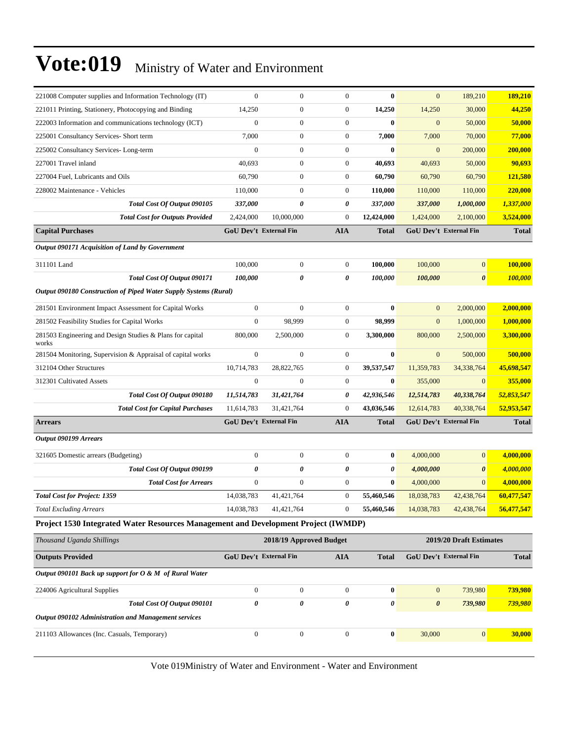| | | | | | | | |
|---|---|---|---|---|---|---|---|
| 221008 Computer supplies and Information Technology (IT) | 0 | 0 | 0 | **0** | 0 | 189,210 | **189,210** |
| 221011 Printing, Stationery, Photocopying and Binding | 14,250 | 0 | 0 | **14,250** | 14,250 | 30,000 | **44,250** |
| 222003 Information and communications technology (ICT) | 0 | 0 | 0 | **0** | 0 | 50,000 | **50,000** |
| 225001 Consultancy Services- Short term | 7,000 | 0 | 0 | **7,000** | 7,000 | 70,000 | **77,000** |
| 225002 Consultancy Services- Long-term | 0 | 0 | 0 | **0** | 0 | 200,000 | **200,000** |
| 227001 Travel inland | 40,693 | 0 | 0 | **40,693** | 40,693 | 50,000 | **90,693** |
| 227004 Fuel, Lubricants and Oils | 60,790 | 0 | 0 | **60,790** | 60,790 | 60,790 | **121,580** |
| 228002 Maintenance - Vehicles | 110,000 | 0 | 0 | **110,000** | 110,000 | 110,000 | **220,000** |
| ***Total Cost Of Output 090105*** | ***337,000*** | ***0*** | ***0*** | ***337,000*** | ***337,000*** | ***1,000,000*** | ***1,337,000*** |
| ***Total Cost for Outputs Provided*** | 2,424,000 | 10,000,000 | 0 | **12,424,000** | 1,424,000 | 2,100,000 | **3,524,000** |
| **Capital Purchases** | **GoU Dev't** | **External Fin** | **AIA** | **Total** | **GoU Dev't** | **External Fin** | **Total** |
| ***Output 090171 Acquisition of Land by Government*** | | | | | | | |
| 311101 Land | 100,000 | 0 | 0 | **100,000** | 100,000 | 0 | **100,000** |
| ***Total Cost Of Output 090171*** | ***100,000*** | ***0*** | ***0*** | ***100,000*** | ***100,000*** | ***0*** | ***100,000*** |
| ***Output 090180 Construction of Piped Water Supply Systems (Rural)*** | | | | | | | |
| 281501 Environment Impact Assessment for Capital Works | 0 | 0 | 0 | **0** | 0 | 2,000,000 | **2,000,000** |
| 281502 Feasibility Studies for Capital Works | 0 | 98,999 | 0 | **98,999** | 0 | 1,000,000 | **1,000,000** |
| 281503 Engineering and Design Studies & Plans for capital works | 800,000 | 2,500,000 | 0 | **3,300,000** | 800,000 | 2,500,000 | **3,300,000** |
| 281504 Monitoring, Supervision & Appraisal of capital works | 0 | 0 | 0 | **0** | 0 | 500,000 | **500,000** |
| 312104 Other Structures | 10,714,783 | 28,822,765 | 0 | **39,537,547** | 11,359,783 | 34,338,764 | **45,698,547** |
| 312301 Cultivated Assets | 0 | 0 | 0 | **0** | 355,000 | 0 | **355,000** |
| ***Total Cost Of Output 090180*** | ***11,514,783*** | ***31,421,764*** | ***0*** | ***42,936,546*** | ***12,514,783*** | ***40,338,764*** | ***52,853,547*** |
| ***Total Cost for Capital Purchases*** | 11,614,783 | 31,421,764 | 0 | **43,036,546** | 12,614,783 | 40,338,764 | **52,953,547** |
| **Arrears** | **GoU Dev't** | **External Fin** | **AIA** | **Total** | **GoU Dev't** | **External Fin** | **Total** |
| ***Output 090199 Arrears*** | | | | | | | |
| 321605 Domestic arrears (Budgeting) | 0 | 0 | 0 | **0** | 4,000,000 | 0 | **4,000,000** |
| ***Total Cost Of Output 090199*** | ***0*** | ***0*** | ***0*** | ***0*** | ***4,000,000*** | ***0*** | ***4,000,000*** |
| ***Total Cost for Arrears*** | 0 | 0 | 0 | **0** | 4,000,000 | 0 | **4,000,000** |
| ***Total Cost for Project: 1359*** | 14,038,783 | 41,421,764 | 0 | **55,460,546** | 18,038,783 | 42,438,764 | **60,477,547** |
| *Total Excluding Arrears* | 14,038,783 | 41,421,764 | 0 | **55,460,546** | 14,038,783 | 42,438,764 | **56,477,547** |

**Project 1530 Integrated Water Resources Management and Development Project (IWMDP)**

| *Thousand Uganda Shillings* | 2018/19 Approved Budget | | | | 2019/20 Draft Estimates | | |
|---|---|---|---|---|---|---|---|
| **Outputs Provided** | **GoU Dev't** | **External Fin** | **AIA** | **Total** | **GoU Dev't** | **External Fin** | **Total** |
| ***Output 090101 Back up support for O & M of Rural Water*** | | | | | | | |
| 224006 Agricultural Supplies | 0 | 0 | 0 | **0** | 0 | 739,980 | **739,980** |
| ***Total Cost Of Output 090101*** | ***0*** | ***0*** | ***0*** | ***0*** | ***0*** | ***739,980*** | ***739,980*** |
| ***Output 090102 Administration and Management services*** | | | | | | | |
| 211103 Allowances (Inc. Casuals, Temporary) | 0 | 0 | 0 | **0** | 30,000 | 0 | **30,000** |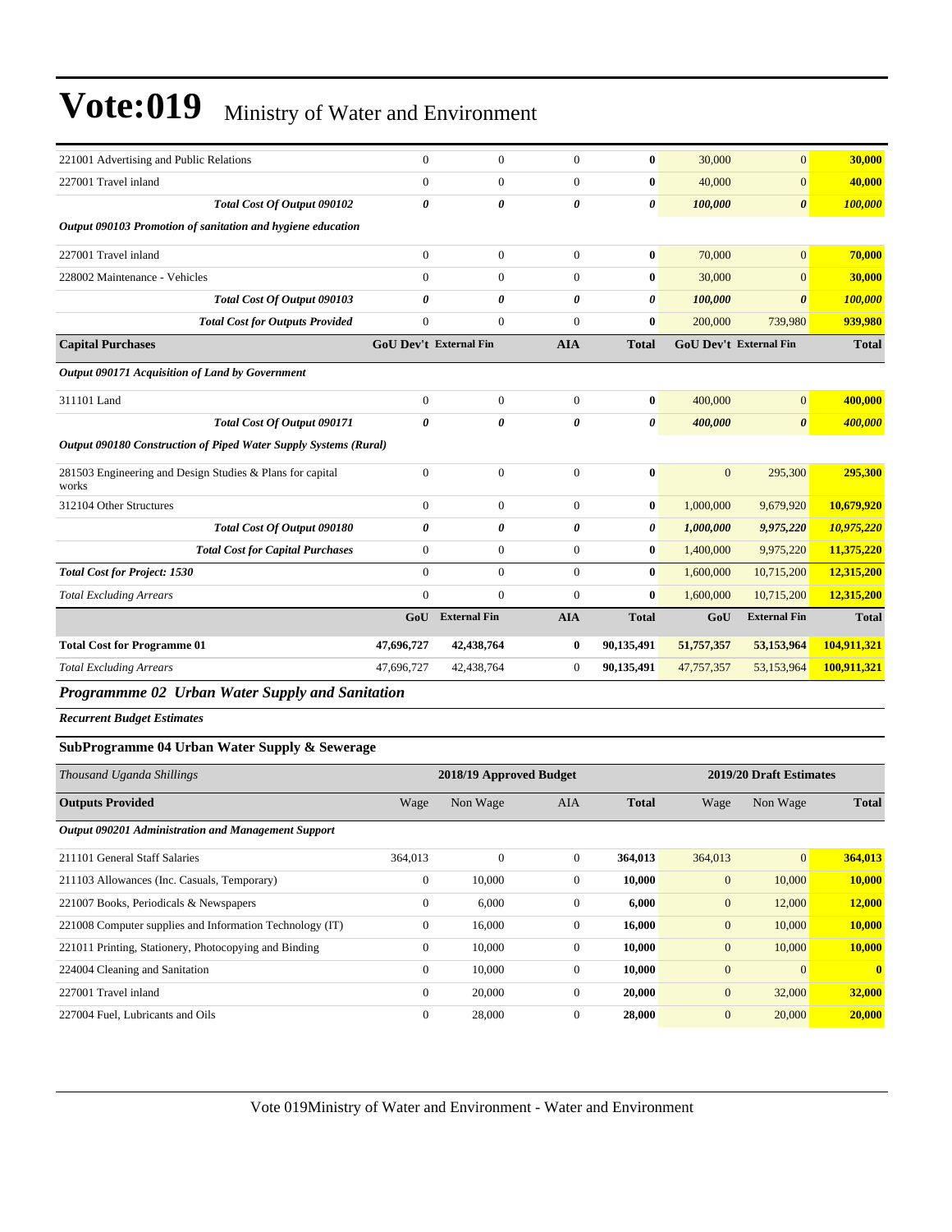# Vote:019 Ministry of Water and Environment

| | | | | | | | |
|---|---|---|---|---|---|---|---|
| 221001 Advertising and Public Relations | 0 | 0 | 0 | **0** | 30,000 | 0 | **30,000** |
| 227001 Travel inland | 0 | 0 | 0 | **0** | 40,000 | 0 | **40,000** |
| ***Total Cost Of Output 090102*** | ***0*** | ***0*** | ***0*** | ***0*** | ***100,000*** | ***0*** | ***100,000*** |
| ***Output 090103 Promotion of sanitation and hygiene education*** | | | | | | | |
| 227001 Travel inland | 0 | 0 | 0 | **0** | 70,000 | 0 | **70,000** |
| 228002 Maintenance - Vehicles | 0 | 0 | 0 | **0** | 30,000 | 0 | **30,000** |
| ***Total Cost Of Output 090103*** | ***0*** | ***0*** | ***0*** | ***0*** | ***100,000*** | ***0*** | ***100,000*** |
| ***Total Cost for Outputs Provided*** | 0 | 0 | 0 | **0** | 200,000 | 739,980 | **939,980** |
| **Capital Purchases** | **GoU Dev't** | **External Fin** | **AIA** | **Total** | **GoU Dev't** | **External Fin** | **Total** |
| ***Output 090171 Acquisition of Land by Government*** | | | | | | | |
| 311101 Land | 0 | 0 | 0 | **0** | 400,000 | 0 | **400,000** |
| ***Total Cost Of Output 090171*** | ***0*** | ***0*** | ***0*** | ***0*** | ***400,000*** | ***0*** | ***400,000*** |
| ***Output 090180 Construction of Piped Water Supply Systems (Rural)*** | | | | | | | |
| 281503 Engineering and Design Studies & Plans for capital works | 0 | 0 | 0 | **0** | 0 | 295,300 | **295,300** |
| 312104 Other Structures | 0 | 0 | 0 | **0** | 1,000,000 | 9,679,920 | **10,679,920** |
| ***Total Cost Of Output 090180*** | ***0*** | ***0*** | ***0*** | ***0*** | ***1,000,000*** | ***9,975,220*** | ***10,975,220*** |
| ***Total Cost for Capital Purchases*** | 0 | 0 | 0 | **0** | 1,400,000 | 9,975,220 | **11,375,220** |
| ***Total Cost for Project: 1530*** | 0 | 0 | 0 | **0** | 1,600,000 | 10,715,200 | **12,315,200** |
| *Total Excluding Arrears* | 0 | 0 | 0 | **0** | 1,600,000 | 10,715,200 | **12,315,200** |
| | **GoU** | **External Fin** | **AIA** | **Total** | **GoU** | **External Fin** | **Total** |
| **Total Cost for Programme 01** | **47,696,727** | **42,438,764** | **0** | **90,135,491** | **51,757,357** | **53,153,964** | **104,911,321** |
| *Total Excluding Arrears* | 47,696,727 | 42,438,764 | 0 | **90,135,491** | 47,757,357 | 53,153,964 | **100,911,321** |

## *Programmme 02 Urban Water Supply and Sanitation*

***Recurrent Budget Estimates***

### SubProgramme 04 Urban Water Supply & Sewerage

| *Thousand Uganda Shillings* | 2018/19 Approved Budget | | | | 2019/20 Draft Estimates | | |
|---|---|---|---|---|---|---|---|
| **Outputs Provided** | Wage | Non Wage | AIA | **Total** | Wage | Non Wage | **Total** |
| ***Output 090201 Administration and Management Support*** | | | | | | | |
| 211101 General Staff Salaries | 364,013 | 0 | 0 | **364,013** | 364,013 | 0 | **364,013** |
| 211103 Allowances (Inc. Casuals, Temporary) | 0 | 10,000 | 0 | **10,000** | 0 | 10,000 | **10,000** |
| 221007 Books, Periodicals & Newspapers | 0 | 6,000 | 0 | **6,000** | 0 | 12,000 | **12,000** |
| 221008 Computer supplies and Information Technology (IT) | 0 | 16,000 | 0 | **16,000** | 0 | 10,000 | **10,000** |
| 221011 Printing, Stationery, Photocopying and Binding | 0 | 10,000 | 0 | **10,000** | 0 | 10,000 | **10,000** |
| 224004 Cleaning and Sanitation | 0 | 10,000 | 0 | **10,000** | 0 | 0 | **0** |
| 227001 Travel inland | 0 | 20,000 | 0 | **20,000** | 0 | 32,000 | **32,000** |
| 227004 Fuel, Lubricants and Oils | 0 | 28,000 | 0 | **28,000** | 0 | 20,000 | **20,000** |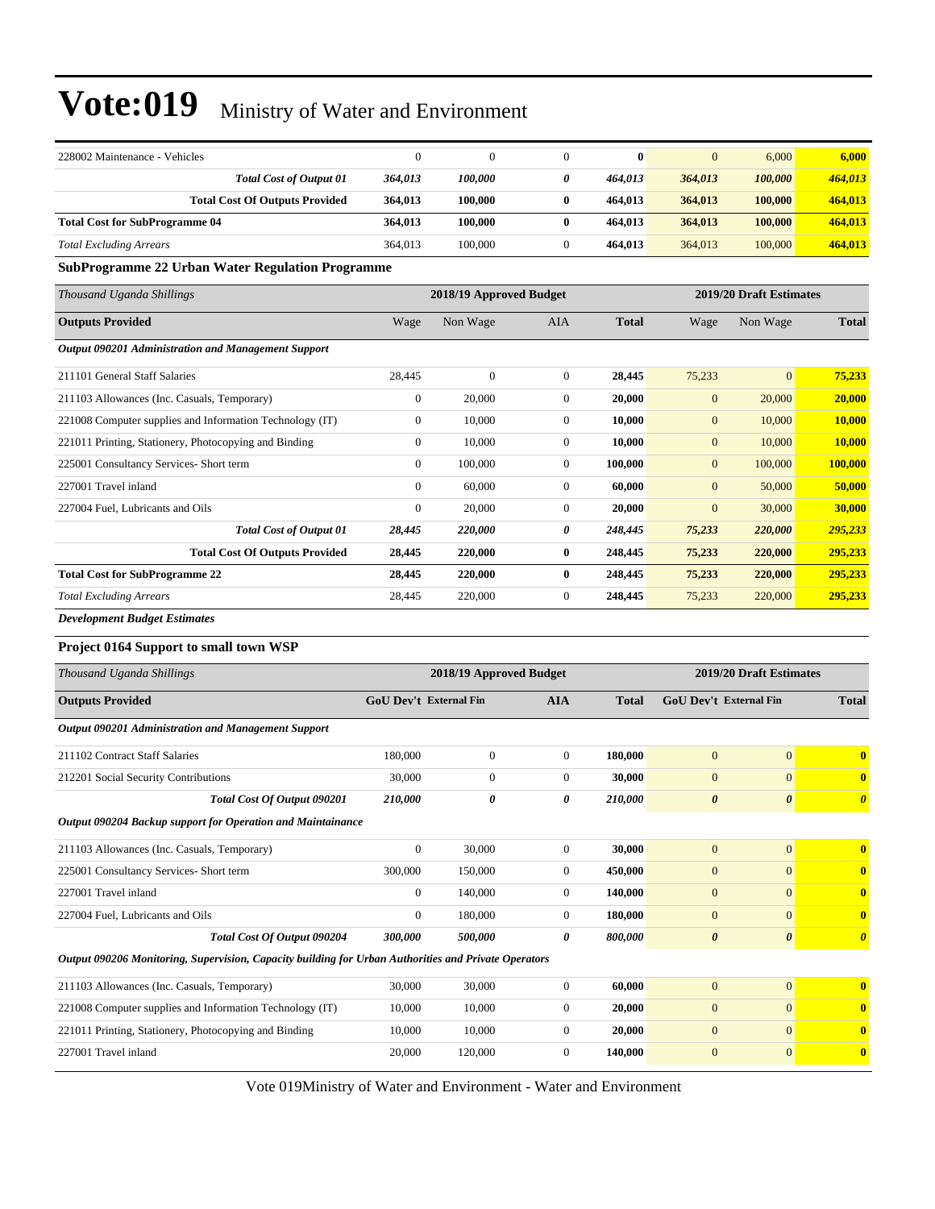| 228002 Maintenance - Vehicles | 0 | 0 | 0 | **0** | 0 | 6,000 | **6,000** |
|---|---|---|---|---|---|---|---|
| ***Total Cost of Output 01*** | ***364,013*** | ***100,000*** | ***0*** | ***464,013*** | ***364,013*** | ***100,000*** | ***464,013*** |
| **Total Cost Of Outputs Provided** | **364,013** | **100,000** | **0** | **464,013** | **364,013** | **100,000** | **464,013** |
| **Total Cost for SubProgramme 04** | **364,013** | **100,000** | **0** | **464,013** | **364,013** | **100,000** | **464,013** |
| *Total Excluding Arrears* | 364,013 | 100,000 | 0 | **464,013** | 364,013 | 100,000 | **464,013** |

**SubProgramme 22 Urban Water Regulation Programme**

| *Thousand Uganda Shillings* | 2018/19 Approved Budget | | | | 2019/20 Draft Estimates | | |
|---|---|---|---|---|---|---|---|
| **Outputs Provided** | Wage | Non Wage | AIA | **Total** | Wage | Non Wage | **Total** |
| ***Output 090201 Administration and Management Support*** | | | | | | | |
| 211101 General Staff Salaries | 28,445 | 0 | 0 | **28,445** | 75,233 | 0 | **75,233** |
| 211103 Allowances (Inc. Casuals, Temporary) | 0 | 20,000 | 0 | **20,000** | 0 | 20,000 | **20,000** |
| 221008 Computer supplies and Information Technology (IT) | 0 | 10,000 | 0 | **10,000** | 0 | 10,000 | **10,000** |
| 221011 Printing, Stationery, Photocopying and Binding | 0 | 10,000 | 0 | **10,000** | 0 | 10,000 | **10,000** |
| 225001 Consultancy Services- Short term | 0 | 100,000 | 0 | **100,000** | 0 | 100,000 | **100,000** |
| 227001 Travel inland | 0 | 60,000 | 0 | **60,000** | 0 | 50,000 | **50,000** |
| 227004 Fuel, Lubricants and Oils | 0 | 20,000 | 0 | **20,000** | 0 | 30,000 | **30,000** |
| ***Total Cost of Output 01*** | ***28,445*** | ***220,000*** | ***0*** | ***248,445*** | ***75,233*** | ***220,000*** | ***295,233*** |
| **Total Cost Of Outputs Provided** | **28,445** | **220,000** | **0** | **248,445** | **75,233** | **220,000** | **295,233** |
| **Total Cost for SubProgramme 22** | **28,445** | **220,000** | **0** | **248,445** | **75,233** | **220,000** | **295,233** |
| *Total Excluding Arrears* | 28,445 | 220,000 | 0 | **248,445** | 75,233 | 220,000 | **295,233** |

***Development Budget Estimates***

**Project 0164 Support to small town WSP**

| *Thousand Uganda Shillings* | 2018/19 Approved Budget | | | | 2019/20 Draft Estimates | | |
|---|---|---|---|---|---|---|---|
| **Outputs Provided** | **GoU Dev't** | **External Fin** | **AIA** | **Total** | **GoU Dev't** | **External Fin** | **Total** |
| ***Output 090201 Administration and Management Support*** | | | | | | | |
| 211102 Contract Staff Salaries | 180,000 | 0 | 0 | **180,000** | 0 | 0 | **0** |
| 212201 Social Security Contributions | 30,000 | 0 | 0 | **30,000** | 0 | 0 | **0** |
| ***Total Cost Of Output 090201*** | ***210,000*** | ***0*** | ***0*** | ***210,000*** | ***0*** | ***0*** | ***0*** |
| ***Output 090204 Backup support for Operation and Maintainance*** | | | | | | | |
| 211103 Allowances (Inc. Casuals, Temporary) | 0 | 30,000 | 0 | **30,000** | 0 | 0 | **0** |
| 225001 Consultancy Services- Short term | 300,000 | 150,000 | 0 | **450,000** | 0 | 0 | **0** |
| 227001 Travel inland | 0 | 140,000 | 0 | **140,000** | 0 | 0 | **0** |
| 227004 Fuel, Lubricants and Oils | 0 | 180,000 | 0 | **180,000** | 0 | 0 | **0** |
| ***Total Cost Of Output 090204*** | ***300,000*** | ***500,000*** | ***0*** | ***800,000*** | ***0*** | ***0*** | ***0*** |
| ***Output 090206 Monitoring, Supervision, Capacity building for Urban Authorities and Private Operators*** | | | | | | | |
| 211103 Allowances (Inc. Casuals, Temporary) | 30,000 | 30,000 | 0 | **60,000** | 0 | 0 | **0** |
| 221008 Computer supplies and Information Technology (IT) | 10,000 | 10,000 | 0 | **20,000** | 0 | 0 | **0** |
| 221011 Printing, Stationery, Photocopying and Binding | 10,000 | 10,000 | 0 | **20,000** | 0 | 0 | **0** |
| 227001 Travel inland | 20,000 | 120,000 | 0 | **140,000** | 0 | 0 | **0** |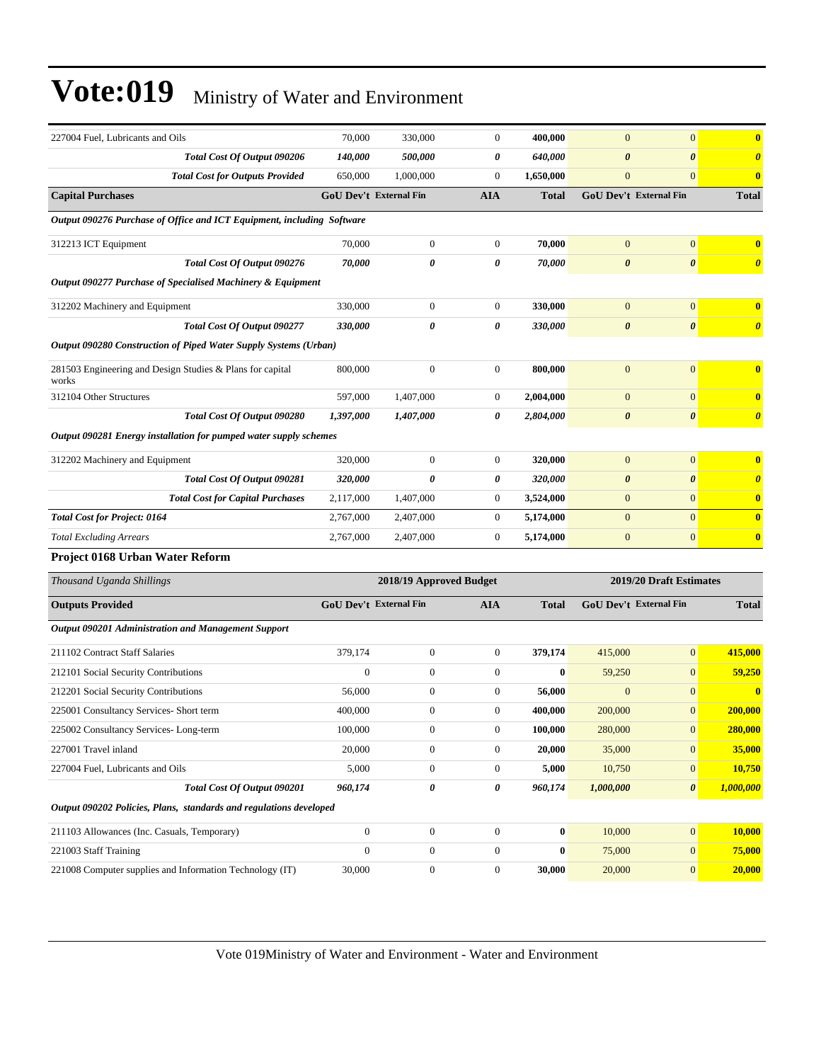| 227004 Fuel, Lubricants and Oils | 70,000 | 330,000 | 0 | **400,000** | 0 | 0 | **0** |
|---|---|---|---|---|---|---|---|
| ***Total Cost Of Output 090206*** | ***140,000*** | ***500,000*** | ***0*** | ***640,000*** | ***0*** | ***0*** | ***0*** |
| ***Total Cost for Outputs Provided*** | 650,000 | 1,000,000 | 0 | **1,650,000** | 0 | 0 | **0** |
| **Capital Purchases** | **GoU Dev't** | **External Fin** | **AIA** | **Total** | **GoU Dev't** | **External Fin** | **Total** |
| ***Output 090276 Purchase of Office and ICT Equipment, including Software*** | | | | | | | |
| 312213 ICT Equipment | 70,000 | 0 | 0 | **70,000** | 0 | 0 | **0** |
| ***Total Cost Of Output 090276*** | ***70,000*** | ***0*** | ***0*** | ***70,000*** | ***0*** | ***0*** | ***0*** |
| ***Output 090277 Purchase of Specialised Machinery & Equipment*** | | | | | | | |
| 312202 Machinery and Equipment | 330,000 | 0 | 0 | **330,000** | 0 | 0 | **0** |
| ***Total Cost Of Output 090277*** | ***330,000*** | ***0*** | ***0*** | ***330,000*** | ***0*** | ***0*** | ***0*** |
| ***Output 090280 Construction of Piped Water Supply Systems (Urban)*** | | | | | | | |
| 281503 Engineering and Design Studies & Plans for capital works | 800,000 | 0 | 0 | **800,000** | 0 | 0 | **0** |
| 312104 Other Structures | 597,000 | 1,407,000 | 0 | **2,004,000** | 0 | 0 | **0** |
| ***Total Cost Of Output 090280*** | ***1,397,000*** | ***1,407,000*** | ***0*** | ***2,804,000*** | ***0*** | ***0*** | ***0*** |
| ***Output 090281 Energy installation for pumped water supply schemes*** | | | | | | | |
| 312202 Machinery and Equipment | 320,000 | 0 | 0 | **320,000** | 0 | 0 | **0** |
| ***Total Cost Of Output 090281*** | ***320,000*** | ***0*** | ***0*** | ***320,000*** | ***0*** | ***0*** | ***0*** |
| ***Total Cost for Capital Purchases*** | 2,117,000 | 1,407,000 | 0 | **3,524,000** | 0 | 0 | **0** |
| ***Total Cost for Project: 0164*** | 2,767,000 | 2,407,000 | 0 | **5,174,000** | 0 | 0 | **0** |
| *Total Excluding Arrears* | 2,767,000 | 2,407,000 | 0 | **5,174,000** | 0 | 0 | **0** |

**Project 0168 Urban Water Reform**

| *Thousand Uganda Shillings* | **2018/19 Approved Budget** | | | | **2019/20 Draft Estimates** | | |
|---|---|---|---|---|---|---|---|
| **Outputs Provided** | **GoU Dev't** | **External Fin** | **AIA** | **Total** | **GoU Dev't** | **External Fin** | **Total** |
| ***Output 090201 Administration and Management Support*** | | | | | | | |
| 211102 Contract Staff Salaries | 379,174 | 0 | 0 | **379,174** | 415,000 | 0 | **415,000** |
| 212101 Social Security Contributions | 0 | 0 | 0 | **0** | 59,250 | 0 | **59,250** |
| 212201 Social Security Contributions | 56,000 | 0 | 0 | **56,000** | 0 | 0 | **0** |
| 225001 Consultancy Services- Short term | 400,000 | 0 | 0 | **400,000** | 200,000 | 0 | **200,000** |
| 225002 Consultancy Services- Long-term | 100,000 | 0 | 0 | **100,000** | 280,000 | 0 | **280,000** |
| 227001 Travel inland | 20,000 | 0 | 0 | **20,000** | 35,000 | 0 | **35,000** |
| 227004 Fuel, Lubricants and Oils | 5,000 | 0 | 0 | **5,000** | 10,750 | 0 | **10,750** |
| ***Total Cost Of Output 090201*** | ***960,174*** | ***0*** | ***0*** | ***960,174*** | ***1,000,000*** | ***0*** | ***1,000,000*** |
| ***Output 090202 Policies, Plans, standards and regulations developed*** | | | | | | | |
| 211103 Allowances (Inc. Casuals, Temporary) | 0 | 0 | 0 | **0** | 10,000 | 0 | **10,000** |
| 221003 Staff Training | 0 | 0 | 0 | **0** | 75,000 | 0 | **75,000** |
| 221008 Computer supplies and Information Technology (IT) | 30,000 | 0 | 0 | **30,000** | 20,000 | 0 | **20,000** |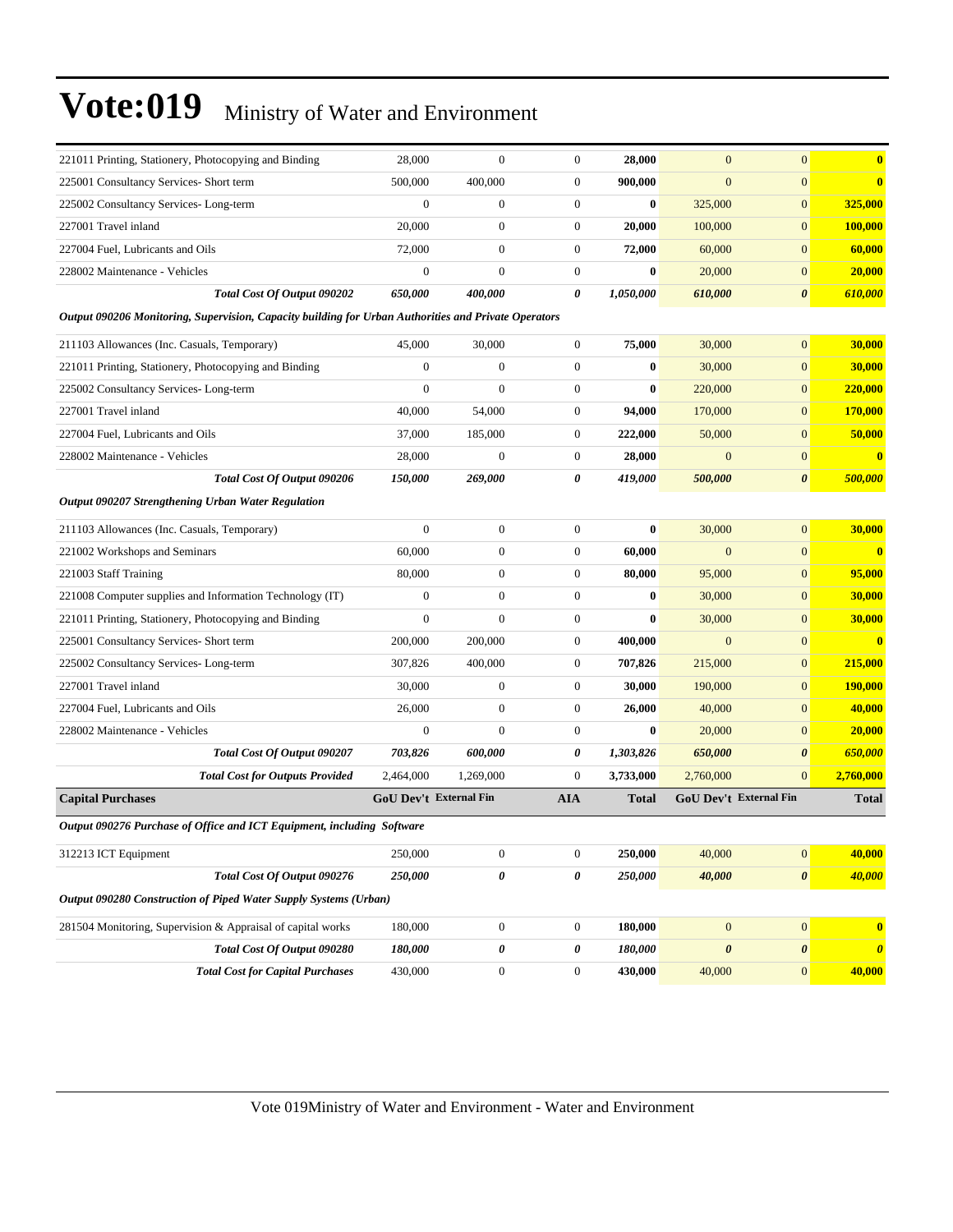# Vote:019 Ministry of Water and Environment

| | | | | | | | |
|---|---|---|---|---|---|---|---|
| 221011 Printing, Stationery, Photocopying and Binding | 28,000 | 0 | 0 | **28,000** | 0 | 0 | **0** |
| 225001 Consultancy Services- Short term | 500,000 | 400,000 | 0 | **900,000** | 0 | 0 | **0** |
| 225002 Consultancy Services- Long-term | 0 | 0 | 0 | **0** | 325,000 | 0 | **325,000** |
| 227001 Travel inland | 20,000 | 0 | 0 | **20,000** | 100,000 | 0 | **100,000** |
| 227004 Fuel, Lubricants and Oils | 72,000 | 0 | 0 | **72,000** | 60,000 | 0 | **60,000** |
| 228002 Maintenance - Vehicles | 0 | 0 | 0 | **0** | 20,000 | 0 | **20,000** |
| ***Total Cost Of Output 090202*** | ***650,000*** | ***400,000*** | ***0*** | ***1,050,000*** | ***610,000*** | ***0*** | ***610,000*** |
| ***Output 090206 Monitoring, Supervision, Capacity building for Urban Authorities and Private Operators*** | | | | | | | |
| 211103 Allowances (Inc. Casuals, Temporary) | 45,000 | 30,000 | 0 | **75,000** | 30,000 | 0 | **30,000** |
| 221011 Printing, Stationery, Photocopying and Binding | 0 | 0 | 0 | **0** | 30,000 | 0 | **30,000** |
| 225002 Consultancy Services- Long-term | 0 | 0 | 0 | **0** | 220,000 | 0 | **220,000** |
| 227001 Travel inland | 40,000 | 54,000 | 0 | **94,000** | 170,000 | 0 | **170,000** |
| 227004 Fuel, Lubricants and Oils | 37,000 | 185,000 | 0 | **222,000** | 50,000 | 0 | **50,000** |
| 228002 Maintenance - Vehicles | 28,000 | 0 | 0 | **28,000** | 0 | 0 | **0** |
| ***Total Cost Of Output 090206*** | ***150,000*** | ***269,000*** | ***0*** | ***419,000*** | ***500,000*** | ***0*** | ***500,000*** |
| ***Output 090207 Strengthening Urban Water Regulation*** | | | | | | | |
| 211103 Allowances (Inc. Casuals, Temporary) | 0 | 0 | 0 | **0** | 30,000 | 0 | **30,000** |
| 221002 Workshops and Seminars | 60,000 | 0 | 0 | **60,000** | 0 | 0 | **0** |
| 221003 Staff Training | 80,000 | 0 | 0 | **80,000** | 95,000 | 0 | **95,000** |
| 221008 Computer supplies and Information Technology (IT) | 0 | 0 | 0 | **0** | 30,000 | 0 | **30,000** |
| 221011 Printing, Stationery, Photocopying and Binding | 0 | 0 | 0 | **0** | 30,000 | 0 | **30,000** |
| 225001 Consultancy Services- Short term | 200,000 | 200,000 | 0 | **400,000** | 0 | 0 | **0** |
| 225002 Consultancy Services- Long-term | 307,826 | 400,000 | 0 | **707,826** | 215,000 | 0 | **215,000** |
| 227001 Travel inland | 30,000 | 0 | 0 | **30,000** | 190,000 | 0 | **190,000** |
| 227004 Fuel, Lubricants and Oils | 26,000 | 0 | 0 | **26,000** | 40,000 | 0 | **40,000** |
| 228002 Maintenance - Vehicles | 0 | 0 | 0 | **0** | 20,000 | 0 | **20,000** |
| ***Total Cost Of Output 090207*** | ***703,826*** | ***600,000*** | ***0*** | ***1,303,826*** | ***650,000*** | ***0*** | ***650,000*** |
| ***Total Cost for Outputs Provided*** | 2,464,000 | 1,269,000 | 0 | **3,733,000** | 2,760,000 | 0 | **2,760,000** |
| **Capital Purchases** | **GoU Dev't** | **External Fin** | **AIA** | **Total** | **GoU Dev't** | **External Fin** | **Total** |
| ***Output 090276 Purchase of Office and ICT Equipment, including Software*** | | | | | | | |
| 312213 ICT Equipment | 250,000 | 0 | 0 | **250,000** | 40,000 | 0 | **40,000** |
| ***Total Cost Of Output 090276*** | ***250,000*** | ***0*** | ***0*** | ***250,000*** | ***40,000*** | ***0*** | ***40,000*** |
| ***Output 090280 Construction of Piped Water Supply Systems (Urban)*** | | | | | | | |
| 281504 Monitoring, Supervision & Appraisal of capital works | 180,000 | 0 | 0 | **180,000** | 0 | 0 | **0** |
| ***Total Cost Of Output 090280*** | ***180,000*** | ***0*** | ***0*** | ***180,000*** | ***0*** | ***0*** | ***0*** |
| ***Total Cost for Capital Purchases*** | 430,000 | 0 | 0 | **430,000** | 40,000 | 0 | **40,000** |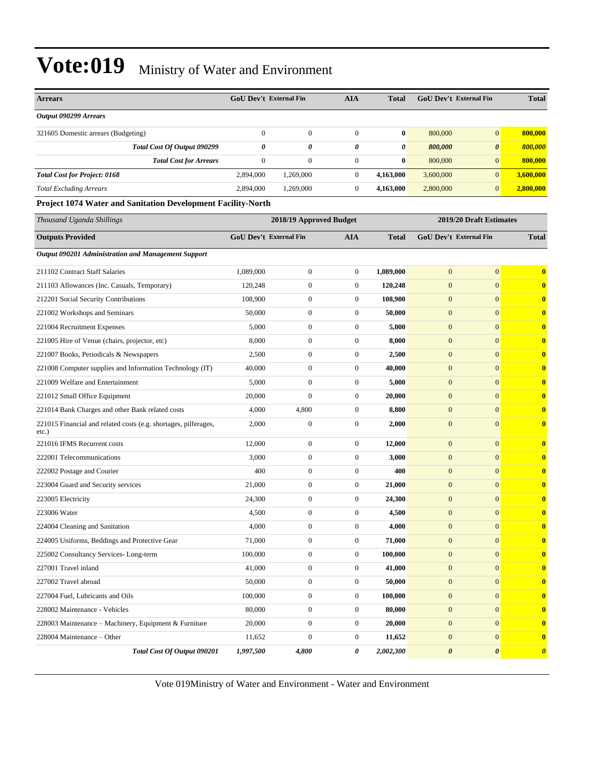# Vote:019 Ministry of Water and Environment

| Arrears | GoU Dev't | External Fin | AIA | Total | GoU Dev't | External Fin | Total |
|---|---|---|---|---|---|---|---|
| *Output 090299 Arrears* | | | | | | | |
| 321605 Domestic arrears (Budgeting) | 0 | 0 | 0 | **0** | 800,000 | 0 | **800,000** |
| ***Total Cost Of Output 090299*** | ***0*** | ***0*** | ***0*** | ***0*** | ***800,000*** | ***0*** | ***800,000*** |
| ***Total Cost for Arrears*** | 0 | 0 | 0 | **0** | 800,000 | 0 | **800,000** |
| ***Total Cost for Project: 0168*** | 2,894,000 | 1,269,000 | 0 | **4,163,000** | 3,600,000 | 0 | **3,600,000** |
| *Total Excluding Arrears* | 2,894,000 | 1,269,000 | 0 | **4,163,000** | 2,800,000 | 0 | **2,800,000** |

**Project 1074 Water and Sanitation Development Facility-North**

| *Thousand Uganda Shillings* | 2018/19 Approved Budget | | | | 2019/20 Draft Estimates | | |
|---|---|---|---|---|---|---|---|
| **Outputs Provided** | **GoU Dev't** | **External Fin** | **AIA** | **Total** | **GoU Dev't** | **External Fin** | **Total** |
| ***Output 090201 Administration and Management Support*** | | | | | | | |
| 211102 Contract Staff Salaries | 1,089,000 | 0 | 0 | **1,089,000** | 0 | 0 | **0** |
| 211103 Allowances (Inc. Casuals, Temporary) | 120,248 | 0 | 0 | **120,248** | 0 | 0 | **0** |
| 212201 Social Security Contributions | 108,900 | 0 | 0 | **108,900** | 0 | 0 | **0** |
| 221002 Workshops and Seminars | 50,000 | 0 | 0 | **50,000** | 0 | 0 | **0** |
| 221004 Recruitment Expenses | 5,000 | 0 | 0 | **5,000** | 0 | 0 | **0** |
| 221005 Hire of Venue (chairs, projector, etc) | 8,000 | 0 | 0 | **8,000** | 0 | 0 | **0** |
| 221007 Books, Periodicals & Newspapers | 2,500 | 0 | 0 | **2,500** | 0 | 0 | **0** |
| 221008 Computer supplies and Information Technology (IT) | 40,000 | 0 | 0 | **40,000** | 0 | 0 | **0** |
| 221009 Welfare and Entertainment | 5,000 | 0 | 0 | **5,000** | 0 | 0 | **0** |
| 221012 Small Office Equipment | 20,000 | 0 | 0 | **20,000** | 0 | 0 | **0** |
| 221014 Bank Charges and other Bank related costs | 4,000 | 4,800 | 0 | **8,800** | 0 | 0 | **0** |
| 221015 Financial and related costs (e.g. shortages, pilferages, etc.) | 2,000 | 0 | 0 | **2,000** | 0 | 0 | **0** |
| 221016 IFMS Recurrent costs | 12,000 | 0 | 0 | **12,000** | 0 | 0 | **0** |
| 222001 Telecommunications | 3,000 | 0 | 0 | **3,000** | 0 | 0 | **0** |
| 222002 Postage and Courier | 400 | 0 | 0 | **400** | 0 | 0 | **0** |
| 223004 Guard and Security services | 21,000 | 0 | 0 | **21,000** | 0 | 0 | **0** |
| 223005 Electricity | 24,300 | 0 | 0 | **24,300** | 0 | 0 | **0** |
| 223006 Water | 4,500 | 0 | 0 | **4,500** | 0 | 0 | **0** |
| 224004 Cleaning and Sanitation | 4,000 | 0 | 0 | **4,000** | 0 | 0 | **0** |
| 224005 Uniforms, Beddings and Protective Gear | 71,000 | 0 | 0 | **71,000** | 0 | 0 | **0** |
| 225002 Consultancy Services- Long-term | 100,000 | 0 | 0 | **100,000** | 0 | 0 | **0** |
| 227001 Travel inland | 41,000 | 0 | 0 | **41,000** | 0 | 0 | **0** |
| 227002 Travel abroad | 50,000 | 0 | 0 | **50,000** | 0 | 0 | **0** |
| 227004 Fuel, Lubricants and Oils | 100,000 | 0 | 0 | **100,000** | 0 | 0 | **0** |
| 228002 Maintenance - Vehicles | 80,000 | 0 | 0 | **80,000** | 0 | 0 | **0** |
| 228003 Maintenance – Machinery, Equipment & Furniture | 20,000 | 0 | 0 | **20,000** | 0 | 0 | **0** |
| 228004 Maintenance – Other | 11,652 | 0 | 0 | **11,652** | 0 | 0 | **0** |
| ***Total Cost Of Output 090201*** | ***1,997,500*** | ***4,800*** | ***0*** | ***2,002,300*** | ***0*** | ***0*** | ***0*** |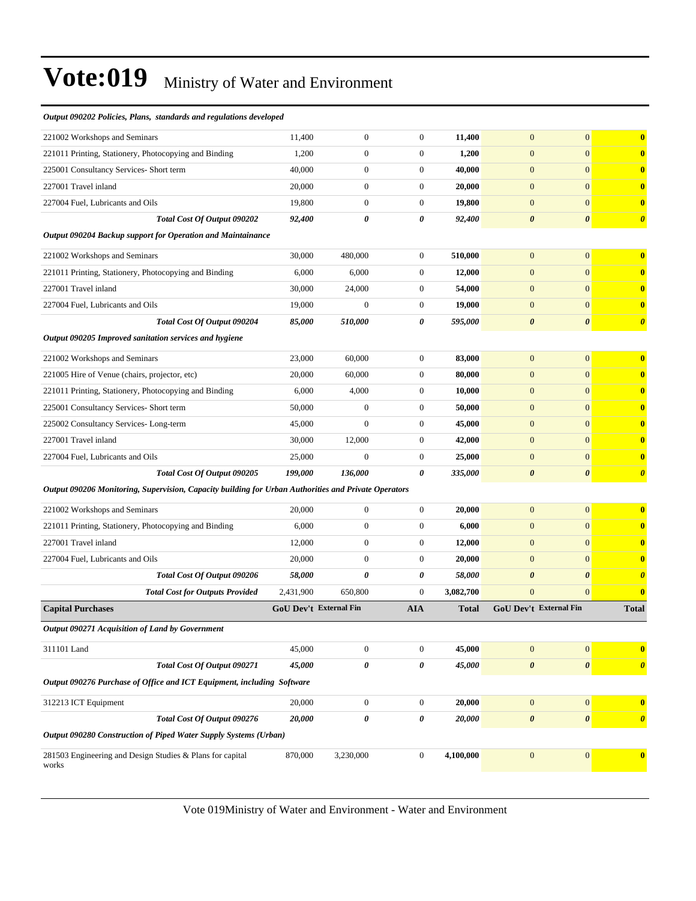# Vote:019 Ministry of Water and Environment

| | | | | | | | |
|---|---|---|---|---|---|---|---|
| ***Output 090202 Policies, Plans, standards and regulations developed*** | | | | | | | |
| 221002 Workshops and Seminars | 11,400 | 0 | 0 | **11,400** | 0 | 0 | **0** |
| 221011 Printing, Stationery, Photocopying and Binding | 1,200 | 0 | 0 | **1,200** | 0 | 0 | **0** |
| 225001 Consultancy Services- Short term | 40,000 | 0 | 0 | **40,000** | 0 | 0 | **0** |
| 227001 Travel inland | 20,000 | 0 | 0 | **20,000** | 0 | 0 | **0** |
| 227004 Fuel, Lubricants and Oils | 19,800 | 0 | 0 | **19,800** | 0 | 0 | **0** |
| ***Total Cost Of Output 090202*** | ***92,400*** | ***0*** | ***0*** | ***92,400*** | ***0*** | ***0*** | ***0*** |
| ***Output 090204 Backup support for Operation and Maintainance*** | | | | | | | |
| 221002 Workshops and Seminars | 30,000 | 480,000 | 0 | **510,000** | 0 | 0 | **0** |
| 221011 Printing, Stationery, Photocopying and Binding | 6,000 | 6,000 | 0 | **12,000** | 0 | 0 | **0** |
| 227001 Travel inland | 30,000 | 24,000 | 0 | **54,000** | 0 | 0 | **0** |
| 227004 Fuel, Lubricants and Oils | 19,000 | 0 | 0 | **19,000** | 0 | 0 | **0** |
| ***Total Cost Of Output 090204*** | ***85,000*** | ***510,000*** | ***0*** | ***595,000*** | ***0*** | ***0*** | ***0*** |
| ***Output 090205 Improved sanitation services and hygiene*** | | | | | | | |
| 221002 Workshops and Seminars | 23,000 | 60,000 | 0 | **83,000** | 0 | 0 | **0** |
| 221005 Hire of Venue (chairs, projector, etc) | 20,000 | 60,000 | 0 | **80,000** | 0 | 0 | **0** |
| 221011 Printing, Stationery, Photocopying and Binding | 6,000 | 4,000 | 0 | **10,000** | 0 | 0 | **0** |
| 225001 Consultancy Services- Short term | 50,000 | 0 | 0 | **50,000** | 0 | 0 | **0** |
| 225002 Consultancy Services- Long-term | 45,000 | 0 | 0 | **45,000** | 0 | 0 | **0** |
| 227001 Travel inland | 30,000 | 12,000 | 0 | **42,000** | 0 | 0 | **0** |
| 227004 Fuel, Lubricants and Oils | 25,000 | 0 | 0 | **25,000** | 0 | 0 | **0** |
| ***Total Cost Of Output 090205*** | ***199,000*** | ***136,000*** | ***0*** | ***335,000*** | ***0*** | ***0*** | ***0*** |
| ***Output 090206 Monitoring, Supervision, Capacity building for Urban Authorities and Private Operators*** | | | | | | | |
| 221002 Workshops and Seminars | 20,000 | 0 | 0 | **20,000** | 0 | 0 | **0** |
| 221011 Printing, Stationery, Photocopying and Binding | 6,000 | 0 | 0 | **6,000** | 0 | 0 | **0** |
| 227001 Travel inland | 12,000 | 0 | 0 | **12,000** | 0 | 0 | **0** |
| 227004 Fuel, Lubricants and Oils | 20,000 | 0 | 0 | **20,000** | 0 | 0 | **0** |
| ***Total Cost Of Output 090206*** | ***58,000*** | ***0*** | ***0*** | ***58,000*** | ***0*** | ***0*** | ***0*** |
| ***Total Cost for Outputs Provided*** | 2,431,900 | 650,800 | 0 | **3,082,700** | 0 | 0 | **0** |
| **Capital Purchases** | **GoU Dev't** | **External Fin** | **AIA** | **Total** | **GoU Dev't** | **External Fin** | **Total** |
| ***Output 090271 Acquisition of Land by Government*** | | | | | | | |
| 311101 Land | 45,000 | 0 | 0 | **45,000** | 0 | 0 | **0** |
| ***Total Cost Of Output 090271*** | ***45,000*** | ***0*** | ***0*** | ***45,000*** | ***0*** | ***0*** | ***0*** |
| ***Output 090276 Purchase of Office and ICT Equipment, including Software*** | | | | | | | |
| 312213 ICT Equipment | 20,000 | 0 | 0 | **20,000** | 0 | 0 | **0** |
| ***Total Cost Of Output 090276*** | ***20,000*** | ***0*** | ***0*** | ***20,000*** | ***0*** | ***0*** | ***0*** |
| ***Output 090280 Construction of Piped Water Supply Systems (Urban)*** | | | | | | | |
| 281503 Engineering and Design Studies & Plans for capital works | 870,000 | 3,230,000 | 0 | **4,100,000** | 0 | 0 | **0** |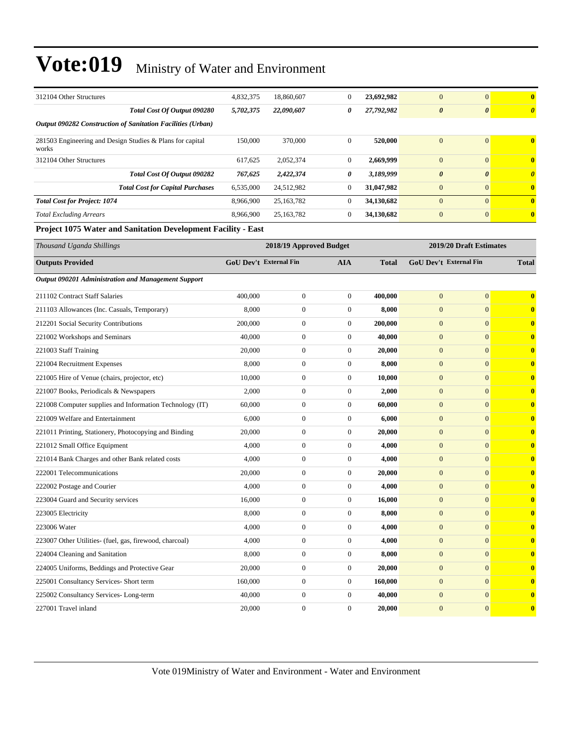# Vote:019 Ministry of Water and Environment

| | | | | | | | |
|---|---|---|---|---|---|---|---|
| 312104 Other Structures | 4,832,375 | 18,860,607 | 0 | **23,692,982** | 0 | 0 | **0** |
| ***Total Cost Of Output 090280*** | ***5,702,375*** | ***22,090,607*** | ***0*** | ***27,792,982*** | ***0*** | ***0*** | ***0*** |
| ***Output 090282 Construction of Sanitation Facilities (Urban)*** | | | | | | | |
| 281503 Engineering and Design Studies & Plans for capital works | 150,000 | 370,000 | 0 | **520,000** | 0 | 0 | **0** |
| 312104 Other Structures | 617,625 | 2,052,374 | 0 | **2,669,999** | 0 | 0 | **0** |
| ***Total Cost Of Output 090282*** | ***767,625*** | ***2,422,374*** | ***0*** | ***3,189,999*** | ***0*** | ***0*** | ***0*** |
| ***Total Cost for Capital Purchases*** | 6,535,000 | 24,512,982 | 0 | 31,047,982 | 0 | 0 | **0** |
| ***Total Cost for Project: 1074*** | 8,966,900 | 25,163,782 | 0 | 34,130,682 | 0 | 0 | **0** |
| *Total Excluding Arrears* | 8,966,900 | 25,163,782 | 0 | 34,130,682 | 0 | 0 | **0** |

**Project 1075 Water and Sanitation Development Facility - East**

| *Thousand Uganda Shillings* | 2018/19 Approved Budget | | | | 2019/20 Draft Estimates | | |
|---|---|---|---|---|---|---|---|
| **Outputs Provided** | **GoU Dev't** | **External Fin** | **AIA** | **Total** | **GoU Dev't** | **External Fin** | **Total** |
| ***Output 090201 Administration and Management Support*** | | | | | | | |
| 211102 Contract Staff Salaries | 400,000 | 0 | 0 | **400,000** | 0 | 0 | **0** |
| 211103 Allowances (Inc. Casuals, Temporary) | 8,000 | 0 | 0 | **8,000** | 0 | 0 | **0** |
| 212201 Social Security Contributions | 200,000 | 0 | 0 | **200,000** | 0 | 0 | **0** |
| 221002 Workshops and Seminars | 40,000 | 0 | 0 | **40,000** | 0 | 0 | **0** |
| 221003 Staff Training | 20,000 | 0 | 0 | **20,000** | 0 | 0 | **0** |
| 221004 Recruitment Expenses | 8,000 | 0 | 0 | **8,000** | 0 | 0 | **0** |
| 221005 Hire of Venue (chairs, projector, etc) | 10,000 | 0 | 0 | **10,000** | 0 | 0 | **0** |
| 221007 Books, Periodicals & Newspapers | 2,000 | 0 | 0 | **2,000** | 0 | 0 | **0** |
| 221008 Computer supplies and Information Technology (IT) | 60,000 | 0 | 0 | **60,000** | 0 | 0 | **0** |
| 221009 Welfare and Entertainment | 6,000 | 0 | 0 | **6,000** | 0 | 0 | **0** |
| 221011 Printing, Stationery, Photocopying and Binding | 20,000 | 0 | 0 | **20,000** | 0 | 0 | **0** |
| 221012 Small Office Equipment | 4,000 | 0 | 0 | **4,000** | 0 | 0 | **0** |
| 221014 Bank Charges and other Bank related costs | 4,000 | 0 | 0 | **4,000** | 0 | 0 | **0** |
| 222001 Telecommunications | 20,000 | 0 | 0 | **20,000** | 0 | 0 | **0** |
| 222002 Postage and Courier | 4,000 | 0 | 0 | **4,000** | 0 | 0 | **0** |
| 223004 Guard and Security services | 16,000 | 0 | 0 | **16,000** | 0 | 0 | **0** |
| 223005 Electricity | 8,000 | 0 | 0 | **8,000** | 0 | 0 | **0** |
| 223006 Water | 4,000 | 0 | 0 | **4,000** | 0 | 0 | **0** |
| 223007 Other Utilities- (fuel, gas, firewood, charcoal) | 4,000 | 0 | 0 | **4,000** | 0 | 0 | **0** |
| 224004 Cleaning and Sanitation | 8,000 | 0 | 0 | **8,000** | 0 | 0 | **0** |
| 224005 Uniforms, Beddings and Protective Gear | 20,000 | 0 | 0 | **20,000** | 0 | 0 | **0** |
| 225001 Consultancy Services- Short term | 160,000 | 0 | 0 | **160,000** | 0 | 0 | **0** |
| 225002 Consultancy Services- Long-term | 40,000 | 0 | 0 | **40,000** | 0 | 0 | **0** |
| 227001 Travel inland | 20,000 | 0 | 0 | **20,000** | 0 | 0 | **0** |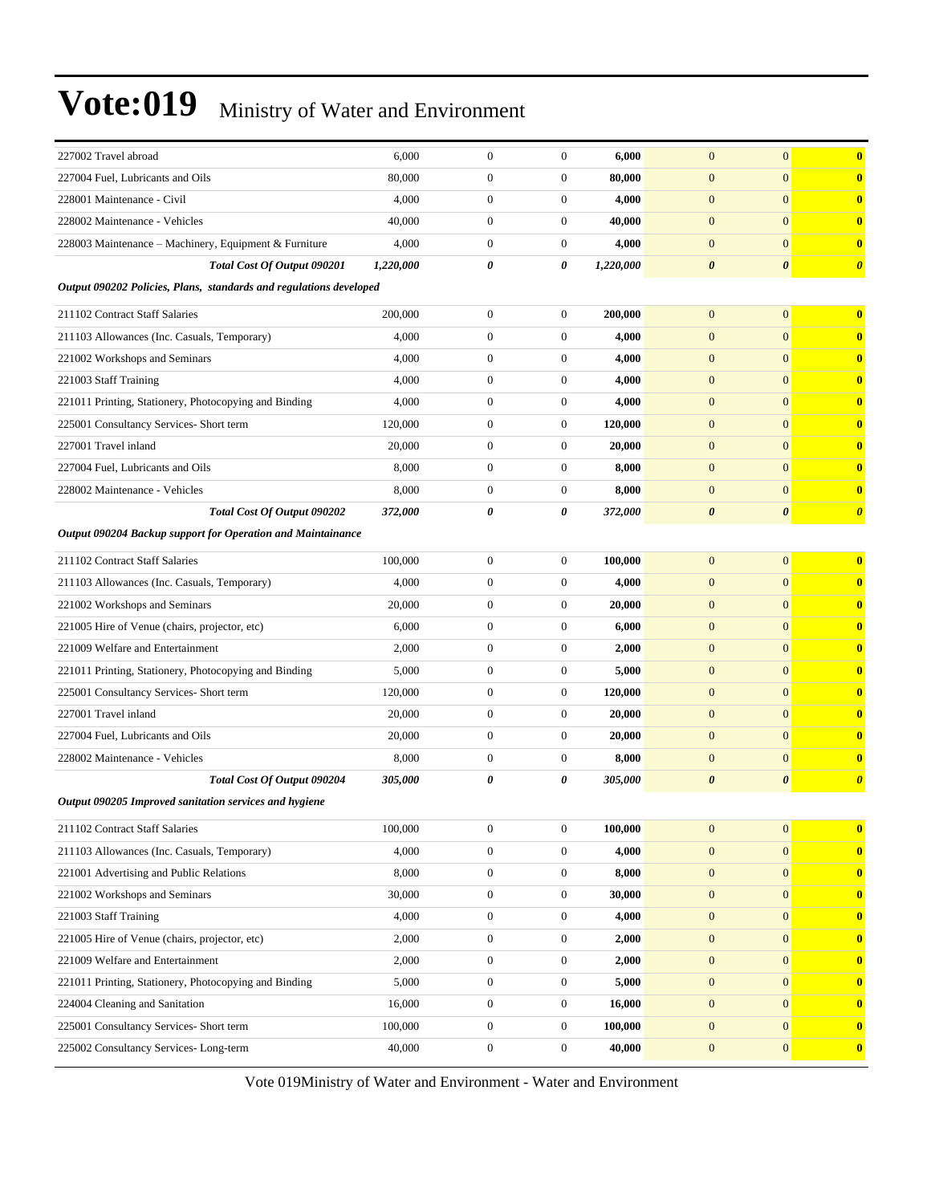| | | | | | | | |
|---|---|---|---|---|---|---|---|
| 227002 Travel abroad | 6,000 | 0 | 0 | **6,000** | 0 | 0 | **0** |
| 227004 Fuel, Lubricants and Oils | 80,000 | 0 | 0 | **80,000** | 0 | 0 | **0** |
| 228001 Maintenance - Civil | 4,000 | 0 | 0 | **4,000** | 0 | 0 | **0** |
| 228002 Maintenance - Vehicles | 40,000 | 0 | 0 | **40,000** | 0 | 0 | **0** |
| 228003 Maintenance – Machinery, Equipment & Furniture | 4,000 | 0 | 0 | **4,000** | 0 | 0 | **0** |
| ***Total Cost Of Output 090201*** | ***1,220,000*** | ***0*** | ***0*** | ***1,220,000*** | ***0*** | ***0*** | ***0*** |
| ***Output 090202 Policies, Plans, standards and regulations developed*** | | | | | | | |
| 211102 Contract Staff Salaries | 200,000 | 0 | 0 | **200,000** | 0 | 0 | **0** |
| 211103 Allowances (Inc. Casuals, Temporary) | 4,000 | 0 | 0 | **4,000** | 0 | 0 | **0** |
| 221002 Workshops and Seminars | 4,000 | 0 | 0 | **4,000** | 0 | 0 | **0** |
| 221003 Staff Training | 4,000 | 0 | 0 | **4,000** | 0 | 0 | **0** |
| 221011 Printing, Stationery, Photocopying and Binding | 4,000 | 0 | 0 | **4,000** | 0 | 0 | **0** |
| 225001 Consultancy Services- Short term | 120,000 | 0 | 0 | **120,000** | 0 | 0 | **0** |
| 227001 Travel inland | 20,000 | 0 | 0 | **20,000** | 0 | 0 | **0** |
| 227004 Fuel, Lubricants and Oils | 8,000 | 0 | 0 | **8,000** | 0 | 0 | **0** |
| 228002 Maintenance - Vehicles | 8,000 | 0 | 0 | **8,000** | 0 | 0 | **0** |
| ***Total Cost Of Output 090202*** | ***372,000*** | ***0*** | ***0*** | ***372,000*** | ***0*** | ***0*** | ***0*** |
| ***Output 090204 Backup support for Operation and Maintainance*** | | | | | | | |
| 211102 Contract Staff Salaries | 100,000 | 0 | 0 | **100,000** | 0 | 0 | **0** |
| 211103 Allowances (Inc. Casuals, Temporary) | 4,000 | 0 | 0 | **4,000** | 0 | 0 | **0** |
| 221002 Workshops and Seminars | 20,000 | 0 | 0 | **20,000** | 0 | 0 | **0** |
| 221005 Hire of Venue (chairs, projector, etc) | 6,000 | 0 | 0 | **6,000** | 0 | 0 | **0** |
| 221009 Welfare and Entertainment | 2,000 | 0 | 0 | **2,000** | 0 | 0 | **0** |
| 221011 Printing, Stationery, Photocopying and Binding | 5,000 | 0 | 0 | **5,000** | 0 | 0 | **0** |
| 225001 Consultancy Services- Short term | 120,000 | 0 | 0 | **120,000** | 0 | 0 | **0** |
| 227001 Travel inland | 20,000 | 0 | 0 | **20,000** | 0 | 0 | **0** |
| 227004 Fuel, Lubricants and Oils | 20,000 | 0 | 0 | **20,000** | 0 | 0 | **0** |
| 228002 Maintenance - Vehicles | 8,000 | 0 | 0 | **8,000** | 0 | 0 | **0** |
| ***Total Cost Of Output 090204*** | ***305,000*** | ***0*** | ***0*** | ***305,000*** | ***0*** | ***0*** | ***0*** |
| ***Output 090205 Improved sanitation services and hygiene*** | | | | | | | |
| 211102 Contract Staff Salaries | 100,000 | 0 | 0 | **100,000** | 0 | 0 | **0** |
| 211103 Allowances (Inc. Casuals, Temporary) | 4,000 | 0 | 0 | **4,000** | 0 | 0 | **0** |
| 221001 Advertising and Public Relations | 8,000 | 0 | 0 | **8,000** | 0 | 0 | **0** |
| 221002 Workshops and Seminars | 30,000 | 0 | 0 | **30,000** | 0 | 0 | **0** |
| 221003 Staff Training | 4,000 | 0 | 0 | **4,000** | 0 | 0 | **0** |
| 221005 Hire of Venue (chairs, projector, etc) | 2,000 | 0 | 0 | **2,000** | 0 | 0 | **0** |
| 221009 Welfare and Entertainment | 2,000 | 0 | 0 | **2,000** | 0 | 0 | **0** |
| 221011 Printing, Stationery, Photocopying and Binding | 5,000 | 0 | 0 | **5,000** | 0 | 0 | **0** |
| 224004 Cleaning and Sanitation | 16,000 | 0 | 0 | **16,000** | 0 | 0 | **0** |
| 225001 Consultancy Services- Short term | 100,000 | 0 | 0 | **100,000** | 0 | 0 | **0** |
| 225002 Consultancy Services- Long-term | 40,000 | 0 | 0 | **40,000** | 0 | 0 | **0** |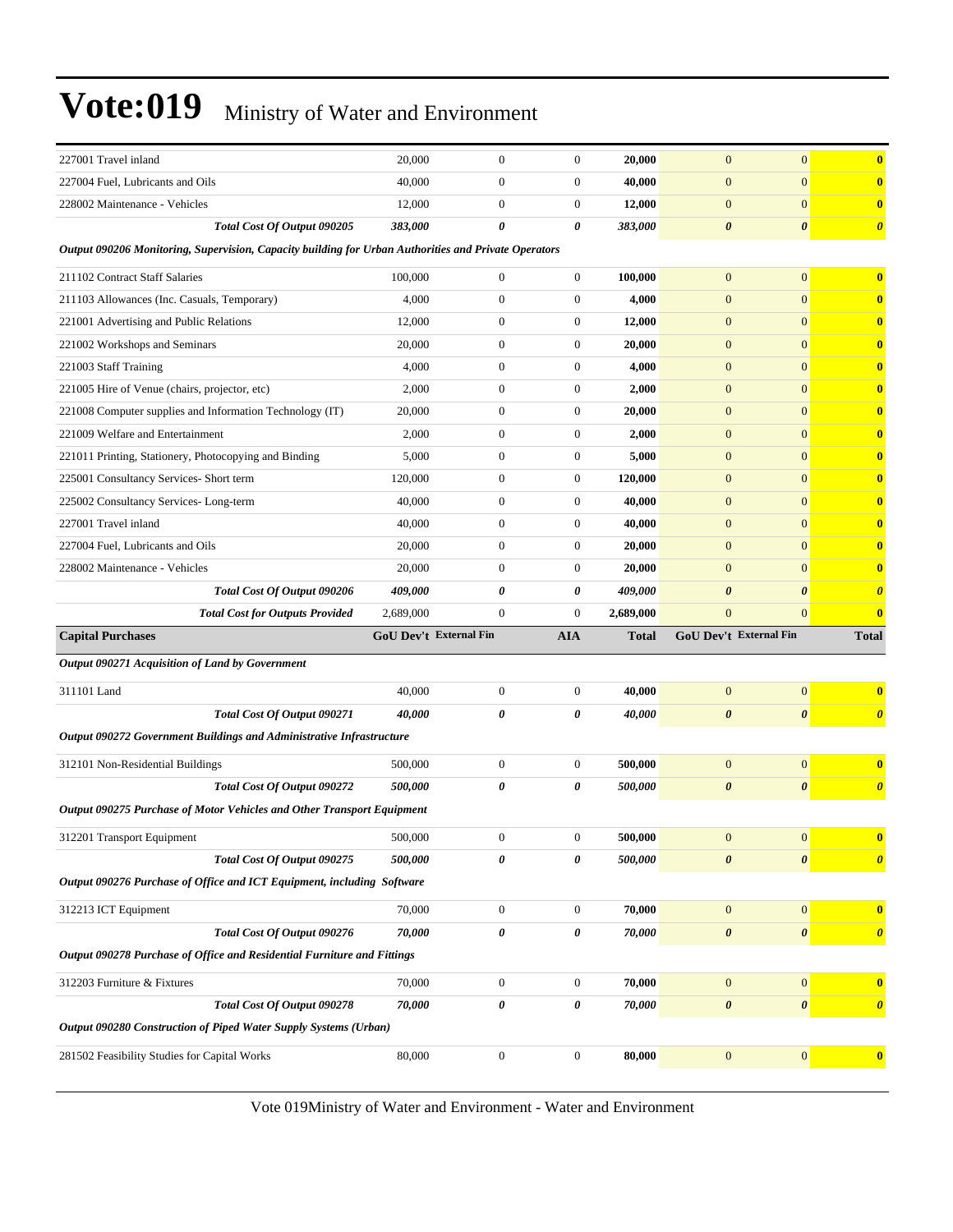# Vote:019 Ministry of Water and Environment

| | | | | | | | |
|---|---|---|---|---|---|---|---|
| 227001 Travel inland | 20,000 | 0 | 0 | **20,000** | 0 | 0 | **0** |
| 227004 Fuel, Lubricants and Oils | 40,000 | 0 | 0 | **40,000** | 0 | 0 | **0** |
| 228002 Maintenance - Vehicles | 12,000 | 0 | 0 | **12,000** | 0 | 0 | **0** |
| ***Total Cost Of Output 090205*** | ***383,000*** | ***0*** | ***0*** | ***383,000*** | ***0*** | ***0*** | ***0*** |
| ***Output 090206 Monitoring, Supervision, Capacity building for Urban Authorities and Private Operators*** | | | | | | | |
| 211102 Contract Staff Salaries | 100,000 | 0 | 0 | **100,000** | 0 | 0 | **0** |
| 211103 Allowances (Inc. Casuals, Temporary) | 4,000 | 0 | 0 | **4,000** | 0 | 0 | **0** |
| 221001 Advertising and Public Relations | 12,000 | 0 | 0 | **12,000** | 0 | 0 | **0** |
| 221002 Workshops and Seminars | 20,000 | 0 | 0 | **20,000** | 0 | 0 | **0** |
| 221003 Staff Training | 4,000 | 0 | 0 | **4,000** | 0 | 0 | **0** |
| 221005 Hire of Venue (chairs, projector, etc) | 2,000 | 0 | 0 | **2,000** | 0 | 0 | **0** |
| 221008 Computer supplies and Information Technology (IT) | 20,000 | 0 | 0 | **20,000** | 0 | 0 | **0** |
| 221009 Welfare and Entertainment | 2,000 | 0 | 0 | **2,000** | 0 | 0 | **0** |
| 221011 Printing, Stationery, Photocopying and Binding | 5,000 | 0 | 0 | **5,000** | 0 | 0 | **0** |
| 225001 Consultancy Services- Short term | 120,000 | 0 | 0 | **120,000** | 0 | 0 | **0** |
| 225002 Consultancy Services- Long-term | 40,000 | 0 | 0 | **40,000** | 0 | 0 | **0** |
| 227001 Travel inland | 40,000 | 0 | 0 | **40,000** | 0 | 0 | **0** |
| 227004 Fuel, Lubricants and Oils | 20,000 | 0 | 0 | **20,000** | 0 | 0 | **0** |
| 228002 Maintenance - Vehicles | 20,000 | 0 | 0 | **20,000** | 0 | 0 | **0** |
| ***Total Cost Of Output 090206*** | ***409,000*** | ***0*** | ***0*** | ***409,000*** | ***0*** | ***0*** | ***0*** |
| ***Total Cost for Outputs Provided*** | 2,689,000 | 0 | 0 | **2,689,000** | 0 | 0 | **0** |
| **Capital Purchases** | **GoU Dev't** | **External Fin** | **AIA** | **Total** | **GoU Dev't** | **External Fin** | **Total** |
| ***Output 090271 Acquisition of Land by Government*** | | | | | | | |
| 311101 Land | 40,000 | 0 | 0 | **40,000** | 0 | 0 | **0** |
| ***Total Cost Of Output 090271*** | ***40,000*** | ***0*** | ***0*** | ***40,000*** | ***0*** | ***0*** | ***0*** |
| ***Output 090272 Government Buildings and Administrative Infrastructure*** | | | | | | | |
| 312101 Non-Residential Buildings | 500,000 | 0 | 0 | **500,000** | 0 | 0 | **0** |
| ***Total Cost Of Output 090272*** | ***500,000*** | ***0*** | ***0*** | ***500,000*** | ***0*** | ***0*** | ***0*** |
| ***Output 090275 Purchase of Motor Vehicles and Other Transport Equipment*** | | | | | | | |
| 312201 Transport Equipment | 500,000 | 0 | 0 | **500,000** | 0 | 0 | **0** |
| ***Total Cost Of Output 090275*** | ***500,000*** | ***0*** | ***0*** | ***500,000*** | ***0*** | ***0*** | ***0*** |
| ***Output 090276 Purchase of Office and ICT Equipment, including Software*** | | | | | | | |
| 312213 ICT Equipment | 70,000 | 0 | 0 | **70,000** | 0 | 0 | **0** |
| ***Total Cost Of Output 090276*** | ***70,000*** | ***0*** | ***0*** | ***70,000*** | ***0*** | ***0*** | ***0*** |
| ***Output 090278 Purchase of Office and Residential Furniture and Fittings*** | | | | | | | |
| 312203 Furniture & Fixtures | 70,000 | 0 | 0 | **70,000** | 0 | 0 | **0** |
| ***Total Cost Of Output 090278*** | ***70,000*** | ***0*** | ***0*** | ***70,000*** | ***0*** | ***0*** | ***0*** |
| ***Output 090280 Construction of Piped Water Supply Systems (Urban)*** | | | | | | | |
| 281502 Feasibility Studies for Capital Works | 80,000 | 0 | 0 | **80,000** | 0 | 0 | **0** |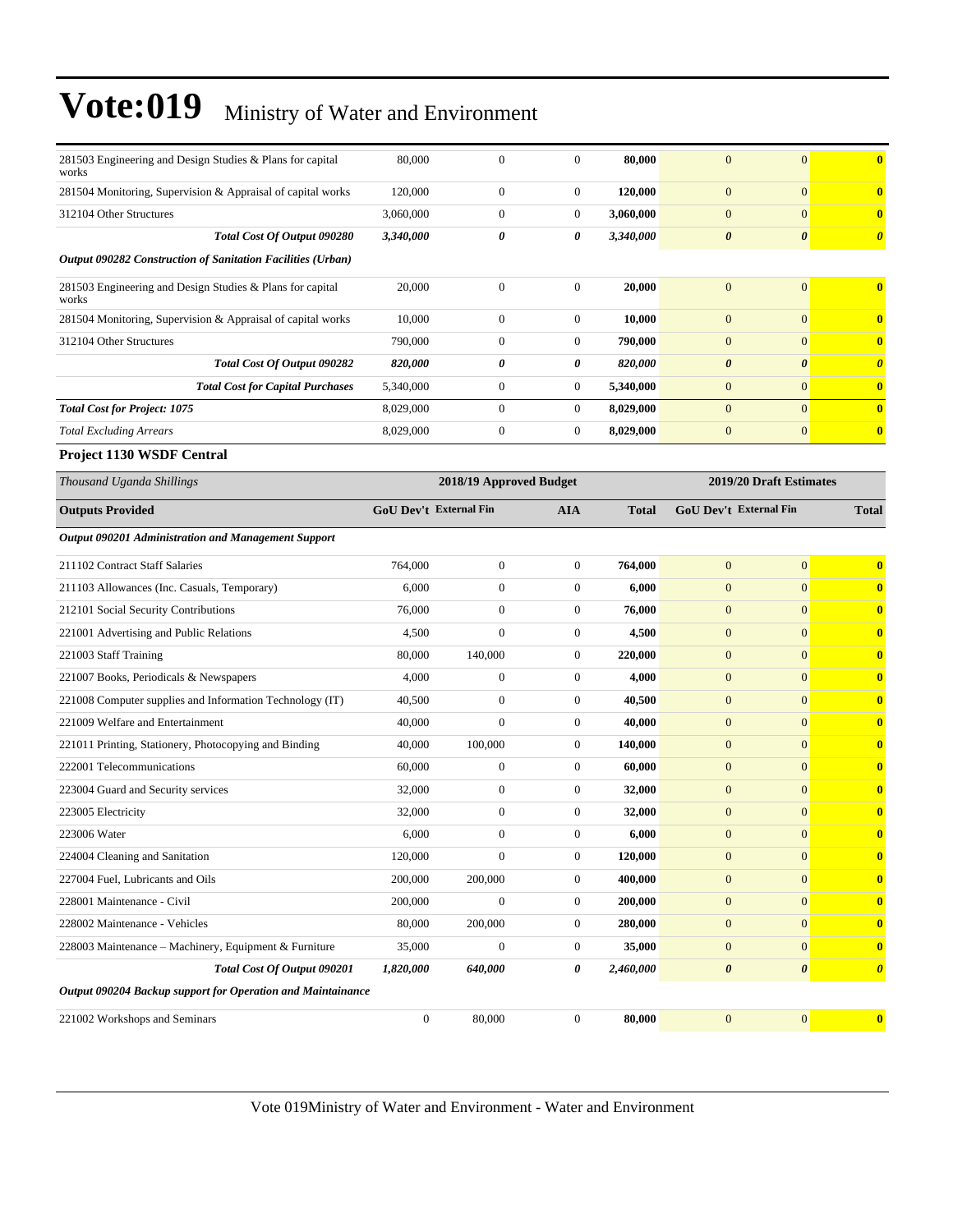# Vote:019 Ministry of Water and Environment

| | | | | | | | |
|---|---|---|---|---|---|---|---|
| 281503 Engineering and Design Studies & Plans for capital works | 80,000 | 0 | 0 | **80,000** | 0 | 0 | **0** |
| 281504 Monitoring, Supervision & Appraisal of capital works | 120,000 | 0 | 0 | **120,000** | 0 | 0 | **0** |
| 312104 Other Structures | 3,060,000 | 0 | 0 | **3,060,000** | 0 | 0 | **0** |
| ***Total Cost Of Output 090280*** | ***3,340,000*** | ***0*** | ***0*** | ***3,340,000*** | ***0*** | ***0*** | ***0*** |
| ***Output 090282 Construction of Sanitation Facilities (Urban)*** | | | | | | | |
| 281503 Engineering and Design Studies & Plans for capital works | 20,000 | 0 | 0 | **20,000** | 0 | 0 | **0** |
| 281504 Monitoring, Supervision & Appraisal of capital works | 10,000 | 0 | 0 | **10,000** | 0 | 0 | **0** |
| 312104 Other Structures | 790,000 | 0 | 0 | **790,000** | 0 | 0 | **0** |
| ***Total Cost Of Output 090282*** | ***820,000*** | ***0*** | ***0*** | ***820,000*** | ***0*** | ***0*** | ***0*** |
| ***Total Cost for Capital Purchases*** | 5,340,000 | 0 | 0 | **5,340,000** | 0 | 0 | **0** |
| ***Total Cost for Project: 1075*** | 8,029,000 | 0 | 0 | **8,029,000** | 0 | 0 | **0** |
| *Total Excluding Arrears* | 8,029,000 | 0 | 0 | **8,029,000** | 0 | 0 | **0** |

**Project 1130 WSDF Central**

| *Thousand Uganda Shillings* | 2018/19 Approved Budget | | | | 2019/20 Draft Estimates | | |
|---|---|---|---|---|---|---|---|
| **Outputs Provided** | **GoU Dev't** | **External Fin** | **AIA** | **Total** | **GoU Dev't** | **External Fin** | **Total** |
| ***Output 090201 Administration and Management Support*** | | | | | | | |
| 211102 Contract Staff Salaries | 764,000 | 0 | 0 | **764,000** | 0 | 0 | **0** |
| 211103 Allowances (Inc. Casuals, Temporary) | 6,000 | 0 | 0 | **6,000** | 0 | 0 | **0** |
| 212101 Social Security Contributions | 76,000 | 0 | 0 | **76,000** | 0 | 0 | **0** |
| 221001 Advertising and Public Relations | 4,500 | 0 | 0 | **4,500** | 0 | 0 | **0** |
| 221003 Staff Training | 80,000 | 140,000 | 0 | **220,000** | 0 | 0 | **0** |
| 221007 Books, Periodicals & Newspapers | 4,000 | 0 | 0 | **4,000** | 0 | 0 | **0** |
| 221008 Computer supplies and Information Technology (IT) | 40,500 | 0 | 0 | **40,500** | 0 | 0 | **0** |
| 221009 Welfare and Entertainment | 40,000 | 0 | 0 | **40,000** | 0 | 0 | **0** |
| 221011 Printing, Stationery, Photocopying and Binding | 40,000 | 100,000 | 0 | **140,000** | 0 | 0 | **0** |
| 222001 Telecommunications | 60,000 | 0 | 0 | **60,000** | 0 | 0 | **0** |
| 223004 Guard and Security services | 32,000 | 0 | 0 | **32,000** | 0 | 0 | **0** |
| 223005 Electricity | 32,000 | 0 | 0 | **32,000** | 0 | 0 | **0** |
| 223006 Water | 6,000 | 0 | 0 | **6,000** | 0 | 0 | **0** |
| 224004 Cleaning and Sanitation | 120,000 | 0 | 0 | **120,000** | 0 | 0 | **0** |
| 227004 Fuel, Lubricants and Oils | 200,000 | 200,000 | 0 | **400,000** | 0 | 0 | **0** |
| 228001 Maintenance - Civil | 200,000 | 0 | 0 | **200,000** | 0 | 0 | **0** |
| 228002 Maintenance - Vehicles | 80,000 | 200,000 | 0 | **280,000** | 0 | 0 | **0** |
| 228003 Maintenance – Machinery, Equipment & Furniture | 35,000 | 0 | 0 | **35,000** | 0 | 0 | **0** |
| ***Total Cost Of Output 090201*** | ***1,820,000*** | ***640,000*** | ***0*** | ***2,460,000*** | ***0*** | ***0*** | ***0*** |
| ***Output 090204 Backup support for Operation and Maintainance*** | | | | | | | |
| 221002 Workshops and Seminars | 0 | 80,000 | 0 | **80,000** | 0 | 0 | **0** |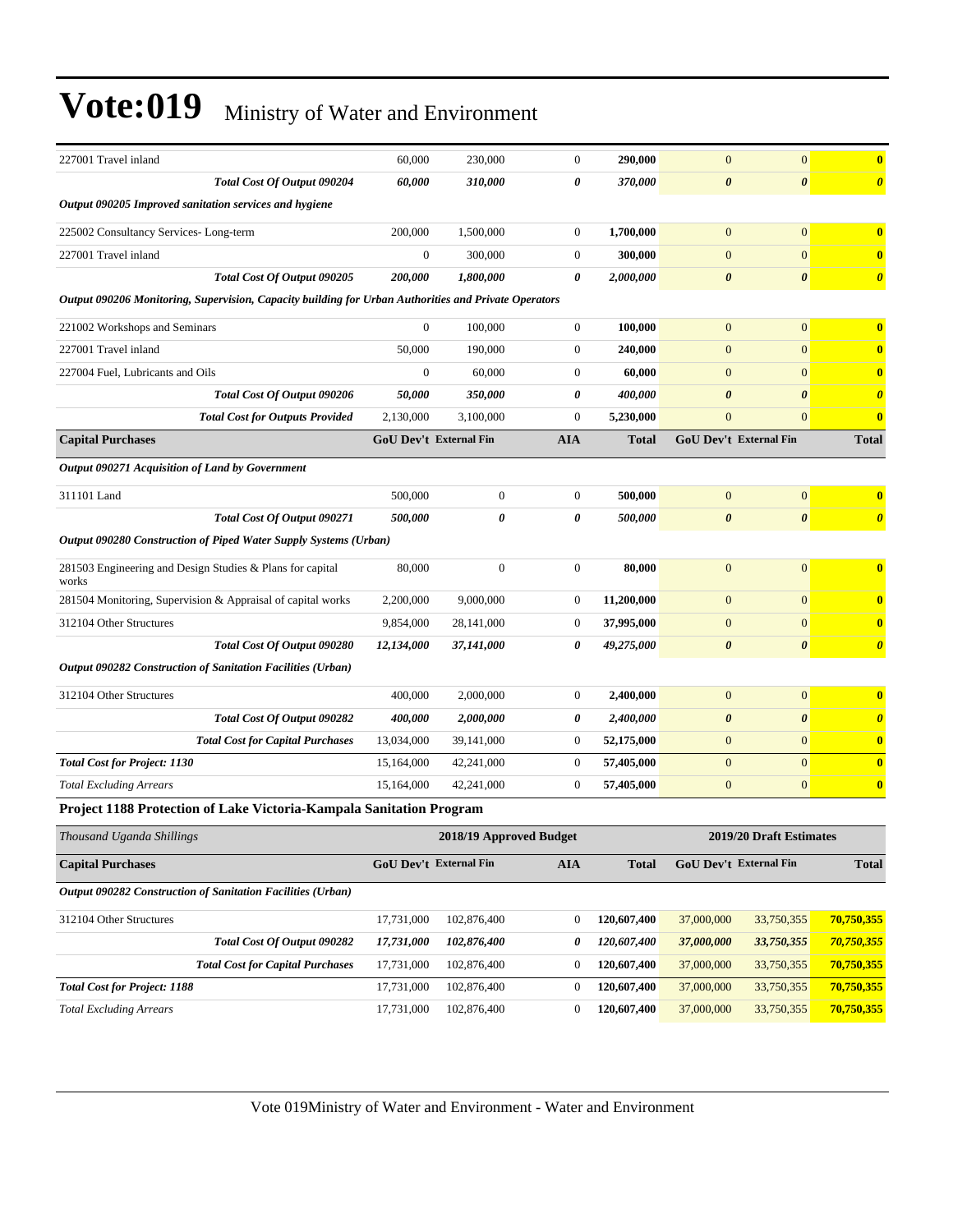| | | | | | | | |
|---|---|---|---|---|---|---|---|
| 227001 Travel inland | 60,000 | 230,000 | 0 | **290,000** | 0 | 0 | **0** |
| ***Total Cost Of Output 090204*** | ***60,000*** | ***310,000*** | ***0*** | ***370,000*** | ***0*** | ***0*** | ***0*** |
| ***Output 090205 Improved sanitation services and hygiene*** | | | | | | | |
| 225002 Consultancy Services- Long-term | 200,000 | 1,500,000 | 0 | **1,700,000** | 0 | 0 | **0** |
| 227001 Travel inland | 0 | 300,000 | 0 | **300,000** | 0 | 0 | **0** |
| ***Total Cost Of Output 090205*** | ***200,000*** | ***1,800,000*** | ***0*** | ***2,000,000*** | ***0*** | ***0*** | ***0*** |
| ***Output 090206 Monitoring, Supervision, Capacity building for Urban Authorities and Private Operators*** | | | | | | | |
| 221002 Workshops and Seminars | 0 | 100,000 | 0 | **100,000** | 0 | 0 | **0** |
| 227001 Travel inland | 50,000 | 190,000 | 0 | **240,000** | 0 | 0 | **0** |
| 227004 Fuel, Lubricants and Oils | 0 | 60,000 | 0 | **60,000** | 0 | 0 | **0** |
| ***Total Cost Of Output 090206*** | ***50,000*** | ***350,000*** | ***0*** | ***400,000*** | ***0*** | ***0*** | ***0*** |
| ***Total Cost for Outputs Provided*** | 2,130,000 | 3,100,000 | 0 | **5,230,000** | 0 | 0 | **0** |
| **Capital Purchases** | **GoU Dev't** | **External Fin** | **AIA** | **Total** | **GoU Dev't** | **External Fin** | **Total** |
| ***Output 090271 Acquisition of Land by Government*** | | | | | | | |
| 311101 Land | 500,000 | 0 | 0 | **500,000** | 0 | 0 | **0** |
| ***Total Cost Of Output 090271*** | ***500,000*** | ***0*** | ***0*** | ***500,000*** | ***0*** | ***0*** | ***0*** |
| ***Output 090280 Construction of Piped Water Supply Systems (Urban)*** | | | | | | | |
| 281503 Engineering and Design Studies & Plans for capital works | 80,000 | 0 | 0 | **80,000** | 0 | 0 | **0** |
| 281504 Monitoring, Supervision & Appraisal of capital works | 2,200,000 | 9,000,000 | 0 | **11,200,000** | 0 | 0 | **0** |
| 312104 Other Structures | 9,854,000 | 28,141,000 | 0 | **37,995,000** | 0 | 0 | **0** |
| ***Total Cost Of Output 090280*** | ***12,134,000*** | ***37,141,000*** | ***0*** | ***49,275,000*** | ***0*** | ***0*** | ***0*** |
| ***Output 090282 Construction of Sanitation Facilities (Urban)*** | | | | | | | |
| 312104 Other Structures | 400,000 | 2,000,000 | 0 | **2,400,000** | 0 | 0 | **0** |
| ***Total Cost Of Output 090282*** | ***400,000*** | ***2,000,000*** | ***0*** | ***2,400,000*** | ***0*** | ***0*** | ***0*** |
| ***Total Cost for Capital Purchases*** | 13,034,000 | 39,141,000 | 0 | **52,175,000** | 0 | 0 | **0** |
| ***Total Cost for Project: 1130*** | 15,164,000 | 42,241,000 | 0 | **57,405,000** | 0 | 0 | **0** |
| *Total Excluding Arrears* | 15,164,000 | 42,241,000 | 0 | **57,405,000** | 0 | 0 | **0** |

**Project 1188 Protection of Lake Victoria-Kampala Sanitation Program**

| *Thousand Uganda Shillings* | **2018/19 Approved Budget** | | | | **2019/20 Draft Estimates** | | |
|---|---|---|---|---|---|---|---|
| **Capital Purchases** | **GoU Dev't** | **External Fin** | **AIA** | **Total** | **GoU Dev't** | **External Fin** | **Total** |
| ***Output 090282 Construction of Sanitation Facilities (Urban)*** | | | | | | | |
| 312104 Other Structures | 17,731,000 | 102,876,400 | 0 | **120,607,400** | 37,000,000 | 33,750,355 | **70,750,355** |
| ***Total Cost Of Output 090282*** | ***17,731,000*** | ***102,876,400*** | ***0*** | ***120,607,400*** | ***37,000,000*** | ***33,750,355*** | ***70,750,355*** |
| ***Total Cost for Capital Purchases*** | 17,731,000 | 102,876,400 | 0 | **120,607,400** | 37,000,000 | 33,750,355 | **70,750,355** |
| ***Total Cost for Project: 1188*** | 17,731,000 | 102,876,400 | 0 | **120,607,400** | 37,000,000 | 33,750,355 | **70,750,355** |
| *Total Excluding Arrears* | 17,731,000 | 102,876,400 | 0 | **120,607,400** | 37,000,000 | 33,750,355 | **70,750,355** |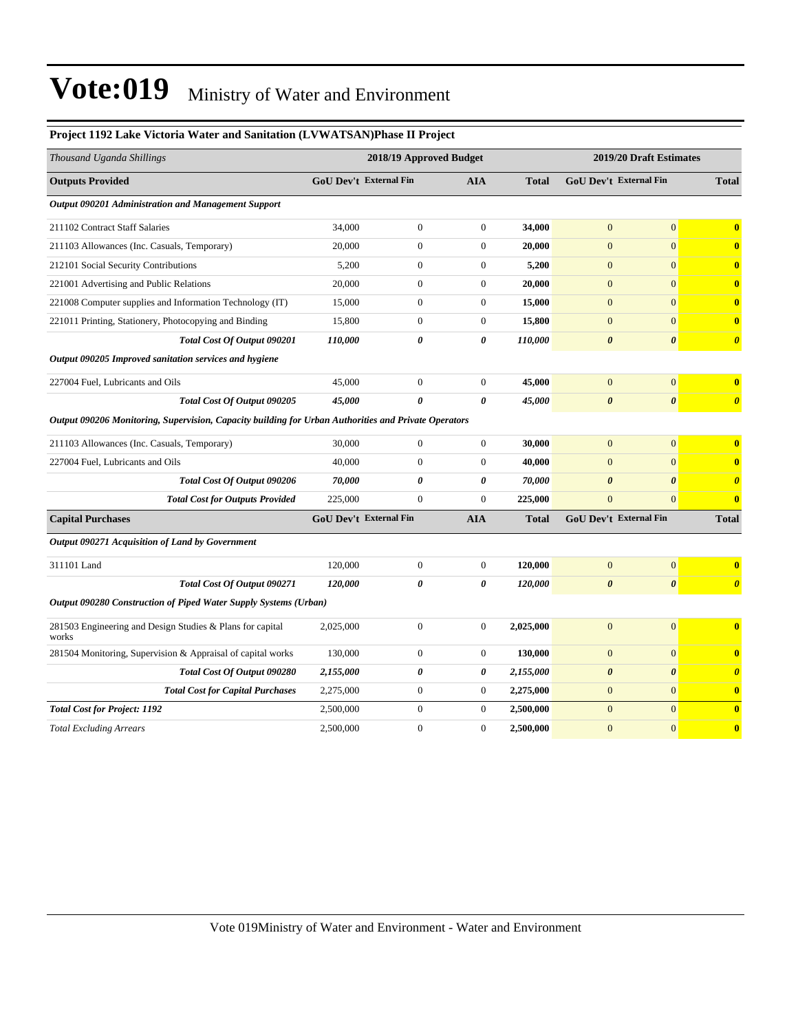# Vote:019 Ministry of Water and Environment

**Project 1192 Lake Victoria Water and Sanitation (LVWATSAN)Phase II Project**

| *Thousand Uganda Shillings* | 2018/19 Approved Budget | | | | 2019/20 Draft Estimates | | |
|---|---|---|---|---|---|---|---|
| **Outputs Provided** | **GoU Dev't** | **External Fin** | **AIA** | **Total** | **GoU Dev't** | **External Fin** | **Total** |
| ***Output 090201 Administration and Management Support*** | | | | | | | |
| 211102 Contract Staff Salaries | 34,000 | 0 | 0 | **34,000** | 0 | 0 | **0** |
| 211103 Allowances (Inc. Casuals, Temporary) | 20,000 | 0 | 0 | **20,000** | 0 | 0 | **0** |
| 212101 Social Security Contributions | 5,200 | 0 | 0 | **5,200** | 0 | 0 | **0** |
| 221001 Advertising and Public Relations | 20,000 | 0 | 0 | **20,000** | 0 | 0 | **0** |
| 221008 Computer supplies and Information Technology (IT) | 15,000 | 0 | 0 | **15,000** | 0 | 0 | **0** |
| 221011 Printing, Stationery, Photocopying and Binding | 15,800 | 0 | 0 | **15,800** | 0 | 0 | **0** |
| ***Total Cost Of Output 090201*** | ***110,000*** | ***0*** | ***0*** | ***110,000*** | ***0*** | ***0*** | ***0*** |
| ***Output 090205 Improved sanitation services and hygiene*** | | | | | | | |
| 227004 Fuel, Lubricants and Oils | 45,000 | 0 | 0 | **45,000** | 0 | 0 | **0** |
| ***Total Cost Of Output 090205*** | ***45,000*** | ***0*** | ***0*** | ***45,000*** | ***0*** | ***0*** | ***0*** |
| ***Output 090206 Monitoring, Supervision, Capacity building for Urban Authorities and Private Operators*** | | | | | | | |
| 211103 Allowances (Inc. Casuals, Temporary) | 30,000 | 0 | 0 | **30,000** | 0 | 0 | **0** |
| 227004 Fuel, Lubricants and Oils | 40,000 | 0 | 0 | **40,000** | 0 | 0 | **0** |
| ***Total Cost Of Output 090206*** | ***70,000*** | ***0*** | ***0*** | ***70,000*** | ***0*** | ***0*** | ***0*** |
| ***Total Cost for Outputs Provided*** | 225,000 | 0 | 0 | **225,000** | 0 | 0 | **0** |
| **Capital Purchases** | **GoU Dev't** | **External Fin** | **AIA** | **Total** | **GoU Dev't** | **External Fin** | **Total** |
| ***Output 090271 Acquisition of Land by Government*** | | | | | | | |
| 311101 Land | 120,000 | 0 | 0 | **120,000** | 0 | 0 | **0** |
| ***Total Cost Of Output 090271*** | ***120,000*** | ***0*** | ***0*** | ***120,000*** | ***0*** | ***0*** | ***0*** |
| ***Output 090280 Construction of Piped Water Supply Systems (Urban)*** | | | | | | | |
| 281503 Engineering and Design Studies & Plans for capital works | 2,025,000 | 0 | 0 | **2,025,000** | 0 | 0 | **0** |
| 281504 Monitoring, Supervision & Appraisal of capital works | 130,000 | 0 | 0 | **130,000** | 0 | 0 | **0** |
| ***Total Cost Of Output 090280*** | ***2,155,000*** | ***0*** | ***0*** | ***2,155,000*** | ***0*** | ***0*** | ***0*** |
| ***Total Cost for Capital Purchases*** | 2,275,000 | 0 | 0 | **2,275,000** | 0 | 0 | **0** |
| ***Total Cost for Project: 1192*** | 2,500,000 | 0 | 0 | **2,500,000** | 0 | 0 | **0** |
| *Total Excluding Arrears* | 2,500,000 | 0 | 0 | **2,500,000** | 0 | 0 | **0** |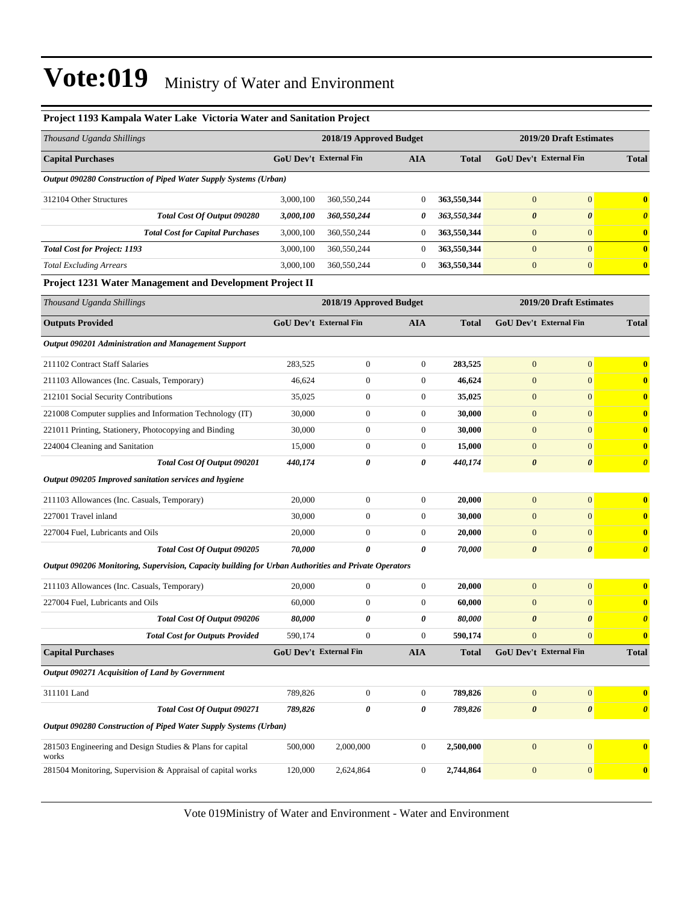# Vote:019 Ministry of Water and Environment

### Project 1193 Kampala Water Lake Victoria Water and Sanitation Project

| *Thousand Uganda Shillings* | 2018/19 Approved Budget | | | | 2019/20 Draft Estimates | | |
|---|---|---|---|---|---|---|---|
| **Capital Purchases** | **GoU Dev't** | **External Fin** | **AIA** | **Total** | **GoU Dev't** | **External Fin** | **Total** |
| ***Output 090280 Construction of Piped Water Supply Systems (Urban)*** | | | | | | | |
| 312104 Other Structures | 3,000,100 | 360,550,244 | 0 | **363,550,344** | 0 | 0 | **0** |
| ***Total Cost Of Output 090280*** | ***3,000,100*** | ***360,550,244*** | ***0*** | ***363,550,344*** | ***0*** | ***0*** | ***0*** |
| ***Total Cost for Capital Purchases*** | 3,000,100 | 360,550,244 | 0 | **363,550,344** | 0 | 0 | **0** |
| ***Total Cost for Project: 1193*** | 3,000,100 | 360,550,244 | 0 | **363,550,344** | 0 | 0 | **0** |
| *Total Excluding Arrears* | 3,000,100 | 360,550,244 | 0 | **363,550,344** | 0 | 0 | **0** |

### Project 1231 Water Management and Development Project II

| *Thousand Uganda Shillings* | 2018/19 Approved Budget | | | | 2019/20 Draft Estimates | | |
|---|---|---|---|---|---|---|---|
| **Outputs Provided** | **GoU Dev't** | **External Fin** | **AIA** | **Total** | **GoU Dev't** | **External Fin** | **Total** |
| ***Output 090201 Administration and Management Support*** | | | | | | | |
| 211102 Contract Staff Salaries | 283,525 | 0 | 0 | **283,525** | 0 | 0 | **0** |
| 211103 Allowances (Inc. Casuals, Temporary) | 46,624 | 0 | 0 | **46,624** | 0 | 0 | **0** |
| 212101 Social Security Contributions | 35,025 | 0 | 0 | **35,025** | 0 | 0 | **0** |
| 221008 Computer supplies and Information Technology (IT) | 30,000 | 0 | 0 | **30,000** | 0 | 0 | **0** |
| 221011 Printing, Stationery, Photocopying and Binding | 30,000 | 0 | 0 | **30,000** | 0 | 0 | **0** |
| 224004 Cleaning and Sanitation | 15,000 | 0 | 0 | **15,000** | 0 | 0 | **0** |
| ***Total Cost Of Output 090201*** | ***440,174*** | ***0*** | ***0*** | ***440,174*** | ***0*** | ***0*** | ***0*** |
| ***Output 090205 Improved sanitation services and hygiene*** | | | | | | | |
| 211103 Allowances (Inc. Casuals, Temporary) | 20,000 | 0 | 0 | **20,000** | 0 | 0 | **0** |
| 227001 Travel inland | 30,000 | 0 | 0 | **30,000** | 0 | 0 | **0** |
| 227004 Fuel, Lubricants and Oils | 20,000 | 0 | 0 | **20,000** | 0 | 0 | **0** |
| ***Total Cost Of Output 090205*** | ***70,000*** | ***0*** | ***0*** | ***70,000*** | ***0*** | ***0*** | ***0*** |
| ***Output 090206 Monitoring, Supervision, Capacity building for Urban Authorities and Private Operators*** | | | | | | | |
| 211103 Allowances (Inc. Casuals, Temporary) | 20,000 | 0 | 0 | **20,000** | 0 | 0 | **0** |
| 227004 Fuel, Lubricants and Oils | 60,000 | 0 | 0 | **60,000** | 0 | 0 | **0** |
| ***Total Cost Of Output 090206*** | ***80,000*** | ***0*** | ***0*** | ***80,000*** | ***0*** | ***0*** | ***0*** |
| ***Total Cost for Outputs Provided*** | 590,174 | 0 | 0 | **590,174** | 0 | 0 | **0** |
| **Capital Purchases** | **GoU Dev't** | **External Fin** | **AIA** | **Total** | **GoU Dev't** | **External Fin** | **Total** |
| ***Output 090271 Acquisition of Land by Government*** | | | | | | | |
| 311101 Land | 789,826 | 0 | 0 | **789,826** | 0 | 0 | **0** |
| ***Total Cost Of Output 090271*** | ***789,826*** | ***0*** | ***0*** | ***789,826*** | ***0*** | ***0*** | ***0*** |
| ***Output 090280 Construction of Piped Water Supply Systems (Urban)*** | | | | | | | |
| 281503 Engineering and Design Studies & Plans for capital works | 500,000 | 2,000,000 | 0 | **2,500,000** | 0 | 0 | **0** |
| 281504 Monitoring, Supervision & Appraisal of capital works | 120,000 | 2,624,864 | 0 | **2,744,864** | 0 | 0 | **0** |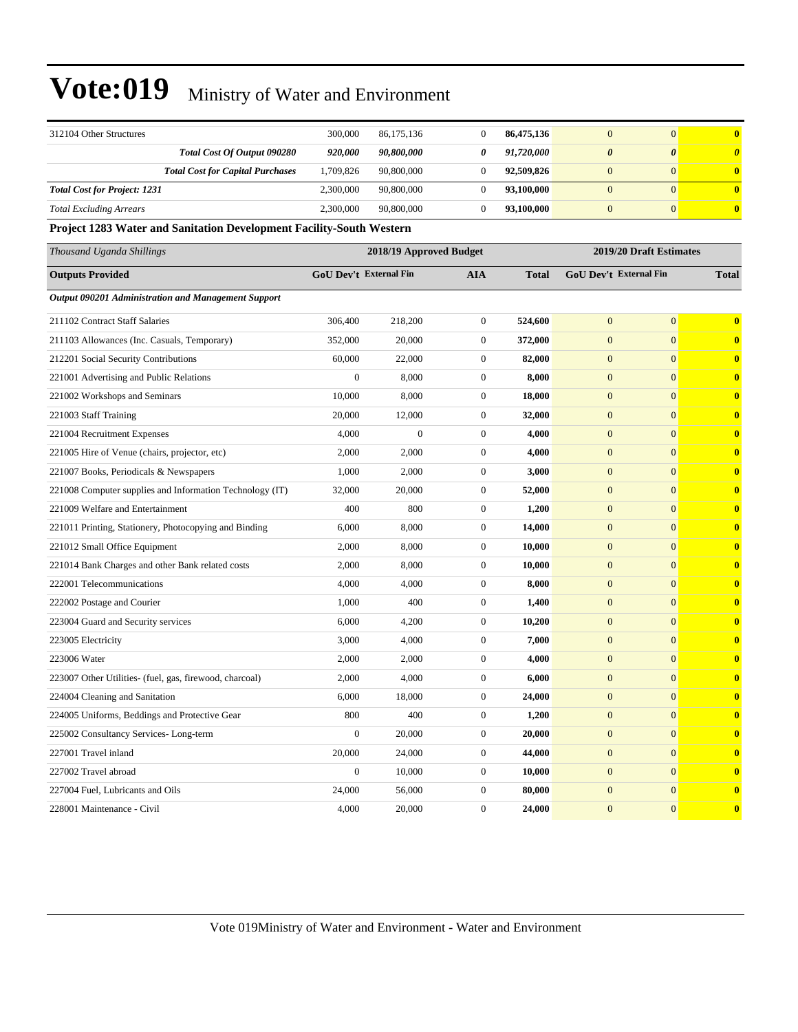| | | | | | | | |
|---|---|---|---|---|---|---|---|
| 312104 Other Structures | 300,000 | 86,175,136 | 0 | **86,475,136** | 0 | 0 | **0** |
| ***Total Cost Of Output 090280*** | ***920,000*** | ***90,800,000*** | ***0*** | ***91,720,000*** | ***0*** | ***0*** | ***0*** |
| ***Total Cost for Capital Purchases*** | 1,709,826 | 90,800,000 | 0 | **92,509,826** | 0 | 0 | **0** |
| ***Total Cost for Project: 1231*** | 2,300,000 | 90,800,000 | 0 | **93,100,000** | 0 | 0 | **0** |
| *Total Excluding Arrears* | 2,300,000 | 90,800,000 | 0 | **93,100,000** | 0 | 0 | **0** |

**Project 1283 Water and Sanitation Development Facility-South Western**

| *Thousand Uganda Shillings* | 2018/19 Approved Budget | | | | 2019/20 Draft Estimates | | |
|---|---|---|---|---|---|---|---|
| **Outputs Provided** | **GoU Dev't** | **External Fin** | **AIA** | **Total** | **GoU Dev't** | **External Fin** | **Total** |
| ***Output 090201 Administration and Management Support*** | | | | | | | |
| 211102 Contract Staff Salaries | 306,400 | 218,200 | 0 | **524,600** | 0 | 0 | **0** |
| 211103 Allowances (Inc. Casuals, Temporary) | 352,000 | 20,000 | 0 | **372,000** | 0 | 0 | **0** |
| 212201 Social Security Contributions | 60,000 | 22,000 | 0 | **82,000** | 0 | 0 | **0** |
| 221001 Advertising and Public Relations | 0 | 8,000 | 0 | **8,000** | 0 | 0 | **0** |
| 221002 Workshops and Seminars | 10,000 | 8,000 | 0 | **18,000** | 0 | 0 | **0** |
| 221003 Staff Training | 20,000 | 12,000 | 0 | **32,000** | 0 | 0 | **0** |
| 221004 Recruitment Expenses | 4,000 | 0 | 0 | **4,000** | 0 | 0 | **0** |
| 221005 Hire of Venue (chairs, projector, etc) | 2,000 | 2,000 | 0 | **4,000** | 0 | 0 | **0** |
| 221007 Books, Periodicals & Newspapers | 1,000 | 2,000 | 0 | **3,000** | 0 | 0 | **0** |
| 221008 Computer supplies and Information Technology (IT) | 32,000 | 20,000 | 0 | **52,000** | 0 | 0 | **0** |
| 221009 Welfare and Entertainment | 400 | 800 | 0 | **1,200** | 0 | 0 | **0** |
| 221011 Printing, Stationery, Photocopying and Binding | 6,000 | 8,000 | 0 | **14,000** | 0 | 0 | **0** |
| 221012 Small Office Equipment | 2,000 | 8,000 | 0 | **10,000** | 0 | 0 | **0** |
| 221014 Bank Charges and other Bank related costs | 2,000 | 8,000 | 0 | **10,000** | 0 | 0 | **0** |
| 222001 Telecommunications | 4,000 | 4,000 | 0 | **8,000** | 0 | 0 | **0** |
| 222002 Postage and Courier | 1,000 | 400 | 0 | **1,400** | 0 | 0 | **0** |
| 223004 Guard and Security services | 6,000 | 4,200 | 0 | **10,200** | 0 | 0 | **0** |
| 223005 Electricity | 3,000 | 4,000 | 0 | **7,000** | 0 | 0 | **0** |
| 223006 Water | 2,000 | 2,000 | 0 | **4,000** | 0 | 0 | **0** |
| 223007 Other Utilities- (fuel, gas, firewood, charcoal) | 2,000 | 4,000 | 0 | **6,000** | 0 | 0 | **0** |
| 224004 Cleaning and Sanitation | 6,000 | 18,000 | 0 | **24,000** | 0 | 0 | **0** |
| 224005 Uniforms, Beddings and Protective Gear | 800 | 400 | 0 | **1,200** | 0 | 0 | **0** |
| 225002 Consultancy Services- Long-term | 0 | 20,000 | 0 | **20,000** | 0 | 0 | **0** |
| 227001 Travel inland | 20,000 | 24,000 | 0 | **44,000** | 0 | 0 | **0** |
| 227002 Travel abroad | 0 | 10,000 | 0 | **10,000** | 0 | 0 | **0** |
| 227004 Fuel, Lubricants and Oils | 24,000 | 56,000 | 0 | **80,000** | 0 | 0 | **0** |
| 228001 Maintenance - Civil | 4,000 | 20,000 | 0 | **24,000** | 0 | 0 | **0** |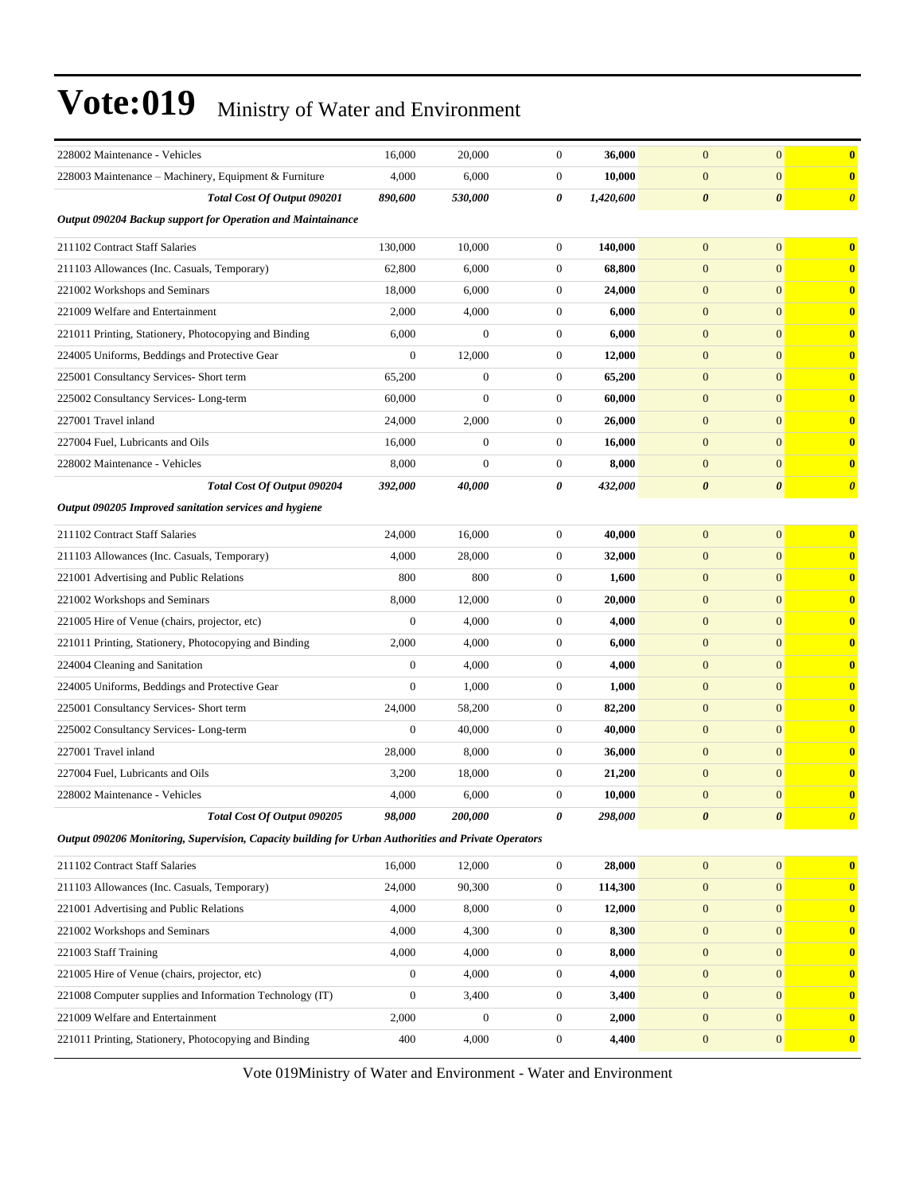| | | | | | | | |
|---|---|---|---|---|---|---|---|
| 228002 Maintenance - Vehicles | 16,000 | 20,000 | 0 | **36,000** | 0 | 0 | **0** |
| 228003 Maintenance – Machinery, Equipment & Furniture | 4,000 | 6,000 | 0 | **10,000** | 0 | 0 | **0** |
| ***Total Cost Of Output 090201*** | ***890,600*** | ***530,000*** | ***0*** | ***1,420,600*** | ***0*** | ***0*** | ***0*** |
| ***Output 090204 Backup support for Operation and Maintainance*** | | | | | | | |
| 211102 Contract Staff Salaries | 130,000 | 10,000 | 0 | **140,000** | 0 | 0 | **0** |
| 211103 Allowances (Inc. Casuals, Temporary) | 62,800 | 6,000 | 0 | **68,800** | 0 | 0 | **0** |
| 221002 Workshops and Seminars | 18,000 | 6,000 | 0 | **24,000** | 0 | 0 | **0** |
| 221009 Welfare and Entertainment | 2,000 | 4,000 | 0 | **6,000** | 0 | 0 | **0** |
| 221011 Printing, Stationery, Photocopying and Binding | 6,000 | 0 | 0 | **6,000** | 0 | 0 | **0** |
| 224005 Uniforms, Beddings and Protective Gear | 0 | 12,000 | 0 | **12,000** | 0 | 0 | **0** |
| 225001 Consultancy Services- Short term | 65,200 | 0 | 0 | **65,200** | 0 | 0 | **0** |
| 225002 Consultancy Services- Long-term | 60,000 | 0 | 0 | **60,000** | 0 | 0 | **0** |
| 227001 Travel inland | 24,000 | 2,000 | 0 | **26,000** | 0 | 0 | **0** |
| 227004 Fuel, Lubricants and Oils | 16,000 | 0 | 0 | **16,000** | 0 | 0 | **0** |
| 228002 Maintenance - Vehicles | 8,000 | 0 | 0 | **8,000** | 0 | 0 | **0** |
| ***Total Cost Of Output 090204*** | ***392,000*** | ***40,000*** | ***0*** | ***432,000*** | ***0*** | ***0*** | ***0*** |
| ***Output 090205 Improved sanitation services and hygiene*** | | | | | | | |
| 211102 Contract Staff Salaries | 24,000 | 16,000 | 0 | **40,000** | 0 | 0 | **0** |
| 211103 Allowances (Inc. Casuals, Temporary) | 4,000 | 28,000 | 0 | **32,000** | 0 | 0 | **0** |
| 221001 Advertising and Public Relations | 800 | 800 | 0 | **1,600** | 0 | 0 | **0** |
| 221002 Workshops and Seminars | 8,000 | 12,000 | 0 | **20,000** | 0 | 0 | **0** |
| 221005 Hire of Venue (chairs, projector, etc) | 0 | 4,000 | 0 | **4,000** | 0 | 0 | **0** |
| 221011 Printing, Stationery, Photocopying and Binding | 2,000 | 4,000 | 0 | **6,000** | 0 | 0 | **0** |
| 224004 Cleaning and Sanitation | 0 | 4,000 | 0 | **4,000** | 0 | 0 | **0** |
| 224005 Uniforms, Beddings and Protective Gear | 0 | 1,000 | 0 | **1,000** | 0 | 0 | **0** |
| 225001 Consultancy Services- Short term | 24,000 | 58,200 | 0 | **82,200** | 0 | 0 | **0** |
| 225002 Consultancy Services- Long-term | 0 | 40,000 | 0 | **40,000** | 0 | 0 | **0** |
| 227001 Travel inland | 28,000 | 8,000 | 0 | **36,000** | 0 | 0 | **0** |
| 227004 Fuel, Lubricants and Oils | 3,200 | 18,000 | 0 | **21,200** | 0 | 0 | **0** |
| 228002 Maintenance - Vehicles | 4,000 | 6,000 | 0 | **10,000** | 0 | 0 | **0** |
| ***Total Cost Of Output 090205*** | ***98,000*** | ***200,000*** | ***0*** | ***298,000*** | ***0*** | ***0*** | ***0*** |
| ***Output 090206 Monitoring, Supervision, Capacity building for Urban Authorities and Private Operators*** | | | | | | | |
| 211102 Contract Staff Salaries | 16,000 | 12,000 | 0 | **28,000** | 0 | 0 | **0** |
| 211103 Allowances (Inc. Casuals, Temporary) | 24,000 | 90,300 | 0 | **114,300** | 0 | 0 | **0** |
| 221001 Advertising and Public Relations | 4,000 | 8,000 | 0 | **12,000** | 0 | 0 | **0** |
| 221002 Workshops and Seminars | 4,000 | 4,300 | 0 | **8,300** | 0 | 0 | **0** |
| 221003 Staff Training | 4,000 | 4,000 | 0 | **8,000** | 0 | 0 | **0** |
| 221005 Hire of Venue (chairs, projector, etc) | 0 | 4,000 | 0 | **4,000** | 0 | 0 | **0** |
| 221008 Computer supplies and Information Technology (IT) | 0 | 3,400 | 0 | **3,400** | 0 | 0 | **0** |
| 221009 Welfare and Entertainment | 2,000 | 0 | 0 | **2,000** | 0 | 0 | **0** |
| 221011 Printing, Stationery, Photocopying and Binding | 400 | 4,000 | 0 | **4,400** | 0 | 0 | **0** |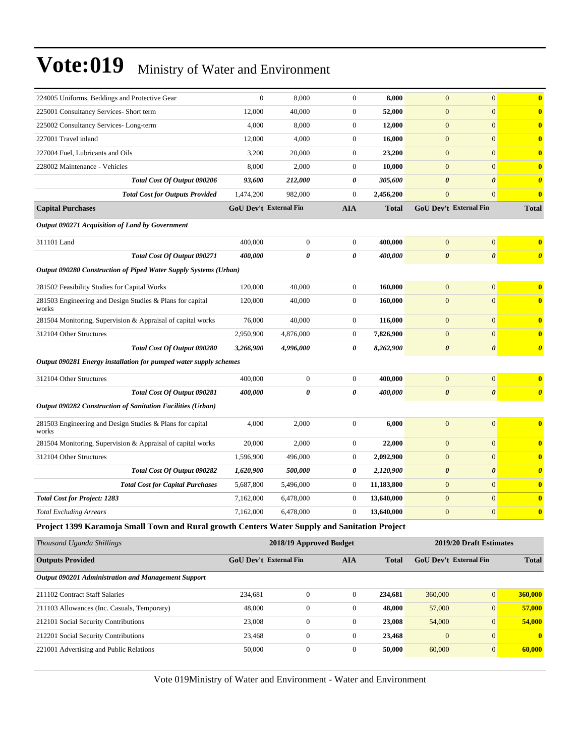# Vote:019 Ministry of Water and Environment

| | | | | | | | |
|---|---|---|---|---|---|---|---|
| 224005 Uniforms, Beddings and Protective Gear | 0 | 8,000 | 0 | **8,000** | 0 | 0 | **0** |
| 225001 Consultancy Services- Short term | 12,000 | 40,000 | 0 | **52,000** | 0 | 0 | **0** |
| 225002 Consultancy Services- Long-term | 4,000 | 8,000 | 0 | **12,000** | 0 | 0 | **0** |
| 227001 Travel inland | 12,000 | 4,000 | 0 | **16,000** | 0 | 0 | **0** |
| 227004 Fuel, Lubricants and Oils | 3,200 | 20,000 | 0 | **23,200** | 0 | 0 | **0** |
| 228002 Maintenance - Vehicles | 8,000 | 2,000 | 0 | **10,000** | 0 | 0 | **0** |
| ***Total Cost Of Output 090206*** | ***93,600*** | ***212,000*** | ***0*** | ***305,600*** | ***0*** | ***0*** | ***0*** |
| ***Total Cost for Outputs Provided*** | 1,474,200 | 982,000 | 0 | 2,456,200 | 0 | 0 | **0** |
| **Capital Purchases** | **GoU Dev't** | **External Fin** | **AIA** | **Total** | **GoU Dev't** | **External Fin** | **Total** |
| ***Output 090271 Acquisition of Land by Government*** | | | | | | | |
| 311101 Land | 400,000 | 0 | 0 | **400,000** | 0 | 0 | **0** |
| ***Total Cost Of Output 090271*** | ***400,000*** | ***0*** | ***0*** | ***400,000*** | ***0*** | ***0*** | ***0*** |
| ***Output 090280 Construction of Piped Water Supply Systems (Urban)*** | | | | | | | |
| 281502 Feasibility Studies for Capital Works | 120,000 | 40,000 | 0 | **160,000** | 0 | 0 | **0** |
| 281503 Engineering and Design Studies & Plans for capital works | 120,000 | 40,000 | 0 | **160,000** | 0 | 0 | **0** |
| 281504 Monitoring, Supervision & Appraisal of capital works | 76,000 | 40,000 | 0 | **116,000** | 0 | 0 | **0** |
| 312104 Other Structures | 2,950,900 | 4,876,000 | 0 | **7,826,900** | 0 | 0 | **0** |
| ***Total Cost Of Output 090280*** | ***3,266,900*** | ***4,996,000*** | ***0*** | ***8,262,900*** | ***0*** | ***0*** | ***0*** |
| ***Output 090281 Energy installation for pumped water supply schemes*** | | | | | | | |
| 312104 Other Structures | 400,000 | 0 | 0 | **400,000** | 0 | 0 | **0** |
| ***Total Cost Of Output 090281*** | ***400,000*** | ***0*** | ***0*** | ***400,000*** | ***0*** | ***0*** | ***0*** |
| ***Output 090282 Construction of Sanitation Facilities (Urban)*** | | | | | | | |
| 281503 Engineering and Design Studies & Plans for capital works | 4,000 | 2,000 | 0 | **6,000** | 0 | 0 | **0** |
| 281504 Monitoring, Supervision & Appraisal of capital works | 20,000 | 2,000 | 0 | **22,000** | 0 | 0 | **0** |
| 312104 Other Structures | 1,596,900 | 496,000 | 0 | **2,092,900** | 0 | 0 | **0** |
| ***Total Cost Of Output 090282*** | ***1,620,900*** | ***500,000*** | ***0*** | ***2,120,900*** | ***0*** | ***0*** | ***0*** |
| ***Total Cost for Capital Purchases*** | 5,687,800 | 5,496,000 | 0 | 11,183,800 | 0 | 0 | **0** |
| ***Total Cost for Project: 1283*** | 7,162,000 | 6,478,000 | 0 | 13,640,000 | 0 | 0 | **0** |
| *Total Excluding Arrears* | 7,162,000 | 6,478,000 | 0 | 13,640,000 | 0 | 0 | **0** |

**Project 1399 Karamoja Small Town and Rural growth Centers Water Supply and Sanitation Project**

| *Thousand Uganda Shillings* | 2018/19 Approved Budget | | | | 2019/20 Draft Estimates | | |
|---|---|---|---|---|---|---|---|
| **Outputs Provided** | **GoU Dev't** | **External Fin** | **AIA** | **Total** | **GoU Dev't** | **External Fin** | **Total** |
| ***Output 090201 Administration and Management Support*** | | | | | | | |
| 211102 Contract Staff Salaries | 234,681 | 0 | 0 | **234,681** | 360,000 | 0 | **360,000** |
| 211103 Allowances (Inc. Casuals, Temporary) | 48,000 | 0 | 0 | **48,000** | 57,000 | 0 | **57,000** |
| 212101 Social Security Contributions | 23,008 | 0 | 0 | **23,008** | 54,000 | 0 | **54,000** |
| 212201 Social Security Contributions | 23,468 | 0 | 0 | **23,468** | 0 | 0 | **0** |
| 221001 Advertising and Public Relations | 50,000 | 0 | 0 | **50,000** | 60,000 | 0 | **60,000** |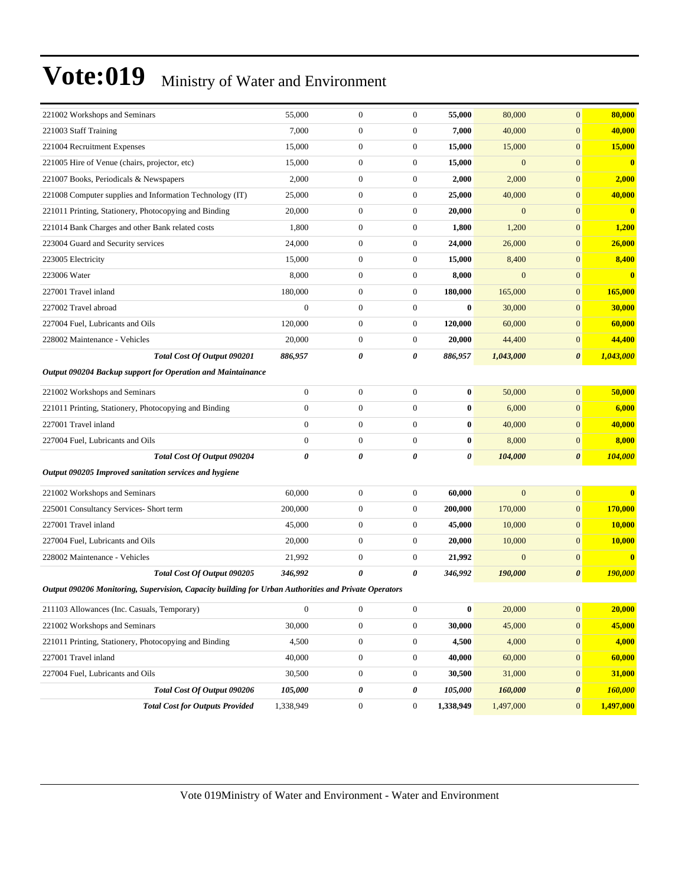# Vote:019 Ministry of Water and Environment

| | | | | | | | |
|---|---|---|---|---|---|---|---|
| 221002 Workshops and Seminars | 55,000 | 0 | 0 | **55,000** | 80,000 | 0 | **80,000** |
| 221003 Staff Training | 7,000 | 0 | 0 | **7,000** | 40,000 | 0 | **40,000** |
| 221004 Recruitment Expenses | 15,000 | 0 | 0 | **15,000** | 15,000 | 0 | **15,000** |
| 221005 Hire of Venue (chairs, projector, etc) | 15,000 | 0 | 0 | **15,000** | 0 | 0 | **0** |
| 221007 Books, Periodicals & Newspapers | 2,000 | 0 | 0 | **2,000** | 2,000 | 0 | **2,000** |
| 221008 Computer supplies and Information Technology (IT) | 25,000 | 0 | 0 | **25,000** | 40,000 | 0 | **40,000** |
| 221011 Printing, Stationery, Photocopying and Binding | 20,000 | 0 | 0 | **20,000** | 0 | 0 | **0** |
| 221014 Bank Charges and other Bank related costs | 1,800 | 0 | 0 | **1,800** | 1,200 | 0 | **1,200** |
| 223004 Guard and Security services | 24,000 | 0 | 0 | **24,000** | 26,000 | 0 | **26,000** |
| 223005 Electricity | 15,000 | 0 | 0 | **15,000** | 8,400 | 0 | **8,400** |
| 223006 Water | 8,000 | 0 | 0 | **8,000** | 0 | 0 | **0** |
| 227001 Travel inland | 180,000 | 0 | 0 | **180,000** | 165,000 | 0 | **165,000** |
| 227002 Travel abroad | 0 | 0 | 0 | **0** | 30,000 | 0 | **30,000** |
| 227004 Fuel, Lubricants and Oils | 120,000 | 0 | 0 | **120,000** | 60,000 | 0 | **60,000** |
| 228002 Maintenance - Vehicles | 20,000 | 0 | 0 | **20,000** | 44,400 | 0 | **44,400** |
| ***Total Cost Of Output 090201*** | ***886,957*** | ***0*** | ***0*** | ***886,957*** | ***1,043,000*** | ***0*** | ***1,043,000*** |
| ***Output 090204 Backup support for Operation and Maintainance*** | | | | | | | |
| 221002 Workshops and Seminars | 0 | 0 | 0 | **0** | 50,000 | 0 | **50,000** |
| 221011 Printing, Stationery, Photocopying and Binding | 0 | 0 | 0 | **0** | 6,000 | 0 | **6,000** |
| 227001 Travel inland | 0 | 0 | 0 | **0** | 40,000 | 0 | **40,000** |
| 227004 Fuel, Lubricants and Oils | 0 | 0 | 0 | **0** | 8,000 | 0 | **8,000** |
| ***Total Cost Of Output 090204*** | ***0*** | ***0*** | ***0*** | ***0*** | ***104,000*** | ***0*** | ***104,000*** |
| ***Output 090205 Improved sanitation services and hygiene*** | | | | | | | |
| 221002 Workshops and Seminars | 60,000 | 0 | 0 | **60,000** | 0 | 0 | **0** |
| 225001 Consultancy Services- Short term | 200,000 | 0 | 0 | **200,000** | 170,000 | 0 | **170,000** |
| 227001 Travel inland | 45,000 | 0 | 0 | **45,000** | 10,000 | 0 | **10,000** |
| 227004 Fuel, Lubricants and Oils | 20,000 | 0 | 0 | **20,000** | 10,000 | 0 | **10,000** |
| 228002 Maintenance - Vehicles | 21,992 | 0 | 0 | **21,992** | 0 | 0 | **0** |
| ***Total Cost Of Output 090205*** | ***346,992*** | ***0*** | ***0*** | ***346,992*** | ***190,000*** | ***0*** | ***190,000*** |
| ***Output 090206 Monitoring, Supervision, Capacity building for Urban Authorities and Private Operators*** | | | | | | | |
| 211103 Allowances (Inc. Casuals, Temporary) | 0 | 0 | 0 | **0** | 20,000 | 0 | **20,000** |
| 221002 Workshops and Seminars | 30,000 | 0 | 0 | **30,000** | 45,000 | 0 | **45,000** |
| 221011 Printing, Stationery, Photocopying and Binding | 4,500 | 0 | 0 | **4,500** | 4,000 | 0 | **4,000** |
| 227001 Travel inland | 40,000 | 0 | 0 | **40,000** | 60,000 | 0 | **60,000** |
| 227004 Fuel, Lubricants and Oils | 30,500 | 0 | 0 | **30,500** | 31,000 | 0 | **31,000** |
| ***Total Cost Of Output 090206*** | ***105,000*** | ***0*** | ***0*** | ***105,000*** | ***160,000*** | ***0*** | ***160,000*** |
| ***Total Cost for Outputs Provided*** | 1,338,949 | 0 | 0 | **1,338,949** | 1,497,000 | 0 | **1,497,000** |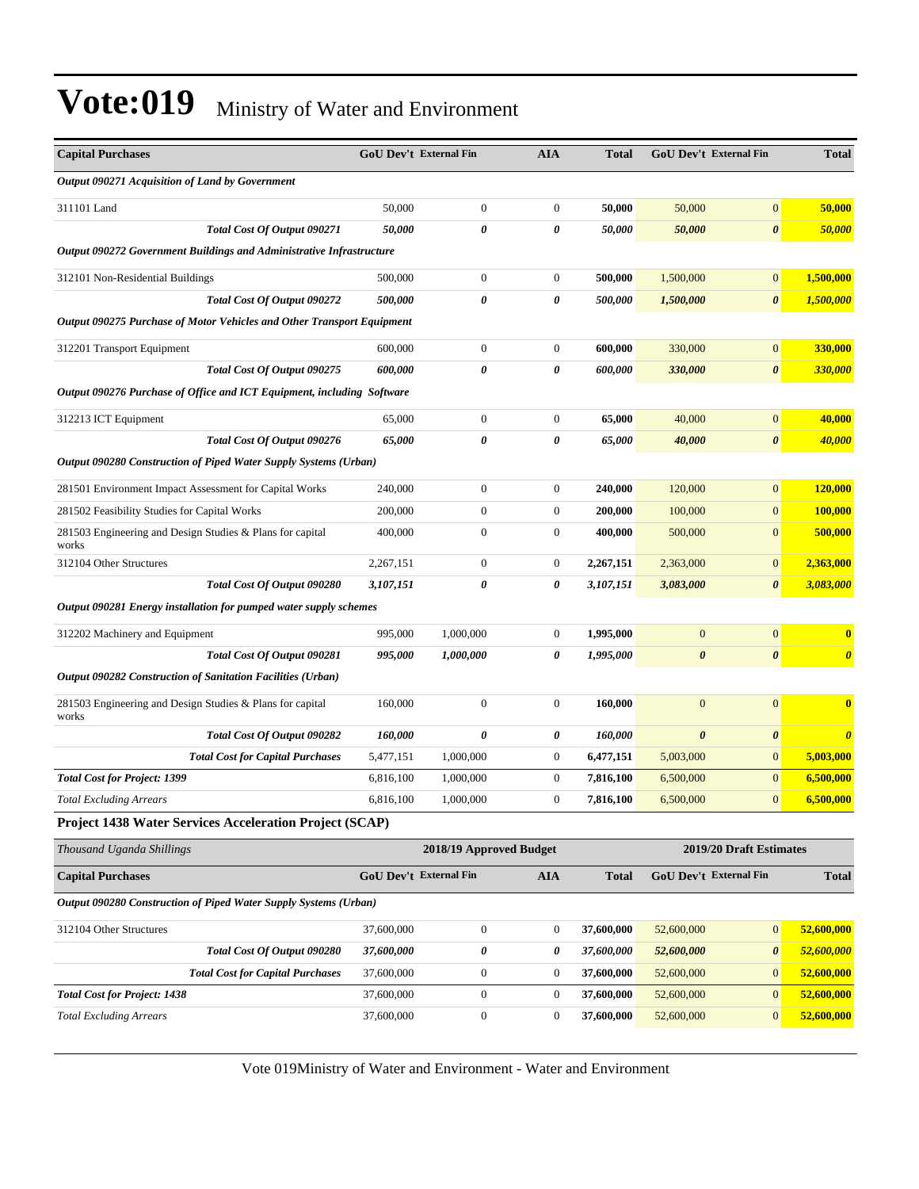# Vote:019 Ministry of Water and Environment

| Capital Purchases | GoU Dev't | External Fin | AIA | Total | GoU Dev't | External Fin | Total |
|---|---|---|---|---|---|---|---|
| *Output 090271 Acquisition of Land by Government* | | | | | | | |
| 311101 Land | 50,000 | 0 | 0 | **50,000** | 50,000 | 0 | **50,000** |
| ***Total Cost Of Output 090271*** | ***50,000*** | ***0*** | ***0*** | ***50,000*** | ***50,000*** | ***0*** | ***50,000*** |
| *Output 090272 Government Buildings and Administrative Infrastructure* | | | | | | | |
| 312101 Non-Residential Buildings | 500,000 | 0 | 0 | **500,000** | 1,500,000 | 0 | **1,500,000** |
| ***Total Cost Of Output 090272*** | ***500,000*** | ***0*** | ***0*** | ***500,000*** | ***1,500,000*** | ***0*** | ***1,500,000*** |
| *Output 090275 Purchase of Motor Vehicles and Other Transport Equipment* | | | | | | | |
| 312201 Transport Equipment | 600,000 | 0 | 0 | **600,000** | 330,000 | 0 | **330,000** |
| ***Total Cost Of Output 090275*** | ***600,000*** | ***0*** | ***0*** | ***600,000*** | ***330,000*** | ***0*** | ***330,000*** |
| *Output 090276 Purchase of Office and ICT Equipment, including Software* | | | | | | | |
| 312213 ICT Equipment | 65,000 | 0 | 0 | **65,000** | 40,000 | 0 | **40,000** |
| ***Total Cost Of Output 090276*** | ***65,000*** | ***0*** | ***0*** | ***65,000*** | ***40,000*** | ***0*** | ***40,000*** |
| *Output 090280 Construction of Piped Water Supply Systems (Urban)* | | | | | | | |
| 281501 Environment Impact Assessment for Capital Works | 240,000 | 0 | 0 | **240,000** | 120,000 | 0 | **120,000** |
| 281502 Feasibility Studies for Capital Works | 200,000 | 0 | 0 | **200,000** | 100,000 | 0 | **100,000** |
| 281503 Engineering and Design Studies & Plans for capital works | 400,000 | 0 | 0 | **400,000** | 500,000 | 0 | **500,000** |
| 312104 Other Structures | 2,267,151 | 0 | 0 | **2,267,151** | 2,363,000 | 0 | **2,363,000** |
| ***Total Cost Of Output 090280*** | ***3,107,151*** | ***0*** | ***0*** | ***3,107,151*** | ***3,083,000*** | ***0*** | ***3,083,000*** |
| *Output 090281 Energy installation for pumped water supply schemes* | | | | | | | |
| 312202 Machinery and Equipment | 995,000 | 1,000,000 | 0 | **1,995,000** | 0 | 0 | **0** |
| ***Total Cost Of Output 090281*** | ***995,000*** | ***1,000,000*** | ***0*** | ***1,995,000*** | ***0*** | ***0*** | ***0*** |
| *Output 090282 Construction of Sanitation Facilities (Urban)* | | | | | | | |
| 281503 Engineering and Design Studies & Plans for capital works | 160,000 | 0 | 0 | **160,000** | 0 | 0 | **0** |
| ***Total Cost Of Output 090282*** | ***160,000*** | ***0*** | ***0*** | ***160,000*** | ***0*** | ***0*** | ***0*** |
| ***Total Cost for Capital Purchases*** | 5,477,151 | 1,000,000 | 0 | **6,477,151** | 5,003,000 | 0 | **5,003,000** |
| ***Total Cost for Project: 1399*** | 6,816,100 | 1,000,000 | 0 | **7,816,100** | 6,500,000 | 0 | **6,500,000** |
| *Total Excluding Arrears* | 6,816,100 | 1,000,000 | 0 | **7,816,100** | 6,500,000 | 0 | **6,500,000** |

## Project 1438 Water Services Acceleration Project (SCAP)

| *Thousand Uganda Shillings* | 2018/19 Approved Budget | | | | 2019/20 Draft Estimates | | |
|---|---|---|---|---|---|---|---|
| **Capital Purchases** | **GoU Dev't** | **External Fin** | **AIA** | **Total** | **GoU Dev't** | **External Fin** | **Total** |
| *Output 090280 Construction of Piped Water Supply Systems (Urban)* | | | | | | | |
| 312104 Other Structures | 37,600,000 | 0 | 0 | **37,600,000** | 52,600,000 | 0 | **52,600,000** |
| ***Total Cost Of Output 090280*** | ***37,600,000*** | ***0*** | ***0*** | ***37,600,000*** | ***52,600,000*** | ***0*** | ***52,600,000*** |
| ***Total Cost for Capital Purchases*** | 37,600,000 | 0 | 0 | **37,600,000** | 52,600,000 | 0 | **52,600,000** |
| ***Total Cost for Project: 1438*** | 37,600,000 | 0 | 0 | **37,600,000** | 52,600,000 | 0 | **52,600,000** |
| *Total Excluding Arrears* | 37,600,000 | 0 | 0 | **37,600,000** | 52,600,000 | 0 | **52,600,000** |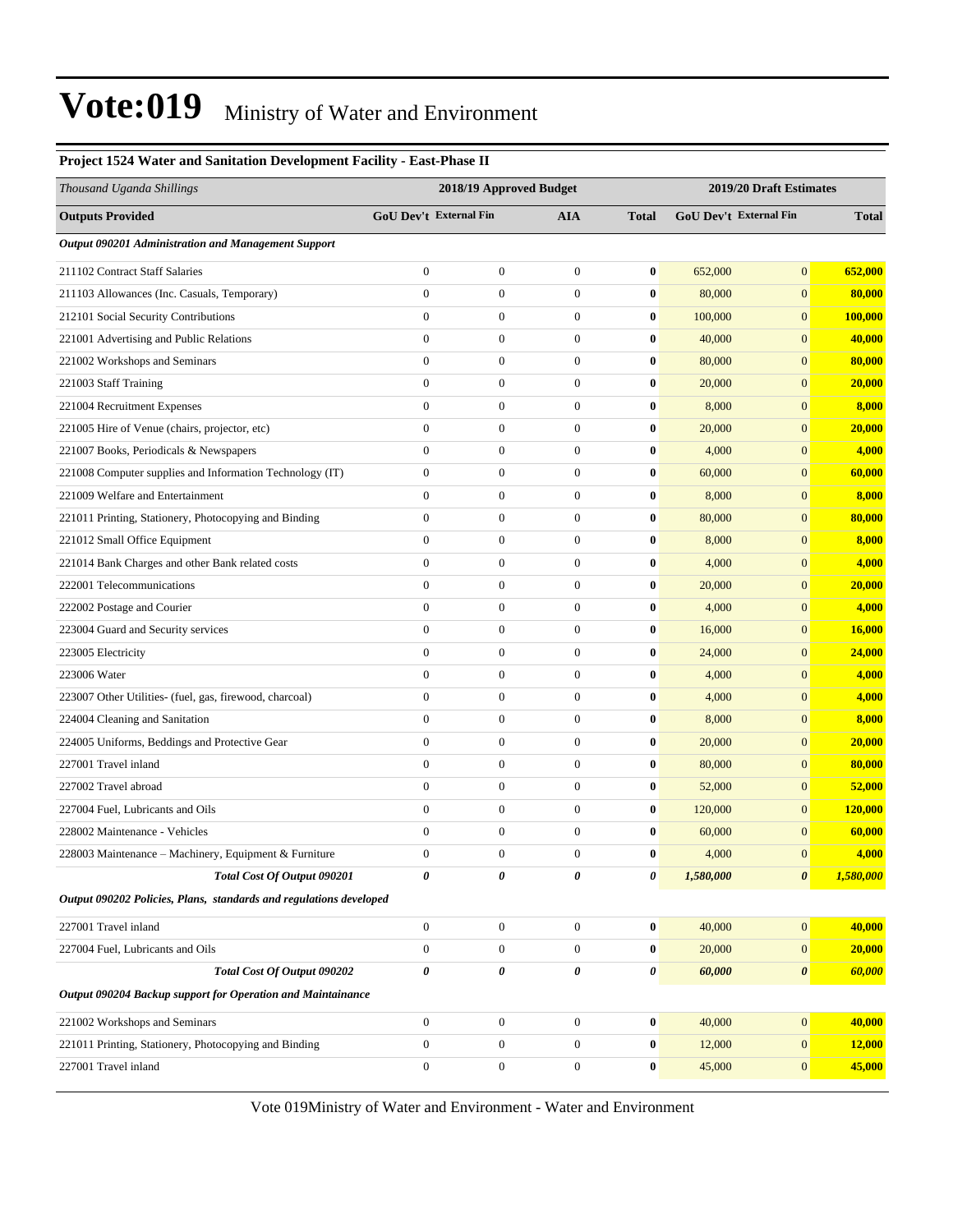# Vote:019 Ministry of Water and Environment

## Project 1524 Water and Sanitation Development Facility - East-Phase II

| *Thousand Uganda Shillings* | 2018/19 Approved Budget | | | | 2019/20 Draft Estimates | | |
|---|---|---|---|---|---|---|---|
| **Outputs Provided** | **GoU Dev't** | **External Fin** | **AIA** | **Total** | **GoU Dev't** | **External Fin** | **Total** |
| ***Output 090201 Administration and Management Support*** | | | | | | | |
| 211102 Contract Staff Salaries | 0 | 0 | 0 | **0** | 652,000 | 0 | **652,000** |
| 211103 Allowances (Inc. Casuals, Temporary) | 0 | 0 | 0 | **0** | 80,000 | 0 | **80,000** |
| 212101 Social Security Contributions | 0 | 0 | 0 | **0** | 100,000 | 0 | **100,000** |
| 221001 Advertising and Public Relations | 0 | 0 | 0 | **0** | 40,000 | 0 | **40,000** |
| 221002 Workshops and Seminars | 0 | 0 | 0 | **0** | 80,000 | 0 | **80,000** |
| 221003 Staff Training | 0 | 0 | 0 | **0** | 20,000 | 0 | **20,000** |
| 221004 Recruitment Expenses | 0 | 0 | 0 | **0** | 8,000 | 0 | **8,000** |
| 221005 Hire of Venue (chairs, projector, etc) | 0 | 0 | 0 | **0** | 20,000 | 0 | **20,000** |
| 221007 Books, Periodicals & Newspapers | 0 | 0 | 0 | **0** | 4,000 | 0 | **4,000** |
| 221008 Computer supplies and Information Technology (IT) | 0 | 0 | 0 | **0** | 60,000 | 0 | **60,000** |
| 221009 Welfare and Entertainment | 0 | 0 | 0 | **0** | 8,000 | 0 | **8,000** |
| 221011 Printing, Stationery, Photocopying and Binding | 0 | 0 | 0 | **0** | 80,000 | 0 | **80,000** |
| 221012 Small Office Equipment | 0 | 0 | 0 | **0** | 8,000 | 0 | **8,000** |
| 221014 Bank Charges and other Bank related costs | 0 | 0 | 0 | **0** | 4,000 | 0 | **4,000** |
| 222001 Telecommunications | 0 | 0 | 0 | **0** | 20,000 | 0 | **20,000** |
| 222002 Postage and Courier | 0 | 0 | 0 | **0** | 4,000 | 0 | **4,000** |
| 223004 Guard and Security services | 0 | 0 | 0 | **0** | 16,000 | 0 | **16,000** |
| 223005 Electricity | 0 | 0 | 0 | **0** | 24,000 | 0 | **24,000** |
| 223006 Water | 0 | 0 | 0 | **0** | 4,000 | 0 | **4,000** |
| 223007 Other Utilities- (fuel, gas, firewood, charcoal) | 0 | 0 | 0 | **0** | 4,000 | 0 | **4,000** |
| 224004 Cleaning and Sanitation | 0 | 0 | 0 | **0** | 8,000 | 0 | **8,000** |
| 224005 Uniforms, Beddings and Protective Gear | 0 | 0 | 0 | **0** | 20,000 | 0 | **20,000** |
| 227001 Travel inland | 0 | 0 | 0 | **0** | 80,000 | 0 | **80,000** |
| 227002 Travel abroad | 0 | 0 | 0 | **0** | 52,000 | 0 | **52,000** |
| 227004 Fuel, Lubricants and Oils | 0 | 0 | 0 | **0** | 120,000 | 0 | **120,000** |
| 228002 Maintenance - Vehicles | 0 | 0 | 0 | **0** | 60,000 | 0 | **60,000** |
| 228003 Maintenance – Machinery, Equipment & Furniture | 0 | 0 | 0 | **0** | 4,000 | 0 | **4,000** |
| ***Total Cost Of Output 090201*** | ***0*** | ***0*** | ***0*** | ***0*** | ***1,580,000*** | ***0*** | ***1,580,000*** |
| ***Output 090202 Policies, Plans, standards and regulations developed*** | | | | | | | |
| 227001 Travel inland | 0 | 0 | 0 | **0** | 40,000 | 0 | **40,000** |
| 227004 Fuel, Lubricants and Oils | 0 | 0 | 0 | **0** | 20,000 | 0 | **20,000** |
| ***Total Cost Of Output 090202*** | ***0*** | ***0*** | ***0*** | ***0*** | ***60,000*** | ***0*** | ***60,000*** |
| ***Output 090204 Backup support for Operation and Maintainance*** | | | | | | | |
| 221002 Workshops and Seminars | 0 | 0 | 0 | **0** | 40,000 | 0 | **40,000** |
| 221011 Printing, Stationery, Photocopying and Binding | 0 | 0 | 0 | **0** | 12,000 | 0 | **12,000** |
| 227001 Travel inland | 0 | 0 | 0 | **0** | 45,000 | 0 | **45,000** |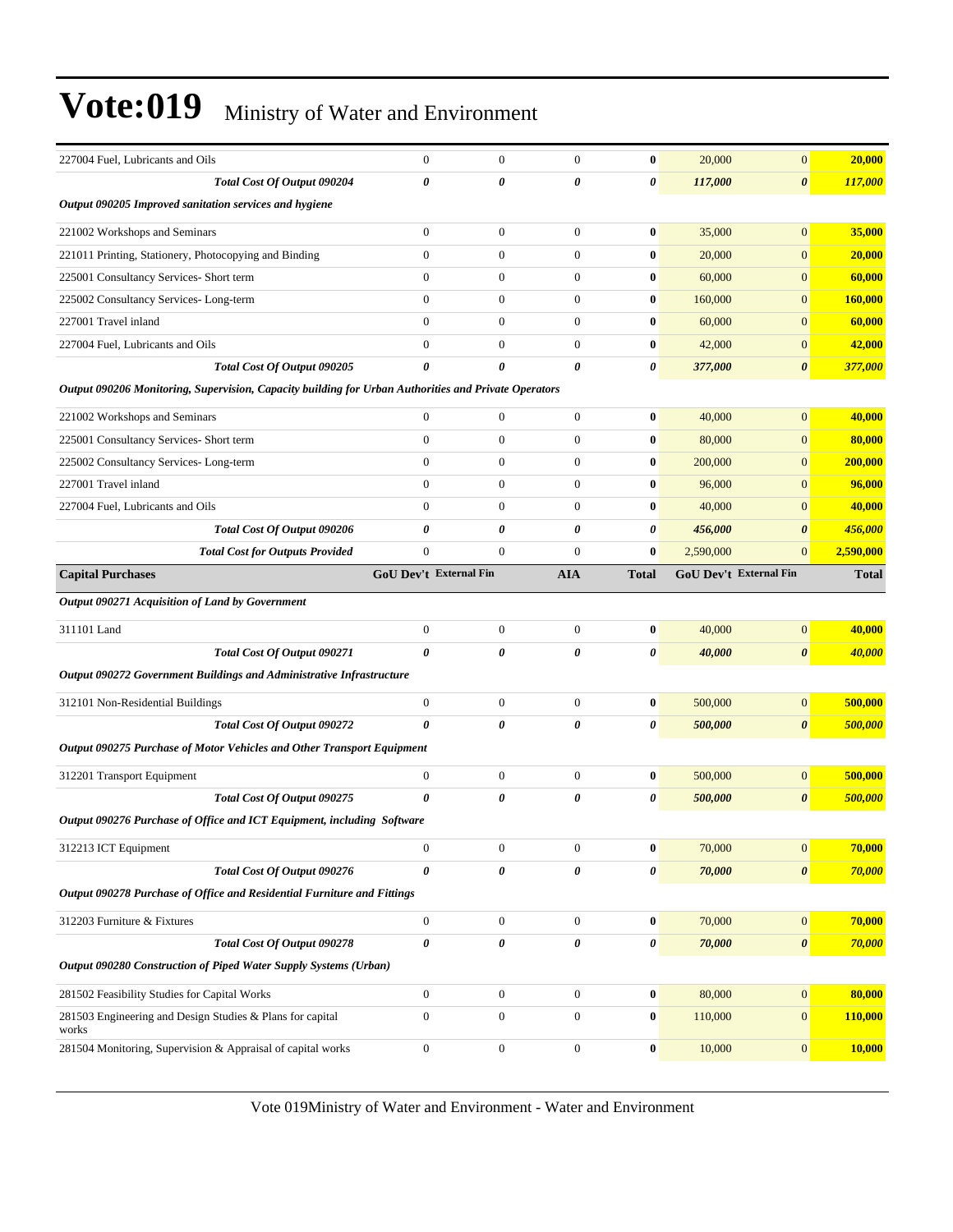# Vote:019 Ministry of Water and Environment

| | | | | | | | |
|---|---|---|---|---|---|---|---|
| 227004 Fuel, Lubricants and Oils | 0 | 0 | 0 | **0** | 20,000 | 0 | **20,000** |
| ***Total Cost Of Output 090204*** | ***0*** | ***0*** | ***0*** | ***0*** | ***117,000*** | ***0*** | ***117,000*** |
| ***Output 090205 Improved sanitation services and hygiene*** | | | | | | | |
| 221002 Workshops and Seminars | 0 | 0 | 0 | **0** | 35,000 | 0 | **35,000** |
| 221011 Printing, Stationery, Photocopying and Binding | 0 | 0 | 0 | **0** | 20,000 | 0 | **20,000** |
| 225001 Consultancy Services- Short term | 0 | 0 | 0 | **0** | 60,000 | 0 | **60,000** |
| 225002 Consultancy Services- Long-term | 0 | 0 | 0 | **0** | 160,000 | 0 | **160,000** |
| 227001 Travel inland | 0 | 0 | 0 | **0** | 60,000 | 0 | **60,000** |
| 227004 Fuel, Lubricants and Oils | 0 | 0 | 0 | **0** | 42,000 | 0 | **42,000** |
| ***Total Cost Of Output 090205*** | ***0*** | ***0*** | ***0*** | ***0*** | ***377,000*** | ***0*** | ***377,000*** |
| ***Output 090206 Monitoring, Supervision, Capacity building for Urban Authorities and Private Operators*** | | | | | | | |
| 221002 Workshops and Seminars | 0 | 0 | 0 | **0** | 40,000 | 0 | **40,000** |
| 225001 Consultancy Services- Short term | 0 | 0 | 0 | **0** | 80,000 | 0 | **80,000** |
| 225002 Consultancy Services- Long-term | 0 | 0 | 0 | **0** | 200,000 | 0 | **200,000** |
| 227001 Travel inland | 0 | 0 | 0 | **0** | 96,000 | 0 | **96,000** |
| 227004 Fuel, Lubricants and Oils | 0 | 0 | 0 | **0** | 40,000 | 0 | **40,000** |
| ***Total Cost Of Output 090206*** | ***0*** | ***0*** | ***0*** | ***0*** | ***456,000*** | ***0*** | ***456,000*** |
| ***Total Cost for Outputs Provided*** | 0 | 0 | 0 | **0** | 2,590,000 | 0 | **2,590,000** |
| **Capital Purchases** | **GoU Dev't** | **External Fin** | **AIA** | **Total** | **GoU Dev't** | **External Fin** | **Total** |
| ***Output 090271 Acquisition of Land by Government*** | | | | | | | |
| 311101 Land | 0 | 0 | 0 | **0** | 40,000 | 0 | **40,000** |
| ***Total Cost Of Output 090271*** | ***0*** | ***0*** | ***0*** | ***0*** | ***40,000*** | ***0*** | ***40,000*** |
| ***Output 090272 Government Buildings and Administrative Infrastructure*** | | | | | | | |
| 312101 Non-Residential Buildings | 0 | 0 | 0 | **0** | 500,000 | 0 | **500,000** |
| ***Total Cost Of Output 090272*** | ***0*** | ***0*** | ***0*** | ***0*** | ***500,000*** | ***0*** | ***500,000*** |
| ***Output 090275 Purchase of Motor Vehicles and Other Transport Equipment*** | | | | | | | |
| 312201 Transport Equipment | 0 | 0 | 0 | **0** | 500,000 | 0 | **500,000** |
| ***Total Cost Of Output 090275*** | ***0*** | ***0*** | ***0*** | ***0*** | ***500,000*** | ***0*** | ***500,000*** |
| ***Output 090276 Purchase of Office and ICT Equipment, including Software*** | | | | | | | |
| 312213 ICT Equipment | 0 | 0 | 0 | **0** | 70,000 | 0 | **70,000** |
| ***Total Cost Of Output 090276*** | ***0*** | ***0*** | ***0*** | ***0*** | ***70,000*** | ***0*** | ***70,000*** |
| ***Output 090278 Purchase of Office and Residential Furniture and Fittings*** | | | | | | | |
| 312203 Furniture & Fixtures | 0 | 0 | 0 | **0** | 70,000 | 0 | **70,000** |
| ***Total Cost Of Output 090278*** | ***0*** | ***0*** | ***0*** | ***0*** | ***70,000*** | ***0*** | ***70,000*** |
| ***Output 090280 Construction of Piped Water Supply Systems (Urban)*** | | | | | | | |
| 281502 Feasibility Studies for Capital Works | 0 | 0 | 0 | **0** | 80,000 | 0 | **80,000** |
| 281503 Engineering and Design Studies & Plans for capital works | 0 | 0 | 0 | **0** | 110,000 | 0 | **110,000** |
| 281504 Monitoring, Supervision & Appraisal of capital works | 0 | 0 | 0 | **0** | 10,000 | 0 | **10,000** |

Vote 019Ministry of Water and Environment - Water and Environment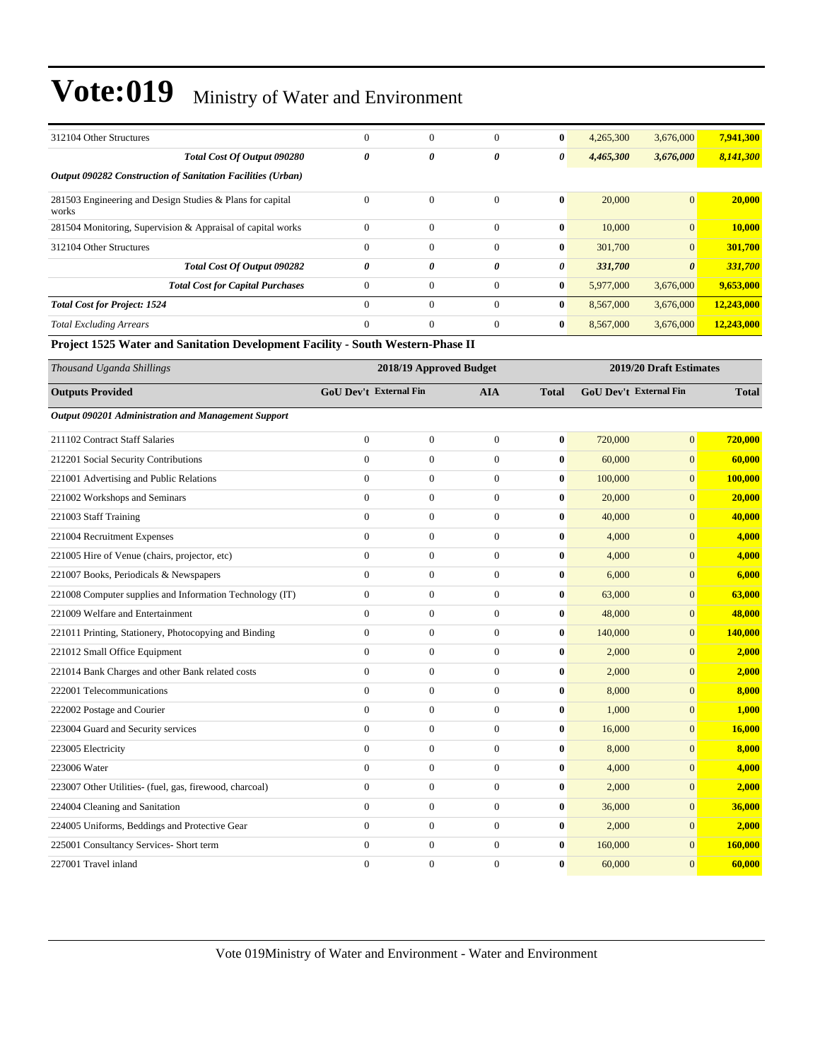# Vote:019 Ministry of Water and Environment

| | | | | | | | |
|---|---|---|---|---|---|---|---|
| 312104 Other Structures | 0 | 0 | 0 | **0** | 4,265,300 | 3,676,000 | **7,941,300** |
| ***Total Cost Of Output 090280*** | ***0*** | ***0*** | ***0*** | ***0*** | ***4,465,300*** | ***3,676,000*** | ***8,141,300*** |
| ***Output 090282 Construction of Sanitation Facilities (Urban)*** | | | | | | | |
| 281503 Engineering and Design Studies & Plans for capital works | 0 | 0 | 0 | **0** | 20,000 | 0 | **20,000** |
| 281504 Monitoring, Supervision & Appraisal of capital works | 0 | 0 | 0 | **0** | 10,000 | 0 | **10,000** |
| 312104 Other Structures | 0 | 0 | 0 | **0** | 301,700 | 0 | **301,700** |
| ***Total Cost Of Output 090282*** | ***0*** | ***0*** | ***0*** | ***0*** | ***331,700*** | ***0*** | ***331,700*** |
| ***Total Cost for Capital Purchases*** | 0 | 0 | 0 | **0** | 5,977,000 | 3,676,000 | **9,653,000** |
| ***Total Cost for Project: 1524*** | 0 | 0 | 0 | **0** | 8,567,000 | 3,676,000 | **12,243,000** |
| *Total Excluding Arrears* | 0 | 0 | 0 | **0** | 8,567,000 | 3,676,000 | **12,243,000** |

**Project 1525 Water and Sanitation Development Facility - South Western-Phase II**

| *Thousand Uganda Shillings* | 2018/19 Approved Budget | | | | 2019/20 Draft Estimates | | |
|---|---|---|---|---|---|---|---|
| **Outputs Provided** | **GoU Dev't** | **External Fin** | **AIA** | **Total** | **GoU Dev't** | **External Fin** | **Total** |
| ***Output 090201 Administration and Management Support*** | | | | | | | |
| 211102 Contract Staff Salaries | 0 | 0 | 0 | **0** | 720,000 | 0 | **720,000** |
| 212201 Social Security Contributions | 0 | 0 | 0 | **0** | 60,000 | 0 | **60,000** |
| 221001 Advertising and Public Relations | 0 | 0 | 0 | **0** | 100,000 | 0 | **100,000** |
| 221002 Workshops and Seminars | 0 | 0 | 0 | **0** | 20,000 | 0 | **20,000** |
| 221003 Staff Training | 0 | 0 | 0 | **0** | 40,000 | 0 | **40,000** |
| 221004 Recruitment Expenses | 0 | 0 | 0 | **0** | 4,000 | 0 | **4,000** |
| 221005 Hire of Venue (chairs, projector, etc) | 0 | 0 | 0 | **0** | 4,000 | 0 | **4,000** |
| 221007 Books, Periodicals & Newspapers | 0 | 0 | 0 | **0** | 6,000 | 0 | **6,000** |
| 221008 Computer supplies and Information Technology (IT) | 0 | 0 | 0 | **0** | 63,000 | 0 | **63,000** |
| 221009 Welfare and Entertainment | 0 | 0 | 0 | **0** | 48,000 | 0 | **48,000** |
| 221011 Printing, Stationery, Photocopying and Binding | 0 | 0 | 0 | **0** | 140,000 | 0 | **140,000** |
| 221012 Small Office Equipment | 0 | 0 | 0 | **0** | 2,000 | 0 | **2,000** |
| 221014 Bank Charges and other Bank related costs | 0 | 0 | 0 | **0** | 2,000 | 0 | **2,000** |
| 222001 Telecommunications | 0 | 0 | 0 | **0** | 8,000 | 0 | **8,000** |
| 222002 Postage and Courier | 0 | 0 | 0 | **0** | 1,000 | 0 | **1,000** |
| 223004 Guard and Security services | 0 | 0 | 0 | **0** | 16,000 | 0 | **16,000** |
| 223005 Electricity | 0 | 0 | 0 | **0** | 8,000 | 0 | **8,000** |
| 223006 Water | 0 | 0 | 0 | **0** | 4,000 | 0 | **4,000** |
| 223007 Other Utilities- (fuel, gas, firewood, charcoal) | 0 | 0 | 0 | **0** | 2,000 | 0 | **2,000** |
| 224004 Cleaning and Sanitation | 0 | 0 | 0 | **0** | 36,000 | 0 | **36,000** |
| 224005 Uniforms, Beddings and Protective Gear | 0 | 0 | 0 | **0** | 2,000 | 0 | **2,000** |
| 225001 Consultancy Services- Short term | 0 | 0 | 0 | **0** | 160,000 | 0 | **160,000** |
| 227001 Travel inland | 0 | 0 | 0 | **0** | 60,000 | 0 | **60,000** |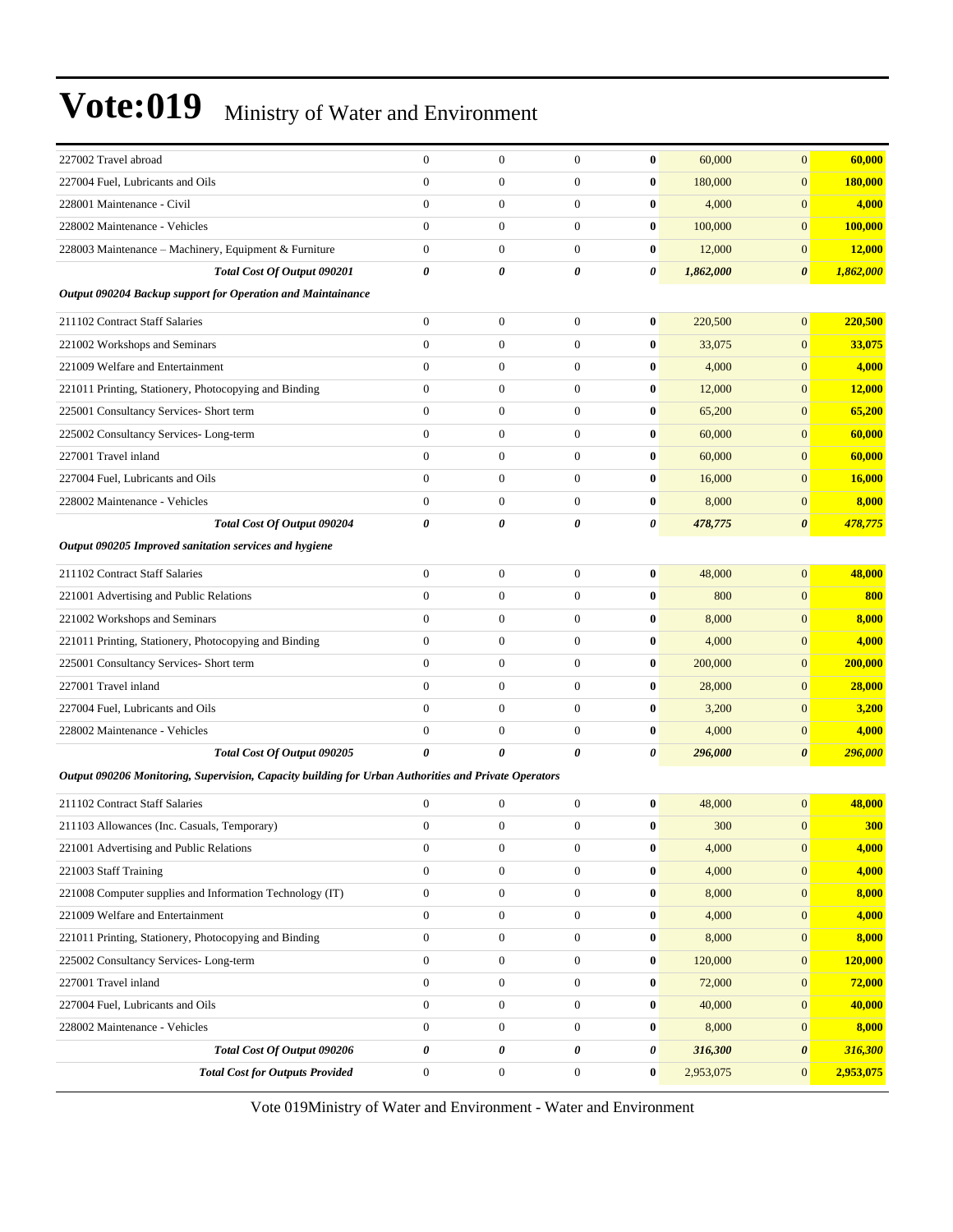# Vote:019 Ministry of Water and Environment

| | | | | | | | |
|---|---|---|---|---|---|---|---|
| 227002 Travel abroad | 0 | 0 | 0 | **0** | 60,000 | 0 | **60,000** |
| 227004 Fuel, Lubricants and Oils | 0 | 0 | 0 | **0** | 180,000 | 0 | **180,000** |
| 228001 Maintenance - Civil | 0 | 0 | 0 | **0** | 4,000 | 0 | **4,000** |
| 228002 Maintenance - Vehicles | 0 | 0 | 0 | **0** | 100,000 | 0 | **100,000** |
| 228003 Maintenance – Machinery, Equipment & Furniture | 0 | 0 | 0 | **0** | 12,000 | 0 | **12,000** |
| ***Total Cost Of Output 090201*** | ***0*** | ***0*** | ***0*** | ***0*** | ***1,862,000*** | ***0*** | ***1,862,000*** |
| ***Output 090204 Backup support for Operation and Maintainance*** | | | | | | | |
| 211102 Contract Staff Salaries | 0 | 0 | 0 | **0** | 220,500 | 0 | **220,500** |
| 221002 Workshops and Seminars | 0 | 0 | 0 | **0** | 33,075 | 0 | **33,075** |
| 221009 Welfare and Entertainment | 0 | 0 | 0 | **0** | 4,000 | 0 | **4,000** |
| 221011 Printing, Stationery, Photocopying and Binding | 0 | 0 | 0 | **0** | 12,000 | 0 | **12,000** |
| 225001 Consultancy Services- Short term | 0 | 0 | 0 | **0** | 65,200 | 0 | **65,200** |
| 225002 Consultancy Services- Long-term | 0 | 0 | 0 | **0** | 60,000 | 0 | **60,000** |
| 227001 Travel inland | 0 | 0 | 0 | **0** | 60,000 | 0 | **60,000** |
| 227004 Fuel, Lubricants and Oils | 0 | 0 | 0 | **0** | 16,000 | 0 | **16,000** |
| 228002 Maintenance - Vehicles | 0 | 0 | 0 | **0** | 8,000 | 0 | **8,000** |
| ***Total Cost Of Output 090204*** | ***0*** | ***0*** | ***0*** | ***0*** | ***478,775*** | ***0*** | ***478,775*** |
| ***Output 090205 Improved sanitation services and hygiene*** | | | | | | | |
| 211102 Contract Staff Salaries | 0 | 0 | 0 | **0** | 48,000 | 0 | **48,000** |
| 221001 Advertising and Public Relations | 0 | 0 | 0 | **0** | 800 | 0 | **800** |
| 221002 Workshops and Seminars | 0 | 0 | 0 | **0** | 8,000 | 0 | **8,000** |
| 221011 Printing, Stationery, Photocopying and Binding | 0 | 0 | 0 | **0** | 4,000 | 0 | **4,000** |
| 225001 Consultancy Services- Short term | 0 | 0 | 0 | **0** | 200,000 | 0 | **200,000** |
| 227001 Travel inland | 0 | 0 | 0 | **0** | 28,000 | 0 | **28,000** |
| 227004 Fuel, Lubricants and Oils | 0 | 0 | 0 | **0** | 3,200 | 0 | **3,200** |
| 228002 Maintenance - Vehicles | 0 | 0 | 0 | **0** | 4,000 | 0 | **4,000** |
| ***Total Cost Of Output 090205*** | ***0*** | ***0*** | ***0*** | ***0*** | ***296,000*** | ***0*** | ***296,000*** |
| ***Output 090206 Monitoring, Supervision, Capacity building for Urban Authorities and Private Operators*** | | | | | | | |
| 211102 Contract Staff Salaries | 0 | 0 | 0 | **0** | 48,000 | 0 | **48,000** |
| 211103 Allowances (Inc. Casuals, Temporary) | 0 | 0 | 0 | **0** | 300 | 0 | **300** |
| 221001 Advertising and Public Relations | 0 | 0 | 0 | **0** | 4,000 | 0 | **4,000** |
| 221003 Staff Training | 0 | 0 | 0 | **0** | 4,000 | 0 | **4,000** |
| 221008 Computer supplies and Information Technology (IT) | 0 | 0 | 0 | **0** | 8,000 | 0 | **8,000** |
| 221009 Welfare and Entertainment | 0 | 0 | 0 | **0** | 4,000 | 0 | **4,000** |
| 221011 Printing, Stationery, Photocopying and Binding | 0 | 0 | 0 | **0** | 8,000 | 0 | **8,000** |
| 225002 Consultancy Services- Long-term | 0 | 0 | 0 | **0** | 120,000 | 0 | **120,000** |
| 227001 Travel inland | 0 | 0 | 0 | **0** | 72,000 | 0 | **72,000** |
| 227004 Fuel, Lubricants and Oils | 0 | 0 | 0 | **0** | 40,000 | 0 | **40,000** |
| 228002 Maintenance - Vehicles | 0 | 0 | 0 | **0** | 8,000 | 0 | **8,000** |
| ***Total Cost Of Output 090206*** | ***0*** | ***0*** | ***0*** | ***0*** | ***316,300*** | ***0*** | ***316,300*** |
| ***Total Cost for Outputs Provided*** | 0 | 0 | 0 | **0** | 2,953,075 | 0 | **2,953,075** |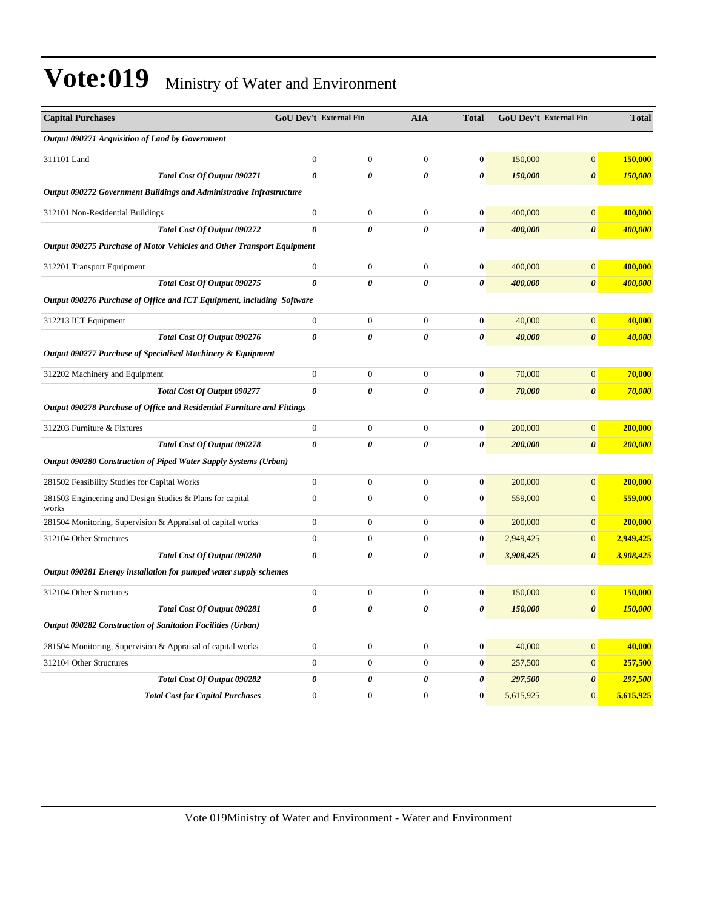# Vote:019 Ministry of Water and Environment

| Capital Purchases | GoU Dev't | External Fin | AIA | Total | GoU Dev't | External Fin | Total |
|---|---|---|---|---|---|---|---|
| ***Output 090271 Acquisition of Land by Government*** | | | | | | | |
| 311101 Land | 0 | 0 | 0 | **0** | 150,000 | 0 | **150,000** |
| ***Total Cost Of Output 090271*** | ***0*** | ***0*** | ***0*** | ***0*** | ***150,000*** | ***0*** | ***150,000*** |
| ***Output 090272 Government Buildings and Administrative Infrastructure*** | | | | | | | |
| 312101 Non-Residential Buildings | 0 | 0 | 0 | **0** | 400,000 | 0 | **400,000** |
| ***Total Cost Of Output 090272*** | ***0*** | ***0*** | ***0*** | ***0*** | ***400,000*** | ***0*** | ***400,000*** |
| ***Output 090275 Purchase of Motor Vehicles and Other Transport Equipment*** | | | | | | | |
| 312201 Transport Equipment | 0 | 0 | 0 | **0** | 400,000 | 0 | **400,000** |
| ***Total Cost Of Output 090275*** | ***0*** | ***0*** | ***0*** | ***0*** | ***400,000*** | ***0*** | ***400,000*** |
| ***Output 090276 Purchase of Office and ICT Equipment, including Software*** | | | | | | | |
| 312213 ICT Equipment | 0 | 0 | 0 | **0** | 40,000 | 0 | **40,000** |
| ***Total Cost Of Output 090276*** | ***0*** | ***0*** | ***0*** | ***0*** | ***40,000*** | ***0*** | ***40,000*** |
| ***Output 090277 Purchase of Specialised Machinery & Equipment*** | | | | | | | |
| 312202 Machinery and Equipment | 0 | 0 | 0 | **0** | 70,000 | 0 | **70,000** |
| ***Total Cost Of Output 090277*** | ***0*** | ***0*** | ***0*** | ***0*** | ***70,000*** | ***0*** | ***70,000*** |
| ***Output 090278 Purchase of Office and Residential Furniture and Fittings*** | | | | | | | |
| 312203 Furniture & Fixtures | 0 | 0 | 0 | **0** | 200,000 | 0 | **200,000** |
| ***Total Cost Of Output 090278*** | ***0*** | ***0*** | ***0*** | ***0*** | ***200,000*** | ***0*** | ***200,000*** |
| ***Output 090280 Construction of Piped Water Supply Systems (Urban)*** | | | | | | | |
| 281502 Feasibility Studies for Capital Works | 0 | 0 | 0 | **0** | 200,000 | 0 | **200,000** |
| 281503 Engineering and Design Studies & Plans for capital works | 0 | 0 | 0 | **0** | 559,000 | 0 | **559,000** |
| 281504 Monitoring, Supervision & Appraisal of capital works | 0 | 0 | 0 | **0** | 200,000 | 0 | **200,000** |
| 312104 Other Structures | 0 | 0 | 0 | **0** | 2,949,425 | 0 | **2,949,425** |
| ***Total Cost Of Output 090280*** | ***0*** | ***0*** | ***0*** | ***0*** | ***3,908,425*** | ***0*** | ***3,908,425*** |
| ***Output 090281 Energy installation for pumped water supply schemes*** | | | | | | | |
| 312104 Other Structures | 0 | 0 | 0 | **0** | 150,000 | 0 | **150,000** |
| ***Total Cost Of Output 090281*** | ***0*** | ***0*** | ***0*** | ***0*** | ***150,000*** | ***0*** | ***150,000*** |
| ***Output 090282 Construction of Sanitation Facilities (Urban)*** | | | | | | | |
| 281504 Monitoring, Supervision & Appraisal of capital works | 0 | 0 | 0 | **0** | 40,000 | 0 | **40,000** |
| 312104 Other Structures | 0 | 0 | 0 | **0** | 257,500 | 0 | **257,500** |
| ***Total Cost Of Output 090282*** | ***0*** | ***0*** | ***0*** | ***0*** | ***297,500*** | ***0*** | ***297,500*** |
| ***Total Cost for Capital Purchases*** | 0 | 0 | 0 | **0** | 5,615,925 | 0 | **5,615,925** |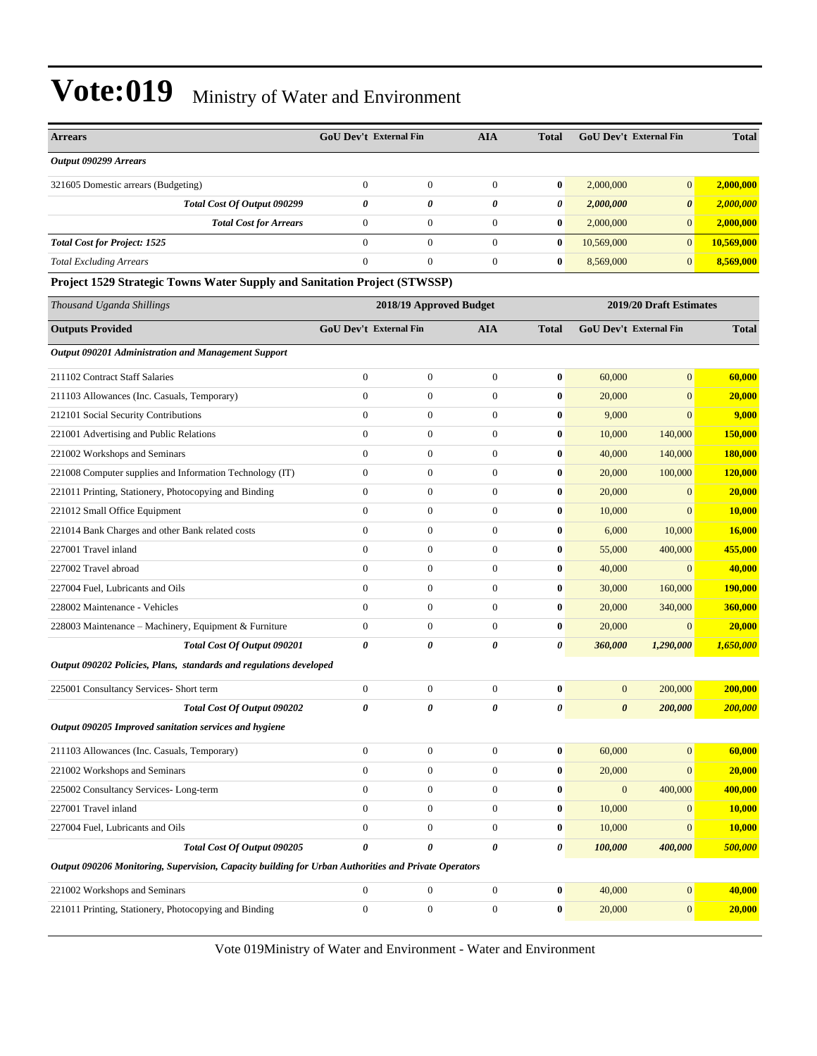# Vote:019 Ministry of Water and Environment

| Arrears | GoU Dev't | External Fin | AIA | Total | GoU Dev't | External Fin | Total |
|---|---|---|---|---|---|---|---|
| ***Output 090299 Arrears*** | | | | | | | |
| 321605 Domestic arrears (Budgeting) | 0 | 0 | 0 | **0** | 2,000,000 | 0 | **2,000,000** |
| ***Total Cost Of Output 090299*** | ***0*** | ***0*** | ***0*** | ***0*** | ***2,000,000*** | ***0*** | ***2,000,000*** |
| ***Total Cost for Arrears*** | 0 | 0 | 0 | **0** | 2,000,000 | 0 | **2,000,000** |
| ***Total Cost for Project: 1525*** | 0 | 0 | 0 | **0** | 10,569,000 | 0 | **10,569,000** |
| *Total Excluding Arrears* | 0 | 0 | 0 | **0** | 8,569,000 | 0 | **8,569,000** |

**Project 1529 Strategic Towns Water Supply and Sanitation Project (STWSSP)**

| *Thousand Uganda Shillings* | 2018/19 Approved Budget | | | | 2019/20 Draft Estimates | | |
|---|---|---|---|---|---|---|---|
| **Outputs Provided** | **GoU Dev't** | **External Fin** | **AIA** | **Total** | **GoU Dev't** | **External Fin** | **Total** |
| ***Output 090201 Administration and Management Support*** | | | | | | | |
| 211102 Contract Staff Salaries | 0 | 0 | 0 | **0** | 60,000 | 0 | **60,000** |
| 211103 Allowances (Inc. Casuals, Temporary) | 0 | 0 | 0 | **0** | 20,000 | 0 | **20,000** |
| 212101 Social Security Contributions | 0 | 0 | 0 | **0** | 9,000 | 0 | **9,000** |
| 221001 Advertising and Public Relations | 0 | 0 | 0 | **0** | 10,000 | 140,000 | **150,000** |
| 221002 Workshops and Seminars | 0 | 0 | 0 | **0** | 40,000 | 140,000 | **180,000** |
| 221008 Computer supplies and Information Technology (IT) | 0 | 0 | 0 | **0** | 20,000 | 100,000 | **120,000** |
| 221011 Printing, Stationery, Photocopying and Binding | 0 | 0 | 0 | **0** | 20,000 | 0 | **20,000** |
| 221012 Small Office Equipment | 0 | 0 | 0 | **0** | 10,000 | 0 | **10,000** |
| 221014 Bank Charges and other Bank related costs | 0 | 0 | 0 | **0** | 6,000 | 10,000 | **16,000** |
| 227001 Travel inland | 0 | 0 | 0 | **0** | 55,000 | 400,000 | **455,000** |
| 227002 Travel abroad | 0 | 0 | 0 | **0** | 40,000 | 0 | **40,000** |
| 227004 Fuel, Lubricants and Oils | 0 | 0 | 0 | **0** | 30,000 | 160,000 | **190,000** |
| 228002 Maintenance - Vehicles | 0 | 0 | 0 | **0** | 20,000 | 340,000 | **360,000** |
| 228003 Maintenance – Machinery, Equipment & Furniture | 0 | 0 | 0 | **0** | 20,000 | 0 | **20,000** |
| ***Total Cost Of Output 090201*** | ***0*** | ***0*** | ***0*** | ***0*** | ***360,000*** | ***1,290,000*** | ***1,650,000*** |
| ***Output 090202 Policies, Plans, standards and regulations developed*** | | | | | | | |
| 225001 Consultancy Services- Short term | 0 | 0 | 0 | **0** | 0 | 200,000 | **200,000** |
| ***Total Cost Of Output 090202*** | ***0*** | ***0*** | ***0*** | ***0*** | ***0*** | ***200,000*** | ***200,000*** |
| ***Output 090205 Improved sanitation services and hygiene*** | | | | | | | |
| 211103 Allowances (Inc. Casuals, Temporary) | 0 | 0 | 0 | **0** | 60,000 | 0 | **60,000** |
| 221002 Workshops and Seminars | 0 | 0 | 0 | **0** | 20,000 | 0 | **20,000** |
| 225002 Consultancy Services- Long-term | 0 | 0 | 0 | **0** | 0 | 400,000 | **400,000** |
| 227001 Travel inland | 0 | 0 | 0 | **0** | 10,000 | 0 | **10,000** |
| 227004 Fuel, Lubricants and Oils | 0 | 0 | 0 | **0** | 10,000 | 0 | **10,000** |
| ***Total Cost Of Output 090205*** | ***0*** | ***0*** | ***0*** | ***0*** | ***100,000*** | ***400,000*** | ***500,000*** |
| ***Output 090206 Monitoring, Supervision, Capacity building for Urban Authorities and Private Operators*** | | | | | | | |
| 221002 Workshops and Seminars | 0 | 0 | 0 | **0** | 40,000 | 0 | **40,000** |
| 221011 Printing, Stationery, Photocopying and Binding | 0 | 0 | 0 | **0** | 20,000 | 0 | **20,000** |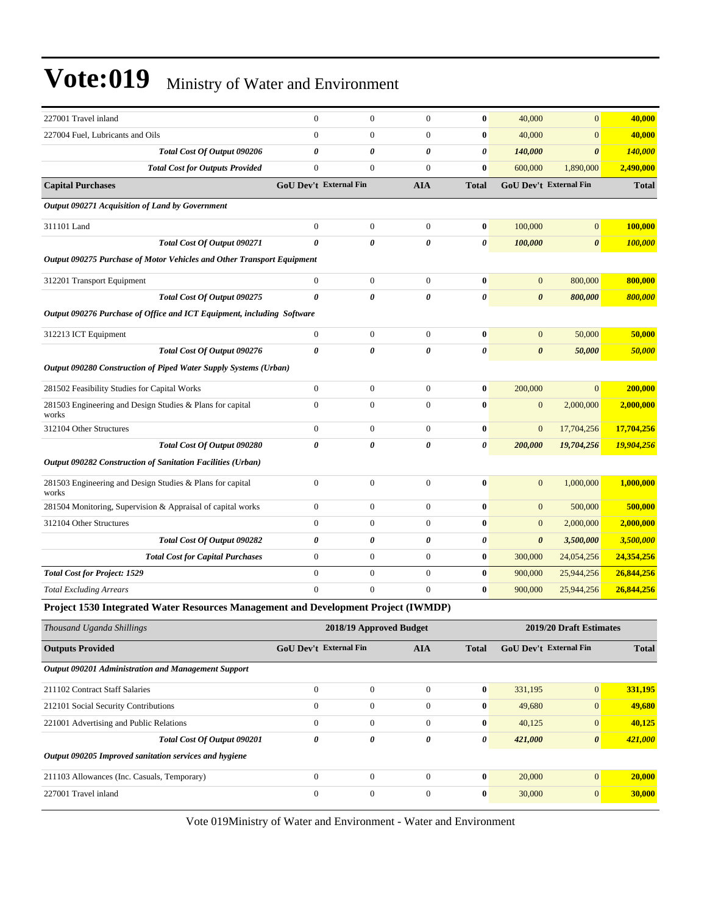# Vote:019 Ministry of Water and Environment

| | | | | | | | |
|---|---|---|---|---|---|---|---|
| 227001 Travel inland | 0 | 0 | 0 | **0** | 40,000 | 0 | **40,000** |
| 227004 Fuel, Lubricants and Oils | 0 | 0 | 0 | **0** | 40,000 | 0 | **40,000** |
| ***Total Cost Of Output 090206*** | ***0*** | ***0*** | ***0*** | ***0*** | ***140,000*** | ***0*** | ***140,000*** |
| ***Total Cost for Outputs Provided*** | 0 | 0 | 0 | **0** | 600,000 | 1,890,000 | **2,490,000** |
| **Capital Purchases** | **GoU Dev't** | **External Fin** | **AIA** | **Total** | **GoU Dev't** | **External Fin** | **Total** |
| ***Output 090271 Acquisition of Land by Government*** | | | | | | | |
| 311101 Land | 0 | 0 | 0 | **0** | 100,000 | 0 | **100,000** |
| ***Total Cost Of Output 090271*** | ***0*** | ***0*** | ***0*** | ***0*** | ***100,000*** | ***0*** | ***100,000*** |
| ***Output 090275 Purchase of Motor Vehicles and Other Transport Equipment*** | | | | | | | |
| 312201 Transport Equipment | 0 | 0 | 0 | **0** | 0 | 800,000 | **800,000** |
| ***Total Cost Of Output 090275*** | ***0*** | ***0*** | ***0*** | ***0*** | ***0*** | ***800,000*** | ***800,000*** |
| ***Output 090276 Purchase of Office and ICT Equipment, including Software*** | | | | | | | |
| 312213 ICT Equipment | 0 | 0 | 0 | **0** | 0 | 50,000 | **50,000** |
| ***Total Cost Of Output 090276*** | ***0*** | ***0*** | ***0*** | ***0*** | ***0*** | ***50,000*** | ***50,000*** |
| ***Output 090280 Construction of Piped Water Supply Systems (Urban)*** | | | | | | | |
| 281502 Feasibility Studies for Capital Works | 0 | 0 | 0 | **0** | 200,000 | 0 | **200,000** |
| 281503 Engineering and Design Studies & Plans for capital works | 0 | 0 | 0 | **0** | 0 | 2,000,000 | **2,000,000** |
| 312104 Other Structures | 0 | 0 | 0 | **0** | 0 | 17,704,256 | **17,704,256** |
| ***Total Cost Of Output 090280*** | ***0*** | ***0*** | ***0*** | ***0*** | ***200,000*** | ***19,704,256*** | ***19,904,256*** |
| ***Output 090282 Construction of Sanitation Facilities (Urban)*** | | | | | | | |
| 281503 Engineering and Design Studies & Plans for capital works | 0 | 0 | 0 | **0** | 0 | 1,000,000 | **1,000,000** |
| 281504 Monitoring, Supervision & Appraisal of capital works | 0 | 0 | 0 | **0** | 0 | 500,000 | **500,000** |
| 312104 Other Structures | 0 | 0 | 0 | **0** | 0 | 2,000,000 | **2,000,000** |
| ***Total Cost Of Output 090282*** | ***0*** | ***0*** | ***0*** | ***0*** | ***0*** | ***3,500,000*** | ***3,500,000*** |
| ***Total Cost for Capital Purchases*** | 0 | 0 | 0 | **0** | 300,000 | 24,054,256 | **24,354,256** |
| ***Total Cost for Project: 1529*** | 0 | 0 | 0 | **0** | 900,000 | 25,944,256 | **26,844,256** |
| *Total Excluding Arrears* | 0 | 0 | 0 | **0** | 900,000 | 25,944,256 | **26,844,256** |

**Project 1530 Integrated Water Resources Management and Development Project (IWMDP)**

| *Thousand Uganda Shillings* | **2018/19 Approved Budget** | | | | **2019/20 Draft Estimates** | | |
|---|---|---|---|---|---|---|---|
| **Outputs Provided** | **GoU Dev't** | **External Fin** | **AIA** | **Total** | **GoU Dev't** | **External Fin** | **Total** |
| ***Output 090201 Administration and Management Support*** | | | | | | | |
| 211102 Contract Staff Salaries | 0 | 0 | 0 | **0** | 331,195 | 0 | **331,195** |
| 212101 Social Security Contributions | 0 | 0 | 0 | **0** | 49,680 | 0 | **49,680** |
| 221001 Advertising and Public Relations | 0 | 0 | 0 | **0** | 40,125 | 0 | **40,125** |
| ***Total Cost Of Output 090201*** | ***0*** | ***0*** | ***0*** | ***0*** | ***421,000*** | ***0*** | ***421,000*** |
| ***Output 090205 Improved sanitation services and hygiene*** | | | | | | | |
| 211103 Allowances (Inc. Casuals, Temporary) | 0 | 0 | 0 | **0** | 20,000 | 0 | **20,000** |
| 227001 Travel inland | 0 | 0 | 0 | **0** | 30,000 | 0 | **30,000** |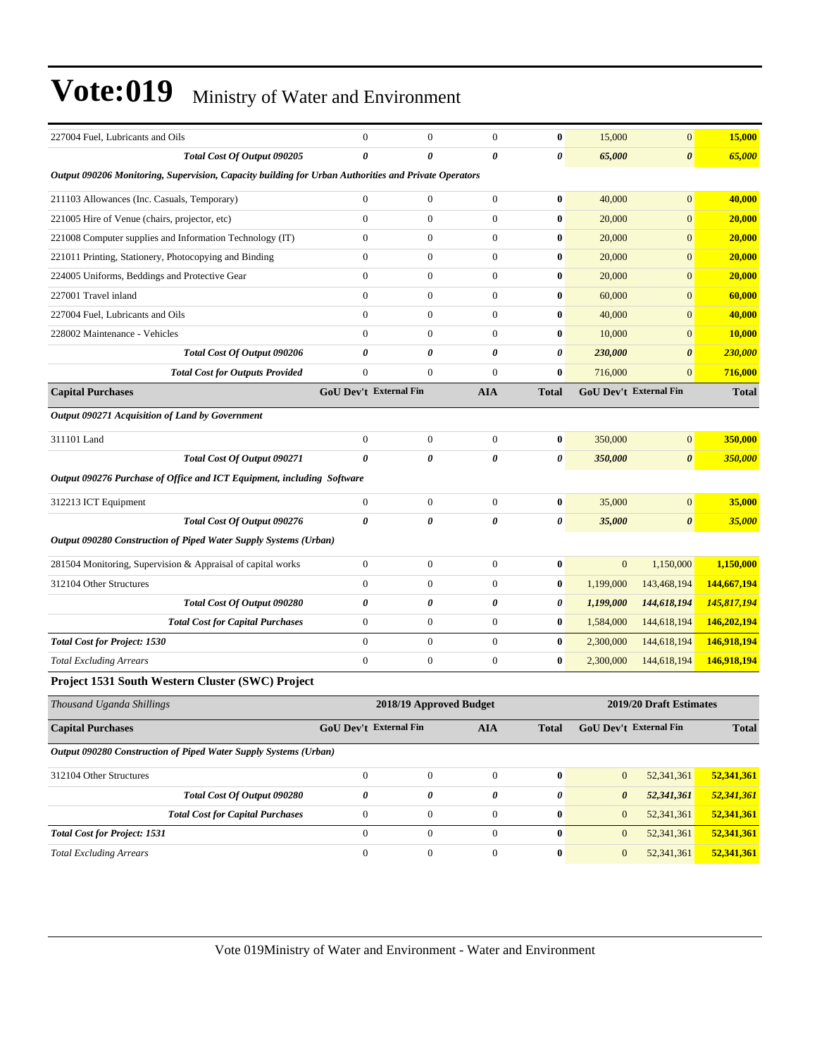| | | | | | | | |
|---|---|---|---|---|---|---|---|
| 227004 Fuel, Lubricants and Oils | 0 | 0 | 0 | **0** | 15,000 | 0 | **15,000** |
| ***Total Cost Of Output 090205*** | ***0*** | ***0*** | ***0*** | ***0*** | ***65,000*** | ***0*** | ***65,000*** |
| ***Output 090206 Monitoring, Supervision, Capacity building for Urban Authorities and Private Operators*** | | | | | | | |
| 211103 Allowances (Inc. Casuals, Temporary) | 0 | 0 | 0 | **0** | 40,000 | 0 | **40,000** |
| 221005 Hire of Venue (chairs, projector, etc) | 0 | 0 | 0 | **0** | 20,000 | 0 | **20,000** |
| 221008 Computer supplies and Information Technology (IT) | 0 | 0 | 0 | **0** | 20,000 | 0 | **20,000** |
| 221011 Printing, Stationery, Photocopying and Binding | 0 | 0 | 0 | **0** | 20,000 | 0 | **20,000** |
| 224005 Uniforms, Beddings and Protective Gear | 0 | 0 | 0 | **0** | 20,000 | 0 | **20,000** |
| 227001 Travel inland | 0 | 0 | 0 | **0** | 60,000 | 0 | **60,000** |
| 227004 Fuel, Lubricants and Oils | 0 | 0 | 0 | **0** | 40,000 | 0 | **40,000** |
| 228002 Maintenance - Vehicles | 0 | 0 | 0 | **0** | 10,000 | 0 | **10,000** |
| ***Total Cost Of Output 090206*** | ***0*** | ***0*** | ***0*** | ***0*** | ***230,000*** | ***0*** | ***230,000*** |
| ***Total Cost for Outputs Provided*** | 0 | 0 | 0 | **0** | 716,000 | 0 | **716,000** |
| **Capital Purchases** | **GoU Dev't** | **External Fin** | **AIA** | **Total** | **GoU Dev't** | **External Fin** | **Total** |
| ***Output 090271 Acquisition of Land by Government*** | | | | | | | |
| 311101 Land | 0 | 0 | 0 | **0** | 350,000 | 0 | **350,000** |
| ***Total Cost Of Output 090271*** | ***0*** | ***0*** | ***0*** | ***0*** | ***350,000*** | ***0*** | ***350,000*** |
| ***Output 090276 Purchase of Office and ICT Equipment, including Software*** | | | | | | | |
| 312213 ICT Equipment | 0 | 0 | 0 | **0** | 35,000 | 0 | **35,000** |
| ***Total Cost Of Output 090276*** | ***0*** | ***0*** | ***0*** | ***0*** | ***35,000*** | ***0*** | ***35,000*** |
| ***Output 090280 Construction of Piped Water Supply Systems (Urban)*** | | | | | | | |
| 281504 Monitoring, Supervision & Appraisal of capital works | 0 | 0 | 0 | **0** | 0 | 1,150,000 | **1,150,000** |
| 312104 Other Structures | 0 | 0 | 0 | **0** | 1,199,000 | 143,468,194 | **144,667,194** |
| ***Total Cost Of Output 090280*** | ***0*** | ***0*** | ***0*** | ***0*** | ***1,199,000*** | ***144,618,194*** | ***145,817,194*** |
| ***Total Cost for Capital Purchases*** | 0 | 0 | 0 | **0** | 1,584,000 | 144,618,194 | **146,202,194** |
| ***Total Cost for Project: 1530*** | 0 | 0 | 0 | **0** | 2,300,000 | 144,618,194 | **146,918,194** |
| *Total Excluding Arrears* | 0 | 0 | 0 | **0** | 2,300,000 | 144,618,194 | **146,918,194** |

### Project 1531 South Western Cluster (SWC) Project

| *Thousand Uganda Shillings* | **2018/19 Approved Budget** | | | | **2019/20 Draft Estimates** | | |
|---|---|---|---|---|---|---|---|
| **Capital Purchases** | **GoU Dev't** | **External Fin** | **AIA** | **Total** | **GoU Dev't** | **External Fin** | **Total** |
| ***Output 090280 Construction of Piped Water Supply Systems (Urban)*** | | | | | | | |
| 312104 Other Structures | 0 | 0 | 0 | **0** | 0 | 52,341,361 | **52,341,361** |
| ***Total Cost Of Output 090280*** | ***0*** | ***0*** | ***0*** | ***0*** | ***0*** | ***52,341,361*** | ***52,341,361*** |
| ***Total Cost for Capital Purchases*** | 0 | 0 | 0 | **0** | 0 | 52,341,361 | **52,341,361** |
| ***Total Cost for Project: 1531*** | 0 | 0 | 0 | **0** | 0 | 52,341,361 | **52,341,361** |
| *Total Excluding Arrears* | 0 | 0 | 0 | **0** | 0 | 52,341,361 | **52,341,361** |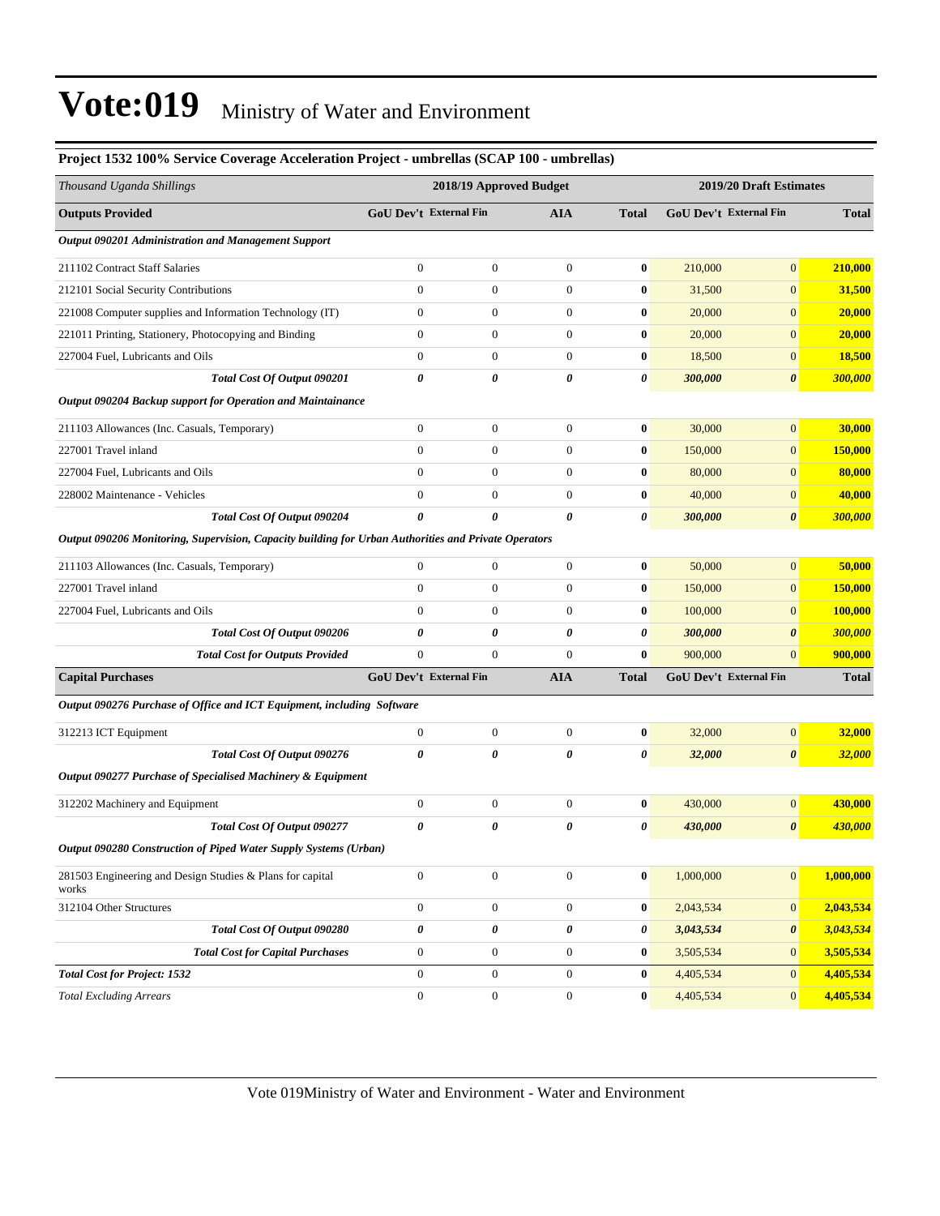# Vote:019 Ministry of Water and Environment

### Project 1532 100% Service Coverage Acceleration Project - umbrellas (SCAP 100 - umbrellas)

| *Thousand Uganda Shillings* | 2018/19 Approved Budget | | | | 2019/20 Draft Estimates | | |
|---|---|---|---|---|---|---|---|
| **Outputs Provided** | **GoU Dev't** | **External Fin** | **AIA** | **Total** | **GoU Dev't** | **External Fin** | **Total** |
| ***Output 090201 Administration and Management Support*** | | | | | | | |
| 211102 Contract Staff Salaries | 0 | 0 | 0 | **0** | 210,000 | 0 | **210,000** |
| 212101 Social Security Contributions | 0 | 0 | 0 | **0** | 31,500 | 0 | **31,500** |
| 221008 Computer supplies and Information Technology (IT) | 0 | 0 | 0 | **0** | 20,000 | 0 | **20,000** |
| 221011 Printing, Stationery, Photocopying and Binding | 0 | 0 | 0 | **0** | 20,000 | 0 | **20,000** |
| 227004 Fuel, Lubricants and Oils | 0 | 0 | 0 | **0** | 18,500 | 0 | **18,500** |
| ***Total Cost Of Output 090201*** | ***0*** | ***0*** | ***0*** | ***0*** | ***300,000*** | ***0*** | ***300,000*** |
| ***Output 090204 Backup support for Operation and Maintainance*** | | | | | | | |
| 211103 Allowances (Inc. Casuals, Temporary) | 0 | 0 | 0 | **0** | 30,000 | 0 | **30,000** |
| 227001 Travel inland | 0 | 0 | 0 | **0** | 150,000 | 0 | **150,000** |
| 227004 Fuel, Lubricants and Oils | 0 | 0 | 0 | **0** | 80,000 | 0 | **80,000** |
| 228002 Maintenance - Vehicles | 0 | 0 | 0 | **0** | 40,000 | 0 | **40,000** |
| ***Total Cost Of Output 090204*** | ***0*** | ***0*** | ***0*** | ***0*** | ***300,000*** | ***0*** | ***300,000*** |
| ***Output 090206 Monitoring, Supervision, Capacity building for Urban Authorities and Private Operators*** | | | | | | | |
| 211103 Allowances (Inc. Casuals, Temporary) | 0 | 0 | 0 | **0** | 50,000 | 0 | **50,000** |
| 227001 Travel inland | 0 | 0 | 0 | **0** | 150,000 | 0 | **150,000** |
| 227004 Fuel, Lubricants and Oils | 0 | 0 | 0 | **0** | 100,000 | 0 | **100,000** |
| ***Total Cost Of Output 090206*** | ***0*** | ***0*** | ***0*** | ***0*** | ***300,000*** | ***0*** | ***300,000*** |
| ***Total Cost for Outputs Provided*** | 0 | 0 | 0 | **0** | 900,000 | 0 | **900,000** |
| **Capital Purchases** | **GoU Dev't** | **External Fin** | **AIA** | **Total** | **GoU Dev't** | **External Fin** | **Total** |
| ***Output 090276 Purchase of Office and ICT Equipment, including Software*** | | | | | | | |
| 312213 ICT Equipment | 0 | 0 | 0 | **0** | 32,000 | 0 | **32,000** |
| ***Total Cost Of Output 090276*** | ***0*** | ***0*** | ***0*** | ***0*** | ***32,000*** | ***0*** | ***32,000*** |
| ***Output 090277 Purchase of Specialised Machinery & Equipment*** | | | | | | | |
| 312202 Machinery and Equipment | 0 | 0 | 0 | **0** | 430,000 | 0 | **430,000** |
| ***Total Cost Of Output 090277*** | ***0*** | ***0*** | ***0*** | ***0*** | ***430,000*** | ***0*** | ***430,000*** |
| ***Output 090280 Construction of Piped Water Supply Systems (Urban)*** | | | | | | | |
| 281503 Engineering and Design Studies & Plans for capital works | 0 | 0 | 0 | **0** | 1,000,000 | 0 | **1,000,000** |
| 312104 Other Structures | 0 | 0 | 0 | **0** | 2,043,534 | 0 | **2,043,534** |
| ***Total Cost Of Output 090280*** | ***0*** | ***0*** | ***0*** | ***0*** | ***3,043,534*** | ***0*** | ***3,043,534*** |
| ***Total Cost for Capital Purchases*** | 0 | 0 | 0 | **0** | 3,505,534 | 0 | **3,505,534** |
| ***Total Cost for Project: 1532*** | 0 | 0 | 0 | **0** | 4,405,534 | 0 | **4,405,534** |
| *Total Excluding Arrears* | 0 | 0 | 0 | **0** | 4,405,534 | 0 | **4,405,534** |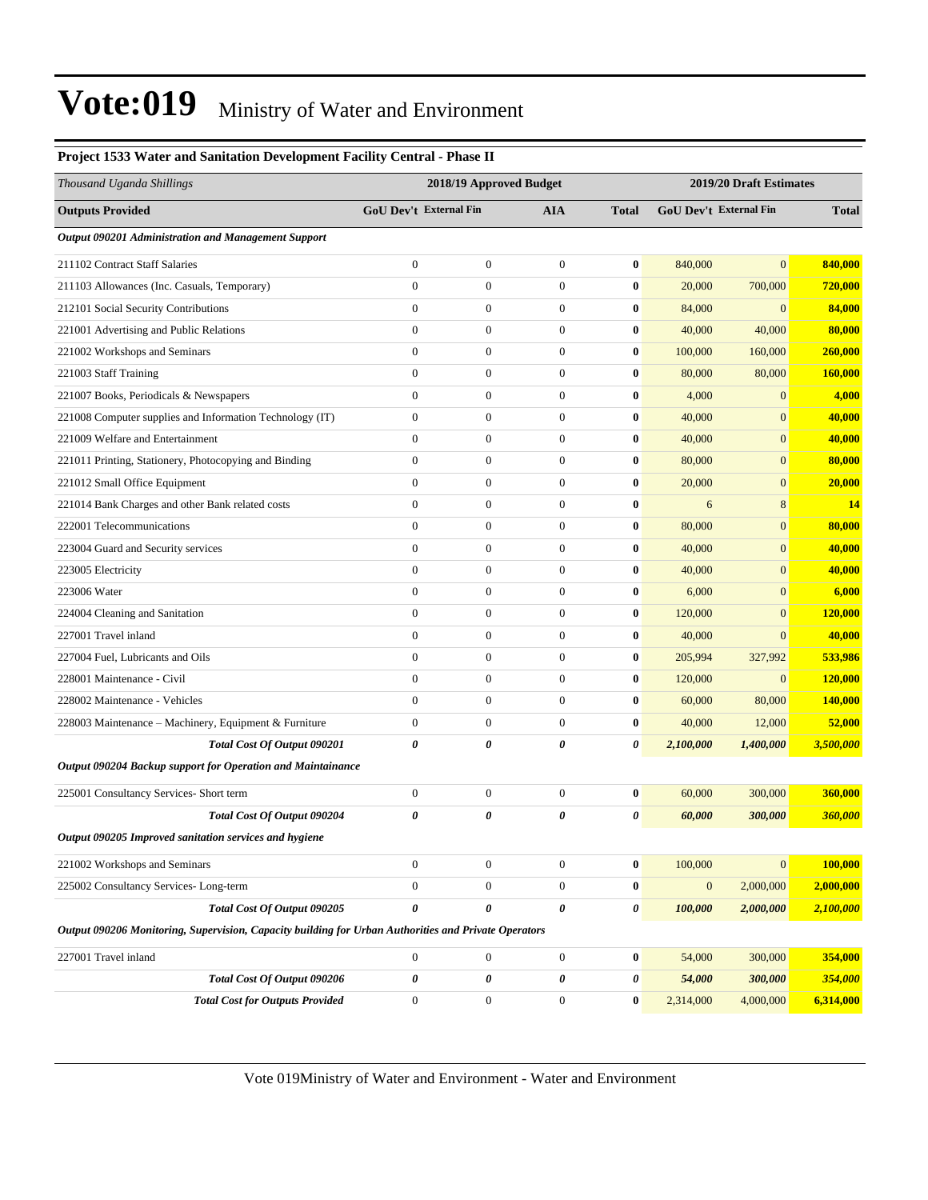# Vote:019 Ministry of Water and Environment

**Project 1533 Water and Sanitation Development Facility Central - Phase II**

| *Thousand Uganda Shillings* | 2018/19 Approved Budget | | | | 2019/20 Draft Estimates | | |
|---|---|---|---|---|---|---|---|
| **Outputs Provided** | **GoU Dev't** | **External Fin** | **AIA** | **Total** | **GoU Dev't** | **External Fin** | **Total** |
| ***Output 090201 Administration and Management Support*** | | | | | | | |
| 211102 Contract Staff Salaries | 0 | 0 | 0 | **0** | 840,000 | 0 | **840,000** |
| 211103 Allowances (Inc. Casuals, Temporary) | 0 | 0 | 0 | **0** | 20,000 | 700,000 | **720,000** |
| 212101 Social Security Contributions | 0 | 0 | 0 | **0** | 84,000 | 0 | **84,000** |
| 221001 Advertising and Public Relations | 0 | 0 | 0 | **0** | 40,000 | 40,000 | **80,000** |
| 221002 Workshops and Seminars | 0 | 0 | 0 | **0** | 100,000 | 160,000 | **260,000** |
| 221003 Staff Training | 0 | 0 | 0 | **0** | 80,000 | 80,000 | **160,000** |
| 221007 Books, Periodicals & Newspapers | 0 | 0 | 0 | **0** | 4,000 | 0 | **4,000** |
| 221008 Computer supplies and Information Technology (IT) | 0 | 0 | 0 | **0** | 40,000 | 0 | **40,000** |
| 221009 Welfare and Entertainment | 0 | 0 | 0 | **0** | 40,000 | 0 | **40,000** |
| 221011 Printing, Stationery, Photocopying and Binding | 0 | 0 | 0 | **0** | 80,000 | 0 | **80,000** |
| 221012 Small Office Equipment | 0 | 0 | 0 | **0** | 20,000 | 0 | **20,000** |
| 221014 Bank Charges and other Bank related costs | 0 | 0 | 0 | **0** | 6 | 8 | **14** |
| 222001 Telecommunications | 0 | 0 | 0 | **0** | 80,000 | 0 | **80,000** |
| 223004 Guard and Security services | 0 | 0 | 0 | **0** | 40,000 | 0 | **40,000** |
| 223005 Electricity | 0 | 0 | 0 | **0** | 40,000 | 0 | **40,000** |
| 223006 Water | 0 | 0 | 0 | **0** | 6,000 | 0 | **6,000** |
| 224004 Cleaning and Sanitation | 0 | 0 | 0 | **0** | 120,000 | 0 | **120,000** |
| 227001 Travel inland | 0 | 0 | 0 | **0** | 40,000 | 0 | **40,000** |
| 227004 Fuel, Lubricants and Oils | 0 | 0 | 0 | **0** | 205,994 | 327,992 | **533,986** |
| 228001 Maintenance - Civil | 0 | 0 | 0 | **0** | 120,000 | 0 | **120,000** |
| 228002 Maintenance - Vehicles | 0 | 0 | 0 | **0** | 60,000 | 80,000 | **140,000** |
| 228003 Maintenance – Machinery, Equipment & Furniture | 0 | 0 | 0 | **0** | 40,000 | 12,000 | **52,000** |
| ***Total Cost Of Output 090201*** | ***0*** | ***0*** | ***0*** | ***0*** | ***2,100,000*** | ***1,400,000*** | ***3,500,000*** |
| ***Output 090204 Backup support for Operation and Maintainance*** | | | | | | | |
| 225001 Consultancy Services- Short term | 0 | 0 | 0 | **0** | 60,000 | 300,000 | **360,000** |
| ***Total Cost Of Output 090204*** | ***0*** | ***0*** | ***0*** | ***0*** | ***60,000*** | ***300,000*** | ***360,000*** |
| ***Output 090205 Improved sanitation services and hygiene*** | | | | | | | |
| 221002 Workshops and Seminars | 0 | 0 | 0 | **0** | 100,000 | 0 | **100,000** |
| 225002 Consultancy Services- Long-term | 0 | 0 | 0 | **0** | 0 | 2,000,000 | **2,000,000** |
| ***Total Cost Of Output 090205*** | ***0*** | ***0*** | ***0*** | ***0*** | ***100,000*** | ***2,000,000*** | ***2,100,000*** |
| ***Output 090206 Monitoring, Supervision, Capacity building for Urban Authorities and Private Operators*** | | | | | | | |
| 227001 Travel inland | 0 | 0 | 0 | **0** | 54,000 | 300,000 | **354,000** |
| ***Total Cost Of Output 090206*** | ***0*** | ***0*** | ***0*** | ***0*** | ***54,000*** | ***300,000*** | ***354,000*** |
| ***Total Cost for Outputs Provided*** | 0 | 0 | 0 | **0** | 2,314,000 | 4,000,000 | **6,314,000** |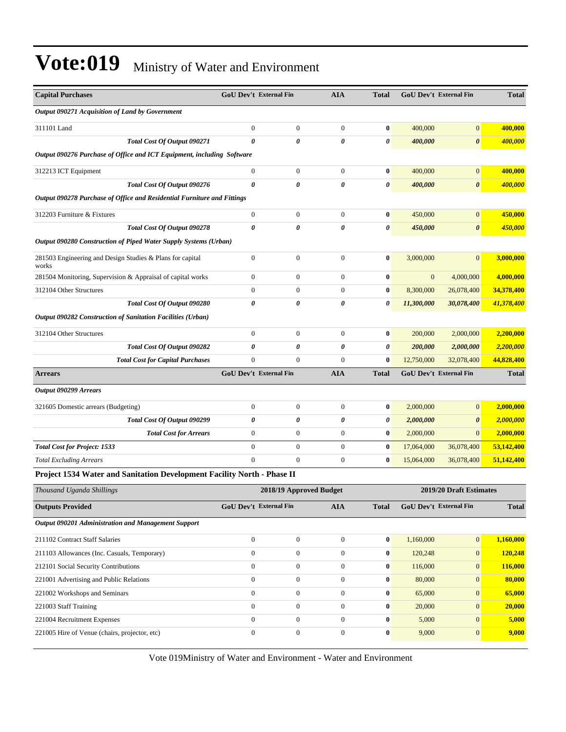# Vote:019 Ministry of Water and Environment

| Capital Purchases | GoU Dev't | External Fin | AIA | Total | GoU Dev't | External Fin | Total |
|---|---|---|---|---|---|---|---|
| *Output 090271 Acquisition of Land by Government* | | | | | | | |
| 311101 Land | 0 | 0 | 0 | **0** | 400,000 | 0 | **400,000** |
| ***Total Cost Of Output 090271*** | ***0*** | ***0*** | ***0*** | ***0*** | ***400,000*** | ***0*** | ***400,000*** |
| *Output 090276 Purchase of Office and ICT Equipment, including Software* | | | | | | | |
| 312213 ICT Equipment | 0 | 0 | 0 | **0** | 400,000 | 0 | **400,000** |
| ***Total Cost Of Output 090276*** | ***0*** | ***0*** | ***0*** | ***0*** | ***400,000*** | ***0*** | ***400,000*** |
| *Output 090278 Purchase of Office and Residential Furniture and Fittings* | | | | | | | |
| 312203 Furniture & Fixtures | 0 | 0 | 0 | **0** | 450,000 | 0 | **450,000** |
| ***Total Cost Of Output 090278*** | ***0*** | ***0*** | ***0*** | ***0*** | ***450,000*** | ***0*** | ***450,000*** |
| *Output 090280 Construction of Piped Water Supply Systems (Urban)* | | | | | | | |
| 281503 Engineering and Design Studies & Plans for capital works | 0 | 0 | 0 | **0** | 3,000,000 | 0 | **3,000,000** |
| 281504 Monitoring, Supervision & Appraisal of capital works | 0 | 0 | 0 | **0** | 0 | 4,000,000 | **4,000,000** |
| 312104 Other Structures | 0 | 0 | 0 | **0** | 8,300,000 | 26,078,400 | **34,378,400** |
| ***Total Cost Of Output 090280*** | ***0*** | ***0*** | ***0*** | ***0*** | ***11,300,000*** | ***30,078,400*** | ***41,378,400*** |
| *Output 090282 Construction of Sanitation Facilities (Urban)* | | | | | | | |
| 312104 Other Structures | 0 | 0 | 0 | **0** | 200,000 | 2,000,000 | **2,200,000** |
| ***Total Cost Of Output 090282*** | ***0*** | ***0*** | ***0*** | ***0*** | ***200,000*** | ***2,000,000*** | ***2,200,000*** |
| ***Total Cost for Capital Purchases*** | 0 | 0 | 0 | **0** | 12,750,000 | 32,078,400 | **44,828,400** |
| **Arrears** | **GoU Dev't** | **External Fin** | **AIA** | **Total** | **GoU Dev't** | **External Fin** | **Total** |
| *Output 090299 Arrears* | | | | | | | |
| 321605 Domestic arrears (Budgeting) | 0 | 0 | 0 | **0** | 2,000,000 | 0 | **2,000,000** |
| ***Total Cost Of Output 090299*** | ***0*** | ***0*** | ***0*** | ***0*** | ***2,000,000*** | ***0*** | ***2,000,000*** |
| ***Total Cost for Arrears*** | 0 | 0 | 0 | **0** | 2,000,000 | 0 | **2,000,000** |
| ***Total Cost for Project: 1533*** | 0 | 0 | 0 | **0** | 17,064,000 | 36,078,400 | **53,142,400** |
| *Total Excluding Arrears* | 0 | 0 | 0 | **0** | 15,064,000 | 36,078,400 | **51,142,400** |

**Project 1534 Water and Sanitation Development Facility North - Phase II**

| *Thousand Uganda Shillings* | 2018/19 Approved Budget | | | | 2019/20 Draft Estimates | | |
|---|---|---|---|---|---|---|---|
| **Outputs Provided** | **GoU Dev't** | **External Fin** | **AIA** | **Total** | **GoU Dev't** | **External Fin** | **Total** |
| *Output 090201 Administration and Management Support* | | | | | | | |
| 211102 Contract Staff Salaries | 0 | 0 | 0 | **0** | 1,160,000 | 0 | **1,160,000** |
| 211103 Allowances (Inc. Casuals, Temporary) | 0 | 0 | 0 | **0** | 120,248 | 0 | **120,248** |
| 212101 Social Security Contributions | 0 | 0 | 0 | **0** | 116,000 | 0 | **116,000** |
| 221001 Advertising and Public Relations | 0 | 0 | 0 | **0** | 80,000 | 0 | **80,000** |
| 221002 Workshops and Seminars | 0 | 0 | 0 | **0** | 65,000 | 0 | **65,000** |
| 221003 Staff Training | 0 | 0 | 0 | **0** | 20,000 | 0 | **20,000** |
| 221004 Recruitment Expenses | 0 | 0 | 0 | **0** | 5,000 | 0 | **5,000** |
| 221005 Hire of Venue (chairs, projector, etc) | 0 | 0 | 0 | **0** | 9,000 | 0 | **9,000** |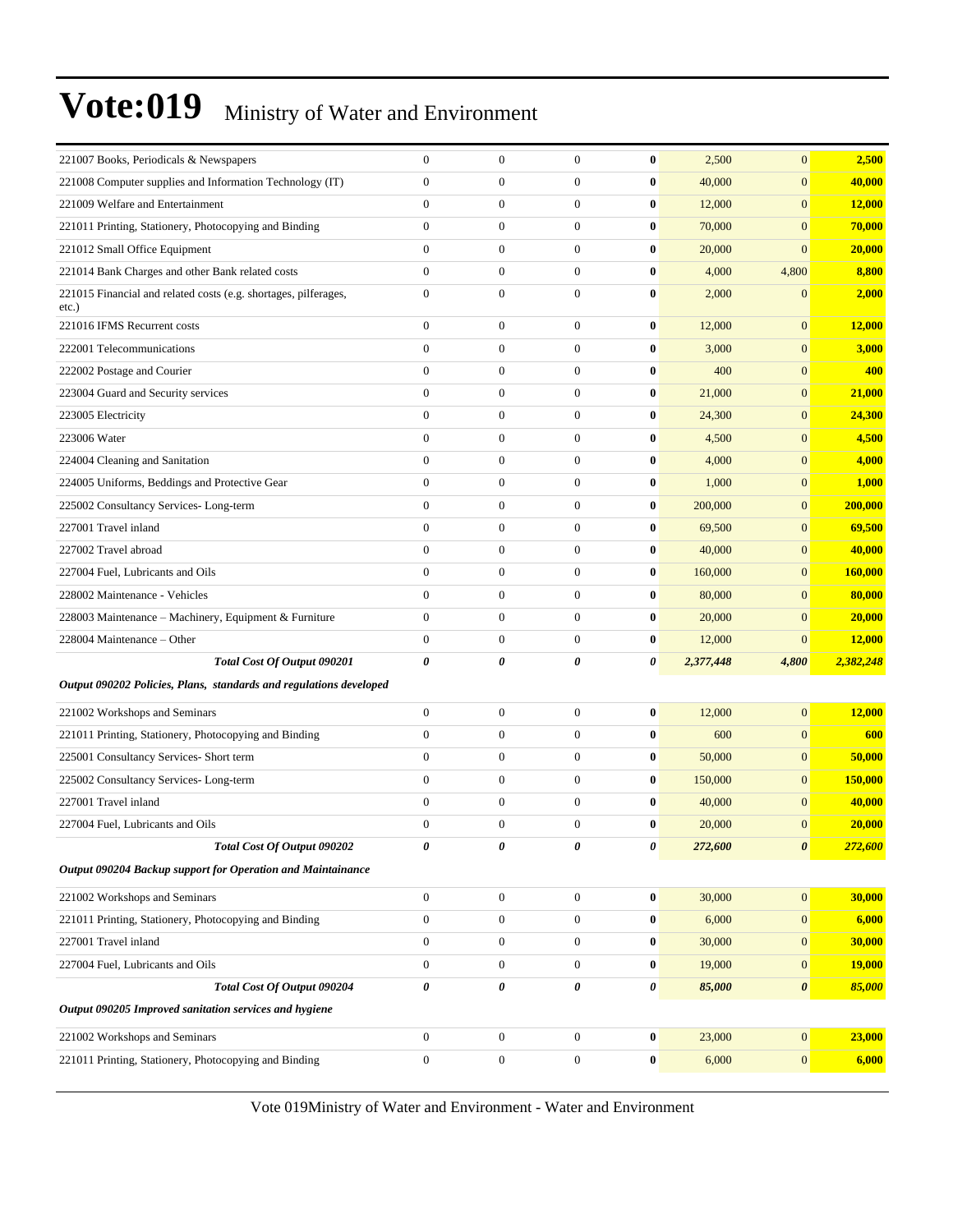# Vote:019 Ministry of Water and Environment

| | | | | | | | |
|---|---|---|---|---|---|---|---|
| 221007 Books, Periodicals & Newspapers | 0 | 0 | 0 | **0** | 2,500 | 0 | **2,500** |
| 221008 Computer supplies and Information Technology (IT) | 0 | 0 | 0 | **0** | 40,000 | 0 | **40,000** |
| 221009 Welfare and Entertainment | 0 | 0 | 0 | **0** | 12,000 | 0 | **12,000** |
| 221011 Printing, Stationery, Photocopying and Binding | 0 | 0 | 0 | **0** | 70,000 | 0 | **70,000** |
| 221012 Small Office Equipment | 0 | 0 | 0 | **0** | 20,000 | 0 | **20,000** |
| 221014 Bank Charges and other Bank related costs | 0 | 0 | 0 | **0** | 4,000 | 4,800 | **8,800** |
| 221015 Financial and related costs (e.g. shortages, pilferages, etc.) | 0 | 0 | 0 | **0** | 2,000 | 0 | **2,000** |
| 221016 IFMS Recurrent costs | 0 | 0 | 0 | **0** | 12,000 | 0 | **12,000** |
| 222001 Telecommunications | 0 | 0 | 0 | **0** | 3,000 | 0 | **3,000** |
| 222002 Postage and Courier | 0 | 0 | 0 | **0** | 400 | 0 | **400** |
| 223004 Guard and Security services | 0 | 0 | 0 | **0** | 21,000 | 0 | **21,000** |
| 223005 Electricity | 0 | 0 | 0 | **0** | 24,300 | 0 | **24,300** |
| 223006 Water | 0 | 0 | 0 | **0** | 4,500 | 0 | **4,500** |
| 224004 Cleaning and Sanitation | 0 | 0 | 0 | **0** | 4,000 | 0 | **4,000** |
| 224005 Uniforms, Beddings and Protective Gear | 0 | 0 | 0 | **0** | 1,000 | 0 | **1,000** |
| 225002 Consultancy Services- Long-term | 0 | 0 | 0 | **0** | 200,000 | 0 | **200,000** |
| 227001 Travel inland | 0 | 0 | 0 | **0** | 69,500 | 0 | **69,500** |
| 227002 Travel abroad | 0 | 0 | 0 | **0** | 40,000 | 0 | **40,000** |
| 227004 Fuel, Lubricants and Oils | 0 | 0 | 0 | **0** | 160,000 | 0 | **160,000** |
| 228002 Maintenance - Vehicles | 0 | 0 | 0 | **0** | 80,000 | 0 | **80,000** |
| 228003 Maintenance – Machinery, Equipment & Furniture | 0 | 0 | 0 | **0** | 20,000 | 0 | **20,000** |
| 228004 Maintenance – Other | 0 | 0 | 0 | **0** | 12,000 | 0 | **12,000** |
| ***Total Cost Of Output 090201*** | ***0*** | ***0*** | ***0*** | ***0*** | ***2,377,448*** | ***4,800*** | ***2,382,248*** |
| ***Output 090202 Policies, Plans, standards and regulations developed*** | | | | | | | |
| 221002 Workshops and Seminars | 0 | 0 | 0 | **0** | 12,000 | 0 | **12,000** |
| 221011 Printing, Stationery, Photocopying and Binding | 0 | 0 | 0 | **0** | 600 | 0 | **600** |
| 225001 Consultancy Services- Short term | 0 | 0 | 0 | **0** | 50,000 | 0 | **50,000** |
| 225002 Consultancy Services- Long-term | 0 | 0 | 0 | **0** | 150,000 | 0 | **150,000** |
| 227001 Travel inland | 0 | 0 | 0 | **0** | 40,000 | 0 | **40,000** |
| 227004 Fuel, Lubricants and Oils | 0 | 0 | 0 | **0** | 20,000 | 0 | **20,000** |
| ***Total Cost Of Output 090202*** | ***0*** | ***0*** | ***0*** | ***0*** | ***272,600*** | ***0*** | ***272,600*** |
| ***Output 090204 Backup support for Operation and Maintainance*** | | | | | | | |
| 221002 Workshops and Seminars | 0 | 0 | 0 | **0** | 30,000 | 0 | **30,000** |
| 221011 Printing, Stationery, Photocopying and Binding | 0 | 0 | 0 | **0** | 6,000 | 0 | **6,000** |
| 227001 Travel inland | 0 | 0 | 0 | **0** | 30,000 | 0 | **30,000** |
| 227004 Fuel, Lubricants and Oils | 0 | 0 | 0 | **0** | 19,000 | 0 | **19,000** |
| ***Total Cost Of Output 090204*** | ***0*** | ***0*** | ***0*** | ***0*** | ***85,000*** | ***0*** | ***85,000*** |
| ***Output 090205 Improved sanitation services and hygiene*** | | | | | | | |
| 221002 Workshops and Seminars | 0 | 0 | 0 | **0** | 23,000 | 0 | **23,000** |
| 221011 Printing, Stationery, Photocopying and Binding | 0 | 0 | 0 | **0** | 6,000 | 0 | **6,000** |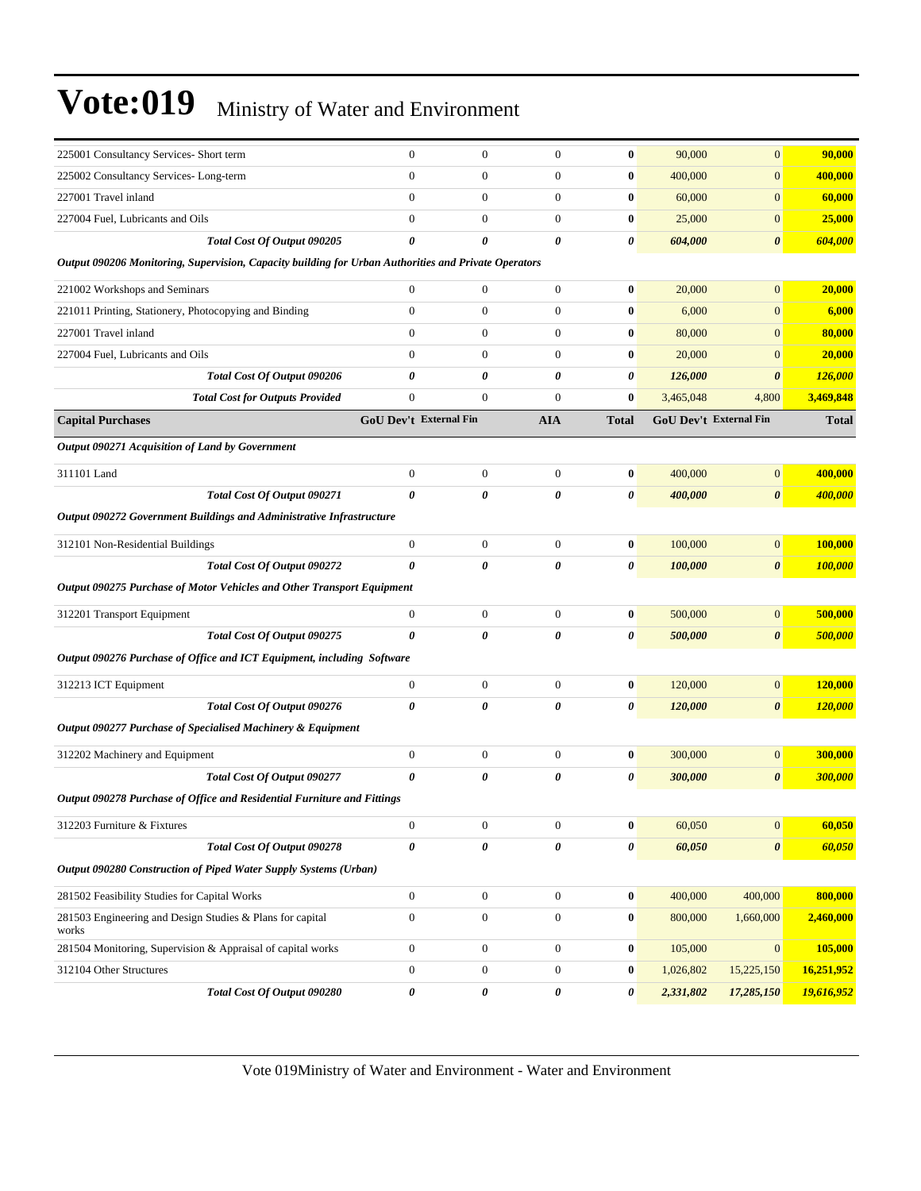# Vote:019 Ministry of Water and Environment

| | | | | | | | |
|---|---|---|---|---|---|---|---|
| 225001 Consultancy Services- Short term | 0 | 0 | 0 | **0** | 90,000 | 0 | **90,000** |
| 225002 Consultancy Services- Long-term | 0 | 0 | 0 | **0** | 400,000 | 0 | **400,000** |
| 227001 Travel inland | 0 | 0 | 0 | **0** | 60,000 | 0 | **60,000** |
| 227004 Fuel, Lubricants and Oils | 0 | 0 | 0 | **0** | 25,000 | 0 | **25,000** |
| ***Total Cost Of Output 090205*** | ***0*** | ***0*** | ***0*** | ***0*** | ***604,000*** | ***0*** | ***604,000*** |
| ***Output 090206 Monitoring, Supervision, Capacity building for Urban Authorities and Private Operators*** | | | | | | | |
| 221002 Workshops and Seminars | 0 | 0 | 0 | **0** | 20,000 | 0 | **20,000** |
| 221011 Printing, Stationery, Photocopying and Binding | 0 | 0 | 0 | **0** | 6,000 | 0 | **6,000** |
| 227001 Travel inland | 0 | 0 | 0 | **0** | 80,000 | 0 | **80,000** |
| 227004 Fuel, Lubricants and Oils | 0 | 0 | 0 | **0** | 20,000 | 0 | **20,000** |
| ***Total Cost Of Output 090206*** | ***0*** | ***0*** | ***0*** | ***0*** | ***126,000*** | ***0*** | ***126,000*** |
| ***Total Cost for Outputs Provided*** | 0 | 0 | 0 | **0** | 3,465,048 | 4,800 | **3,469,848** |
| **Capital Purchases** | **GoU Dev't** | **External Fin** | **AIA** | **Total** | **GoU Dev't** | **External Fin** | **Total** |
| ***Output 090271 Acquisition of Land by Government*** | | | | | | | |
| 311101 Land | 0 | 0 | 0 | **0** | 400,000 | 0 | **400,000** |
| ***Total Cost Of Output 090271*** | ***0*** | ***0*** | ***0*** | ***0*** | ***400,000*** | ***0*** | ***400,000*** |
| ***Output 090272 Government Buildings and Administrative Infrastructure*** | | | | | | | |
| 312101 Non-Residential Buildings | 0 | 0 | 0 | **0** | 100,000 | 0 | **100,000** |
| ***Total Cost Of Output 090272*** | ***0*** | ***0*** | ***0*** | ***0*** | ***100,000*** | ***0*** | ***100,000*** |
| ***Output 090275 Purchase of Motor Vehicles and Other Transport Equipment*** | | | | | | | |
| 312201 Transport Equipment | 0 | 0 | 0 | **0** | 500,000 | 0 | **500,000** |
| ***Total Cost Of Output 090275*** | ***0*** | ***0*** | ***0*** | ***0*** | ***500,000*** | ***0*** | ***500,000*** |
| ***Output 090276 Purchase of Office and ICT Equipment, including Software*** | | | | | | | |
| 312213 ICT Equipment | 0 | 0 | 0 | **0** | 120,000 | 0 | **120,000** |
| ***Total Cost Of Output 090276*** | ***0*** | ***0*** | ***0*** | ***0*** | ***120,000*** | ***0*** | ***120,000*** |
| ***Output 090277 Purchase of Specialised Machinery & Equipment*** | | | | | | | |
| 312202 Machinery and Equipment | 0 | 0 | 0 | **0** | 300,000 | 0 | **300,000** |
| ***Total Cost Of Output 090277*** | ***0*** | ***0*** | ***0*** | ***0*** | ***300,000*** | ***0*** | ***300,000*** |
| ***Output 090278 Purchase of Office and Residential Furniture and Fittings*** | | | | | | | |
| 312203 Furniture & Fixtures | 0 | 0 | 0 | **0** | 60,050 | 0 | **60,050** |
| ***Total Cost Of Output 090278*** | ***0*** | ***0*** | ***0*** | ***0*** | ***60,050*** | ***0*** | ***60,050*** |
| ***Output 090280 Construction of Piped Water Supply Systems (Urban)*** | | | | | | | |
| 281502 Feasibility Studies for Capital Works | 0 | 0 | 0 | **0** | 400,000 | 400,000 | **800,000** |
| 281503 Engineering and Design Studies & Plans for capital works | 0 | 0 | 0 | **0** | 800,000 | 1,660,000 | **2,460,000** |
| 281504 Monitoring, Supervision & Appraisal of capital works | 0 | 0 | 0 | **0** | 105,000 | 0 | **105,000** |
| 312104 Other Structures | 0 | 0 | 0 | **0** | 1,026,802 | 15,225,150 | **16,251,952** |
| ***Total Cost Of Output 090280*** | ***0*** | ***0*** | ***0*** | ***0*** | ***2,331,802*** | ***17,285,150*** | ***19,616,952*** |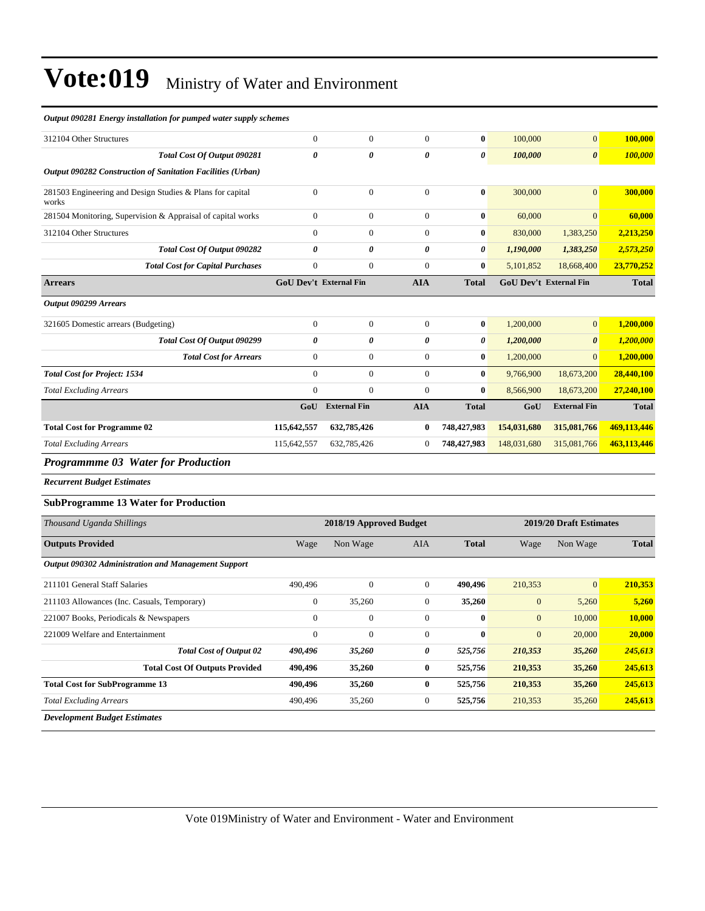# Vote:019 Ministry of Water and Environment

| | | | | | | | |
|---|---|---|---|---|---|---|---|
| ***Output 090281 Energy installation for pumped water supply schemes*** | | | | | | | |
| 312104 Other Structures | 0 | 0 | 0 | **0** | 100,000 | 0 | **100,000** |
| ***Total Cost Of Output 090281*** | ***0*** | ***0*** | ***0*** | ***0*** | ***100,000*** | ***0*** | ***100,000*** |
| ***Output 090282 Construction of Sanitation Facilities (Urban)*** | | | | | | | |
| 281503 Engineering and Design Studies & Plans for capital works | 0 | 0 | 0 | **0** | 300,000 | 0 | **300,000** |
| 281504 Monitoring, Supervision & Appraisal of capital works | 0 | 0 | 0 | **0** | 60,000 | 0 | **60,000** |
| 312104 Other Structures | 0 | 0 | 0 | **0** | 830,000 | 1,383,250 | **2,213,250** |
| ***Total Cost Of Output 090282*** | ***0*** | ***0*** | ***0*** | ***0*** | ***1,190,000*** | ***1,383,250*** | ***2,573,250*** |
| ***Total Cost for Capital Purchases*** | 0 | 0 | 0 | **0** | 5,101,852 | 18,668,400 | **23,770,252** |
| **Arrears** | **GoU Dev't** | **External Fin** | **AIA** | **Total** | **GoU Dev't** | **External Fin** | **Total** |
| ***Output 090299 Arrears*** | | | | | | | |
| 321605 Domestic arrears (Budgeting) | 0 | 0 | 0 | **0** | 1,200,000 | 0 | **1,200,000** |
| ***Total Cost Of Output 090299*** | ***0*** | ***0*** | ***0*** | ***0*** | ***1,200,000*** | ***0*** | ***1,200,000*** |
| ***Total Cost for Arrears*** | 0 | 0 | 0 | **0** | 1,200,000 | 0 | **1,200,000** |
| ***Total Cost for Project: 1534*** | 0 | 0 | 0 | **0** | 9,766,900 | 18,673,200 | **28,440,100** |
| *Total Excluding Arrears* | 0 | 0 | 0 | **0** | 8,566,900 | 18,673,200 | **27,240,100** |
| | **GoU** | **External Fin** | **AIA** | **Total** | **GoU** | **External Fin** | **Total** |
| **Total Cost for Programme 02** | **115,642,557** | **632,785,426** | **0** | **748,427,983** | **154,031,680** | **315,081,766** | **469,113,446** |
| *Total Excluding Arrears* | 115,642,557 | 632,785,426 | 0 | **748,427,983** | 148,031,680 | 315,081,766 | **463,113,446** |

## *Programmme 03 Water for Production*

***Recurrent Budget Estimates***

### SubProgramme 13 Water for Production

| *Thousand Uganda Shillings* | 2018/19 Approved Budget | | | | 2019/20 Draft Estimates | | |
|---|---|---|---|---|---|---|---|
| **Outputs Provided** | Wage | Non Wage | AIA | **Total** | Wage | Non Wage | **Total** |
| ***Output 090302 Administration and Management Support*** | | | | | | | |
| 211101 General Staff Salaries | 490,496 | 0 | 0 | **490,496** | 210,353 | 0 | **210,353** |
| 211103 Allowances (Inc. Casuals, Temporary) | 0 | 35,260 | 0 | **35,260** | 0 | 5,260 | **5,260** |
| 221007 Books, Periodicals & Newspapers | 0 | 0 | 0 | **0** | 0 | 10,000 | **10,000** |
| 221009 Welfare and Entertainment | 0 | 0 | 0 | **0** | 0 | 20,000 | **20,000** |
| ***Total Cost of Output 02*** | ***490,496*** | ***35,260*** | ***0*** | ***525,756*** | ***210,353*** | ***35,260*** | ***245,613*** |
| **Total Cost Of Outputs Provided** | **490,496** | **35,260** | **0** | **525,756** | **210,353** | **35,260** | **245,613** |
| **Total Cost for SubProgramme 13** | **490,496** | **35,260** | **0** | **525,756** | **210,353** | **35,260** | **245,613** |
| *Total Excluding Arrears* | 490,496 | 35,260 | 0 | **525,756** | 210,353 | 35,260 | **245,613** |

***Development Budget Estimates***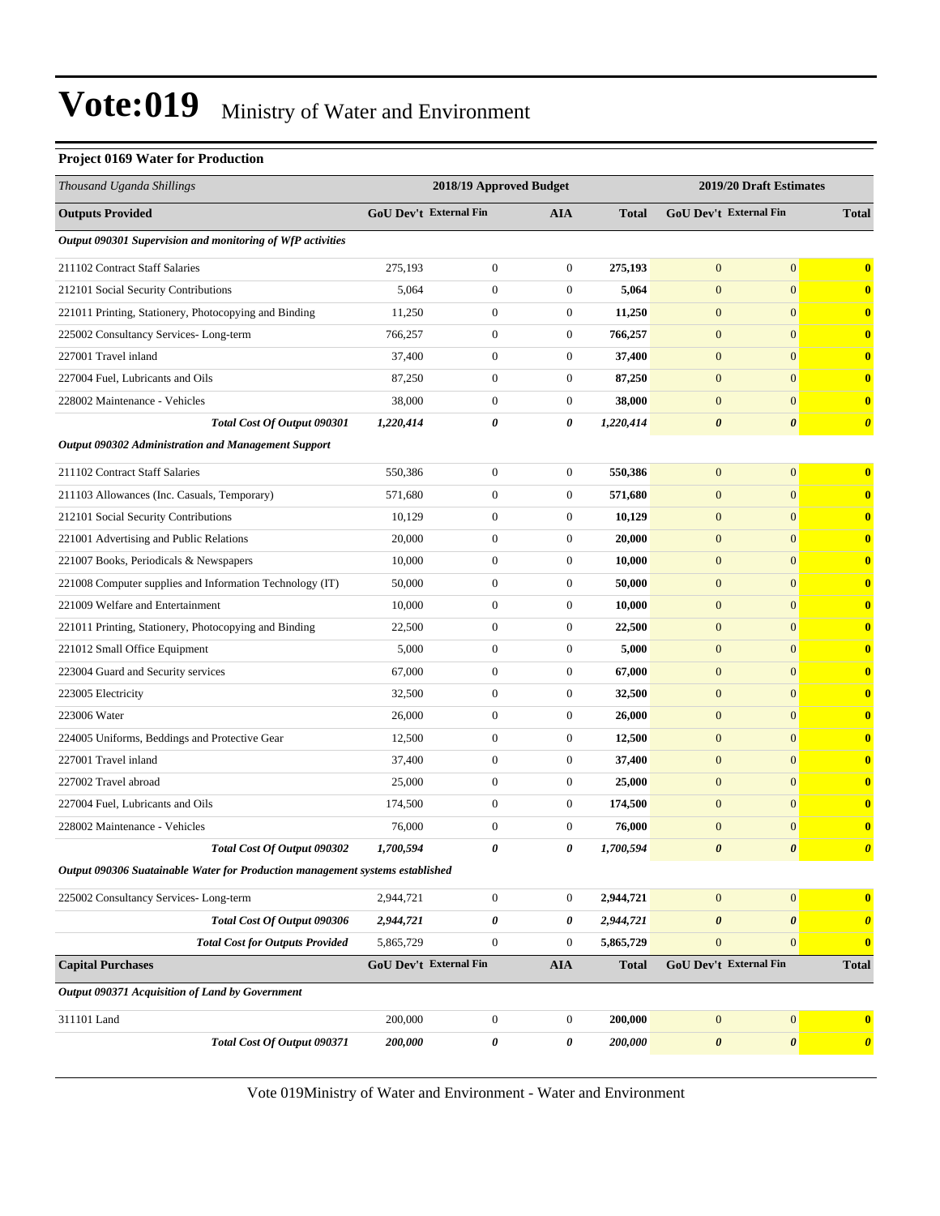# Vote:019 Ministry of Water and Environment

**Project 0169 Water for Production**

| *Thousand Uganda Shillings* | 2018/19 Approved Budget | | | | 2019/20 Draft Estimates | | |
|---|---|---|---|---|---|---|---|
| **Outputs Provided** | **GoU Dev't** | **External Fin** | **AIA** | **Total** | **GoU Dev't** | **External Fin** | **Total** |
| ***Output 090301 Supervision and monitoring of WfP activities*** | | | | | | | |
| 211102 Contract Staff Salaries | 275,193 | 0 | 0 | **275,193** | 0 | 0 | **0** |
| 212101 Social Security Contributions | 5,064 | 0 | 0 | **5,064** | 0 | 0 | **0** |
| 221011 Printing, Stationery, Photocopying and Binding | 11,250 | 0 | 0 | **11,250** | 0 | 0 | **0** |
| 225002 Consultancy Services- Long-term | 766,257 | 0 | 0 | **766,257** | 0 | 0 | **0** |
| 227001 Travel inland | 37,400 | 0 | 0 | **37,400** | 0 | 0 | **0** |
| 227004 Fuel, Lubricants and Oils | 87,250 | 0 | 0 | **87,250** | 0 | 0 | **0** |
| 228002 Maintenance - Vehicles | 38,000 | 0 | 0 | **38,000** | 0 | 0 | **0** |
| ***Total Cost Of Output 090301*** | ***1,220,414*** | ***0*** | ***0*** | ***1,220,414*** | ***0*** | ***0*** | ***0*** |
| ***Output 090302 Administration and Management Support*** | | | | | | | |
| 211102 Contract Staff Salaries | 550,386 | 0 | 0 | **550,386** | 0 | 0 | **0** |
| 211103 Allowances (Inc. Casuals, Temporary) | 571,680 | 0 | 0 | **571,680** | 0 | 0 | **0** |
| 212101 Social Security Contributions | 10,129 | 0 | 0 | **10,129** | 0 | 0 | **0** |
| 221001 Advertising and Public Relations | 20,000 | 0 | 0 | **20,000** | 0 | 0 | **0** |
| 221007 Books, Periodicals & Newspapers | 10,000 | 0 | 0 | **10,000** | 0 | 0 | **0** |
| 221008 Computer supplies and Information Technology (IT) | 50,000 | 0 | 0 | **50,000** | 0 | 0 | **0** |
| 221009 Welfare and Entertainment | 10,000 | 0 | 0 | **10,000** | 0 | 0 | **0** |
| 221011 Printing, Stationery, Photocopying and Binding | 22,500 | 0 | 0 | **22,500** | 0 | 0 | **0** |
| 221012 Small Office Equipment | 5,000 | 0 | 0 | **5,000** | 0 | 0 | **0** |
| 223004 Guard and Security services | 67,000 | 0 | 0 | **67,000** | 0 | 0 | **0** |
| 223005 Electricity | 32,500 | 0 | 0 | **32,500** | 0 | 0 | **0** |
| 223006 Water | 26,000 | 0 | 0 | **26,000** | 0 | 0 | **0** |
| 224005 Uniforms, Beddings and Protective Gear | 12,500 | 0 | 0 | **12,500** | 0 | 0 | **0** |
| 227001 Travel inland | 37,400 | 0 | 0 | **37,400** | 0 | 0 | **0** |
| 227002 Travel abroad | 25,000 | 0 | 0 | **25,000** | 0 | 0 | **0** |
| 227004 Fuel, Lubricants and Oils | 174,500 | 0 | 0 | **174,500** | 0 | 0 | **0** |
| 228002 Maintenance - Vehicles | 76,000 | 0 | 0 | **76,000** | 0 | 0 | **0** |
| ***Total Cost Of Output 090302*** | ***1,700,594*** | ***0*** | ***0*** | ***1,700,594*** | ***0*** | ***0*** | ***0*** |
| ***Output 090306 Suatainable Water for Production management systems established*** | | | | | | | |
| 225002 Consultancy Services- Long-term | 2,944,721 | 0 | 0 | **2,944,721** | 0 | 0 | **0** |
| ***Total Cost Of Output 090306*** | ***2,944,721*** | ***0*** | ***0*** | ***2,944,721*** | ***0*** | ***0*** | ***0*** |
| ***Total Cost for Outputs Provided*** | 5,865,729 | 0 | 0 | **5,865,729** | 0 | 0 | **0** |
| **Capital Purchases** | **GoU Dev't** | **External Fin** | **AIA** | **Total** | **GoU Dev't** | **External Fin** | **Total** |
| ***Output 090371 Acquisition of Land by Government*** | | | | | | | |
| 311101 Land | 200,000 | 0 | 0 | **200,000** | 0 | 0 | **0** |
| ***Total Cost Of Output 090371*** | ***200,000*** | ***0*** | ***0*** | ***200,000*** | ***0*** | ***0*** | ***0*** |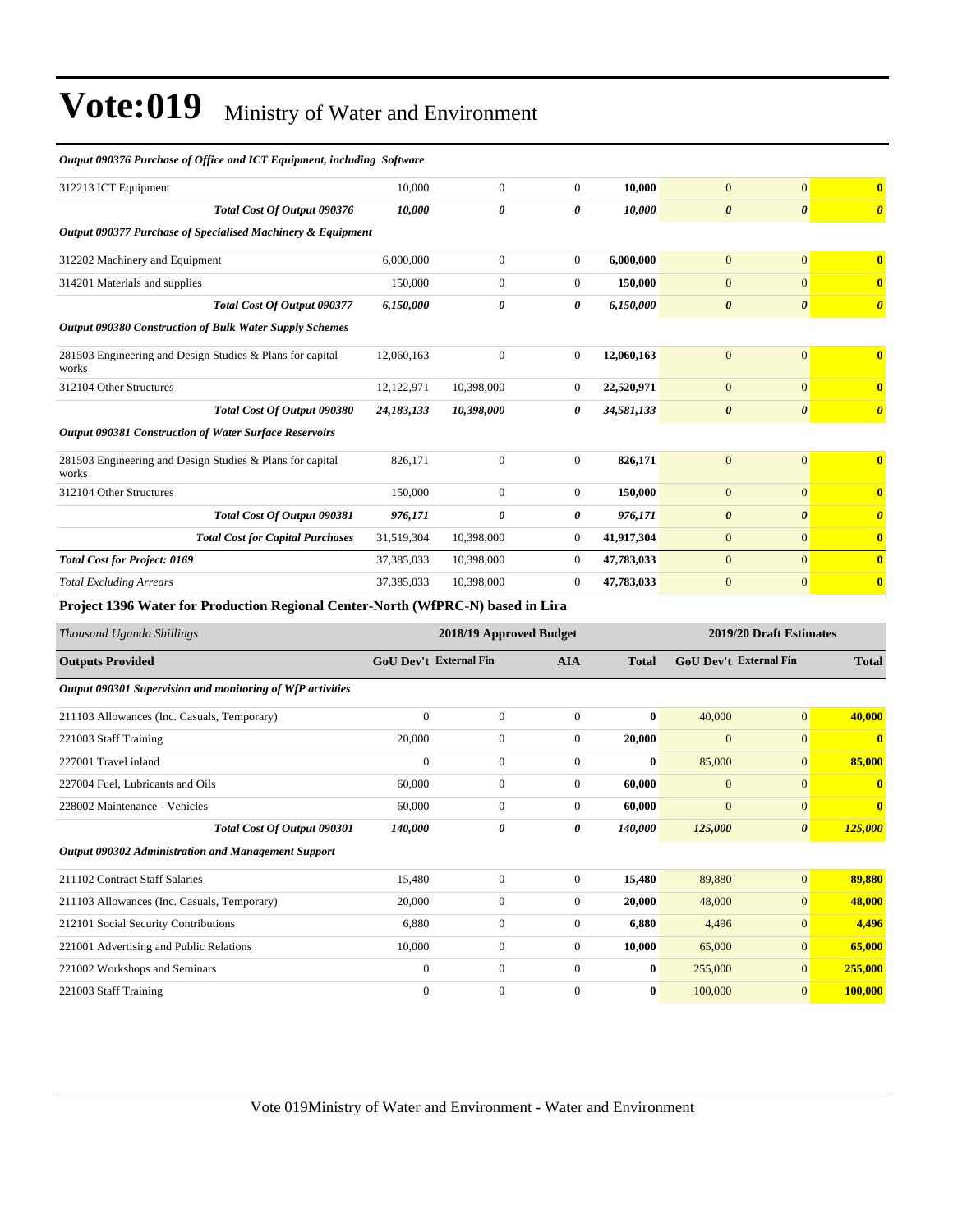# Vote:019 Ministry of Water and Environment

| | | | | | | | |
|---|---|---|---|---|---|---|---|
| ***Output 090376 Purchase of Office and ICT Equipment, including Software*** | | | | | | | |
| 312213 ICT Equipment | 10,000 | 0 | 0 | **10,000** | 0 | 0 | **0** |
| ***Total Cost Of Output 090376*** | ***10,000*** | ***0*** | ***0*** | ***10,000*** | ***0*** | ***0*** | ***0*** |
| ***Output 090377 Purchase of Specialised Machinery & Equipment*** | | | | | | | |
| 312202 Machinery and Equipment | 6,000,000 | 0 | 0 | **6,000,000** | 0 | 0 | **0** |
| 314201 Materials and supplies | 150,000 | 0 | 0 | **150,000** | 0 | 0 | **0** |
| ***Total Cost Of Output 090377*** | ***6,150,000*** | ***0*** | ***0*** | ***6,150,000*** | ***0*** | ***0*** | ***0*** |
| ***Output 090380 Construction of Bulk Water Supply Schemes*** | | | | | | | |
| 281503 Engineering and Design Studies & Plans for capital works | 12,060,163 | 0 | 0 | **12,060,163** | 0 | 0 | **0** |
| 312104 Other Structures | 12,122,971 | 10,398,000 | 0 | **22,520,971** | 0 | 0 | **0** |
| ***Total Cost Of Output 090380*** | ***24,183,133*** | ***10,398,000*** | ***0*** | ***34,581,133*** | ***0*** | ***0*** | ***0*** |
| ***Output 090381 Construction of Water Surface Reservoirs*** | | | | | | | |
| 281503 Engineering and Design Studies & Plans for capital works | 826,171 | 0 | 0 | **826,171** | 0 | 0 | **0** |
| 312104 Other Structures | 150,000 | 0 | 0 | **150,000** | 0 | 0 | **0** |
| ***Total Cost Of Output 090381*** | ***976,171*** | ***0*** | ***0*** | ***976,171*** | ***0*** | ***0*** | ***0*** |
| ***Total Cost for Capital Purchases*** | 31,519,304 | 10,398,000 | 0 | 41,917,304 | 0 | 0 | **0** |
| ***Total Cost for Project: 0169*** | 37,385,033 | 10,398,000 | 0 | 47,783,033 | 0 | 0 | **0** |
| *Total Excluding Arrears* | 37,385,033 | 10,398,000 | 0 | 47,783,033 | 0 | 0 | **0** |

**Project 1396 Water for Production Regional Center-North (WfPRC-N) based in Lira**

| *Thousand Uganda Shillings* | 2018/19 Approved Budget | | | | 2019/20 Draft Estimates | | |
|---|---|---|---|---|---|---|---|
| **Outputs Provided** | **GoU Dev't** | **External Fin** | **AIA** | **Total** | **GoU Dev't** | **External Fin** | **Total** |
| ***Output 090301 Supervision and monitoring of WfP activities*** | | | | | | | |
| 211103 Allowances (Inc. Casuals, Temporary) | 0 | 0 | 0 | **0** | 40,000 | 0 | **40,000** |
| 221003 Staff Training | 20,000 | 0 | 0 | **20,000** | 0 | 0 | **0** |
| 227001 Travel inland | 0 | 0 | 0 | **0** | 85,000 | 0 | **85,000** |
| 227004 Fuel, Lubricants and Oils | 60,000 | 0 | 0 | **60,000** | 0 | 0 | **0** |
| 228002 Maintenance - Vehicles | 60,000 | 0 | 0 | **60,000** | 0 | 0 | **0** |
| ***Total Cost Of Output 090301*** | ***140,000*** | ***0*** | ***0*** | ***140,000*** | ***125,000*** | ***0*** | ***125,000*** |
| ***Output 090302 Administration and Management Support*** | | | | | | | |
| 211102 Contract Staff Salaries | 15,480 | 0 | 0 | **15,480** | 89,880 | 0 | **89,880** |
| 211103 Allowances (Inc. Casuals, Temporary) | 20,000 | 0 | 0 | **20,000** | 48,000 | 0 | **48,000** |
| 212101 Social Security Contributions | 6,880 | 0 | 0 | **6,880** | 4,496 | 0 | **4,496** |
| 221001 Advertising and Public Relations | 10,000 | 0 | 0 | **10,000** | 65,000 | 0 | **65,000** |
| 221002 Workshops and Seminars | 0 | 0 | 0 | **0** | 255,000 | 0 | **255,000** |
| 221003 Staff Training | 0 | 0 | 0 | **0** | 100,000 | 0 | **100,000** |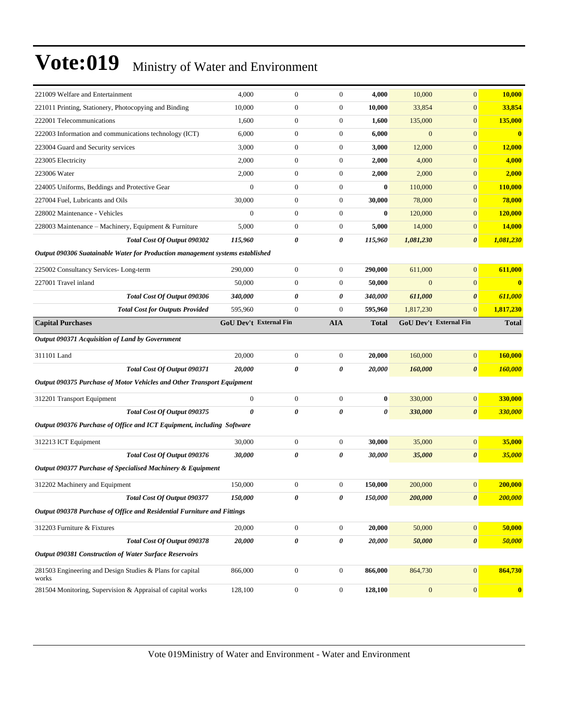# Vote:019 Ministry of Water and Environment

| | | | | | | | |
|---|---|---|---|---|---|---|---|
| 221009 Welfare and Entertainment | 4,000 | 0 | 0 | **4,000** | 10,000 | 0 | **10,000** |
| 221011 Printing, Stationery, Photocopying and Binding | 10,000 | 0 | 0 | **10,000** | 33,854 | 0 | **33,854** |
| 222001 Telecommunications | 1,600 | 0 | 0 | **1,600** | 135,000 | 0 | **135,000** |
| 222003 Information and communications technology (ICT) | 6,000 | 0 | 0 | **6,000** | 0 | 0 | **0** |
| 223004 Guard and Security services | 3,000 | 0 | 0 | **3,000** | 12,000 | 0 | **12,000** |
| 223005 Electricity | 2,000 | 0 | 0 | **2,000** | 4,000 | 0 | **4,000** |
| 223006 Water | 2,000 | 0 | 0 | **2,000** | 2,000 | 0 | **2,000** |
| 224005 Uniforms, Beddings and Protective Gear | 0 | 0 | 0 | **0** | 110,000 | 0 | **110,000** |
| 227004 Fuel, Lubricants and Oils | 30,000 | 0 | 0 | **30,000** | 78,000 | 0 | **78,000** |
| 228002 Maintenance - Vehicles | 0 | 0 | 0 | **0** | 120,000 | 0 | **120,000** |
| 228003 Maintenance – Machinery, Equipment & Furniture | 5,000 | 0 | 0 | **5,000** | 14,000 | 0 | **14,000** |
| ***Total Cost Of Output 090302*** | ***115,960*** | ***0*** | ***0*** | ***115,960*** | ***1,081,230*** | ***0*** | ***1,081,230*** |
| ***Output 090306 Suatainable Water for Production management systems established*** | | | | | | | |
| 225002 Consultancy Services- Long-term | 290,000 | 0 | 0 | **290,000** | 611,000 | 0 | **611,000** |
| 227001 Travel inland | 50,000 | 0 | 0 | **50,000** | 0 | 0 | **0** |
| ***Total Cost Of Output 090306*** | ***340,000*** | ***0*** | ***0*** | ***340,000*** | ***611,000*** | ***0*** | ***611,000*** |
| ***Total Cost for Outputs Provided*** | 595,960 | 0 | 0 | **595,960** | 1,817,230 | 0 | **1,817,230** |
| **Capital Purchases** | **GoU Dev't** | **External Fin** | **AIA** | **Total** | **GoU Dev't** | **External Fin** | **Total** |
| ***Output 090371 Acquisition of Land by Government*** | | | | | | | |
| 311101 Land | 20,000 | 0 | 0 | **20,000** | 160,000 | 0 | **160,000** |
| ***Total Cost Of Output 090371*** | ***20,000*** | ***0*** | ***0*** | ***20,000*** | ***160,000*** | ***0*** | ***160,000*** |
| ***Output 090375 Purchase of Motor Vehicles and Other Transport Equipment*** | | | | | | | |
| 312201 Transport Equipment | 0 | 0 | 0 | **0** | 330,000 | 0 | **330,000** |
| ***Total Cost Of Output 090375*** | ***0*** | ***0*** | ***0*** | ***0*** | ***330,000*** | ***0*** | ***330,000*** |
| ***Output 090376 Purchase of Office and ICT Equipment, including Software*** | | | | | | | |
| 312213 ICT Equipment | 30,000 | 0 | 0 | **30,000** | 35,000 | 0 | **35,000** |
| ***Total Cost Of Output 090376*** | ***30,000*** | ***0*** | ***0*** | ***30,000*** | ***35,000*** | ***0*** | ***35,000*** |
| ***Output 090377 Purchase of Specialised Machinery & Equipment*** | | | | | | | |
| 312202 Machinery and Equipment | 150,000 | 0 | 0 | **150,000** | 200,000 | 0 | **200,000** |
| ***Total Cost Of Output 090377*** | ***150,000*** | ***0*** | ***0*** | ***150,000*** | ***200,000*** | ***0*** | ***200,000*** |
| ***Output 090378 Purchase of Office and Residential Furniture and Fittings*** | | | | | | | |
| 312203 Furniture & Fixtures | 20,000 | 0 | 0 | **20,000** | 50,000 | 0 | **50,000** |
| ***Total Cost Of Output 090378*** | ***20,000*** | ***0*** | ***0*** | ***20,000*** | ***50,000*** | ***0*** | ***50,000*** |
| ***Output 090381 Construction of Water Surface Reservoirs*** | | | | | | | |
| 281503 Engineering and Design Studies & Plans for capital works | 866,000 | 0 | 0 | **866,000** | 864,730 | 0 | **864,730** |
| 281504 Monitoring, Supervision & Appraisal of capital works | 128,100 | 0 | 0 | **128,100** | 0 | 0 | **0** |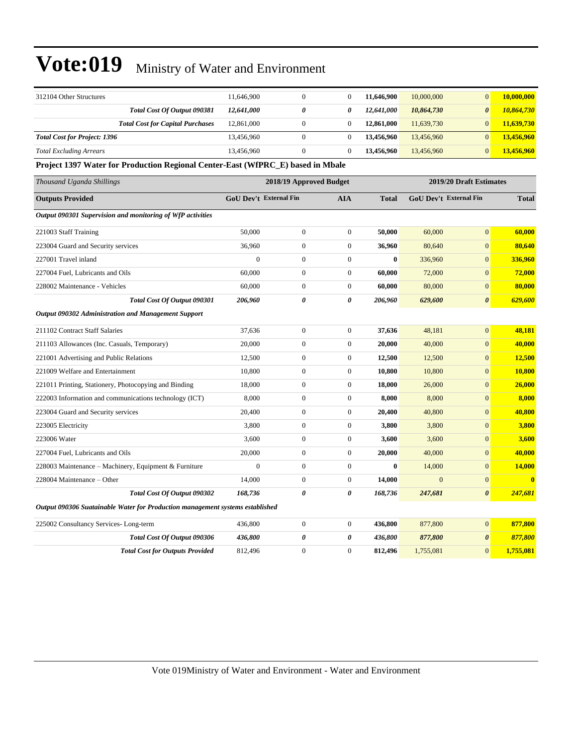# Vote:019 Ministry of Water and Environment

| | | | | | | | |
|---|---|---|---|---|---|---|---|
| 312104 Other Structures | 11,646,900 | 0 | 0 | **11,646,900** | 10,000,000 | 0 | **10,000,000** |
| ***Total Cost Of Output 090381*** | ***12,641,000*** | ***0*** | ***0*** | ***12,641,000*** | ***10,864,730*** | ***0*** | ***10,864,730*** |
| ***Total Cost for Capital Purchases*** | 12,861,000 | 0 | 0 | **12,861,000** | 11,639,730 | 0 | **11,639,730** |
| ***Total Cost for Project: 1396*** | 13,456,960 | 0 | 0 | **13,456,960** | 13,456,960 | 0 | **13,456,960** |
| *Total Excluding Arrears* | 13,456,960 | 0 | 0 | **13,456,960** | 13,456,960 | 0 | **13,456,960** |

**Project 1397 Water for Production Regional Center-East (WfPRC_E) based in Mbale**

| *Thousand Uganda Shillings* | 2018/19 Approved Budget | | | | 2019/20 Draft Estimates | | |
|---|---|---|---|---|---|---|---|
| **Outputs Provided** | **GoU Dev't** | **External Fin** | **AIA** | **Total** | **GoU Dev't** | **External Fin** | **Total** |
| ***Output 090301 Supervision and monitoring of WfP activities*** | | | | | | | |
| 221003 Staff Training | 50,000 | 0 | 0 | **50,000** | 60,000 | 0 | **60,000** |
| 223004 Guard and Security services | 36,960 | 0 | 0 | **36,960** | 80,640 | 0 | **80,640** |
| 227001 Travel inland | 0 | 0 | 0 | **0** | 336,960 | 0 | **336,960** |
| 227004 Fuel, Lubricants and Oils | 60,000 | 0 | 0 | **60,000** | 72,000 | 0 | **72,000** |
| 228002 Maintenance - Vehicles | 60,000 | 0 | 0 | **60,000** | 80,000 | 0 | **80,000** |
| ***Total Cost Of Output 090301*** | ***206,960*** | ***0*** | ***0*** | ***206,960*** | ***629,600*** | ***0*** | ***629,600*** |
| ***Output 090302 Administration and Management Support*** | | | | | | | |
| 211102 Contract Staff Salaries | 37,636 | 0 | 0 | **37,636** | 48,181 | 0 | **48,181** |
| 211103 Allowances (Inc. Casuals, Temporary) | 20,000 | 0 | 0 | **20,000** | 40,000 | 0 | **40,000** |
| 221001 Advertising and Public Relations | 12,500 | 0 | 0 | **12,500** | 12,500 | 0 | **12,500** |
| 221009 Welfare and Entertainment | 10,800 | 0 | 0 | **10,800** | 10,800 | 0 | **10,800** |
| 221011 Printing, Stationery, Photocopying and Binding | 18,000 | 0 | 0 | **18,000** | 26,000 | 0 | **26,000** |
| 222003 Information and communications technology (ICT) | 8,000 | 0 | 0 | **8,000** | 8,000 | 0 | **8,000** |
| 223004 Guard and Security services | 20,400 | 0 | 0 | **20,400** | 40,800 | 0 | **40,800** |
| 223005 Electricity | 3,800 | 0 | 0 | **3,800** | 3,800 | 0 | **3,800** |
| 223006 Water | 3,600 | 0 | 0 | **3,600** | 3,600 | 0 | **3,600** |
| 227004 Fuel, Lubricants and Oils | 20,000 | 0 | 0 | **20,000** | 40,000 | 0 | **40,000** |
| 228003 Maintenance – Machinery, Equipment & Furniture | 0 | 0 | 0 | **0** | 14,000 | 0 | **14,000** |
| 228004 Maintenance – Other | 14,000 | 0 | 0 | **14,000** | 0 | 0 | **0** |
| ***Total Cost Of Output 090302*** | ***168,736*** | ***0*** | ***0*** | ***168,736*** | ***247,681*** | ***0*** | ***247,681*** |
| ***Output 090306 Suatainable Water for Production management systems established*** | | | | | | | |
| 225002 Consultancy Services- Long-term | 436,800 | 0 | 0 | **436,800** | 877,800 | 0 | **877,800** |
| ***Total Cost Of Output 090306*** | ***436,800*** | ***0*** | ***0*** | ***436,800*** | ***877,800*** | ***0*** | ***877,800*** |
| ***Total Cost for Outputs Provided*** | 812,496 | 0 | 0 | **812,496** | 1,755,081 | 0 | **1,755,081** |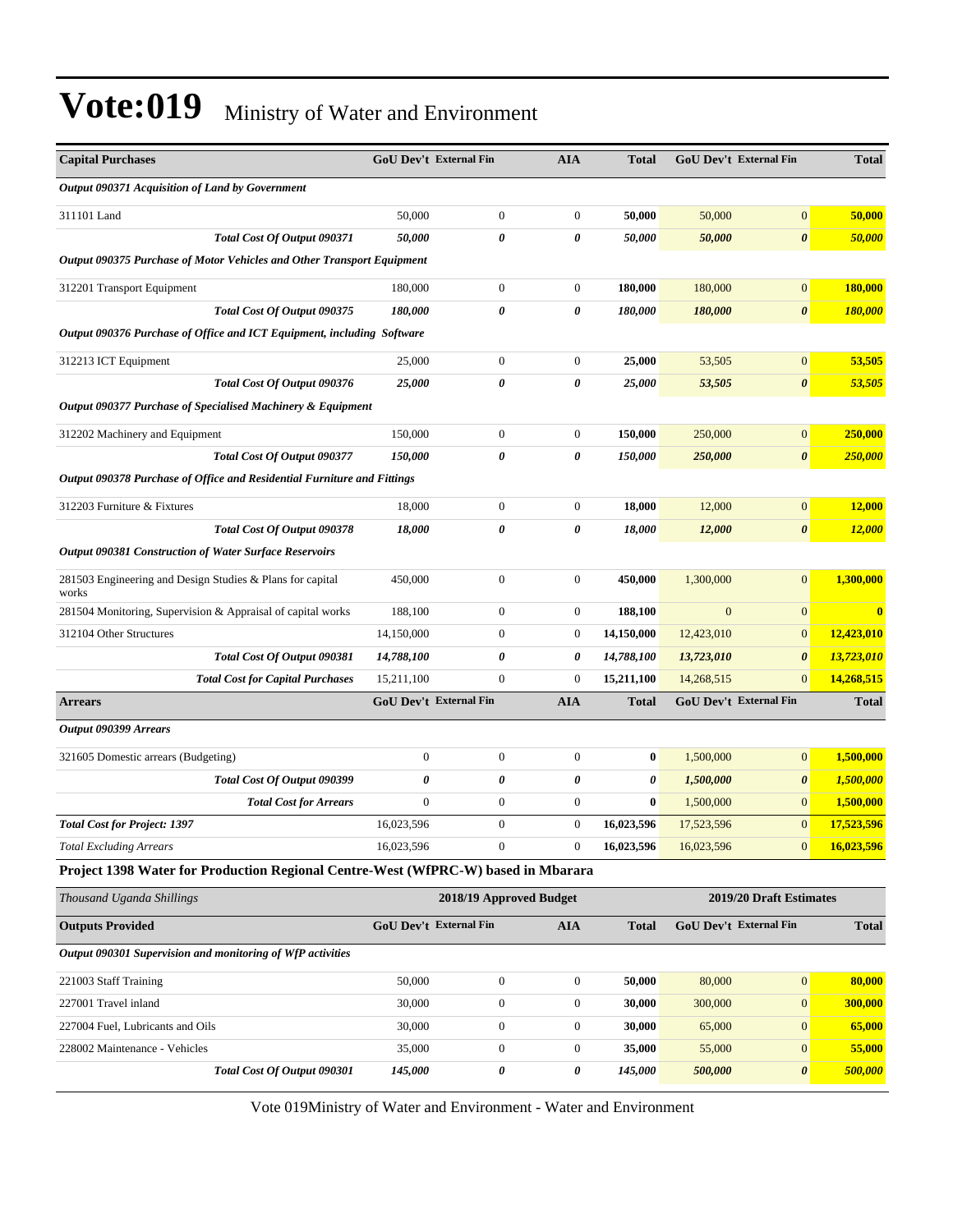# Vote:019 Ministry of Water and Environment

| Capital Purchases | GoU Dev't | External Fin | AIA | Total | GoU Dev't | External Fin | Total |
|---|---|---|---|---|---|---|---|
| ***Output 090371 Acquisition of Land by Government*** | | | | | | | |
| 311101 Land | 50,000 | 0 | 0 | **50,000** | 50,000 | 0 | **50,000** |
| ***Total Cost Of Output 090371*** | ***50,000*** | ***0*** | ***0*** | ***50,000*** | ***50,000*** | ***0*** | ***50,000*** |
| ***Output 090375 Purchase of Motor Vehicles and Other Transport Equipment*** | | | | | | | |
| 312201 Transport Equipment | 180,000 | 0 | 0 | **180,000** | 180,000 | 0 | **180,000** |
| ***Total Cost Of Output 090375*** | ***180,000*** | ***0*** | ***0*** | ***180,000*** | ***180,000*** | ***0*** | ***180,000*** |
| ***Output 090376 Purchase of Office and ICT Equipment, including Software*** | | | | | | | |
| 312213 ICT Equipment | 25,000 | 0 | 0 | **25,000** | 53,505 | 0 | **53,505** |
| ***Total Cost Of Output 090376*** | ***25,000*** | ***0*** | ***0*** | ***25,000*** | ***53,505*** | ***0*** | ***53,505*** |
| ***Output 090377 Purchase of Specialised Machinery & Equipment*** | | | | | | | |
| 312202 Machinery and Equipment | 150,000 | 0 | 0 | **150,000** | 250,000 | 0 | **250,000** |
| ***Total Cost Of Output 090377*** | ***150,000*** | ***0*** | ***0*** | ***150,000*** | ***250,000*** | ***0*** | ***250,000*** |
| ***Output 090378 Purchase of Office and Residential Furniture and Fittings*** | | | | | | | |
| 312203 Furniture & Fixtures | 18,000 | 0 | 0 | **18,000** | 12,000 | 0 | **12,000** |
| ***Total Cost Of Output 090378*** | ***18,000*** | ***0*** | ***0*** | ***18,000*** | ***12,000*** | ***0*** | ***12,000*** |
| ***Output 090381 Construction of Water Surface Reservoirs*** | | | | | | | |
| 281503 Engineering and Design Studies & Plans for capital works | 450,000 | 0 | 0 | **450,000** | 1,300,000 | 0 | **1,300,000** |
| 281504 Monitoring, Supervision & Appraisal of capital works | 188,100 | 0 | 0 | **188,100** | 0 | 0 | **0** |
| 312104 Other Structures | 14,150,000 | 0 | 0 | **14,150,000** | 12,423,010 | 0 | **12,423,010** |
| ***Total Cost Of Output 090381*** | ***14,788,100*** | ***0*** | ***0*** | ***14,788,100*** | ***13,723,010*** | ***0*** | ***13,723,010*** |
| ***Total Cost for Capital Purchases*** | 15,211,100 | 0 | 0 | **15,211,100** | 14,268,515 | 0 | **14,268,515** |
| **Arrears** | **GoU Dev't** | **External Fin** | **AIA** | **Total** | **GoU Dev't** | **External Fin** | **Total** |
| ***Output 090399 Arrears*** | | | | | | | |
| 321605 Domestic arrears (Budgeting) | 0 | 0 | 0 | **0** | 1,500,000 | 0 | **1,500,000** |
| ***Total Cost Of Output 090399*** | ***0*** | ***0*** | ***0*** | ***0*** | ***1,500,000*** | ***0*** | ***1,500,000*** |
| ***Total Cost for Arrears*** | 0 | 0 | 0 | **0** | 1,500,000 | 0 | **1,500,000** |
| ***Total Cost for Project: 1397*** | 16,023,596 | 0 | 0 | **16,023,596** | 17,523,596 | 0 | **17,523,596** |
| *Total Excluding Arrears* | 16,023,596 | 0 | 0 | **16,023,596** | 16,023,596 | 0 | **16,023,596** |

**Project 1398 Water for Production Regional Centre-West (WfPRC-W) based in Mbarara**

| *Thousand Uganda Shillings* | 2018/19 Approved Budget | | | | 2019/20 Draft Estimates | | |
|---|---|---|---|---|---|---|---|
| **Outputs Provided** | **GoU Dev't** | **External Fin** | **AIA** | **Total** | **GoU Dev't** | **External Fin** | **Total** |
| ***Output 090301 Supervision and monitoring of WfP activities*** | | | | | | | |
| 221003 Staff Training | 50,000 | 0 | 0 | **50,000** | 80,000 | 0 | **80,000** |
| 227001 Travel inland | 30,000 | 0 | 0 | **30,000** | 300,000 | 0 | **300,000** |
| 227004 Fuel, Lubricants and Oils | 30,000 | 0 | 0 | **30,000** | 65,000 | 0 | **65,000** |
| 228002 Maintenance - Vehicles | 35,000 | 0 | 0 | **35,000** | 55,000 | 0 | **55,000** |
| ***Total Cost Of Output 090301*** | ***145,000*** | ***0*** | ***0*** | ***145,000*** | ***500,000*** | ***0*** | ***500,000*** |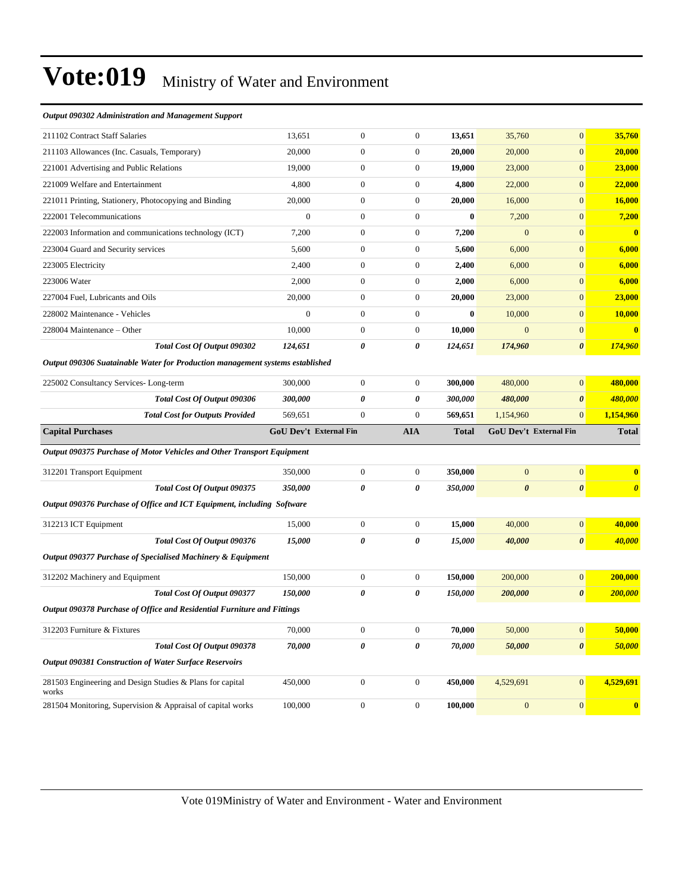# Vote:019 Ministry of Water and Environment

*Output 090302 Administration and Management Support*

| | | | | | | | |
|---|---|---|---|---|---|---|---|
| 211102 Contract Staff Salaries | 13,651 | 0 | 0 | **13,651** | 35,760 | 0 | **35,760** |
| 211103 Allowances (Inc. Casuals, Temporary) | 20,000 | 0 | 0 | **20,000** | 20,000 | 0 | **20,000** |
| 221001 Advertising and Public Relations | 19,000 | 0 | 0 | **19,000** | 23,000 | 0 | **23,000** |
| 221009 Welfare and Entertainment | 4,800 | 0 | 0 | **4,800** | 22,000 | 0 | **22,000** |
| 221011 Printing, Stationery, Photocopying and Binding | 20,000 | 0 | 0 | **20,000** | 16,000 | 0 | **16,000** |
| 222001 Telecommunications | 0 | 0 | 0 | **0** | 7,200 | 0 | **7,200** |
| 222003 Information and communications technology (ICT) | 7,200 | 0 | 0 | **7,200** | 0 | 0 | **0** |
| 223004 Guard and Security services | 5,600 | 0 | 0 | **5,600** | 6,000 | 0 | **6,000** |
| 223005 Electricity | 2,400 | 0 | 0 | **2,400** | 6,000 | 0 | **6,000** |
| 223006 Water | 2,000 | 0 | 0 | **2,000** | 6,000 | 0 | **6,000** |
| 227004 Fuel, Lubricants and Oils | 20,000 | 0 | 0 | **20,000** | 23,000 | 0 | **23,000** |
| 228002 Maintenance - Vehicles | 0 | 0 | 0 | **0** | 10,000 | 0 | **10,000** |
| 228004 Maintenance – Other | 10,000 | 0 | 0 | **10,000** | 0 | 0 | **0** |
| ***Total Cost Of Output 090302*** | ***124,651*** | ***0*** | ***0*** | ***124,651*** | ***174,960*** | ***0*** | ***174,960*** |
| ***Output 090306 Suatainable Water for Production management systems established*** | | | | | | | |
| 225002 Consultancy Services- Long-term | 300,000 | 0 | 0 | **300,000** | 480,000 | 0 | **480,000** |
| ***Total Cost Of Output 090306*** | ***300,000*** | ***0*** | ***0*** | ***300,000*** | ***480,000*** | ***0*** | ***480,000*** |
| ***Total Cost for Outputs Provided*** | 569,651 | 0 | 0 | **569,651** | 1,154,960 | 0 | **1,154,960** |
| **Capital Purchases** | **GoU Dev't** | **External Fin** | **AIA** | **Total** | **GoU Dev't** | **External Fin** | **Total** |
| ***Output 090375 Purchase of Motor Vehicles and Other Transport Equipment*** | | | | | | | |
| 312201 Transport Equipment | 350,000 | 0 | 0 | **350,000** | 0 | 0 | **0** |
| ***Total Cost Of Output 090375*** | ***350,000*** | ***0*** | ***0*** | ***350,000*** | ***0*** | ***0*** | ***0*** |
| ***Output 090376 Purchase of Office and ICT Equipment, including Software*** | | | | | | | |
| 312213 ICT Equipment | 15,000 | 0 | 0 | **15,000** | 40,000 | 0 | **40,000** |
| ***Total Cost Of Output 090376*** | ***15,000*** | ***0*** | ***0*** | ***15,000*** | ***40,000*** | ***0*** | ***40,000*** |
| ***Output 090377 Purchase of Specialised Machinery & Equipment*** | | | | | | | |
| 312202 Machinery and Equipment | 150,000 | 0 | 0 | **150,000** | 200,000 | 0 | **200,000** |
| ***Total Cost Of Output 090377*** | ***150,000*** | ***0*** | ***0*** | ***150,000*** | ***200,000*** | ***0*** | ***200,000*** |
| ***Output 090378 Purchase of Office and Residential Furniture and Fittings*** | | | | | | | |
| 312203 Furniture & Fixtures | 70,000 | 0 | 0 | **70,000** | 50,000 | 0 | **50,000** |
| ***Total Cost Of Output 090378*** | ***70,000*** | ***0*** | ***0*** | ***70,000*** | ***50,000*** | ***0*** | ***50,000*** |
| ***Output 090381 Construction of Water Surface Reservoirs*** | | | | | | | |
| 281503 Engineering and Design Studies & Plans for capital works | 450,000 | 0 | 0 | **450,000** | 4,529,691 | 0 | **4,529,691** |
| 281504 Monitoring, Supervision & Appraisal of capital works | 100,000 | 0 | 0 | **100,000** | 0 | 0 | **0** |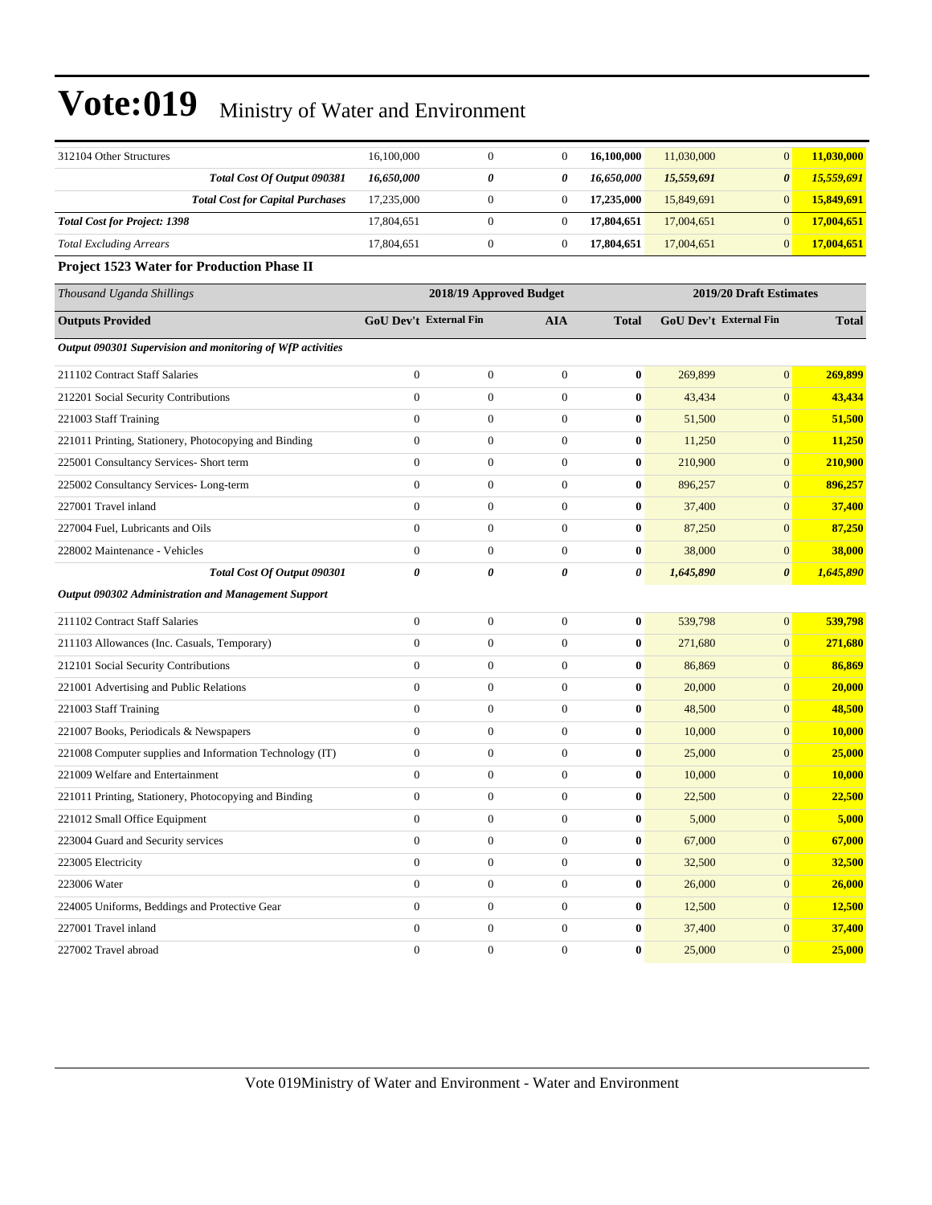| | | | | | | | |
|---|---|---|---|---|---|---|---|
| 312104 Other Structures | 16,100,000 | 0 | 0 | **16,100,000** | 11,030,000 | 0 | **11,030,000** |
| ***Total Cost Of Output 090381*** | ***16,650,000*** | ***0*** | ***0*** | ***16,650,000*** | ***15,559,691*** | ***0*** | ***15,559,691*** |
| ***Total Cost for Capital Purchases*** | 17,235,000 | 0 | 0 | **17,235,000** | 15,849,691 | 0 | **15,849,691** |
| ***Total Cost for Project: 1398*** | 17,804,651 | 0 | 0 | **17,804,651** | 17,004,651 | 0 | **17,004,651** |
| *Total Excluding Arrears* | 17,804,651 | 0 | 0 | **17,804,651** | 17,004,651 | 0 | **17,004,651** |

**Project 1523 Water for Production Phase II**

| *Thousand Uganda Shillings* | 2018/19 Approved Budget | | | | 2019/20 Draft Estimates | | |
|---|---|---|---|---|---|---|---|
| **Outputs Provided** | **GoU Dev't** | **External Fin** | **AIA** | **Total** | **GoU Dev't** | **External Fin** | **Total** |
| ***Output 090301 Supervision and monitoring of WfP activities*** | | | | | | | |
| 211102 Contract Staff Salaries | 0 | 0 | 0 | **0** | 269,899 | 0 | **269,899** |
| 212201 Social Security Contributions | 0 | 0 | 0 | **0** | 43,434 | 0 | **43,434** |
| 221003 Staff Training | 0 | 0 | 0 | **0** | 51,500 | 0 | **51,500** |
| 221011 Printing, Stationery, Photocopying and Binding | 0 | 0 | 0 | **0** | 11,250 | 0 | **11,250** |
| 225001 Consultancy Services- Short term | 0 | 0 | 0 | **0** | 210,900 | 0 | **210,900** |
| 225002 Consultancy Services- Long-term | 0 | 0 | 0 | **0** | 896,257 | 0 | **896,257** |
| 227001 Travel inland | 0 | 0 | 0 | **0** | 37,400 | 0 | **37,400** |
| 227004 Fuel, Lubricants and Oils | 0 | 0 | 0 | **0** | 87,250 | 0 | **87,250** |
| 228002 Maintenance - Vehicles | 0 | 0 | 0 | **0** | 38,000 | 0 | **38,000** |
| ***Total Cost Of Output 090301*** | ***0*** | ***0*** | ***0*** | ***0*** | ***1,645,890*** | ***0*** | ***1,645,890*** |
| ***Output 090302 Administration and Management Support*** | | | | | | | |
| 211102 Contract Staff Salaries | 0 | 0 | 0 | **0** | 539,798 | 0 | **539,798** |
| 211103 Allowances (Inc. Casuals, Temporary) | 0 | 0 | 0 | **0** | 271,680 | 0 | **271,680** |
| 212101 Social Security Contributions | 0 | 0 | 0 | **0** | 86,869 | 0 | **86,869** |
| 221001 Advertising and Public Relations | 0 | 0 | 0 | **0** | 20,000 | 0 | **20,000** |
| 221003 Staff Training | 0 | 0 | 0 | **0** | 48,500 | 0 | **48,500** |
| 221007 Books, Periodicals & Newspapers | 0 | 0 | 0 | **0** | 10,000 | 0 | **10,000** |
| 221008 Computer supplies and Information Technology (IT) | 0 | 0 | 0 | **0** | 25,000 | 0 | **25,000** |
| 221009 Welfare and Entertainment | 0 | 0 | 0 | **0** | 10,000 | 0 | **10,000** |
| 221011 Printing, Stationery, Photocopying and Binding | 0 | 0 | 0 | **0** | 22,500 | 0 | **22,500** |
| 221012 Small Office Equipment | 0 | 0 | 0 | **0** | 5,000 | 0 | **5,000** |
| 223004 Guard and Security services | 0 | 0 | 0 | **0** | 67,000 | 0 | **67,000** |
| 223005 Electricity | 0 | 0 | 0 | **0** | 32,500 | 0 | **32,500** |
| 223006 Water | 0 | 0 | 0 | **0** | 26,000 | 0 | **26,000** |
| 224005 Uniforms, Beddings and Protective Gear | 0 | 0 | 0 | **0** | 12,500 | 0 | **12,500** |
| 227001 Travel inland | 0 | 0 | 0 | **0** | 37,400 | 0 | **37,400** |
| 227002 Travel abroad | 0 | 0 | 0 | **0** | 25,000 | 0 | **25,000** |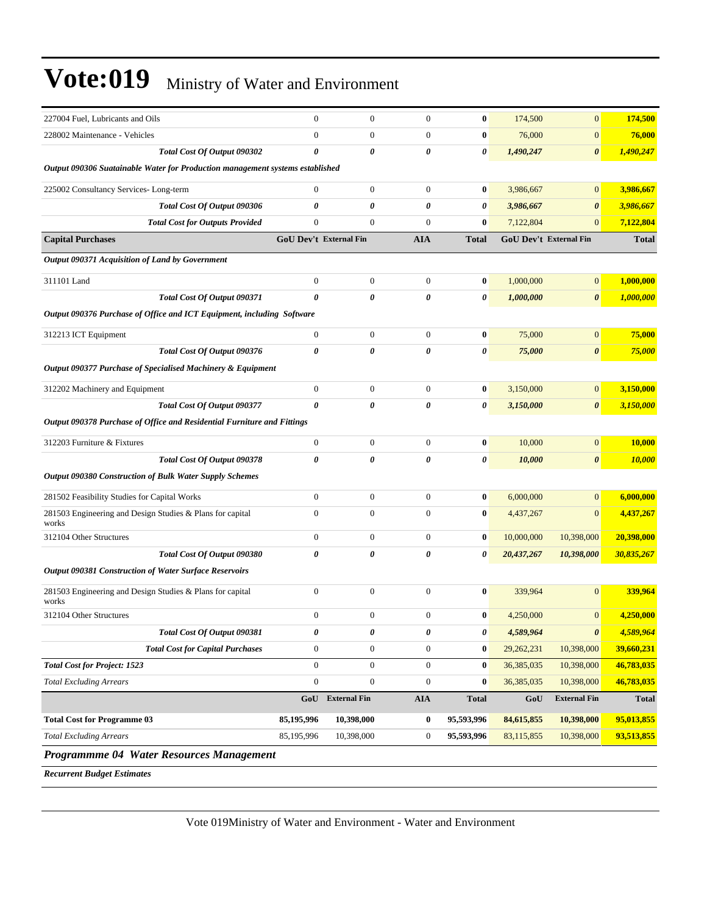# Vote:019 Ministry of Water and Environment

| | | | | | | | |
|---|---|---|---|---|---|---|---|
| 227004 Fuel, Lubricants and Oils | 0 | 0 | 0 | **0** | 174,500 | 0 | **174,500** |
| 228002 Maintenance - Vehicles | 0 | 0 | 0 | **0** | 76,000 | 0 | **76,000** |
| ***Total Cost Of Output 090302*** | ***0*** | ***0*** | ***0*** | ***0*** | ***1,490,247*** | ***0*** | ***1,490,247*** |
| ***Output 090306 Suatainable Water for Production management systems established*** | | | | | | | |
| 225002 Consultancy Services- Long-term | 0 | 0 | 0 | **0** | 3,986,667 | 0 | **3,986,667** |
| ***Total Cost Of Output 090306*** | ***0*** | ***0*** | ***0*** | ***0*** | ***3,986,667*** | ***0*** | ***3,986,667*** |
| ***Total Cost for Outputs Provided*** | 0 | 0 | 0 | **0** | 7,122,804 | 0 | **7,122,804** |
| **Capital Purchases** | **GoU Dev't** | **External Fin** | **AIA** | **Total** | **GoU Dev't** | **External Fin** | **Total** |
| ***Output 090371 Acquisition of Land by Government*** | | | | | | | |
| 311101 Land | 0 | 0 | 0 | **0** | 1,000,000 | 0 | **1,000,000** |
| ***Total Cost Of Output 090371*** | ***0*** | ***0*** | ***0*** | ***0*** | ***1,000,000*** | ***0*** | ***1,000,000*** |
| ***Output 090376 Purchase of Office and ICT Equipment, including Software*** | | | | | | | |
| 312213 ICT Equipment | 0 | 0 | 0 | **0** | 75,000 | 0 | **75,000** |
| ***Total Cost Of Output 090376*** | ***0*** | ***0*** | ***0*** | ***0*** | ***75,000*** | ***0*** | ***75,000*** |
| ***Output 090377 Purchase of Specialised Machinery & Equipment*** | | | | | | | |
| 312202 Machinery and Equipment | 0 | 0 | 0 | **0** | 3,150,000 | 0 | **3,150,000** |
| ***Total Cost Of Output 090377*** | ***0*** | ***0*** | ***0*** | ***0*** | ***3,150,000*** | ***0*** | ***3,150,000*** |
| ***Output 090378 Purchase of Office and Residential Furniture and Fittings*** | | | | | | | |
| 312203 Furniture & Fixtures | 0 | 0 | 0 | **0** | 10,000 | 0 | **10,000** |
| ***Total Cost Of Output 090378*** | ***0*** | ***0*** | ***0*** | ***0*** | ***10,000*** | ***0*** | ***10,000*** |
| ***Output 090380 Construction of Bulk Water Supply Schemes*** | | | | | | | |
| 281502 Feasibility Studies for Capital Works | 0 | 0 | 0 | **0** | 6,000,000 | 0 | **6,000,000** |
| 281503 Engineering and Design Studies & Plans for capital works | 0 | 0 | 0 | **0** | 4,437,267 | 0 | **4,437,267** |
| 312104 Other Structures | 0 | 0 | 0 | **0** | 10,000,000 | 10,398,000 | **20,398,000** |
| ***Total Cost Of Output 090380*** | ***0*** | ***0*** | ***0*** | ***0*** | ***20,437,267*** | ***10,398,000*** | ***30,835,267*** |
| ***Output 090381 Construction of Water Surface Reservoirs*** | | | | | | | |
| 281503 Engineering and Design Studies & Plans for capital works | 0 | 0 | 0 | **0** | 339,964 | 0 | **339,964** |
| 312104 Other Structures | 0 | 0 | 0 | **0** | 4,250,000 | 0 | **4,250,000** |
| ***Total Cost Of Output 090381*** | ***0*** | ***0*** | ***0*** | ***0*** | ***4,589,964*** | ***0*** | ***4,589,964*** |
| ***Total Cost for Capital Purchases*** | 0 | 0 | 0 | **0** | 29,262,231 | 10,398,000 | **39,660,231** |
| ***Total Cost for Project: 1523*** | 0 | 0 | 0 | **0** | 36,385,035 | 10,398,000 | **46,783,035** |
| *Total Excluding Arrears* | 0 | 0 | 0 | **0** | 36,385,035 | 10,398,000 | **46,783,035** |
| | **GoU** | **External Fin** | **AIA** | **Total** | **GoU** | **External Fin** | **Total** |
| **Total Cost for Programme 03** | **85,195,996** | **10,398,000** | **0** | **95,593,996** | **84,615,855** | **10,398,000** | **95,013,855** |
| *Total Excluding Arrears* | 85,195,996 | 10,398,000 | 0 | **95,593,996** | 83,115,855 | 10,398,000 | **93,513,855** |

### *Programmme 04 Water Resources Management*

***Recurrent Budget Estimates***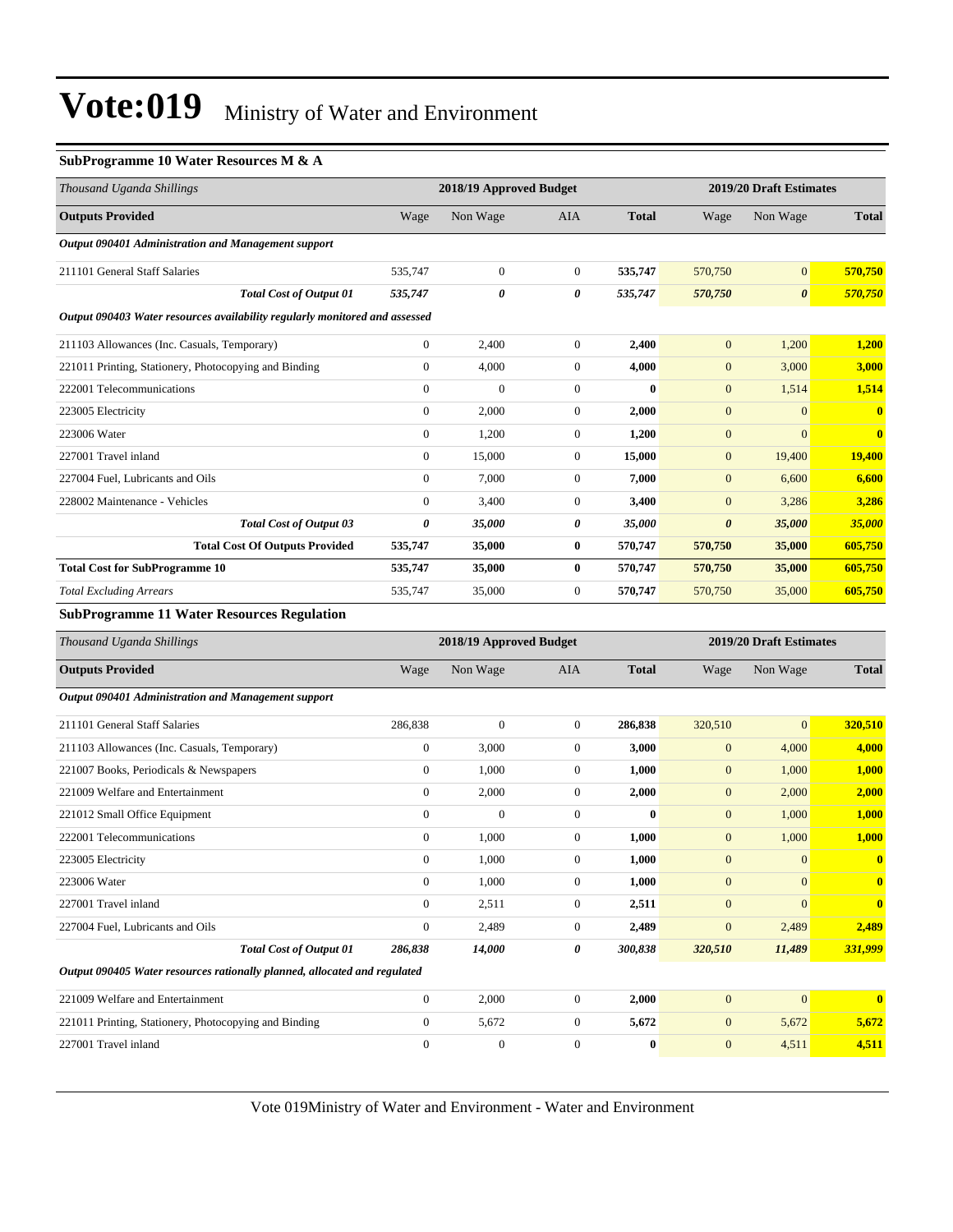# Vote:019 Ministry of Water and Environment

### SubProgramme 10 Water Resources M & A

| *Thousand Uganda Shillings* | 2018/19 Approved Budget | | | | 2019/20 Draft Estimates | | |
|---|---|---|---|---|---|---|---|
| **Outputs Provided** | Wage | Non Wage | AIA | **Total** | Wage | Non Wage | **Total** |
| ***Output 090401 Administration and Management support*** | | | | | | | |
| 211101 General Staff Salaries | 535,747 | 0 | 0 | **535,747** | 570,750 | 0 | **570,750** |
| ***Total Cost of Output 01*** | ***535,747*** | ***0*** | ***0*** | ***535,747*** | ***570,750*** | ***0*** | ***570,750*** |
| ***Output 090403 Water resources availability regularly monitored and assessed*** | | | | | | | |
| 211103 Allowances (Inc. Casuals, Temporary) | 0 | 2,400 | 0 | **2,400** | 0 | 1,200 | **1,200** |
| 221011 Printing, Stationery, Photocopying and Binding | 0 | 4,000 | 0 | **4,000** | 0 | 3,000 | **3,000** |
| 222001 Telecommunications | 0 | 0 | 0 | **0** | 0 | 1,514 | **1,514** |
| 223005 Electricity | 0 | 2,000 | 0 | **2,000** | 0 | 0 | **0** |
| 223006 Water | 0 | 1,200 | 0 | **1,200** | 0 | 0 | **0** |
| 227001 Travel inland | 0 | 15,000 | 0 | **15,000** | 0 | 19,400 | **19,400** |
| 227004 Fuel, Lubricants and Oils | 0 | 7,000 | 0 | **7,000** | 0 | 6,600 | **6,600** |
| 228002 Maintenance - Vehicles | 0 | 3,400 | 0 | **3,400** | 0 | 3,286 | **3,286** |
| ***Total Cost of Output 03*** | ***0*** | ***35,000*** | ***0*** | ***35,000*** | ***0*** | ***35,000*** | ***35,000*** |
| **Total Cost Of Outputs Provided** | **535,747** | **35,000** | **0** | **570,747** | **570,750** | **35,000** | **605,750** |
| **Total Cost for SubProgramme 10** | **535,747** | **35,000** | **0** | **570,747** | **570,750** | **35,000** | **605,750** |
| *Total Excluding Arrears* | 535,747 | 35,000 | 0 | **570,747** | 570,750 | 35,000 | **605,750** |

### SubProgramme 11 Water Resources Regulation

| *Thousand Uganda Shillings* | 2018/19 Approved Budget | | | | 2019/20 Draft Estimates | | |
|---|---|---|---|---|---|---|---|
| **Outputs Provided** | Wage | Non Wage | AIA | **Total** | Wage | Non Wage | **Total** |
| ***Output 090401 Administration and Management support*** | | | | | | | |
| 211101 General Staff Salaries | 286,838 | 0 | 0 | **286,838** | 320,510 | 0 | **320,510** |
| 211103 Allowances (Inc. Casuals, Temporary) | 0 | 3,000 | 0 | **3,000** | 0 | 4,000 | **4,000** |
| 221007 Books, Periodicals & Newspapers | 0 | 1,000 | 0 | **1,000** | 0 | 1,000 | **1,000** |
| 221009 Welfare and Entertainment | 0 | 2,000 | 0 | **2,000** | 0 | 2,000 | **2,000** |
| 221012 Small Office Equipment | 0 | 0 | 0 | **0** | 0 | 1,000 | **1,000** |
| 222001 Telecommunications | 0 | 1,000 | 0 | **1,000** | 0 | 1,000 | **1,000** |
| 223005 Electricity | 0 | 1,000 | 0 | **1,000** | 0 | 0 | **0** |
| 223006 Water | 0 | 1,000 | 0 | **1,000** | 0 | 0 | **0** |
| 227001 Travel inland | 0 | 2,511 | 0 | **2,511** | 0 | 0 | **0** |
| 227004 Fuel, Lubricants and Oils | 0 | 2,489 | 0 | **2,489** | 0 | 2,489 | **2,489** |
| ***Total Cost of Output 01*** | ***286,838*** | ***14,000*** | ***0*** | ***300,838*** | ***320,510*** | ***11,489*** | ***331,999*** |
| ***Output 090405 Water resources rationally planned, allocated and regulated*** | | | | | | | |
| 221009 Welfare and Entertainment | 0 | 2,000 | 0 | **2,000** | 0 | 0 | **0** |
| 221011 Printing, Stationery, Photocopying and Binding | 0 | 5,672 | 0 | **5,672** | 0 | 5,672 | **5,672** |
| 227001 Travel inland | 0 | 0 | 0 | **0** | 0 | 4,511 | **4,511** |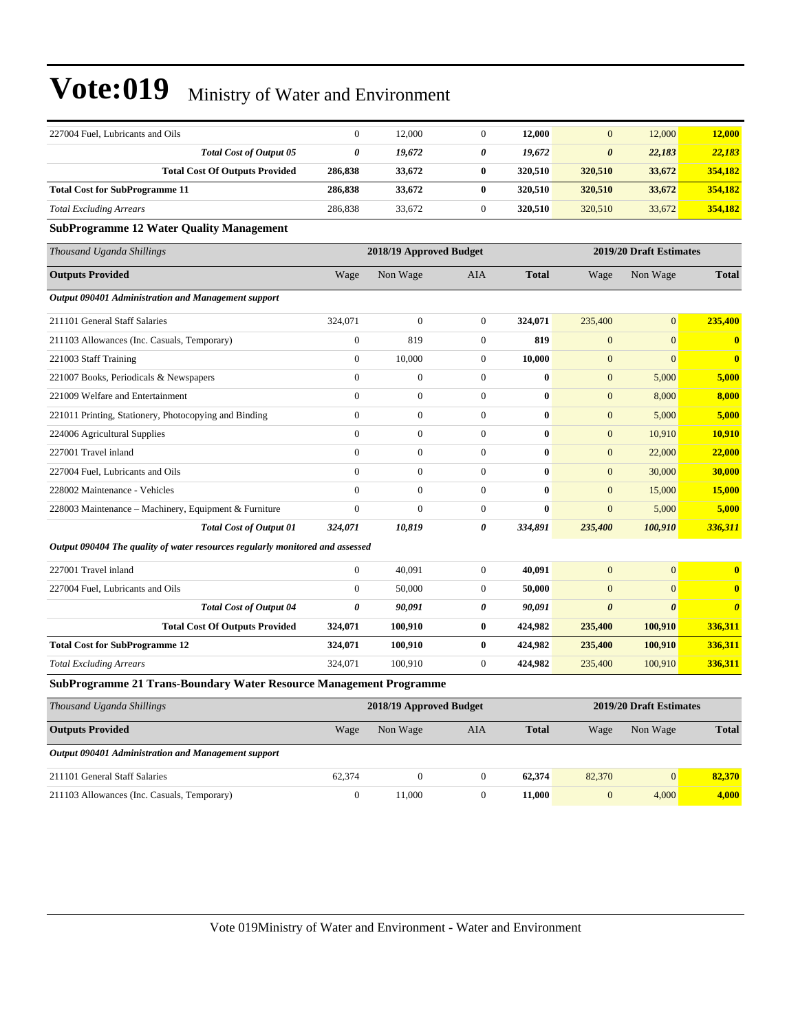| | | | | | | | |
|---|---|---|---|---|---|---|---|
| 227004 Fuel, Lubricants and Oils | 0 | 12,000 | 0 | **12,000** | 0 | 12,000 | **12,000** |
| ***Total Cost of Output 05*** | ***0*** | ***19,672*** | ***0*** | ***19,672*** | ***0*** | ***22,183*** | ***22,183*** |
| **Total Cost Of Outputs Provided** | **286,838** | **33,672** | **0** | **320,510** | **320,510** | **33,672** | **354,182** |
| **Total Cost for SubProgramme 11** | **286,838** | **33,672** | **0** | **320,510** | **320,510** | **33,672** | **354,182** |
| *Total Excluding Arrears* | 286,838 | 33,672 | 0 | **320,510** | 320,510 | 33,672 | **354,182** |

**SubProgramme 12 Water Quality Management**

| *Thousand Uganda Shillings* | 2018/19 Approved Budget | | | | 2019/20 Draft Estimates | | |
|---|---|---|---|---|---|---|---|
| **Outputs Provided** | Wage | Non Wage | AIA | **Total** | Wage | Non Wage | **Total** |
| ***Output 090401 Administration and Management support*** | | | | | | | |
| 211101 General Staff Salaries | 324,071 | 0 | 0 | **324,071** | 235,400 | 0 | **235,400** |
| 211103 Allowances (Inc. Casuals, Temporary) | 0 | 819 | 0 | **819** | 0 | 0 | **0** |
| 221003 Staff Training | 0 | 10,000 | 0 | **10,000** | 0 | 0 | **0** |
| 221007 Books, Periodicals & Newspapers | 0 | 0 | 0 | **0** | 0 | 5,000 | **5,000** |
| 221009 Welfare and Entertainment | 0 | 0 | 0 | **0** | 0 | 8,000 | **8,000** |
| 221011 Printing, Stationery, Photocopying and Binding | 0 | 0 | 0 | **0** | 0 | 5,000 | **5,000** |
| 224006 Agricultural Supplies | 0 | 0 | 0 | **0** | 0 | 10,910 | **10,910** |
| 227001 Travel inland | 0 | 0 | 0 | **0** | 0 | 22,000 | **22,000** |
| 227004 Fuel, Lubricants and Oils | 0 | 0 | 0 | **0** | 0 | 30,000 | **30,000** |
| 228002 Maintenance - Vehicles | 0 | 0 | 0 | **0** | 0 | 15,000 | **15,000** |
| 228003 Maintenance – Machinery, Equipment & Furniture | 0 | 0 | 0 | **0** | 0 | 5,000 | **5,000** |
| ***Total Cost of Output 01*** | ***324,071*** | ***10,819*** | ***0*** | ***334,891*** | ***235,400*** | ***100,910*** | ***336,311*** |
| ***Output 090404 The quality of water resources regularly monitored and assessed*** | | | | | | | |
| 227001 Travel inland | 0 | 40,091 | 0 | **40,091** | 0 | 0 | **0** |
| 227004 Fuel, Lubricants and Oils | 0 | 50,000 | 0 | **50,000** | 0 | 0 | **0** |
| ***Total Cost of Output 04*** | ***0*** | ***90,091*** | ***0*** | ***90,091*** | ***0*** | ***0*** | ***0*** |
| **Total Cost Of Outputs Provided** | **324,071** | **100,910** | **0** | **424,982** | **235,400** | **100,910** | **336,311** |
| **Total Cost for SubProgramme 12** | **324,071** | **100,910** | **0** | **424,982** | **235,400** | **100,910** | **336,311** |
| *Total Excluding Arrears* | 324,071 | 100,910 | 0 | **424,982** | 235,400 | 100,910 | **336,311** |

**SubProgramme 21 Trans-Boundary Water Resource Management Programme**

| *Thousand Uganda Shillings* | 2018/19 Approved Budget | | | | 2019/20 Draft Estimates | | |
|---|---|---|---|---|---|---|---|
| **Outputs Provided** | Wage | Non Wage | AIA | **Total** | Wage | Non Wage | **Total** |
| ***Output 090401 Administration and Management support*** | | | | | | | |
| 211101 General Staff Salaries | 62,374 | 0 | 0 | **62,374** | 82,370 | 0 | **82,370** |
| 211103 Allowances (Inc. Casuals, Temporary) | 0 | 11,000 | 0 | **11,000** | 0 | 4,000 | **4,000** |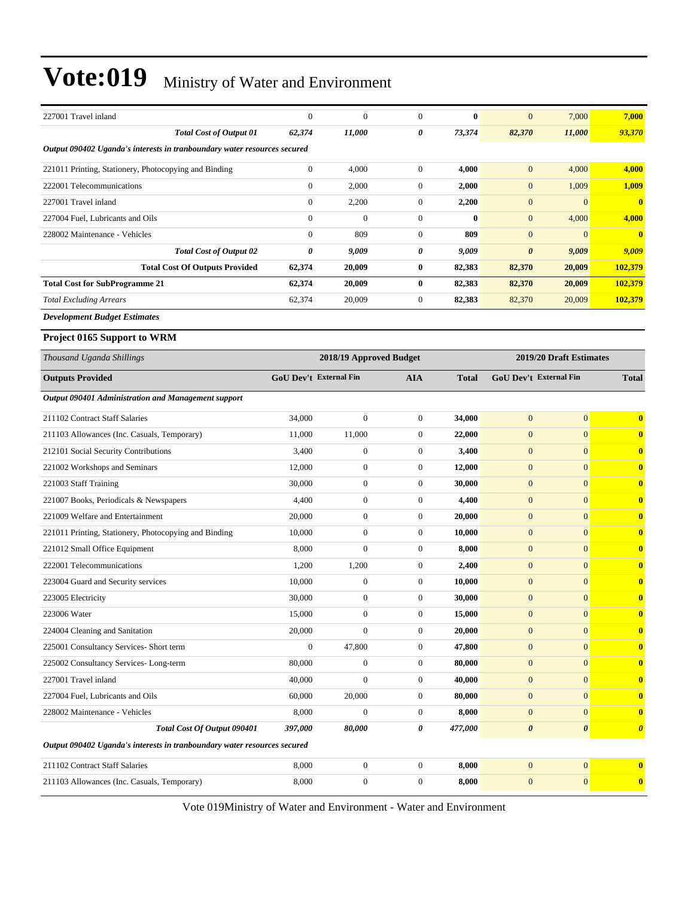| | | | | | | | |
|---|---|---|---|---|---|---|---|
| 227001 Travel inland | 0 | 0 | 0 | **0** | 0 | 7,000 | **7,000** |
| ***Total Cost of Output 01*** | ***62,374*** | ***11,000*** | ***0*** | ***73,374*** | ***82,370*** | ***11,000*** | ***93,370*** |
| ***Output 090402 Uganda's interests in tranboundary water resources secured*** | | | | | | | |
| 221011 Printing, Stationery, Photocopying and Binding | 0 | 4,000 | 0 | **4,000** | 0 | 4,000 | **4,000** |
| 222001 Telecommunications | 0 | 2,000 | 0 | **2,000** | 0 | 1,009 | **1,009** |
| 227001 Travel inland | 0 | 2,200 | 0 | **2,200** | 0 | 0 | **0** |
| 227004 Fuel, Lubricants and Oils | 0 | 0 | 0 | **0** | 0 | 4,000 | **4,000** |
| 228002 Maintenance - Vehicles | 0 | 809 | 0 | **809** | 0 | 0 | **0** |
| ***Total Cost of Output 02*** | ***0*** | ***9,009*** | ***0*** | ***9,009*** | ***0*** | ***9,009*** | ***9,009*** |
| **Total Cost Of Outputs Provided** | **62,374** | **20,009** | **0** | **82,383** | **82,370** | **20,009** | **102,379** |
| **Total Cost for SubProgramme 21** | **62,374** | **20,009** | **0** | **82,383** | **82,370** | **20,009** | **102,379** |
| *Total Excluding Arrears* | 62,374 | 20,009 | 0 | 82,383 | 82,370 | 20,009 | 102,379 |

***Development Budget Estimates***

### Project 0165 Support to WRM

| *Thousand Uganda Shillings* | 2018/19 Approved Budget | | | | 2019/20 Draft Estimates | | |
|---|---|---|---|---|---|---|---|
| **Outputs Provided** | **GoU Dev't** | **External Fin** | **AIA** | **Total** | **GoU Dev't** | **External Fin** | **Total** |
| ***Output 090401 Administration and Management support*** | | | | | | | |
| 211102 Contract Staff Salaries | 34,000 | 0 | 0 | **34,000** | 0 | 0 | **0** |
| 211103 Allowances (Inc. Casuals, Temporary) | 11,000 | 11,000 | 0 | **22,000** | 0 | 0 | **0** |
| 212101 Social Security Contributions | 3,400 | 0 | 0 | **3,400** | 0 | 0 | **0** |
| 221002 Workshops and Seminars | 12,000 | 0 | 0 | **12,000** | 0 | 0 | **0** |
| 221003 Staff Training | 30,000 | 0 | 0 | **30,000** | 0 | 0 | **0** |
| 221007 Books, Periodicals & Newspapers | 4,400 | 0 | 0 | **4,400** | 0 | 0 | **0** |
| 221009 Welfare and Entertainment | 20,000 | 0 | 0 | **20,000** | 0 | 0 | **0** |
| 221011 Printing, Stationery, Photocopying and Binding | 10,000 | 0 | 0 | **10,000** | 0 | 0 | **0** |
| 221012 Small Office Equipment | 8,000 | 0 | 0 | **8,000** | 0 | 0 | **0** |
| 222001 Telecommunications | 1,200 | 1,200 | 0 | **2,400** | 0 | 0 | **0** |
| 223004 Guard and Security services | 10,000 | 0 | 0 | **10,000** | 0 | 0 | **0** |
| 223005 Electricity | 30,000 | 0 | 0 | **30,000** | 0 | 0 | **0** |
| 223006 Water | 15,000 | 0 | 0 | **15,000** | 0 | 0 | **0** |
| 224004 Cleaning and Sanitation | 20,000 | 0 | 0 | **20,000** | 0 | 0 | **0** |
| 225001 Consultancy Services- Short term | 0 | 47,800 | 0 | **47,800** | 0 | 0 | **0** |
| 225002 Consultancy Services- Long-term | 80,000 | 0 | 0 | **80,000** | 0 | 0 | **0** |
| 227001 Travel inland | 40,000 | 0 | 0 | **40,000** | 0 | 0 | **0** |
| 227004 Fuel, Lubricants and Oils | 60,000 | 20,000 | 0 | **80,000** | 0 | 0 | **0** |
| 228002 Maintenance - Vehicles | 8,000 | 0 | 0 | **8,000** | 0 | 0 | **0** |
| ***Total Cost Of Output 090401*** | ***397,000*** | ***80,000*** | ***0*** | ***477,000*** | ***0*** | ***0*** | ***0*** |
| ***Output 090402 Uganda's interests in tranboundary water resources secured*** | | | | | | | |
| 211102 Contract Staff Salaries | 8,000 | 0 | 0 | **8,000** | 0 | 0 | **0** |
| 211103 Allowances (Inc. Casuals, Temporary) | 8,000 | 0 | 0 | **8,000** | 0 | 0 | **0** |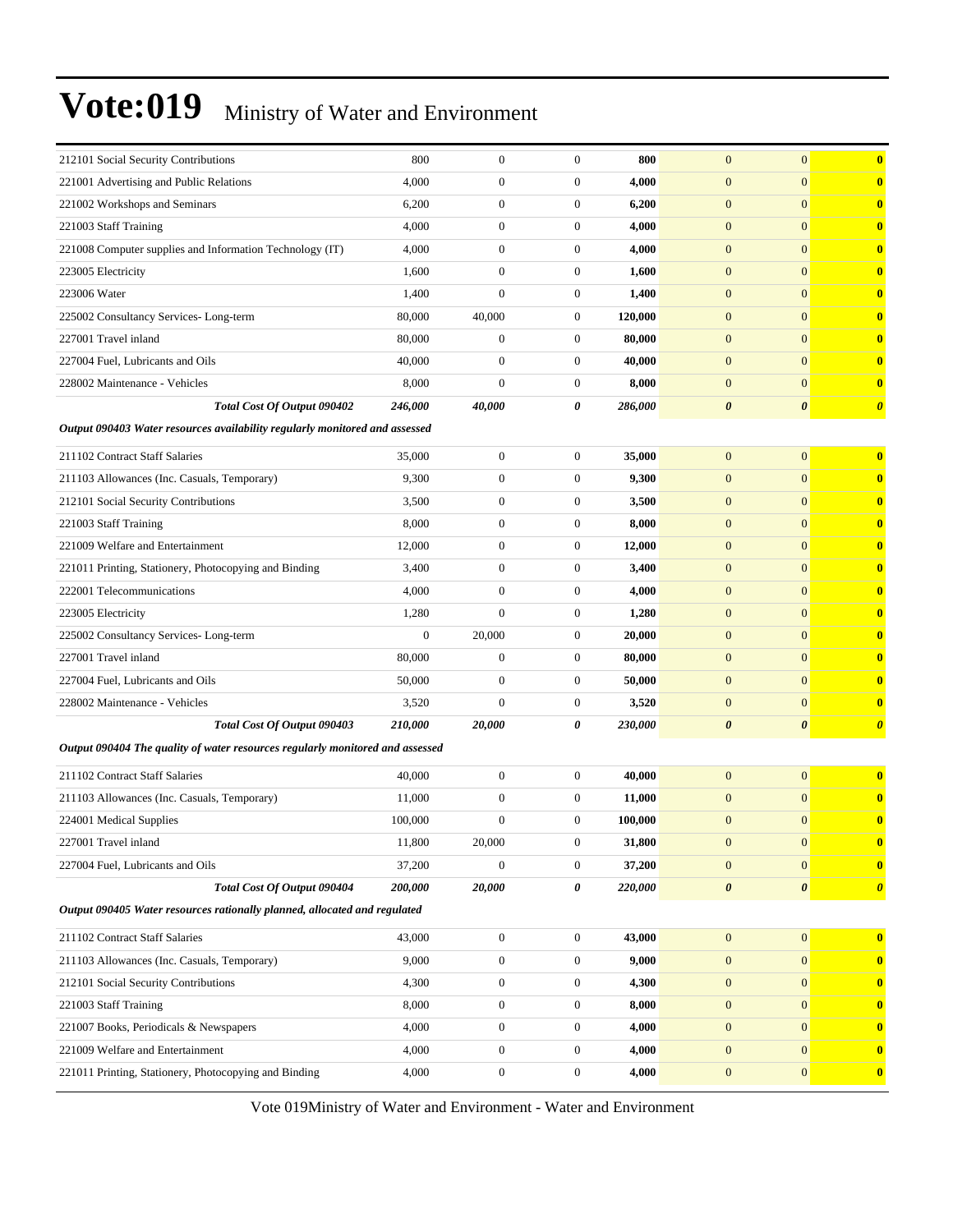| | | | | | | | |
|---|---|---|---|---|---|---|---|
| 212101 Social Security Contributions | 800 | 0 | 0 | **800** | 0 | 0 | **0** |
| 221001 Advertising and Public Relations | 4,000 | 0 | 0 | **4,000** | 0 | 0 | **0** |
| 221002 Workshops and Seminars | 6,200 | 0 | 0 | **6,200** | 0 | 0 | **0** |
| 221003 Staff Training | 4,000 | 0 | 0 | **4,000** | 0 | 0 | **0** |
| 221008 Computer supplies and Information Technology (IT) | 4,000 | 0 | 0 | **4,000** | 0 | 0 | **0** |
| 223005 Electricity | 1,600 | 0 | 0 | **1,600** | 0 | 0 | **0** |
| 223006 Water | 1,400 | 0 | 0 | **1,400** | 0 | 0 | **0** |
| 225002 Consultancy Services- Long-term | 80,000 | 40,000 | 0 | **120,000** | 0 | 0 | **0** |
| 227001 Travel inland | 80,000 | 0 | 0 | **80,000** | 0 | 0 | **0** |
| 227004 Fuel, Lubricants and Oils | 40,000 | 0 | 0 | **40,000** | 0 | 0 | **0** |
| 228002 Maintenance - Vehicles | 8,000 | 0 | 0 | **8,000** | 0 | 0 | **0** |
| ***Total Cost Of Output 090402*** | ***246,000*** | ***40,000*** | ***0*** | ***286,000*** | ***0*** | ***0*** | ***0*** |
| ***Output 090403 Water resources availability regularly monitored and assessed*** | | | | | | | |
| 211102 Contract Staff Salaries | 35,000 | 0 | 0 | **35,000** | 0 | 0 | **0** |
| 211103 Allowances (Inc. Casuals, Temporary) | 9,300 | 0 | 0 | **9,300** | 0 | 0 | **0** |
| 212101 Social Security Contributions | 3,500 | 0 | 0 | **3,500** | 0 | 0 | **0** |
| 221003 Staff Training | 8,000 | 0 | 0 | **8,000** | 0 | 0 | **0** |
| 221009 Welfare and Entertainment | 12,000 | 0 | 0 | **12,000** | 0 | 0 | **0** |
| 221011 Printing, Stationery, Photocopying and Binding | 3,400 | 0 | 0 | **3,400** | 0 | 0 | **0** |
| 222001 Telecommunications | 4,000 | 0 | 0 | **4,000** | 0 | 0 | **0** |
| 223005 Electricity | 1,280 | 0 | 0 | **1,280** | 0 | 0 | **0** |
| 225002 Consultancy Services- Long-term | 0 | 20,000 | 0 | **20,000** | 0 | 0 | **0** |
| 227001 Travel inland | 80,000 | 0 | 0 | **80,000** | 0 | 0 | **0** |
| 227004 Fuel, Lubricants and Oils | 50,000 | 0 | 0 | **50,000** | 0 | 0 | **0** |
| 228002 Maintenance - Vehicles | 3,520 | 0 | 0 | **3,520** | 0 | 0 | **0** |
| ***Total Cost Of Output 090403*** | ***210,000*** | ***20,000*** | ***0*** | ***230,000*** | ***0*** | ***0*** | ***0*** |
| ***Output 090404 The quality of water resources regularly monitored and assessed*** | | | | | | | |
| 211102 Contract Staff Salaries | 40,000 | 0 | 0 | **40,000** | 0 | 0 | **0** |
| 211103 Allowances (Inc. Casuals, Temporary) | 11,000 | 0 | 0 | **11,000** | 0 | 0 | **0** |
| 224001 Medical Supplies | 100,000 | 0 | 0 | **100,000** | 0 | 0 | **0** |
| 227001 Travel inland | 11,800 | 20,000 | 0 | **31,800** | 0 | 0 | **0** |
| 227004 Fuel, Lubricants and Oils | 37,200 | 0 | 0 | **37,200** | 0 | 0 | **0** |
| ***Total Cost Of Output 090404*** | ***200,000*** | ***20,000*** | ***0*** | ***220,000*** | ***0*** | ***0*** | ***0*** |
| ***Output 090405 Water resources rationally planned, allocated and regulated*** | | | | | | | |
| 211102 Contract Staff Salaries | 43,000 | 0 | 0 | **43,000** | 0 | 0 | **0** |
| 211103 Allowances (Inc. Casuals, Temporary) | 9,000 | 0 | 0 | **9,000** | 0 | 0 | **0** |
| 212101 Social Security Contributions | 4,300 | 0 | 0 | **4,300** | 0 | 0 | **0** |
| 221003 Staff Training | 8,000 | 0 | 0 | **8,000** | 0 | 0 | **0** |
| 221007 Books, Periodicals & Newspapers | 4,000 | 0 | 0 | **4,000** | 0 | 0 | **0** |
| 221009 Welfare and Entertainment | 4,000 | 0 | 0 | **4,000** | 0 | 0 | **0** |
| 221011 Printing, Stationery, Photocopying and Binding | 4,000 | 0 | 0 | **4,000** | 0 | 0 | **0** |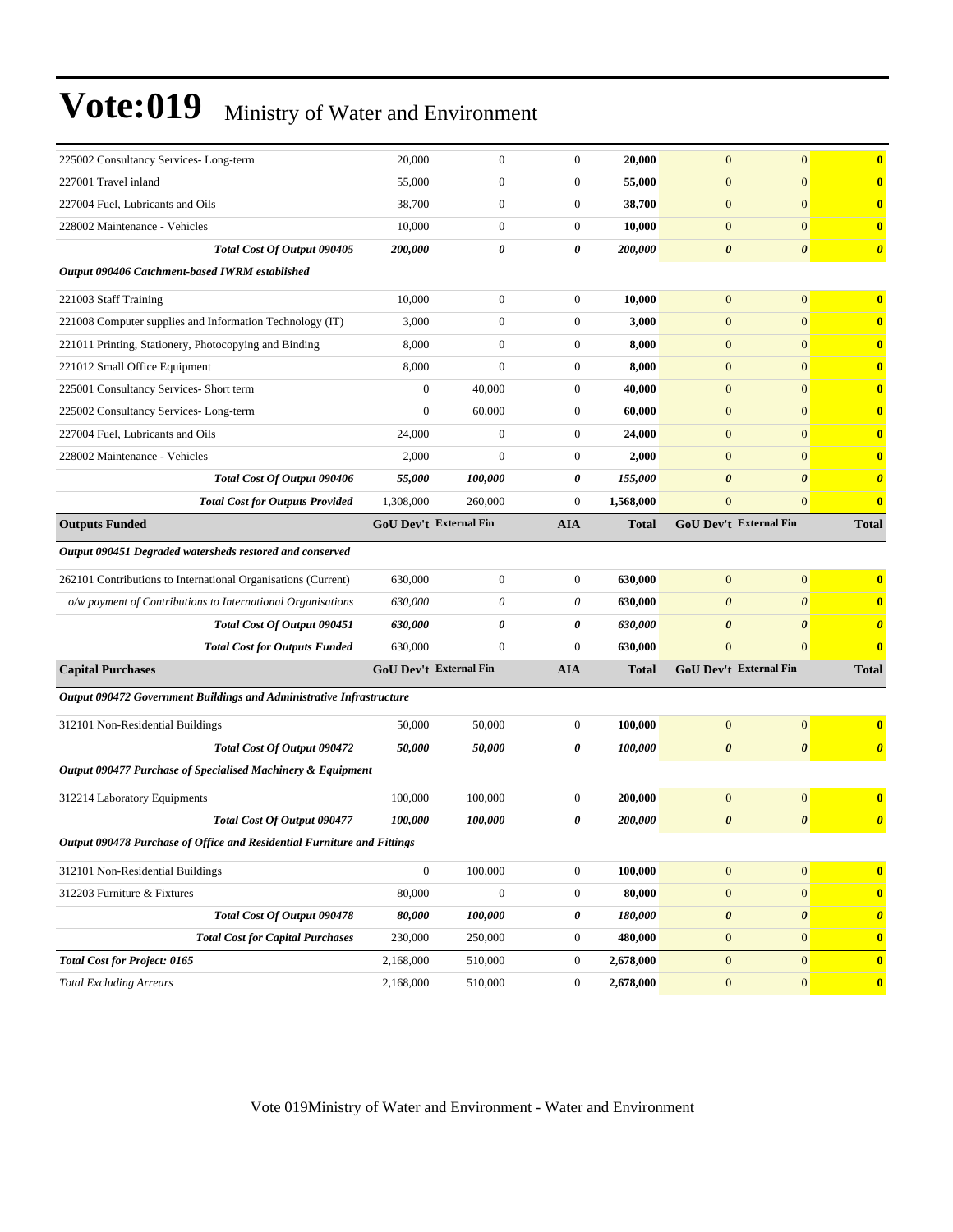# Vote:019 Ministry of Water and Environment

| | | | | | | | |
|---|---|---|---|---|---|---|---|
| 225002 Consultancy Services- Long-term | 20,000 | 0 | 0 | **20,000** | 0 | 0 | **0** |
| 227001 Travel inland | 55,000 | 0 | 0 | **55,000** | 0 | 0 | **0** |
| 227004 Fuel, Lubricants and Oils | 38,700 | 0 | 0 | **38,700** | 0 | 0 | **0** |
| 228002 Maintenance - Vehicles | 10,000 | 0 | 0 | **10,000** | 0 | 0 | **0** |
| ***Total Cost Of Output 090405*** | ***200,000*** | ***0*** | ***0*** | ***200,000*** | ***0*** | ***0*** | ***0*** |
| ***Output 090406 Catchment-based IWRM established*** | | | | | | | |
| 221003 Staff Training | 10,000 | 0 | 0 | **10,000** | 0 | 0 | **0** |
| 221008 Computer supplies and Information Technology (IT) | 3,000 | 0 | 0 | **3,000** | 0 | 0 | **0** |
| 221011 Printing, Stationery, Photocopying and Binding | 8,000 | 0 | 0 | **8,000** | 0 | 0 | **0** |
| 221012 Small Office Equipment | 8,000 | 0 | 0 | **8,000** | 0 | 0 | **0** |
| 225001 Consultancy Services- Short term | 0 | 40,000 | 0 | **40,000** | 0 | 0 | **0** |
| 225002 Consultancy Services- Long-term | 0 | 60,000 | 0 | **60,000** | 0 | 0 | **0** |
| 227004 Fuel, Lubricants and Oils | 24,000 | 0 | 0 | **24,000** | 0 | 0 | **0** |
| 228002 Maintenance - Vehicles | 2,000 | 0 | 0 | **2,000** | 0 | 0 | **0** |
| ***Total Cost Of Output 090406*** | ***55,000*** | ***100,000*** | ***0*** | ***155,000*** | ***0*** | ***0*** | ***0*** |
| ***Total Cost for Outputs Provided*** | 1,308,000 | 260,000 | 0 | **1,568,000** | 0 | 0 | **0** |
| **Outputs Funded** | **GoU Dev't** | **External Fin** | **AIA** | **Total** | **GoU Dev't** | **External Fin** | **Total** |
| ***Output 090451 Degraded watersheds restored and conserved*** | | | | | | | |
| 262101 Contributions to International Organisations (Current) | 630,000 | 0 | 0 | **630,000** | 0 | 0 | **0** |
| *o/w payment of Contributions to International Organisations* | *630,000* | *0* | *0* | **630,000** | *0* | *0* | **0** |
| ***Total Cost Of Output 090451*** | ***630,000*** | ***0*** | ***0*** | ***630,000*** | ***0*** | ***0*** | ***0*** |
| ***Total Cost for Outputs Funded*** | 630,000 | 0 | 0 | **630,000** | 0 | 0 | **0** |
| **Capital Purchases** | **GoU Dev't** | **External Fin** | **AIA** | **Total** | **GoU Dev't** | **External Fin** | **Total** |
| ***Output 090472 Government Buildings and Administrative Infrastructure*** | | | | | | | |
| 312101 Non-Residential Buildings | 50,000 | 50,000 | 0 | **100,000** | 0 | 0 | **0** |
| ***Total Cost Of Output 090472*** | ***50,000*** | ***50,000*** | ***0*** | ***100,000*** | ***0*** | ***0*** | ***0*** |
| ***Output 090477 Purchase of Specialised Machinery & Equipment*** | | | | | | | |
| 312214 Laboratory Equipments | 100,000 | 100,000 | 0 | **200,000** | 0 | 0 | **0** |
| ***Total Cost Of Output 090477*** | ***100,000*** | ***100,000*** | ***0*** | ***200,000*** | ***0*** | ***0*** | ***0*** |
| ***Output 090478 Purchase of Office and Residential Furniture and Fittings*** | | | | | | | |
| 312101 Non-Residential Buildings | 0 | 100,000 | 0 | **100,000** | 0 | 0 | **0** |
| 312203 Furniture & Fixtures | 80,000 | 0 | 0 | **80,000** | 0 | 0 | **0** |
| ***Total Cost Of Output 090478*** | ***80,000*** | ***100,000*** | ***0*** | ***180,000*** | ***0*** | ***0*** | ***0*** |
| ***Total Cost for Capital Purchases*** | 230,000 | 250,000 | 0 | **480,000** | 0 | 0 | **0** |
| ***Total Cost for Project: 0165*** | 2,168,000 | 510,000 | 0 | **2,678,000** | 0 | 0 | **0** |
| *Total Excluding Arrears* | 2,168,000 | 510,000 | 0 | **2,678,000** | 0 | 0 | **0** |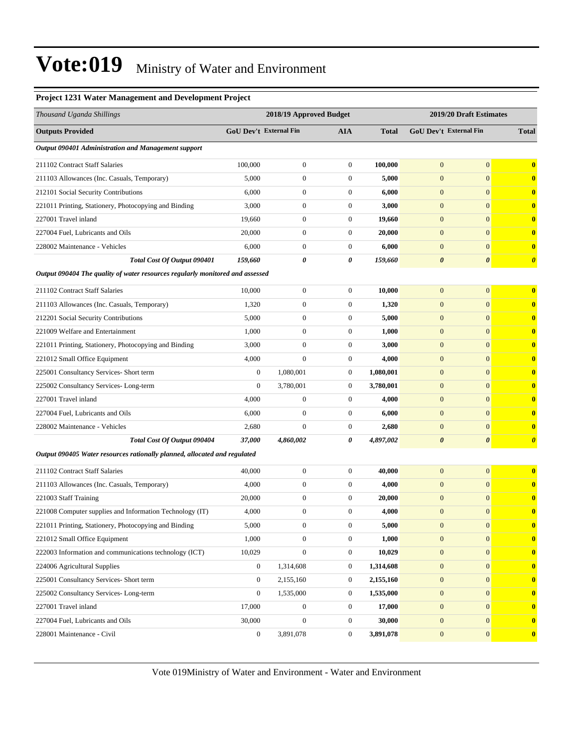# Vote:019 Ministry of Water and Environment

### Project 1231 Water Management and Development Project

| *Thousand Uganda Shillings* | 2018/19 Approved Budget | | | | 2019/20 Draft Estimates | | |
|---|---|---|---|---|---|---|---|
| **Outputs Provided** | **GoU Dev't** | **External Fin** | **AIA** | **Total** | **GoU Dev't** | **External Fin** | **Total** |
| ***Output 090401 Administration and Management support*** | | | | | | | |
| 211102 Contract Staff Salaries | 100,000 | 0 | 0 | **100,000** | 0 | 0 | **0** |
| 211103 Allowances (Inc. Casuals, Temporary) | 5,000 | 0 | 0 | **5,000** | 0 | 0 | **0** |
| 212101 Social Security Contributions | 6,000 | 0 | 0 | **6,000** | 0 | 0 | **0** |
| 221011 Printing, Stationery, Photocopying and Binding | 3,000 | 0 | 0 | **3,000** | 0 | 0 | **0** |
| 227001 Travel inland | 19,660 | 0 | 0 | **19,660** | 0 | 0 | **0** |
| 227004 Fuel, Lubricants and Oils | 20,000 | 0 | 0 | **20,000** | 0 | 0 | **0** |
| 228002 Maintenance - Vehicles | 6,000 | 0 | 0 | **6,000** | 0 | 0 | **0** |
| ***Total Cost Of Output 090401*** | ***159,660*** | ***0*** | ***0*** | ***159,660*** | ***0*** | ***0*** | ***0*** |
| ***Output 090404 The quality of water resources regularly monitored and assessed*** | | | | | | | |
| 211102 Contract Staff Salaries | 10,000 | 0 | 0 | **10,000** | 0 | 0 | **0** |
| 211103 Allowances (Inc. Casuals, Temporary) | 1,320 | 0 | 0 | **1,320** | 0 | 0 | **0** |
| 212201 Social Security Contributions | 5,000 | 0 | 0 | **5,000** | 0 | 0 | **0** |
| 221009 Welfare and Entertainment | 1,000 | 0 | 0 | **1,000** | 0 | 0 | **0** |
| 221011 Printing, Stationery, Photocopying and Binding | 3,000 | 0 | 0 | **3,000** | 0 | 0 | **0** |
| 221012 Small Office Equipment | 4,000 | 0 | 0 | **4,000** | 0 | 0 | **0** |
| 225001 Consultancy Services- Short term | 0 | 1,080,001 | 0 | **1,080,001** | 0 | 0 | **0** |
| 225002 Consultancy Services- Long-term | 0 | 3,780,001 | 0 | **3,780,001** | 0 | 0 | **0** |
| 227001 Travel inland | 4,000 | 0 | 0 | **4,000** | 0 | 0 | **0** |
| 227004 Fuel, Lubricants and Oils | 6,000 | 0 | 0 | **6,000** | 0 | 0 | **0** |
| 228002 Maintenance - Vehicles | 2,680 | 0 | 0 | **2,680** | 0 | 0 | **0** |
| ***Total Cost Of Output 090404*** | ***37,000*** | ***4,860,002*** | ***0*** | ***4,897,002*** | ***0*** | ***0*** | ***0*** |
| ***Output 090405 Water resources rationally planned, allocated and regulated*** | | | | | | | |
| 211102 Contract Staff Salaries | 40,000 | 0 | 0 | **40,000** | 0 | 0 | **0** |
| 211103 Allowances (Inc. Casuals, Temporary) | 4,000 | 0 | 0 | **4,000** | 0 | 0 | **0** |
| 221003 Staff Training | 20,000 | 0 | 0 | **20,000** | 0 | 0 | **0** |
| 221008 Computer supplies and Information Technology (IT) | 4,000 | 0 | 0 | **4,000** | 0 | 0 | **0** |
| 221011 Printing, Stationery, Photocopying and Binding | 5,000 | 0 | 0 | **5,000** | 0 | 0 | **0** |
| 221012 Small Office Equipment | 1,000 | 0 | 0 | **1,000** | 0 | 0 | **0** |
| 222003 Information and communications technology (ICT) | 10,029 | 0 | 0 | **10,029** | 0 | 0 | **0** |
| 224006 Agricultural Supplies | 0 | 1,314,608 | 0 | **1,314,608** | 0 | 0 | **0** |
| 225001 Consultancy Services- Short term | 0 | 2,155,160 | 0 | **2,155,160** | 0 | 0 | **0** |
| 225002 Consultancy Services- Long-term | 0 | 1,535,000 | 0 | **1,535,000** | 0 | 0 | **0** |
| 227001 Travel inland | 17,000 | 0 | 0 | **17,000** | 0 | 0 | **0** |
| 227004 Fuel, Lubricants and Oils | 30,000 | 0 | 0 | **30,000** | 0 | 0 | **0** |
| 228001 Maintenance - Civil | 0 | 3,891,078 | 0 | **3,891,078** | 0 | 0 | **0** |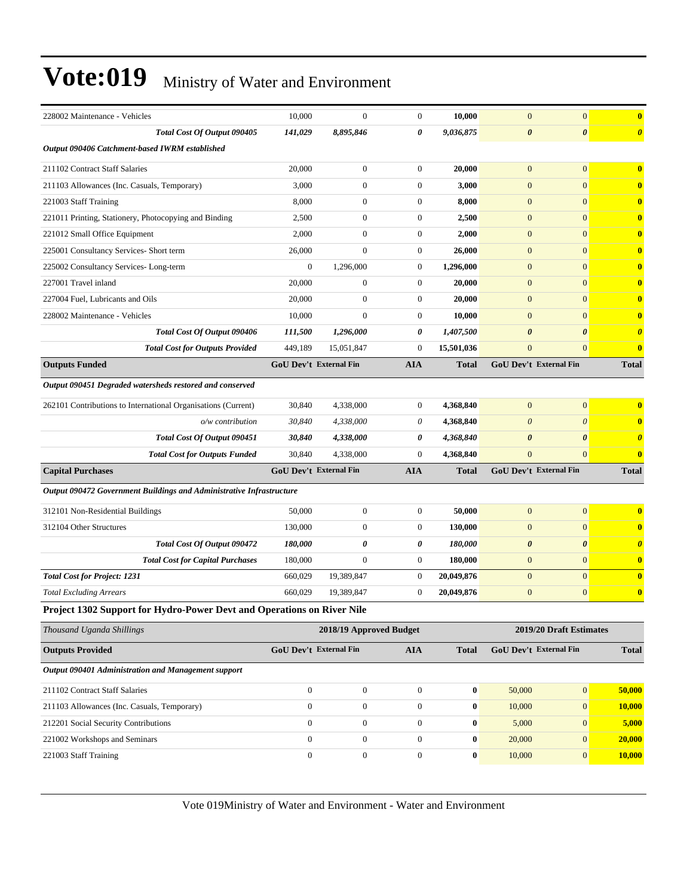| 228002 Maintenance - Vehicles | 10,000 | 0 | 0 | **10,000** | 0 | 0 | **0** |
|---|---|---|---|---|---|---|---|
| ***Total Cost Of Output 090405*** | ***141,029*** | ***8,895,846*** | ***0*** | ***9,036,875*** | ***0*** | ***0*** | ***0*** |
| ***Output 090406 Catchment-based IWRM established*** | | | | | | | |
| 211102 Contract Staff Salaries | 20,000 | 0 | 0 | **20,000** | 0 | 0 | **0** |
| 211103 Allowances (Inc. Casuals, Temporary) | 3,000 | 0 | 0 | **3,000** | 0 | 0 | **0** |
| 221003 Staff Training | 8,000 | 0 | 0 | **8,000** | 0 | 0 | **0** |
| 221011 Printing, Stationery, Photocopying and Binding | 2,500 | 0 | 0 | **2,500** | 0 | 0 | **0** |
| 221012 Small Office Equipment | 2,000 | 0 | 0 | **2,000** | 0 | 0 | **0** |
| 225001 Consultancy Services- Short term | 26,000 | 0 | 0 | **26,000** | 0 | 0 | **0** |
| 225002 Consultancy Services- Long-term | 0 | 1,296,000 | 0 | **1,296,000** | 0 | 0 | **0** |
| 227001 Travel inland | 20,000 | 0 | 0 | **20,000** | 0 | 0 | **0** |
| 227004 Fuel, Lubricants and Oils | 20,000 | 0 | 0 | **20,000** | 0 | 0 | **0** |
| 228002 Maintenance - Vehicles | 10,000 | 0 | 0 | **10,000** | 0 | 0 | **0** |
| ***Total Cost Of Output 090406*** | ***111,500*** | ***1,296,000*** | ***0*** | ***1,407,500*** | ***0*** | ***0*** | ***0*** |
| ***Total Cost for Outputs Provided*** | 449,189 | 15,051,847 | 0 | **15,501,036** | 0 | 0 | **0** |
| **Outputs Funded** | **GoU Dev't** | **External Fin** | **AIA** | **Total** | **GoU Dev't** | **External Fin** | **Total** |
| ***Output 090451 Degraded watersheds restored and conserved*** | | | | | | | |
| 262101 Contributions to International Organisations (Current) | 30,840 | 4,338,000 | 0 | **4,368,840** | 0 | 0 | **0** |
| *o/w contribution* | *30,840* | *4,338,000* | *0* | *4,368,840* | *0* | *0* | **0** |
| ***Total Cost Of Output 090451*** | ***30,840*** | ***4,338,000*** | ***0*** | ***4,368,840*** | ***0*** | ***0*** | ***0*** |
| ***Total Cost for Outputs Funded*** | 30,840 | 4,338,000 | 0 | **4,368,840** | 0 | 0 | **0** |
| **Capital Purchases** | **GoU Dev't** | **External Fin** | **AIA** | **Total** | **GoU Dev't** | **External Fin** | **Total** |
| ***Output 090472 Government Buildings and Administrative Infrastructure*** | | | | | | | |
| 312101 Non-Residential Buildings | 50,000 | 0 | 0 | **50,000** | 0 | 0 | **0** |
| 312104 Other Structures | 130,000 | 0 | 0 | **130,000** | 0 | 0 | **0** |
| ***Total Cost Of Output 090472*** | ***180,000*** | ***0*** | ***0*** | ***180,000*** | ***0*** | ***0*** | ***0*** |
| ***Total Cost for Capital Purchases*** | 180,000 | 0 | 0 | **180,000** | 0 | 0 | **0** |
| ***Total Cost for Project: 1231*** | 660,029 | 19,389,847 | 0 | **20,049,876** | 0 | 0 | **0** |
| *Total Excluding Arrears* | 660,029 | 19,389,847 | 0 | **20,049,876** | 0 | 0 | **0** |

**Project 1302 Support for Hydro-Power Devt and Operations on River Nile**

| *Thousand Uganda Shillings* | 2018/19 Approved Budget | | | | 2019/20 Draft Estimates | | |
|---|---|---|---|---|---|---|---|
| **Outputs Provided** | **GoU Dev't** | **External Fin** | **AIA** | **Total** | **GoU Dev't** | **External Fin** | **Total** |
| ***Output 090401 Administration and Management support*** | | | | | | | |
| 211102 Contract Staff Salaries | 0 | 0 | 0 | **0** | 50,000 | 0 | **50,000** |
| 211103 Allowances (Inc. Casuals, Temporary) | 0 | 0 | 0 | **0** | 10,000 | 0 | **10,000** |
| 212201 Social Security Contributions | 0 | 0 | 0 | **0** | 5,000 | 0 | **5,000** |
| 221002 Workshops and Seminars | 0 | 0 | 0 | **0** | 20,000 | 0 | **20,000** |
| 221003 Staff Training | 0 | 0 | 0 | **0** | 10,000 | 0 | **10,000** |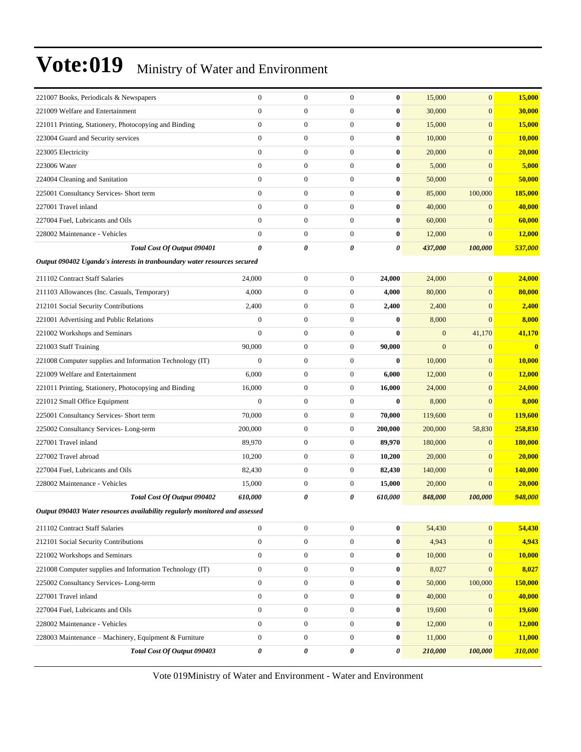| | | | | | | | |
|---|---|---|---|---|---|---|---|
| 221007 Books, Periodicals & Newspapers | 0 | 0 | 0 | **0** | 15,000 | 0 | **15,000** |
| 221009 Welfare and Entertainment | 0 | 0 | 0 | **0** | 30,000 | 0 | **30,000** |
| 221011 Printing, Stationery, Photocopying and Binding | 0 | 0 | 0 | **0** | 15,000 | 0 | **15,000** |
| 223004 Guard and Security services | 0 | 0 | 0 | **0** | 10,000 | 0 | **10,000** |
| 223005 Electricity | 0 | 0 | 0 | **0** | 20,000 | 0 | **20,000** |
| 223006 Water | 0 | 0 | 0 | **0** | 5,000 | 0 | **5,000** |
| 224004 Cleaning and Sanitation | 0 | 0 | 0 | **0** | 50,000 | 0 | **50,000** |
| 225001 Consultancy Services- Short term | 0 | 0 | 0 | **0** | 85,000 | 100,000 | **185,000** |
| 227001 Travel inland | 0 | 0 | 0 | **0** | 40,000 | 0 | **40,000** |
| 227004 Fuel, Lubricants and Oils | 0 | 0 | 0 | **0** | 60,000 | 0 | **60,000** |
| 228002 Maintenance - Vehicles | 0 | 0 | 0 | **0** | 12,000 | 0 | **12,000** |
| ***Total Cost Of Output 090401*** | ***0*** | ***0*** | ***0*** | ***0*** | ***437,000*** | ***100,000*** | ***537,000*** |
| ***Output 090402 Uganda's interests in tranboundary water resources secured*** | | | | | | | |
| 211102 Contract Staff Salaries | 24,000 | 0 | 0 | **24,000** | 24,000 | 0 | **24,000** |
| 211103 Allowances (Inc. Casuals, Temporary) | 4,000 | 0 | 0 | **4,000** | 80,000 | 0 | **80,000** |
| 212101 Social Security Contributions | 2,400 | 0 | 0 | **2,400** | 2,400 | 0 | **2,400** |
| 221001 Advertising and Public Relations | 0 | 0 | 0 | **0** | 8,000 | 0 | **8,000** |
| 221002 Workshops and Seminars | 0 | 0 | 0 | **0** | 0 | 41,170 | **41,170** |
| 221003 Staff Training | 90,000 | 0 | 0 | **90,000** | 0 | 0 | **0** |
| 221008 Computer supplies and Information Technology (IT) | 0 | 0 | 0 | **0** | 10,000 | 0 | **10,000** |
| 221009 Welfare and Entertainment | 6,000 | 0 | 0 | **6,000** | 12,000 | 0 | **12,000** |
| 221011 Printing, Stationery, Photocopying and Binding | 16,000 | 0 | 0 | **16,000** | 24,000 | 0 | **24,000** |
| 221012 Small Office Equipment | 0 | 0 | 0 | **0** | 8,000 | 0 | **8,000** |
| 225001 Consultancy Services- Short term | 70,000 | 0 | 0 | **70,000** | 119,600 | 0 | **119,600** |
| 225002 Consultancy Services- Long-term | 200,000 | 0 | 0 | **200,000** | 200,000 | 58,830 | **258,830** |
| 227001 Travel inland | 89,970 | 0 | 0 | **89,970** | 180,000 | 0 | **180,000** |
| 227002 Travel abroad | 10,200 | 0 | 0 | **10,200** | 20,000 | 0 | **20,000** |
| 227004 Fuel, Lubricants and Oils | 82,430 | 0 | 0 | **82,430** | 140,000 | 0 | **140,000** |
| 228002 Maintenance - Vehicles | 15,000 | 0 | 0 | **15,000** | 20,000 | 0 | **20,000** |
| ***Total Cost Of Output 090402*** | ***610,000*** | ***0*** | ***0*** | ***610,000*** | ***848,000*** | ***100,000*** | ***948,000*** |
| ***Output 090403 Water resources availability regularly monitored and assessed*** | | | | | | | |
| 211102 Contract Staff Salaries | 0 | 0 | 0 | **0** | 54,430 | 0 | **54,430** |
| 212101 Social Security Contributions | 0 | 0 | 0 | **0** | 4,943 | 0 | **4,943** |
| 221002 Workshops and Seminars | 0 | 0 | 0 | **0** | 10,000 | 0 | **10,000** |
| 221008 Computer supplies and Information Technology (IT) | 0 | 0 | 0 | **0** | 8,027 | 0 | **8,027** |
| 225002 Consultancy Services- Long-term | 0 | 0 | 0 | **0** | 50,000 | 100,000 | **150,000** |
| 227001 Travel inland | 0 | 0 | 0 | **0** | 40,000 | 0 | **40,000** |
| 227004 Fuel, Lubricants and Oils | 0 | 0 | 0 | **0** | 19,600 | 0 | **19,600** |
| 228002 Maintenance - Vehicles | 0 | 0 | 0 | **0** | 12,000 | 0 | **12,000** |
| 228003 Maintenance – Machinery, Equipment & Furniture | 0 | 0 | 0 | **0** | 11,000 | 0 | **11,000** |
| ***Total Cost Of Output 090403*** | ***0*** | ***0*** | ***0*** | ***0*** | ***210,000*** | ***100,000*** | ***310,000*** |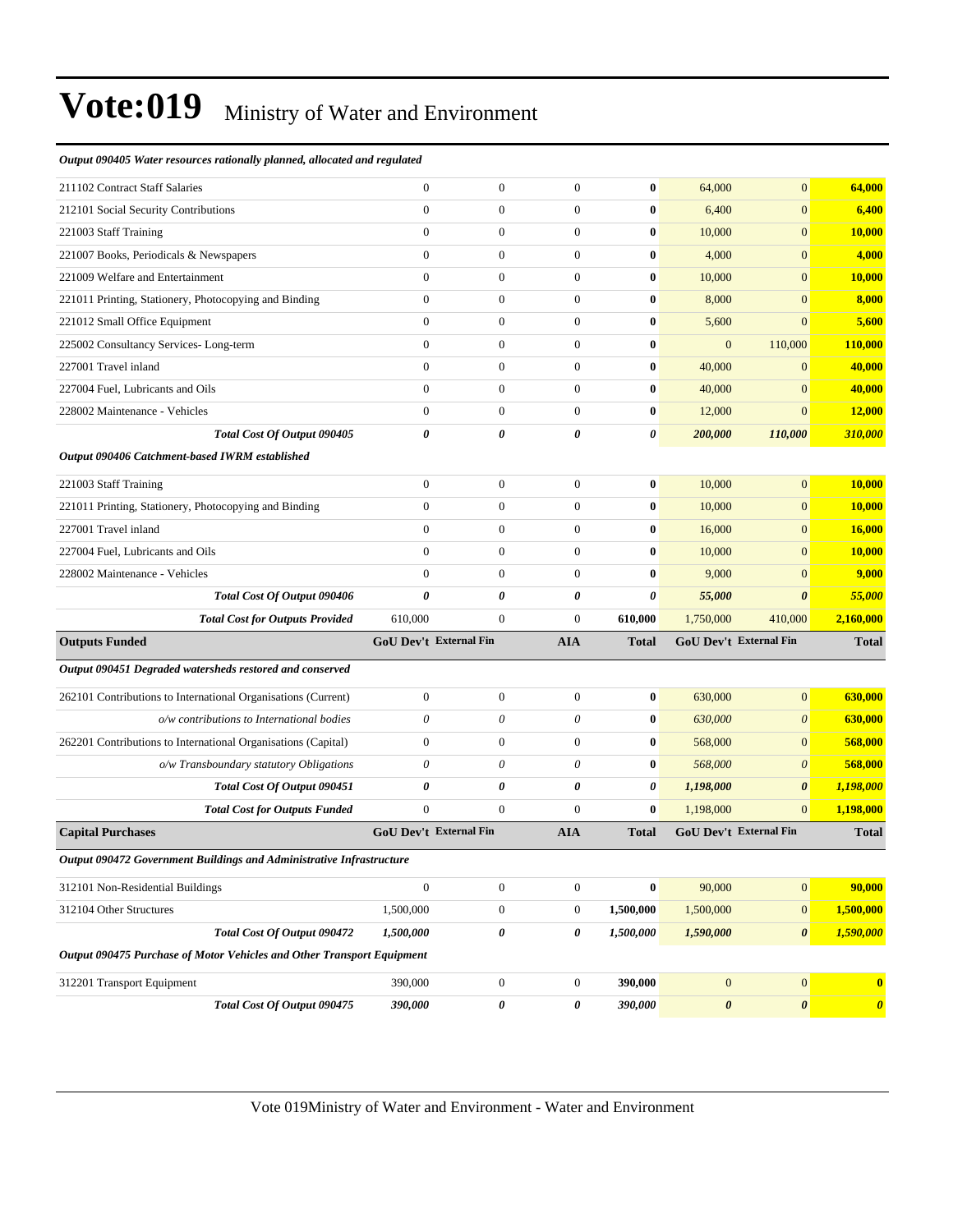# Vote:019 Ministry of Water and Environment

| | | | | | | | |
|---|---|---|---|---|---|---|---|
| ***Output 090405 Water resources rationally planned, allocated and regulated*** | | | | | | | |
| 211102 Contract Staff Salaries | 0 | 0 | 0 | **0** | 64,000 | 0 | **64,000** |
| 212101 Social Security Contributions | 0 | 0 | 0 | **0** | 6,400 | 0 | **6,400** |
| 221003 Staff Training | 0 | 0 | 0 | **0** | 10,000 | 0 | **10,000** |
| 221007 Books, Periodicals & Newspapers | 0 | 0 | 0 | **0** | 4,000 | 0 | **4,000** |
| 221009 Welfare and Entertainment | 0 | 0 | 0 | **0** | 10,000 | 0 | **10,000** |
| 221011 Printing, Stationery, Photocopying and Binding | 0 | 0 | 0 | **0** | 8,000 | 0 | **8,000** |
| 221012 Small Office Equipment | 0 | 0 | 0 | **0** | 5,600 | 0 | **5,600** |
| 225002 Consultancy Services- Long-term | 0 | 0 | 0 | **0** | 0 | 110,000 | **110,000** |
| 227001 Travel inland | 0 | 0 | 0 | **0** | 40,000 | 0 | **40,000** |
| 227004 Fuel, Lubricants and Oils | 0 | 0 | 0 | **0** | 40,000 | 0 | **40,000** |
| 228002 Maintenance - Vehicles | 0 | 0 | 0 | **0** | 12,000 | 0 | **12,000** |
| ***Total Cost Of Output 090405*** | ***0*** | ***0*** | ***0*** | ***0*** | ***200,000*** | ***110,000*** | ***310,000*** |
| ***Output 090406 Catchment-based IWRM established*** | | | | | | | |
| 221003 Staff Training | 0 | 0 | 0 | **0** | 10,000 | 0 | **10,000** |
| 221011 Printing, Stationery, Photocopying and Binding | 0 | 0 | 0 | **0** | 10,000 | 0 | **10,000** |
| 227001 Travel inland | 0 | 0 | 0 | **0** | 16,000 | 0 | **16,000** |
| 227004 Fuel, Lubricants and Oils | 0 | 0 | 0 | **0** | 10,000 | 0 | **10,000** |
| 228002 Maintenance - Vehicles | 0 | 0 | 0 | **0** | 9,000 | 0 | **9,000** |
| ***Total Cost Of Output 090406*** | ***0*** | ***0*** | ***0*** | ***0*** | ***55,000*** | ***0*** | ***55,000*** |
| ***Total Cost for Outputs Provided*** | 610,000 | 0 | 0 | **610,000** | 1,750,000 | 410,000 | **2,160,000** |
| **Outputs Funded** | **GoU Dev't** | **External Fin** | **AIA** | **Total** | **GoU Dev't** | **External Fin** | **Total** |
| ***Output 090451 Degraded watersheds restored and conserved*** | | | | | | | |
| 262101 Contributions to International Organisations (Current) | 0 | 0 | 0 | **0** | 630,000 | 0 | **630,000** |
| *o/w contributions to International bodies* | *0* | *0* | *0* | **0** | *630,000* | *0* | **630,000** |
| 262201 Contributions to International Organisations (Capital) | 0 | 0 | 0 | **0** | 568,000 | 0 | **568,000** |
| *o/w Transboundary statutory Obligations* | *0* | *0* | *0* | **0** | *568,000* | *0* | **568,000** |
| ***Total Cost Of Output 090451*** | ***0*** | ***0*** | ***0*** | ***0*** | ***1,198,000*** | ***0*** | ***1,198,000*** |
| ***Total Cost for Outputs Funded*** | 0 | 0 | 0 | **0** | 1,198,000 | 0 | **1,198,000** |
| **Capital Purchases** | **GoU Dev't** | **External Fin** | **AIA** | **Total** | **GoU Dev't** | **External Fin** | **Total** |
| ***Output 090472 Government Buildings and Administrative Infrastructure*** | | | | | | | |
| 312101 Non-Residential Buildings | 0 | 0 | 0 | **0** | 90,000 | 0 | **90,000** |
| 312104 Other Structures | 1,500,000 | 0 | 0 | **1,500,000** | 1,500,000 | 0 | **1,500,000** |
| ***Total Cost Of Output 090472*** | ***1,500,000*** | ***0*** | ***0*** | ***1,500,000*** | ***1,590,000*** | ***0*** | ***1,590,000*** |
| ***Output 090475 Purchase of Motor Vehicles and Other Transport Equipment*** | | | | | | | |
| 312201 Transport Equipment | 390,000 | 0 | 0 | **390,000** | 0 | 0 | **0** |
| ***Total Cost Of Output 090475*** | ***390,000*** | ***0*** | ***0*** | ***390,000*** | ***0*** | ***0*** | ***0*** |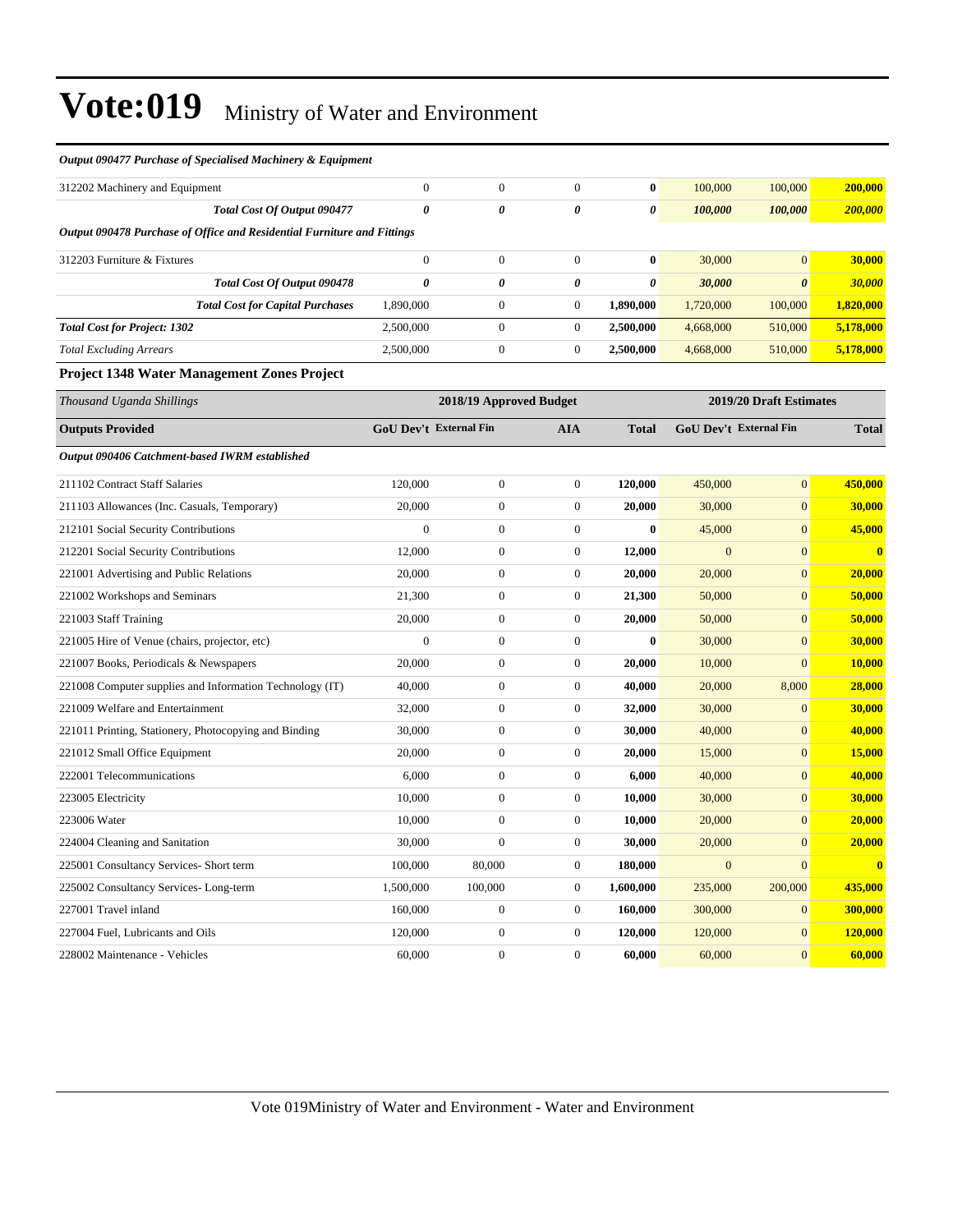# Vote:019 Ministry of Water and Environment

| | | | | | | | |
|---|---|---|---|---|---|---|---|
| ***Output 090477 Purchase of Specialised Machinery & Equipment*** | | | | | | | |
| 312202 Machinery and Equipment | 0 | 0 | 0 | **0** | 100,000 | 100,000 | **200,000** |
| ***Total Cost Of Output 090477*** | ***0*** | ***0*** | ***0*** | ***0*** | ***100,000*** | ***100,000*** | ***200,000*** |
| ***Output 090478 Purchase of Office and Residential Furniture and Fittings*** | | | | | | | |
| 312203 Furniture & Fixtures | 0 | 0 | 0 | **0** | 30,000 | 0 | **30,000** |
| ***Total Cost Of Output 090478*** | ***0*** | ***0*** | ***0*** | ***0*** | ***30,000*** | ***0*** | ***30,000*** |
| ***Total Cost for Capital Purchases*** | 1,890,000 | 0 | 0 | **1,890,000** | 1,720,000 | 100,000 | **1,820,000** |
| ***Total Cost for Project: 1302*** | 2,500,000 | 0 | 0 | **2,500,000** | 4,668,000 | 510,000 | **5,178,000** |
| *Total Excluding Arrears* | 2,500,000 | 0 | 0 | **2,500,000** | 4,668,000 | 510,000 | **5,178,000** |

**Project 1348 Water Management Zones Project**

| *Thousand Uganda Shillings* | 2018/19 Approved Budget | | | | 2019/20 Draft Estimates | | |
|---|---|---|---|---|---|---|---|
| **Outputs Provided** | **GoU Dev't** | **External Fin** | **AIA** | **Total** | **GoU Dev't** | **External Fin** | **Total** |
| ***Output 090406 Catchment-based IWRM established*** | | | | | | | |
| 211102 Contract Staff Salaries | 120,000 | 0 | 0 | **120,000** | 450,000 | 0 | **450,000** |
| 211103 Allowances (Inc. Casuals, Temporary) | 20,000 | 0 | 0 | **20,000** | 30,000 | 0 | **30,000** |
| 212101 Social Security Contributions | 0 | 0 | 0 | **0** | 45,000 | 0 | **45,000** |
| 212201 Social Security Contributions | 12,000 | 0 | 0 | **12,000** | 0 | 0 | **0** |
| 221001 Advertising and Public Relations | 20,000 | 0 | 0 | **20,000** | 20,000 | 0 | **20,000** |
| 221002 Workshops and Seminars | 21,300 | 0 | 0 | **21,300** | 50,000 | 0 | **50,000** |
| 221003 Staff Training | 20,000 | 0 | 0 | **20,000** | 50,000 | 0 | **50,000** |
| 221005 Hire of Venue (chairs, projector, etc) | 0 | 0 | 0 | **0** | 30,000 | 0 | **30,000** |
| 221007 Books, Periodicals & Newspapers | 20,000 | 0 | 0 | **20,000** | 10,000 | 0 | **10,000** |
| 221008 Computer supplies and Information Technology (IT) | 40,000 | 0 | 0 | **40,000** | 20,000 | 8,000 | **28,000** |
| 221009 Welfare and Entertainment | 32,000 | 0 | 0 | **32,000** | 30,000 | 0 | **30,000** |
| 221011 Printing, Stationery, Photocopying and Binding | 30,000 | 0 | 0 | **30,000** | 40,000 | 0 | **40,000** |
| 221012 Small Office Equipment | 20,000 | 0 | 0 | **20,000** | 15,000 | 0 | **15,000** |
| 222001 Telecommunications | 6,000 | 0 | 0 | **6,000** | 40,000 | 0 | **40,000** |
| 223005 Electricity | 10,000 | 0 | 0 | **10,000** | 30,000 | 0 | **30,000** |
| 223006 Water | 10,000 | 0 | 0 | **10,000** | 20,000 | 0 | **20,000** |
| 224004 Cleaning and Sanitation | 30,000 | 0 | 0 | **30,000** | 20,000 | 0 | **20,000** |
| 225001 Consultancy Services- Short term | 100,000 | 80,000 | 0 | **180,000** | 0 | 0 | **0** |
| 225002 Consultancy Services- Long-term | 1,500,000 | 100,000 | 0 | **1,600,000** | 235,000 | 200,000 | **435,000** |
| 227001 Travel inland | 160,000 | 0 | 0 | **160,000** | 300,000 | 0 | **300,000** |
| 227004 Fuel, Lubricants and Oils | 120,000 | 0 | 0 | **120,000** | 120,000 | 0 | **120,000** |
| 228002 Maintenance - Vehicles | 60,000 | 0 | 0 | **60,000** | 60,000 | 0 | **60,000** |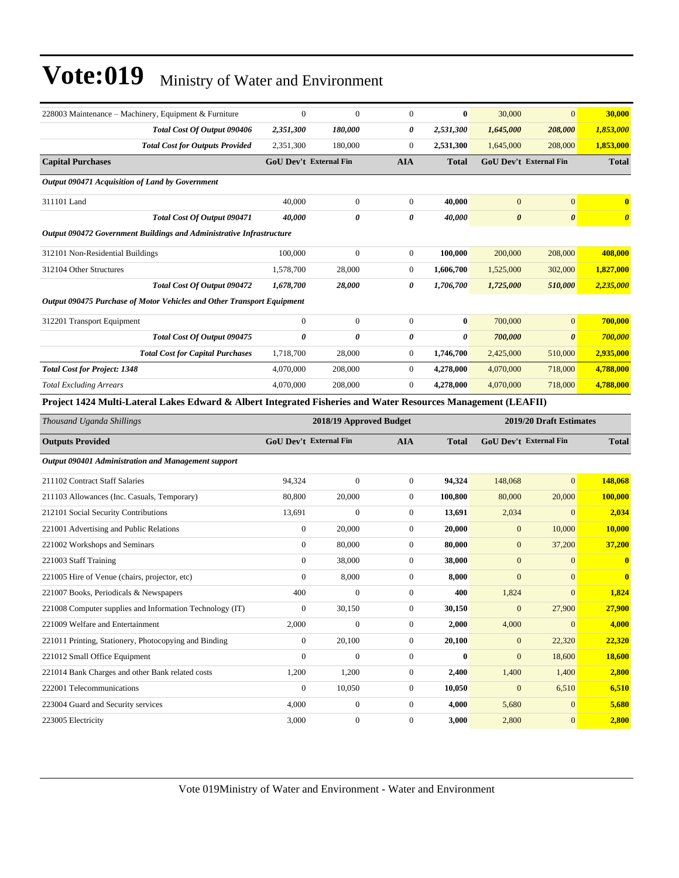# Vote:019 Ministry of Water and Environment

| | | | | | | | |
|---|---|---|---|---|---|---|---|
| 228003 Maintenance – Machinery, Equipment & Furniture | 0 | 0 | 0 | **0** | 30,000 | 0 | **30,000** |
| ***Total Cost Of Output 090406*** | ***2,351,300*** | ***180,000*** | ***0*** | ***2,531,300*** | ***1,645,000*** | ***208,000*** | ***1,853,000*** |
| ***Total Cost for Outputs Provided*** | 2,351,300 | 180,000 | 0 | **2,531,300** | 1,645,000 | 208,000 | **1,853,000** |
| **Capital Purchases** | **GoU Dev't** | **External Fin** | **AIA** | **Total** | **GoU Dev't** | **External Fin** | **Total** |
| ***Output 090471 Acquisition of Land by Government*** | | | | | | | |
| 311101 Land | 40,000 | 0 | 0 | **40,000** | 0 | 0 | **0** |
| ***Total Cost Of Output 090471*** | ***40,000*** | ***0*** | ***0*** | ***40,000*** | ***0*** | ***0*** | ***0*** |
| ***Output 090472 Government Buildings and Administrative Infrastructure*** | | | | | | | |
| 312101 Non-Residential Buildings | 100,000 | 0 | 0 | **100,000** | 200,000 | 208,000 | **408,000** |
| 312104 Other Structures | 1,578,700 | 28,000 | 0 | **1,606,700** | 1,525,000 | 302,000 | **1,827,000** |
| ***Total Cost Of Output 090472*** | ***1,678,700*** | ***28,000*** | ***0*** | ***1,706,700*** | ***1,725,000*** | ***510,000*** | ***2,235,000*** |
| ***Output 090475 Purchase of Motor Vehicles and Other Transport Equipment*** | | | | | | | |
| 312201 Transport Equipment | 0 | 0 | 0 | **0** | 700,000 | 0 | **700,000** |
| ***Total Cost Of Output 090475*** | ***0*** | ***0*** | ***0*** | ***0*** | ***700,000*** | ***0*** | ***700,000*** |
| ***Total Cost for Capital Purchases*** | 1,718,700 | 28,000 | 0 | **1,746,700** | 2,425,000 | 510,000 | **2,935,000** |
| ***Total Cost for Project: 1348*** | 4,070,000 | 208,000 | 0 | **4,278,000** | 4,070,000 | 718,000 | **4,788,000** |
| *Total Excluding Arrears* | 4,070,000 | 208,000 | 0 | **4,278,000** | 4,070,000 | 718,000 | **4,788,000** |

**Project 1424 Multi-Lateral Lakes Edward & Albert Integrated Fisheries and Water Resources Management (LEAFII)**

| *Thousand Uganda Shillings* | 2018/19 Approved Budget | | | | 2019/20 Draft Estimates | | |
|---|---|---|---|---|---|---|---|
| **Outputs Provided** | **GoU Dev't** | **External Fin** | **AIA** | **Total** | **GoU Dev't** | **External Fin** | **Total** |
| ***Output 090401 Administration and Management support*** | | | | | | | |
| 211102 Contract Staff Salaries | 94,324 | 0 | 0 | **94,324** | 148,068 | 0 | **148,068** |
| 211103 Allowances (Inc. Casuals, Temporary) | 80,800 | 20,000 | 0 | **100,800** | 80,000 | 20,000 | **100,000** |
| 212101 Social Security Contributions | 13,691 | 0 | 0 | **13,691** | 2,034 | 0 | **2,034** |
| 221001 Advertising and Public Relations | 0 | 20,000 | 0 | **20,000** | 0 | 10,000 | **10,000** |
| 221002 Workshops and Seminars | 0 | 80,000 | 0 | **80,000** | 0 | 37,200 | **37,200** |
| 221003 Staff Training | 0 | 38,000 | 0 | **38,000** | 0 | 0 | **0** |
| 221005 Hire of Venue (chairs, projector, etc) | 0 | 8,000 | 0 | **8,000** | 0 | 0 | **0** |
| 221007 Books, Periodicals & Newspapers | 400 | 0 | 0 | **400** | 1,824 | 0 | **1,824** |
| 221008 Computer supplies and Information Technology (IT) | 0 | 30,150 | 0 | **30,150** | 0 | 27,900 | **27,900** |
| 221009 Welfare and Entertainment | 2,000 | 0 | 0 | **2,000** | 4,000 | 0 | **4,000** |
| 221011 Printing, Stationery, Photocopying and Binding | 0 | 20,100 | 0 | **20,100** | 0 | 22,320 | **22,320** |
| 221012 Small Office Equipment | 0 | 0 | 0 | **0** | 0 | 18,600 | **18,600** |
| 221014 Bank Charges and other Bank related costs | 1,200 | 1,200 | 0 | **2,400** | 1,400 | 1,400 | **2,800** |
| 222001 Telecommunications | 0 | 10,050 | 0 | **10,050** | 0 | 6,510 | **6,510** |
| 223004 Guard and Security services | 4,000 | 0 | 0 | **4,000** | 5,680 | 0 | **5,680** |
| 223005 Electricity | 3,000 | 0 | 0 | **3,000** | 2,800 | 0 | **2,800** |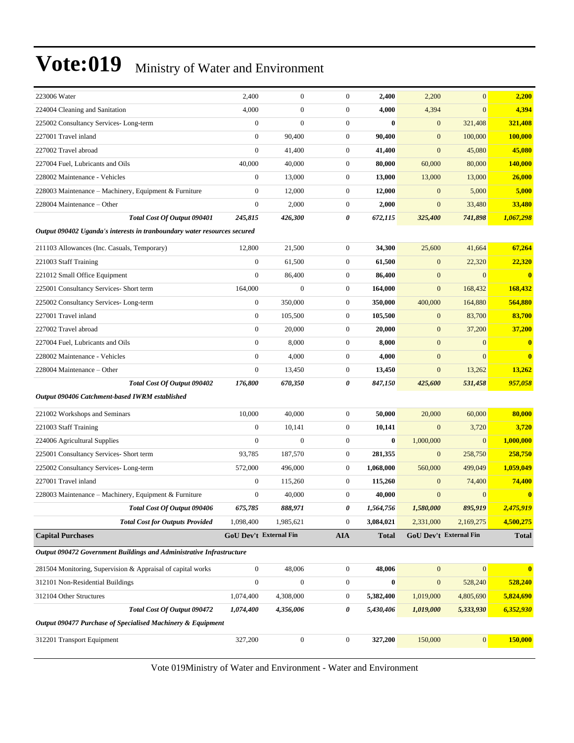| | | | | | | | |
|---|---|---|---|---|---|---|---|
| 223006 Water | 2,400 | 0 | 0 | **2,400** | 2,200 | 0 | **2,200** |
| 224004 Cleaning and Sanitation | 4,000 | 0 | 0 | **4,000** | 4,394 | 0 | **4,394** |
| 225002 Consultancy Services- Long-term | 0 | 0 | 0 | **0** | 0 | 321,408 | **321,408** |
| 227001 Travel inland | 0 | 90,400 | 0 | **90,400** | 0 | 100,000 | **100,000** |
| 227002 Travel abroad | 0 | 41,400 | 0 | **41,400** | 0 | 45,080 | **45,080** |
| 227004 Fuel, Lubricants and Oils | 40,000 | 40,000 | 0 | **80,000** | 60,000 | 80,000 | **140,000** |
| 228002 Maintenance - Vehicles | 0 | 13,000 | 0 | **13,000** | 13,000 | 13,000 | **26,000** |
| 228003 Maintenance – Machinery, Equipment & Furniture | 0 | 12,000 | 0 | **12,000** | 0 | 5,000 | **5,000** |
| 228004 Maintenance – Other | 0 | 2,000 | 0 | **2,000** | 0 | 33,480 | **33,480** |
| ***Total Cost Of Output 090401*** | ***245,815*** | ***426,300*** | ***0*** | ***672,115*** | ***325,400*** | ***741,898*** | ***1,067,298*** |
| ***Output 090402 Uganda's interests in tranboundary water resources secured*** | | | | | | | |
| 211103 Allowances (Inc. Casuals, Temporary) | 12,800 | 21,500 | 0 | **34,300** | 25,600 | 41,664 | **67,264** |
| 221003 Staff Training | 0 | 61,500 | 0 | **61,500** | 0 | 22,320 | **22,320** |
| 221012 Small Office Equipment | 0 | 86,400 | 0 | **86,400** | 0 | 0 | **0** |
| 225001 Consultancy Services- Short term | 164,000 | 0 | 0 | **164,000** | 0 | 168,432 | **168,432** |
| 225002 Consultancy Services- Long-term | 0 | 350,000 | 0 | **350,000** | 400,000 | 164,880 | **564,880** |
| 227001 Travel inland | 0 | 105,500 | 0 | **105,500** | 0 | 83,700 | **83,700** |
| 227002 Travel abroad | 0 | 20,000 | 0 | **20,000** | 0 | 37,200 | **37,200** |
| 227004 Fuel, Lubricants and Oils | 0 | 8,000 | 0 | **8,000** | 0 | 0 | **0** |
| 228002 Maintenance - Vehicles | 0 | 4,000 | 0 | **4,000** | 0 | 0 | **0** |
| 228004 Maintenance – Other | 0 | 13,450 | 0 | **13,450** | 0 | 13,262 | **13,262** |
| ***Total Cost Of Output 090402*** | ***176,800*** | ***670,350*** | ***0*** | ***847,150*** | ***425,600*** | ***531,458*** | ***957,058*** |
| ***Output 090406 Catchment-based IWRM established*** | | | | | | | |
| 221002 Workshops and Seminars | 10,000 | 40,000 | 0 | **50,000** | 20,000 | 60,000 | **80,000** |
| 221003 Staff Training | 0 | 10,141 | 0 | **10,141** | 0 | 3,720 | **3,720** |
| 224006 Agricultural Supplies | 0 | 0 | 0 | **0** | 1,000,000 | 0 | **1,000,000** |
| 225001 Consultancy Services- Short term | 93,785 | 187,570 | 0 | **281,355** | 0 | 258,750 | **258,750** |
| 225002 Consultancy Services- Long-term | 572,000 | 496,000 | 0 | **1,068,000** | 560,000 | 499,049 | **1,059,049** |
| 227001 Travel inland | 0 | 115,260 | 0 | **115,260** | 0 | 74,400 | **74,400** |
| 228003 Maintenance – Machinery, Equipment & Furniture | 0 | 40,000 | 0 | **40,000** | 0 | 0 | **0** |
| ***Total Cost Of Output 090406*** | ***675,785*** | ***888,971*** | ***0*** | ***1,564,756*** | ***1,580,000*** | ***895,919*** | ***2,475,919*** |
| ***Total Cost for Outputs Provided*** | 1,098,400 | 1,985,621 | 0 | 3,084,021 | 2,331,000 | 2,169,275 | 4,500,275 |
| **Capital Purchases** | **GoU Dev't** | **External Fin** | **AIA** | **Total** | **GoU Dev't** | **External Fin** | **Total** |
| ***Output 090472 Government Buildings and Administrative Infrastructure*** | | | | | | | |
| 281504 Monitoring, Supervision & Appraisal of capital works | 0 | 48,006 | 0 | **48,006** | 0 | 0 | **0** |
| 312101 Non-Residential Buildings | 0 | 0 | 0 | **0** | 0 | 528,240 | **528,240** |
| 312104 Other Structures | 1,074,400 | 4,308,000 | 0 | **5,382,400** | 1,019,000 | 4,805,690 | **5,824,690** |
| ***Total Cost Of Output 090472*** | ***1,074,400*** | ***4,356,006*** | ***0*** | ***5,430,406*** | ***1,019,000*** | ***5,333,930*** | ***6,352,930*** |
| ***Output 090477 Purchase of Specialised Machinery & Equipment*** | | | | | | | |
| 312201 Transport Equipment | 327,200 | 0 | 0 | **327,200** | 150,000 | 0 | **150,000** |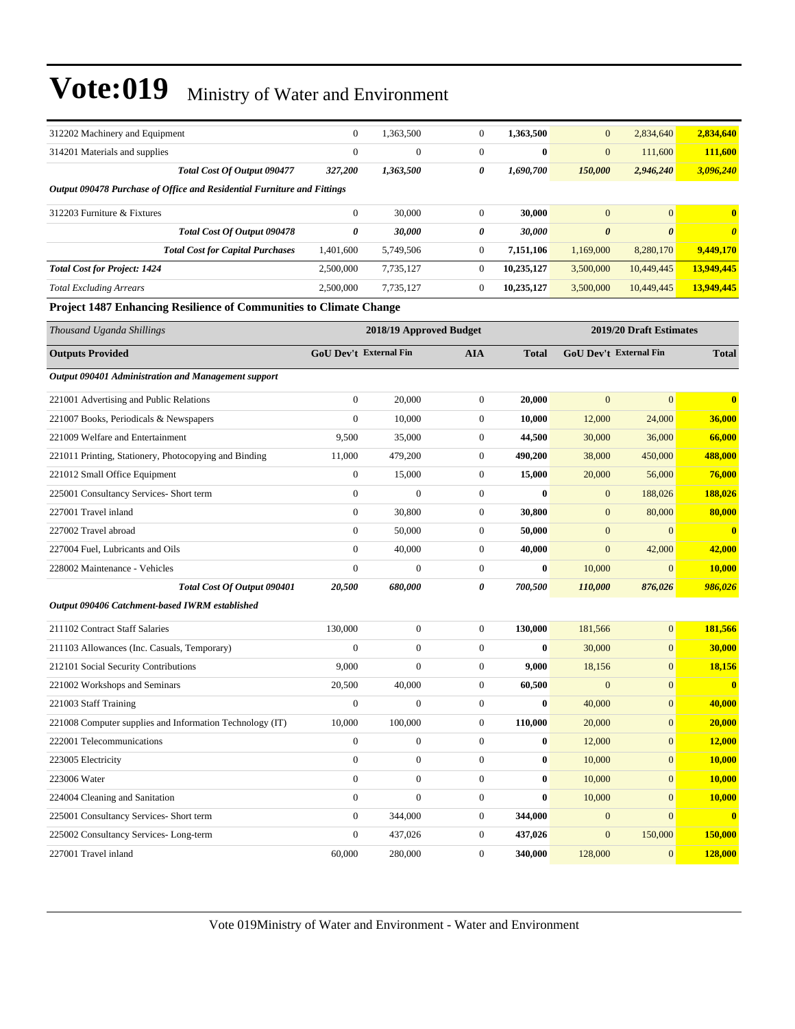# Vote:019 Ministry of Water and Environment

| | | | | | | | |
|---|---|---|---|---|---|---|---|
| 312202 Machinery and Equipment | 0 | 1,363,500 | 0 | **1,363,500** | 0 | 2,834,640 | **2,834,640** |
| 314201 Materials and supplies | 0 | 0 | 0 | **0** | 0 | 111,600 | **111,600** |
| ***Total Cost Of Output 090477*** | ***327,200*** | ***1,363,500*** | ***0*** | ***1,690,700*** | ***150,000*** | ***2,946,240*** | ***3,096,240*** |
| ***Output 090478 Purchase of Office and Residential Furniture and Fittings*** | | | | | | | |
| 312203 Furniture & Fixtures | 0 | 30,000 | 0 | **30,000** | 0 | 0 | **0** |
| ***Total Cost Of Output 090478*** | ***0*** | ***30,000*** | ***0*** | ***30,000*** | ***0*** | ***0*** | ***0*** |
| ***Total Cost for Capital Purchases*** | 1,401,600 | 5,749,506 | 0 | 7,151,106 | 1,169,000 | 8,280,170 | **9,449,170** |
| ***Total Cost for Project: 1424*** | 2,500,000 | 7,735,127 | 0 | 10,235,127 | 3,500,000 | 10,449,445 | **13,949,445** |
| *Total Excluding Arrears* | 2,500,000 | 7,735,127 | 0 | 10,235,127 | 3,500,000 | 10,449,445 | **13,949,445** |

**Project 1487 Enhancing Resilience of Communities to Climate Change**

| *Thousand Uganda Shillings* | 2018/19 Approved Budget | | | | 2019/20 Draft Estimates | | |
|---|---|---|---|---|---|---|---|
| **Outputs Provided** | **GoU Dev't** | **External Fin** | **AIA** | **Total** | **GoU Dev't** | **External Fin** | **Total** |
| ***Output 090401 Administration and Management support*** | | | | | | | |
| 221001 Advertising and Public Relations | 0 | 20,000 | 0 | **20,000** | 0 | 0 | **0** |
| 221007 Books, Periodicals & Newspapers | 0 | 10,000 | 0 | **10,000** | 12,000 | 24,000 | **36,000** |
| 221009 Welfare and Entertainment | 9,500 | 35,000 | 0 | **44,500** | 30,000 | 36,000 | **66,000** |
| 221011 Printing, Stationery, Photocopying and Binding | 11,000 | 479,200 | 0 | **490,200** | 38,000 | 450,000 | **488,000** |
| 221012 Small Office Equipment | 0 | 15,000 | 0 | **15,000** | 20,000 | 56,000 | **76,000** |
| 225001 Consultancy Services- Short term | 0 | 0 | 0 | **0** | 0 | 188,026 | **188,026** |
| 227001 Travel inland | 0 | 30,800 | 0 | **30,800** | 0 | 80,000 | **80,000** |
| 227002 Travel abroad | 0 | 50,000 | 0 | **50,000** | 0 | 0 | **0** |
| 227004 Fuel, Lubricants and Oils | 0 | 40,000 | 0 | **40,000** | 0 | 42,000 | **42,000** |
| 228002 Maintenance - Vehicles | 0 | 0 | 0 | **0** | 10,000 | 0 | **10,000** |
| ***Total Cost Of Output 090401*** | ***20,500*** | ***680,000*** | ***0*** | ***700,500*** | ***110,000*** | ***876,026*** | ***986,026*** |
| ***Output 090406 Catchment-based IWRM established*** | | | | | | | |
| 211102 Contract Staff Salaries | 130,000 | 0 | 0 | **130,000** | 181,566 | 0 | **181,566** |
| 211103 Allowances (Inc. Casuals, Temporary) | 0 | 0 | 0 | **0** | 30,000 | 0 | **30,000** |
| 212101 Social Security Contributions | 9,000 | 0 | 0 | **9,000** | 18,156 | 0 | **18,156** |
| 221002 Workshops and Seminars | 20,500 | 40,000 | 0 | **60,500** | 0 | 0 | **0** |
| 221003 Staff Training | 0 | 0 | 0 | **0** | 40,000 | 0 | **40,000** |
| 221008 Computer supplies and Information Technology (IT) | 10,000 | 100,000 | 0 | **110,000** | 20,000 | 0 | **20,000** |
| 222001 Telecommunications | 0 | 0 | 0 | **0** | 12,000 | 0 | **12,000** |
| 223005 Electricity | 0 | 0 | 0 | **0** | 10,000 | 0 | **10,000** |
| 223006 Water | 0 | 0 | 0 | **0** | 10,000 | 0 | **10,000** |
| 224004 Cleaning and Sanitation | 0 | 0 | 0 | **0** | 10,000 | 0 | **10,000** |
| 225001 Consultancy Services- Short term | 0 | 344,000 | 0 | **344,000** | 0 | 0 | **0** |
| 225002 Consultancy Services- Long-term | 0 | 437,026 | 0 | **437,026** | 0 | 150,000 | **150,000** |
| 227001 Travel inland | 60,000 | 280,000 | 0 | **340,000** | 128,000 | 0 | **128,000** |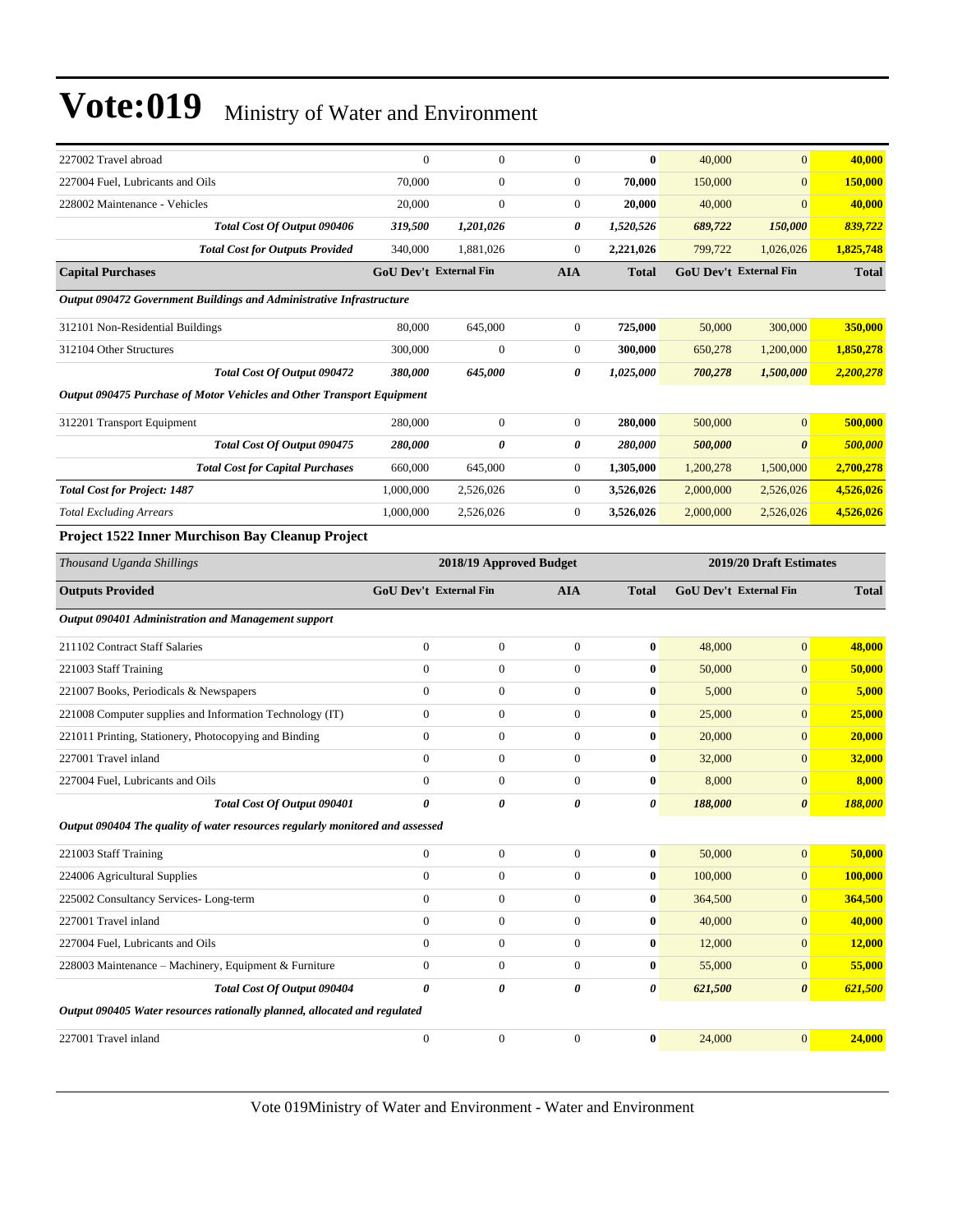# Vote:019 Ministry of Water and Environment

| | | | | | | | |
|---|---|---|---|---|---|---|---|
| 227002 Travel abroad | 0 | 0 | 0 | **0** | 40,000 | 0 | **40,000** |
| 227004 Fuel, Lubricants and Oils | 70,000 | 0 | 0 | **70,000** | 150,000 | 0 | **150,000** |
| 228002 Maintenance - Vehicles | 20,000 | 0 | 0 | **20,000** | 40,000 | 0 | **40,000** |
| ***Total Cost Of Output 090406*** | ***319,500*** | ***1,201,026*** | ***0*** | ***1,520,526*** | ***689,722*** | ***150,000*** | ***839,722*** |
| ***Total Cost for Outputs Provided*** | 340,000 | 1,881,026 | 0 | **2,221,026** | 799,722 | 1,026,026 | **1,825,748** |
| **Capital Purchases** | **GoU Dev't** | **External Fin** | **AIA** | **Total** | **GoU Dev't** | **External Fin** | **Total** |
| ***Output 090472 Government Buildings and Administrative Infrastructure*** | | | | | | | |
| 312101 Non-Residential Buildings | 80,000 | 645,000 | 0 | **725,000** | 50,000 | 300,000 | **350,000** |
| 312104 Other Structures | 300,000 | 0 | 0 | **300,000** | 650,278 | 1,200,000 | **1,850,278** |
| ***Total Cost Of Output 090472*** | ***380,000*** | ***645,000*** | ***0*** | ***1,025,000*** | ***700,278*** | ***1,500,000*** | ***2,200,278*** |
| ***Output 090475 Purchase of Motor Vehicles and Other Transport Equipment*** | | | | | | | |
| 312201 Transport Equipment | 280,000 | 0 | 0 | **280,000** | 500,000 | 0 | **500,000** |
| ***Total Cost Of Output 090475*** | ***280,000*** | ***0*** | ***0*** | ***280,000*** | ***500,000*** | ***0*** | ***500,000*** |
| ***Total Cost for Capital Purchases*** | 660,000 | 645,000 | 0 | **1,305,000** | 1,200,278 | 1,500,000 | **2,700,278** |
| ***Total Cost for Project: 1487*** | 1,000,000 | 2,526,026 | 0 | **3,526,026** | 2,000,000 | 2,526,026 | **4,526,026** |
| *Total Excluding Arrears* | 1,000,000 | 2,526,026 | 0 | **3,526,026** | 2,000,000 | 2,526,026 | **4,526,026** |

**Project 1522 Inner Murchison Bay Cleanup Project**

| *Thousand Uganda Shillings* | 2018/19 Approved Budget | | | | 2019/20 Draft Estimates | | |
|---|---|---|---|---|---|---|---|
| **Outputs Provided** | **GoU Dev't** | **External Fin** | **AIA** | **Total** | **GoU Dev't** | **External Fin** | **Total** |
| ***Output 090401 Administration and Management support*** | | | | | | | |
| 211102 Contract Staff Salaries | 0 | 0 | 0 | **0** | 48,000 | 0 | **48,000** |
| 221003 Staff Training | 0 | 0 | 0 | **0** | 50,000 | 0 | **50,000** |
| 221007 Books, Periodicals & Newspapers | 0 | 0 | 0 | **0** | 5,000 | 0 | **5,000** |
| 221008 Computer supplies and Information Technology (IT) | 0 | 0 | 0 | **0** | 25,000 | 0 | **25,000** |
| 221011 Printing, Stationery, Photocopying and Binding | 0 | 0 | 0 | **0** | 20,000 | 0 | **20,000** |
| 227001 Travel inland | 0 | 0 | 0 | **0** | 32,000 | 0 | **32,000** |
| 227004 Fuel, Lubricants and Oils | 0 | 0 | 0 | **0** | 8,000 | 0 | **8,000** |
| ***Total Cost Of Output 090401*** | ***0*** | ***0*** | ***0*** | ***0*** | ***188,000*** | ***0*** | ***188,000*** |
| ***Output 090404 The quality of water resources regularly monitored and assessed*** | | | | | | | |
| 221003 Staff Training | 0 | 0 | 0 | **0** | 50,000 | 0 | **50,000** |
| 224006 Agricultural Supplies | 0 | 0 | 0 | **0** | 100,000 | 0 | **100,000** |
| 225002 Consultancy Services- Long-term | 0 | 0 | 0 | **0** | 364,500 | 0 | **364,500** |
| 227001 Travel inland | 0 | 0 | 0 | **0** | 40,000 | 0 | **40,000** |
| 227004 Fuel, Lubricants and Oils | 0 | 0 | 0 | **0** | 12,000 | 0 | **12,000** |
| 228003 Maintenance – Machinery, Equipment & Furniture | 0 | 0 | 0 | **0** | 55,000 | 0 | **55,000** |
| ***Total Cost Of Output 090404*** | ***0*** | ***0*** | ***0*** | ***0*** | ***621,500*** | ***0*** | ***621,500*** |
| ***Output 090405 Water resources rationally planned, allocated and regulated*** | | | | | | | |
| 227001 Travel inland | 0 | 0 | 0 | **0** | 24,000 | 0 | **24,000** |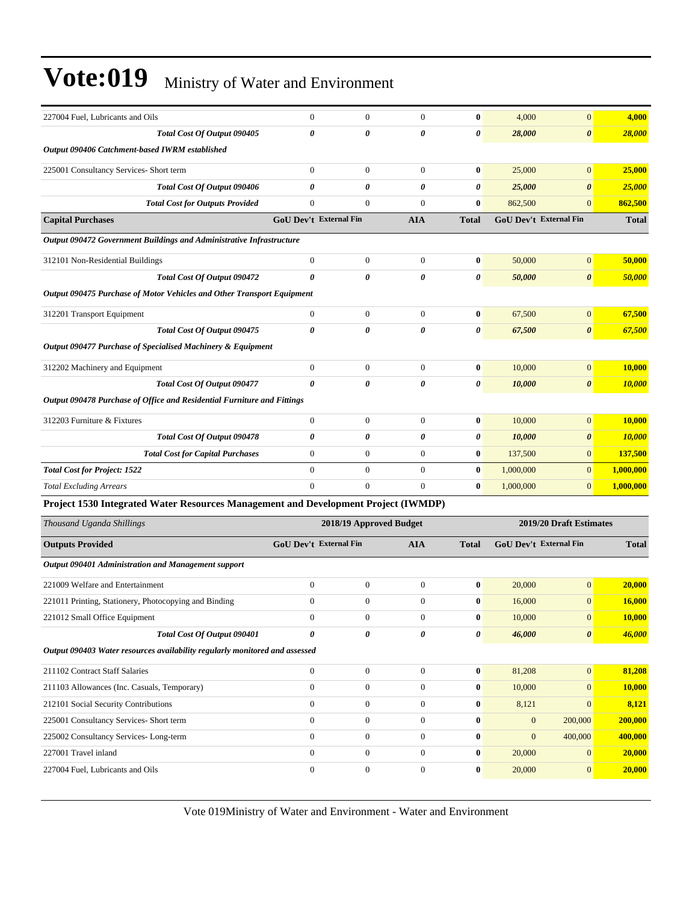# Vote:019 Ministry of Water and Environment

| | | | | | | | |
|---|---|---|---|---|---|---|---|
| 227004 Fuel, Lubricants and Oils | 0 | 0 | 0 | **0** | 4,000 | 0 | **4,000** |
| ***Total Cost Of Output 090405*** | ***0*** | ***0*** | ***0*** | ***0*** | ***28,000*** | ***0*** | ***28,000*** |
| ***Output 090406 Catchment-based IWRM established*** | | | | | | | |
| 225001 Consultancy Services- Short term | 0 | 0 | 0 | **0** | 25,000 | 0 | **25,000** |
| ***Total Cost Of Output 090406*** | ***0*** | ***0*** | ***0*** | ***0*** | ***25,000*** | ***0*** | ***25,000*** |
| ***Total Cost for Outputs Provided*** | 0 | 0 | 0 | **0** | 862,500 | 0 | **862,500** |
| **Capital Purchases** | **GoU Dev't** | **External Fin** | **AIA** | **Total** | **GoU Dev't** | **External Fin** | **Total** |
| ***Output 090472 Government Buildings and Administrative Infrastructure*** | | | | | | | |
| 312101 Non-Residential Buildings | 0 | 0 | 0 | **0** | 50,000 | 0 | **50,000** |
| ***Total Cost Of Output 090472*** | ***0*** | ***0*** | ***0*** | ***0*** | ***50,000*** | ***0*** | ***50,000*** |
| ***Output 090475 Purchase of Motor Vehicles and Other Transport Equipment*** | | | | | | | |
| 312201 Transport Equipment | 0 | 0 | 0 | **0** | 67,500 | 0 | **67,500** |
| ***Total Cost Of Output 090475*** | ***0*** | ***0*** | ***0*** | ***0*** | ***67,500*** | ***0*** | ***67,500*** |
| ***Output 090477 Purchase of Specialised Machinery & Equipment*** | | | | | | | |
| 312202 Machinery and Equipment | 0 | 0 | 0 | **0** | 10,000 | 0 | **10,000** |
| ***Total Cost Of Output 090477*** | ***0*** | ***0*** | ***0*** | ***0*** | ***10,000*** | ***0*** | ***10,000*** |
| ***Output 090478 Purchase of Office and Residential Furniture and Fittings*** | | | | | | | |
| 312203 Furniture & Fixtures | 0 | 0 | 0 | **0** | 10,000 | 0 | **10,000** |
| ***Total Cost Of Output 090478*** | ***0*** | ***0*** | ***0*** | ***0*** | ***10,000*** | ***0*** | ***10,000*** |
| ***Total Cost for Capital Purchases*** | 0 | 0 | 0 | **0** | 137,500 | 0 | **137,500** |
| ***Total Cost for Project: 1522*** | 0 | 0 | 0 | **0** | 1,000,000 | 0 | **1,000,000** |
| *Total Excluding Arrears* | 0 | 0 | 0 | **0** | 1,000,000 | 0 | **1,000,000** |

**Project 1530 Integrated Water Resources Management and Development Project (IWMDP)**

| *Thousand Uganda Shillings* | 2018/19 Approved Budget | | | | 2019/20 Draft Estimates | | |
|---|---|---|---|---|---|---|---|
| **Outputs Provided** | **GoU Dev't** | **External Fin** | **AIA** | **Total** | **GoU Dev't** | **External Fin** | **Total** |
| ***Output 090401 Administration and Management support*** | | | | | | | |
| 221009 Welfare and Entertainment | 0 | 0 | 0 | **0** | 20,000 | 0 | **20,000** |
| 221011 Printing, Stationery, Photocopying and Binding | 0 | 0 | 0 | **0** | 16,000 | 0 | **16,000** |
| 221012 Small Office Equipment | 0 | 0 | 0 | **0** | 10,000 | 0 | **10,000** |
| ***Total Cost Of Output 090401*** | ***0*** | ***0*** | ***0*** | ***0*** | ***46,000*** | ***0*** | ***46,000*** |
| ***Output 090403 Water resources availability regularly monitored and assessed*** | | | | | | | |
| 211102 Contract Staff Salaries | 0 | 0 | 0 | **0** | 81,208 | 0 | **81,208** |
| 211103 Allowances (Inc. Casuals, Temporary) | 0 | 0 | 0 | **0** | 10,000 | 0 | **10,000** |
| 212101 Social Security Contributions | 0 | 0 | 0 | **0** | 8,121 | 0 | **8,121** |
| 225001 Consultancy Services- Short term | 0 | 0 | 0 | **0** | 0 | 200,000 | **200,000** |
| 225002 Consultancy Services- Long-term | 0 | 0 | 0 | **0** | 0 | 400,000 | **400,000** |
| 227001 Travel inland | 0 | 0 | 0 | **0** | 20,000 | 0 | **20,000** |
| 227004 Fuel, Lubricants and Oils | 0 | 0 | 0 | **0** | 20,000 | 0 | **20,000** |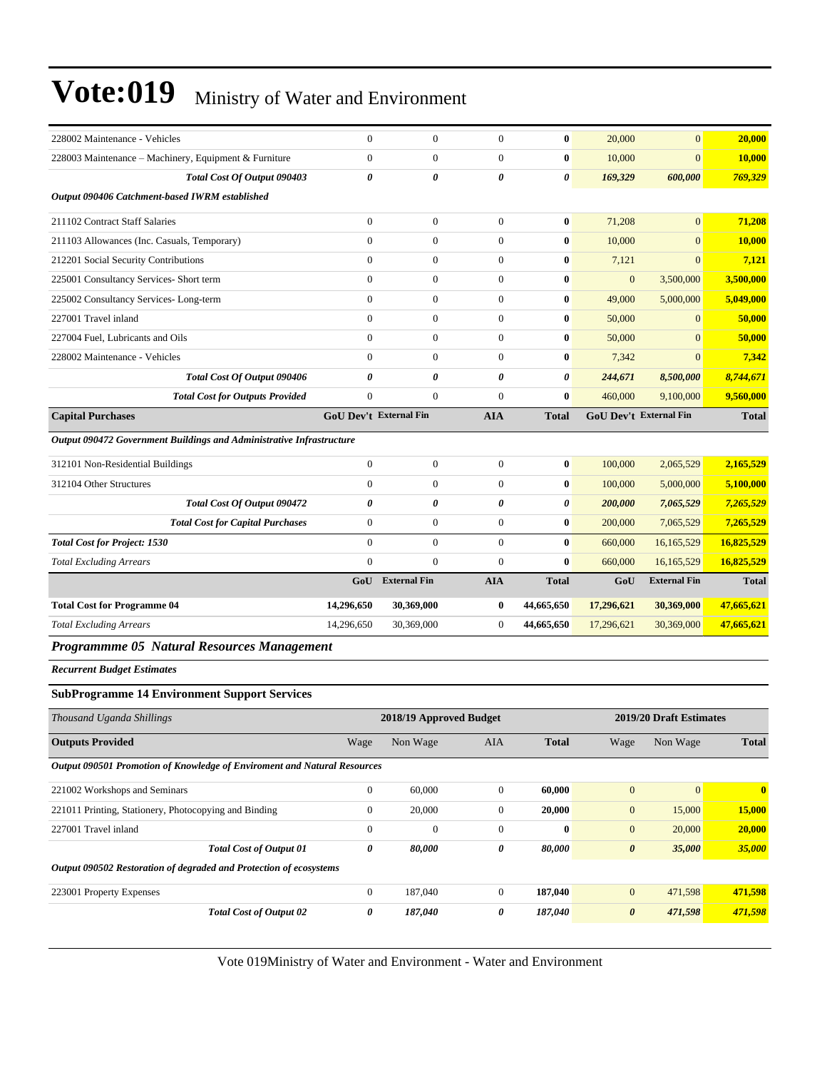# Vote:019 Ministry of Water and Environment

| | | | | | | | |
|---|---|---|---|---|---|---|---|
| 228002 Maintenance - Vehicles | 0 | 0 | 0 | **0** | 20,000 | 0 | **20,000** |
| 228003 Maintenance – Machinery, Equipment & Furniture | 0 | 0 | 0 | **0** | 10,000 | 0 | **10,000** |
| ***Total Cost Of Output 090403*** | ***0*** | ***0*** | ***0*** | ***0*** | ***169,329*** | ***600,000*** | ***769,329*** |
| ***Output 090406 Catchment-based IWRM established*** | | | | | | | |
| 211102 Contract Staff Salaries | 0 | 0 | 0 | **0** | 71,208 | 0 | **71,208** |
| 211103 Allowances (Inc. Casuals, Temporary) | 0 | 0 | 0 | **0** | 10,000 | 0 | **10,000** |
| 212201 Social Security Contributions | 0 | 0 | 0 | **0** | 7,121 | 0 | **7,121** |
| 225001 Consultancy Services- Short term | 0 | 0 | 0 | **0** | 0 | 3,500,000 | **3,500,000** |
| 225002 Consultancy Services- Long-term | 0 | 0 | 0 | **0** | 49,000 | 5,000,000 | **5,049,000** |
| 227001 Travel inland | 0 | 0 | 0 | **0** | 50,000 | 0 | **50,000** |
| 227004 Fuel, Lubricants and Oils | 0 | 0 | 0 | **0** | 50,000 | 0 | **50,000** |
| 228002 Maintenance - Vehicles | 0 | 0 | 0 | **0** | 7,342 | 0 | **7,342** |
| ***Total Cost Of Output 090406*** | ***0*** | ***0*** | ***0*** | ***0*** | ***244,671*** | ***8,500,000*** | ***8,744,671*** |
| ***Total Cost for Outputs Provided*** | 0 | 0 | 0 | **0** | 460,000 | 9,100,000 | **9,560,000** |
| **Capital Purchases** | **GoU Dev't** | **External Fin** | **AIA** | **Total** | **GoU Dev't** | **External Fin** | **Total** |
| ***Output 090472 Government Buildings and Administrative Infrastructure*** | | | | | | | |
| 312101 Non-Residential Buildings | 0 | 0 | 0 | **0** | 100,000 | 2,065,529 | **2,165,529** |
| 312104 Other Structures | 0 | 0 | 0 | **0** | 100,000 | 5,000,000 | **5,100,000** |
| ***Total Cost Of Output 090472*** | ***0*** | ***0*** | ***0*** | ***0*** | ***200,000*** | ***7,065,529*** | ***7,265,529*** |
| ***Total Cost for Capital Purchases*** | 0 | 0 | 0 | **0** | 200,000 | 7,065,529 | **7,265,529** |
| ***Total Cost for Project: 1530*** | 0 | 0 | 0 | **0** | 660,000 | 16,165,529 | **16,825,529** |
| *Total Excluding Arrears* | 0 | 0 | 0 | **0** | 660,000 | 16,165,529 | **16,825,529** |
| | **GoU** | **External Fin** | **AIA** | **Total** | **GoU** | **External Fin** | **Total** |
| **Total Cost for Programme 04** | **14,296,650** | **30,369,000** | **0** | **44,665,650** | **17,296,621** | **30,369,000** | **47,665,621** |
| *Total Excluding Arrears* | 14,296,650 | 30,369,000 | 0 | **44,665,650** | 17,296,621 | 30,369,000 | **47,665,621** |

## *Programmme 05 Natural Resources Management*

***Recurrent Budget Estimates***

### SubProgramme 14 Environment Support Services

| *Thousand Uganda Shillings* | 2018/19 Approved Budget | | | | 2019/20 Draft Estimates | | |
|---|---|---|---|---|---|---|---|
| **Outputs Provided** | Wage | Non Wage | AIA | **Total** | Wage | Non Wage | **Total** |
| ***Output 090501 Promotion of Knowledge of Enviroment and Natural Resources*** | | | | | | | |
| 221002 Workshops and Seminars | 0 | 60,000 | 0 | **60,000** | 0 | 0 | **0** |
| 221011 Printing, Stationery, Photocopying and Binding | 0 | 20,000 | 0 | **20,000** | 0 | 15,000 | **15,000** |
| 227001 Travel inland | 0 | 0 | 0 | **0** | 0 | 20,000 | **20,000** |
| ***Total Cost of Output 01*** | ***0*** | ***80,000*** | ***0*** | ***80,000*** | ***0*** | ***35,000*** | ***35,000*** |
| ***Output 090502 Restoration of degraded and Protection of ecosystems*** | | | | | | | |
| 223001 Property Expenses | 0 | 187,040 | 0 | **187,040** | 0 | 471,598 | **471,598** |
| ***Total Cost of Output 02*** | ***0*** | ***187,040*** | ***0*** | ***187,040*** | ***0*** | ***471,598*** | ***471,598*** |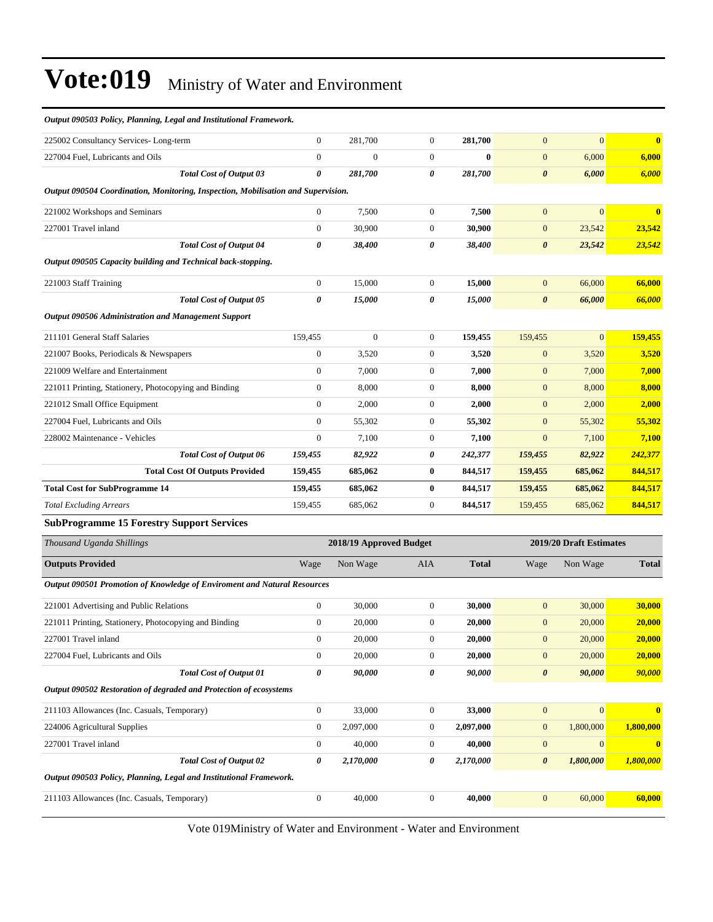# Vote:019 Ministry of Water and Environment

| | | | | | | | |
|---|---|---|---|---|---|---|---|
| ***Output 090503 Policy, Planning, Legal and Institutional Framework.*** | | | | | | | |
| 225002 Consultancy Services- Long-term | 0 | 281,700 | 0 | **281,700** | 0 | 0 | **0** |
| 227004 Fuel, Lubricants and Oils | 0 | 0 | 0 | **0** | 0 | 6,000 | **6,000** |
| ***Total Cost of Output 03*** | ***0*** | ***281,700*** | ***0*** | ***281,700*** | ***0*** | ***6,000*** | ***6,000*** |
| ***Output 090504 Coordination, Monitoring, Inspection, Mobilisation and Supervision.*** | | | | | | | |
| 221002 Workshops and Seminars | 0 | 7,500 | 0 | **7,500** | 0 | 0 | **0** |
| 227001 Travel inland | 0 | 30,900 | 0 | **30,900** | 0 | 23,542 | **23,542** |
| ***Total Cost of Output 04*** | ***0*** | ***38,400*** | ***0*** | ***38,400*** | ***0*** | ***23,542*** | ***23,542*** |
| ***Output 090505 Capacity building and Technical back-stopping.*** | | | | | | | |
| 221003 Staff Training | 0 | 15,000 | 0 | **15,000** | 0 | 66,000 | **66,000** |
| ***Total Cost of Output 05*** | ***0*** | ***15,000*** | ***0*** | ***15,000*** | ***0*** | ***66,000*** | ***66,000*** |
| ***Output 090506 Administration and Management Support*** | | | | | | | |
| 211101 General Staff Salaries | 159,455 | 0 | 0 | **159,455** | 159,455 | 0 | **159,455** |
| 221007 Books, Periodicals & Newspapers | 0 | 3,520 | 0 | **3,520** | 0 | 3,520 | **3,520** |
| 221009 Welfare and Entertainment | 0 | 7,000 | 0 | **7,000** | 0 | 7,000 | **7,000** |
| 221011 Printing, Stationery, Photocopying and Binding | 0 | 8,000 | 0 | **8,000** | 0 | 8,000 | **8,000** |
| 221012 Small Office Equipment | 0 | 2,000 | 0 | **2,000** | 0 | 2,000 | **2,000** |
| 227004 Fuel, Lubricants and Oils | 0 | 55,302 | 0 | **55,302** | 0 | 55,302 | **55,302** |
| 228002 Maintenance - Vehicles | 0 | 7,100 | 0 | **7,100** | 0 | 7,100 | **7,100** |
| ***Total Cost of Output 06*** | ***159,455*** | ***82,922*** | ***0*** | ***242,377*** | ***159,455*** | ***82,922*** | ***242,377*** |
| **Total Cost Of Outputs Provided** | **159,455** | **685,062** | **0** | **844,517** | **159,455** | **685,062** | **844,517** |
| **Total Cost for SubProgramme 14** | **159,455** | **685,062** | **0** | **844,517** | **159,455** | **685,062** | **844,517** |
| *Total Excluding Arrears* | 159,455 | 685,062 | 0 | **844,517** | 159,455 | 685,062 | **844,517** |

### SubProgramme 15 Forestry Support Services

| *Thousand Uganda Shillings* | 2018/19 Approved Budget | | | | 2019/20 Draft Estimates | | |
|---|---|---|---|---|---|---|---|
| **Outputs Provided** | Wage | Non Wage | AIA | **Total** | Wage | Non Wage | **Total** |
| ***Output 090501 Promotion of Knowledge of Enviroment and Natural Resources*** | | | | | | | |
| 221001 Advertising and Public Relations | 0 | 30,000 | 0 | **30,000** | 0 | 30,000 | **30,000** |
| 221011 Printing, Stationery, Photocopying and Binding | 0 | 20,000 | 0 | **20,000** | 0 | 20,000 | **20,000** |
| 227001 Travel inland | 0 | 20,000 | 0 | **20,000** | 0 | 20,000 | **20,000** |
| 227004 Fuel, Lubricants and Oils | 0 | 20,000 | 0 | **20,000** | 0 | 20,000 | **20,000** |
| ***Total Cost of Output 01*** | ***0*** | ***90,000*** | ***0*** | ***90,000*** | ***0*** | ***90,000*** | ***90,000*** |
| ***Output 090502 Restoration of degraded and Protection of ecosystems*** | | | | | | | |
| 211103 Allowances (Inc. Casuals, Temporary) | 0 | 33,000 | 0 | **33,000** | 0 | 0 | **0** |
| 224006 Agricultural Supplies | 0 | 2,097,000 | 0 | **2,097,000** | 0 | 1,800,000 | **1,800,000** |
| 227001 Travel inland | 0 | 40,000 | 0 | **40,000** | 0 | 0 | **0** |
| ***Total Cost of Output 02*** | ***0*** | ***2,170,000*** | ***0*** | ***2,170,000*** | ***0*** | ***1,800,000*** | ***1,800,000*** |
| ***Output 090503 Policy, Planning, Legal and Institutional Framework.*** | | | | | | | |
| 211103 Allowances (Inc. Casuals, Temporary) | 0 | 40,000 | 0 | **40,000** | 0 | 60,000 | **60,000** |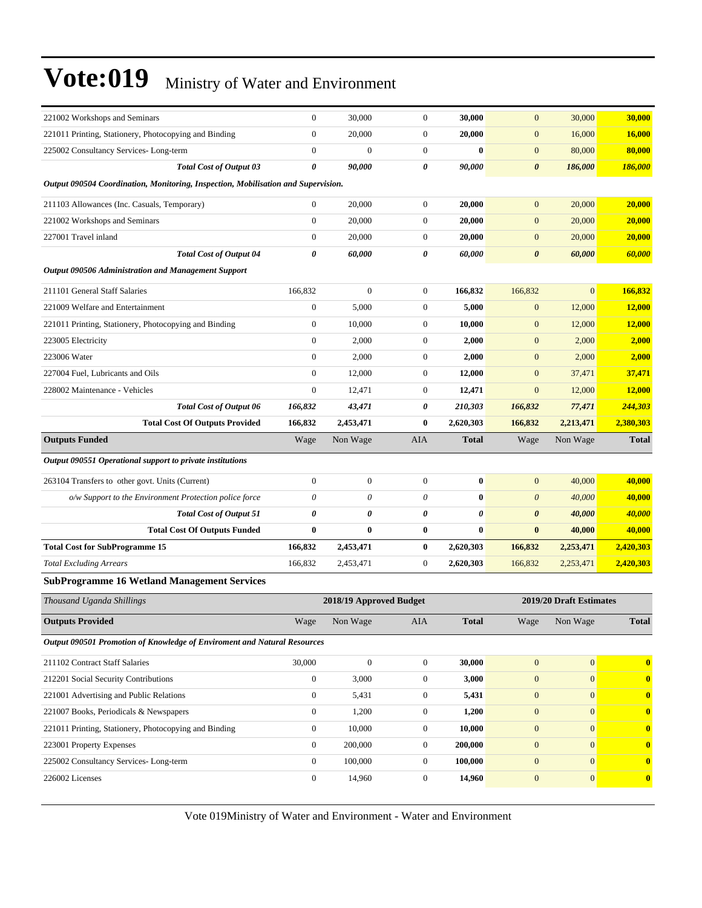# Vote:019 Ministry of Water and Environment

| | | | | | | | |
|---|---|---|---|---|---|---|---|
| 221002 Workshops and Seminars | 0 | 30,000 | 0 | **30,000** | 0 | 30,000 | **30,000** |
| 221011 Printing, Stationery, Photocopying and Binding | 0 | 20,000 | 0 | **20,000** | 0 | 16,000 | **16,000** |
| 225002 Consultancy Services- Long-term | 0 | 0 | 0 | **0** | 0 | 80,000 | **80,000** |
| ***Total Cost of Output 03*** | ***0*** | ***90,000*** | ***0*** | ***90,000*** | ***0*** | ***186,000*** | ***186,000*** |
| ***Output 090504 Coordination, Monitoring, Inspection, Mobilisation and Supervision.*** | | | | | | | |
| 211103 Allowances (Inc. Casuals, Temporary) | 0 | 20,000 | 0 | **20,000** | 0 | 20,000 | **20,000** |
| 221002 Workshops and Seminars | 0 | 20,000 | 0 | **20,000** | 0 | 20,000 | **20,000** |
| 227001 Travel inland | 0 | 20,000 | 0 | **20,000** | 0 | 20,000 | **20,000** |
| ***Total Cost of Output 04*** | ***0*** | ***60,000*** | ***0*** | ***60,000*** | ***0*** | ***60,000*** | ***60,000*** |
| ***Output 090506 Administration and Management Support*** | | | | | | | |
| 211101 General Staff Salaries | 166,832 | 0 | 0 | **166,832** | 166,832 | 0 | **166,832** |
| 221009 Welfare and Entertainment | 0 | 5,000 | 0 | **5,000** | 0 | 12,000 | **12,000** |
| 221011 Printing, Stationery, Photocopying and Binding | 0 | 10,000 | 0 | **10,000** | 0 | 12,000 | **12,000** |
| 223005 Electricity | 0 | 2,000 | 0 | **2,000** | 0 | 2,000 | **2,000** |
| 223006 Water | 0 | 2,000 | 0 | **2,000** | 0 | 2,000 | **2,000** |
| 227004 Fuel, Lubricants and Oils | 0 | 12,000 | 0 | **12,000** | 0 | 37,471 | **37,471** |
| 228002 Maintenance - Vehicles | 0 | 12,471 | 0 | **12,471** | 0 | 12,000 | **12,000** |
| ***Total Cost of Output 06*** | ***166,832*** | ***43,471*** | ***0*** | ***210,303*** | ***166,832*** | ***77,471*** | ***244,303*** |
| **Total Cost Of Outputs Provided** | **166,832** | **2,453,471** | **0** | **2,620,303** | **166,832** | **2,213,471** | **2,380,303** |
| **Outputs Funded** | Wage | Non Wage | AIA | **Total** | Wage | Non Wage | **Total** |
| ***Output 090551 Operational support to private institutions*** | | | | | | | |
| 263104 Transfers to other govt. Units (Current) | 0 | 0 | 0 | **0** | 0 | 40,000 | **40,000** |
| *o/w Support to the Environment Protection police force* | *0* | *0* | *0* | **0** | *0* | *40,000* | **40,000** |
| ***Total Cost of Output 51*** | ***0*** | ***0*** | ***0*** | ***0*** | ***0*** | ***40,000*** | ***40,000*** |
| **Total Cost Of Outputs Funded** | **0** | **0** | **0** | **0** | **0** | **40,000** | **40,000** |
| **Total Cost for SubProgramme 15** | **166,832** | **2,453,471** | **0** | **2,620,303** | **166,832** | **2,253,471** | **2,420,303** |
| *Total Excluding Arrears* | 166,832 | 2,453,471 | 0 | **2,620,303** | 166,832 | 2,253,471 | **2,420,303** |

### SubProgramme 16 Wetland Management Services

| *Thousand Uganda Shillings* | 2018/19 Approved Budget | | | | 2019/20 Draft Estimates | | |
|---|---|---|---|---|---|---|---|
| **Outputs Provided** | Wage | Non Wage | AIA | **Total** | Wage | Non Wage | **Total** |
| ***Output 090501 Promotion of Knowledge of Enviroment and Natural Resources*** | | | | | | | |
| 211102 Contract Staff Salaries | 30,000 | 0 | 0 | **30,000** | 0 | 0 | **0** |
| 212201 Social Security Contributions | 0 | 3,000 | 0 | **3,000** | 0 | 0 | **0** |
| 221001 Advertising and Public Relations | 0 | 5,431 | 0 | **5,431** | 0 | 0 | **0** |
| 221007 Books, Periodicals & Newspapers | 0 | 1,200 | 0 | **1,200** | 0 | 0 | **0** |
| 221011 Printing, Stationery, Photocopying and Binding | 0 | 10,000 | 0 | **10,000** | 0 | 0 | **0** |
| 223001 Property Expenses | 0 | 200,000 | 0 | **200,000** | 0 | 0 | **0** |
| 225002 Consultancy Services- Long-term | 0 | 100,000 | 0 | **100,000** | 0 | 0 | **0** |
| 226002 Licenses | 0 | 14,960 | 0 | **14,960** | 0 | 0 | **0** |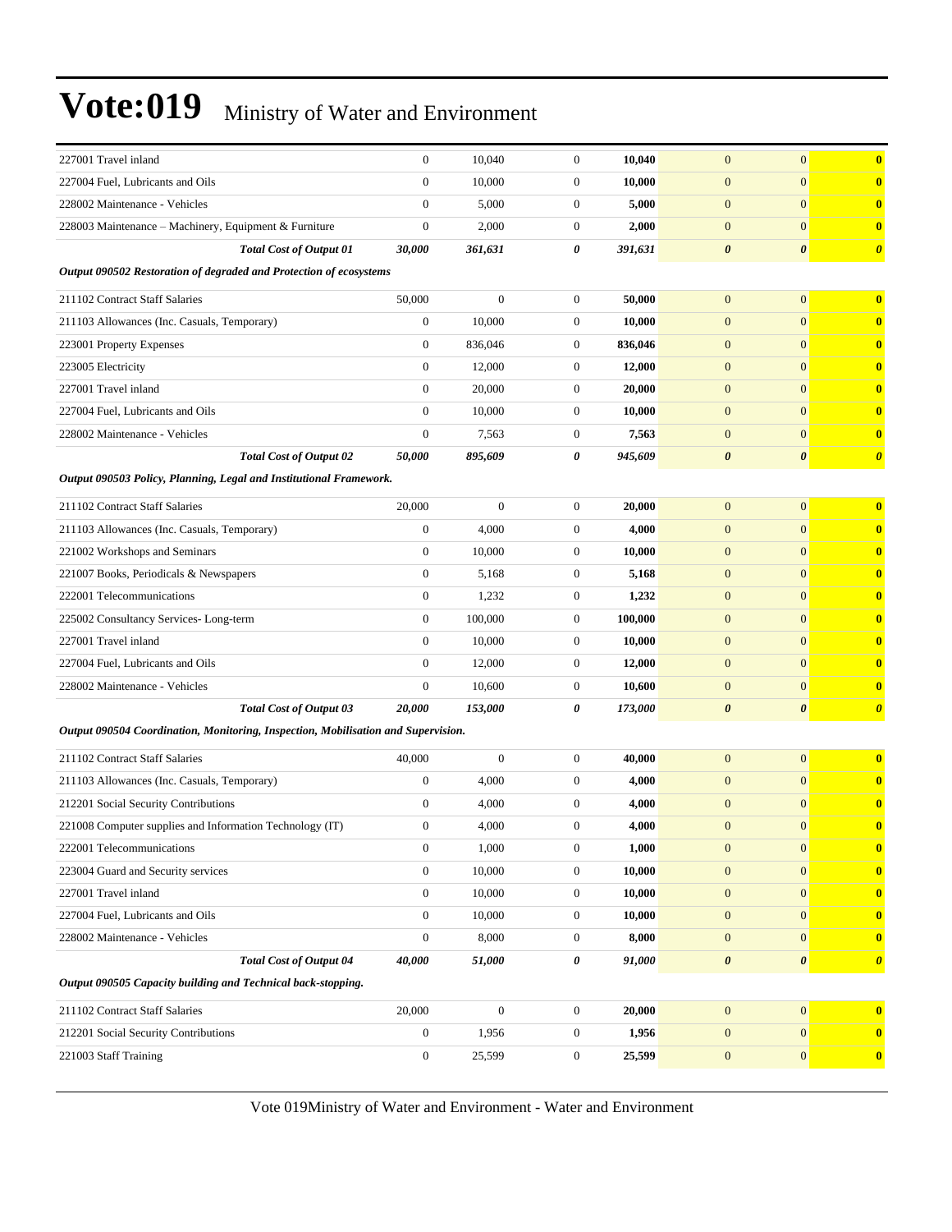# Vote:019 Ministry of Water and Environment

| | | | | | | | |
|---|---|---|---|---|---|---|---|
| 227001 Travel inland | 0 | 10,040 | 0 | **10,040** | 0 | 0 | **0** |
| 227004 Fuel, Lubricants and Oils | 0 | 10,000 | 0 | **10,000** | 0 | 0 | **0** |
| 228002 Maintenance - Vehicles | 0 | 5,000 | 0 | **5,000** | 0 | 0 | **0** |
| 228003 Maintenance – Machinery, Equipment & Furniture | 0 | 2,000 | 0 | **2,000** | 0 | 0 | **0** |
| ***Total Cost of Output 01*** | ***30,000*** | ***361,631*** | ***0*** | ***391,631*** | ***0*** | ***0*** | ***0*** |
| ***Output 090502 Restoration of degraded and Protection of ecosystems*** | | | | | | | |
| 211102 Contract Staff Salaries | 50,000 | 0 | 0 | **50,000** | 0 | 0 | **0** |
| 211103 Allowances (Inc. Casuals, Temporary) | 0 | 10,000 | 0 | **10,000** | 0 | 0 | **0** |
| 223001 Property Expenses | 0 | 836,046 | 0 | **836,046** | 0 | 0 | **0** |
| 223005 Electricity | 0 | 12,000 | 0 | **12,000** | 0 | 0 | **0** |
| 227001 Travel inland | 0 | 20,000 | 0 | **20,000** | 0 | 0 | **0** |
| 227004 Fuel, Lubricants and Oils | 0 | 10,000 | 0 | **10,000** | 0 | 0 | **0** |
| 228002 Maintenance - Vehicles | 0 | 7,563 | 0 | **7,563** | 0 | 0 | **0** |
| ***Total Cost of Output 02*** | ***50,000*** | ***895,609*** | ***0*** | ***945,609*** | ***0*** | ***0*** | ***0*** |
| ***Output 090503 Policy, Planning, Legal and Institutional Framework.*** | | | | | | | |
| 211102 Contract Staff Salaries | 20,000 | 0 | 0 | **20,000** | 0 | 0 | **0** |
| 211103 Allowances (Inc. Casuals, Temporary) | 0 | 4,000 | 0 | **4,000** | 0 | 0 | **0** |
| 221002 Workshops and Seminars | 0 | 10,000 | 0 | **10,000** | 0 | 0 | **0** |
| 221007 Books, Periodicals & Newspapers | 0 | 5,168 | 0 | **5,168** | 0 | 0 | **0** |
| 222001 Telecommunications | 0 | 1,232 | 0 | **1,232** | 0 | 0 | **0** |
| 225002 Consultancy Services- Long-term | 0 | 100,000 | 0 | **100,000** | 0 | 0 | **0** |
| 227001 Travel inland | 0 | 10,000 | 0 | **10,000** | 0 | 0 | **0** |
| 227004 Fuel, Lubricants and Oils | 0 | 12,000 | 0 | **12,000** | 0 | 0 | **0** |
| 228002 Maintenance - Vehicles | 0 | 10,600 | 0 | **10,600** | 0 | 0 | **0** |
| ***Total Cost of Output 03*** | ***20,000*** | ***153,000*** | ***0*** | ***173,000*** | ***0*** | ***0*** | ***0*** |
| ***Output 090504 Coordination, Monitoring, Inspection, Mobilisation and Supervision.*** | | | | | | | |
| 211102 Contract Staff Salaries | 40,000 | 0 | 0 | **40,000** | 0 | 0 | **0** |
| 211103 Allowances (Inc. Casuals, Temporary) | 0 | 4,000 | 0 | **4,000** | 0 | 0 | **0** |
| 212201 Social Security Contributions | 0 | 4,000 | 0 | **4,000** | 0 | 0 | **0** |
| 221008 Computer supplies and Information Technology (IT) | 0 | 4,000 | 0 | **4,000** | 0 | 0 | **0** |
| 222001 Telecommunications | 0 | 1,000 | 0 | **1,000** | 0 | 0 | **0** |
| 223004 Guard and Security services | 0 | 10,000 | 0 | **10,000** | 0 | 0 | **0** |
| 227001 Travel inland | 0 | 10,000 | 0 | **10,000** | 0 | 0 | **0** |
| 227004 Fuel, Lubricants and Oils | 0 | 10,000 | 0 | **10,000** | 0 | 0 | **0** |
| 228002 Maintenance - Vehicles | 0 | 8,000 | 0 | **8,000** | 0 | 0 | **0** |
| ***Total Cost of Output 04*** | ***40,000*** | ***51,000*** | ***0*** | ***91,000*** | ***0*** | ***0*** | ***0*** |
| ***Output 090505 Capacity building and Technical back-stopping.*** | | | | | | | |
| 211102 Contract Staff Salaries | 20,000 | 0 | 0 | **20,000** | 0 | 0 | **0** |
| 212201 Social Security Contributions | 0 | 1,956 | 0 | **1,956** | 0 | 0 | **0** |
| 221003 Staff Training | 0 | 25,599 | 0 | **25,599** | 0 | 0 | **0** |

Vote 019Ministry of Water and Environment - Water and Environment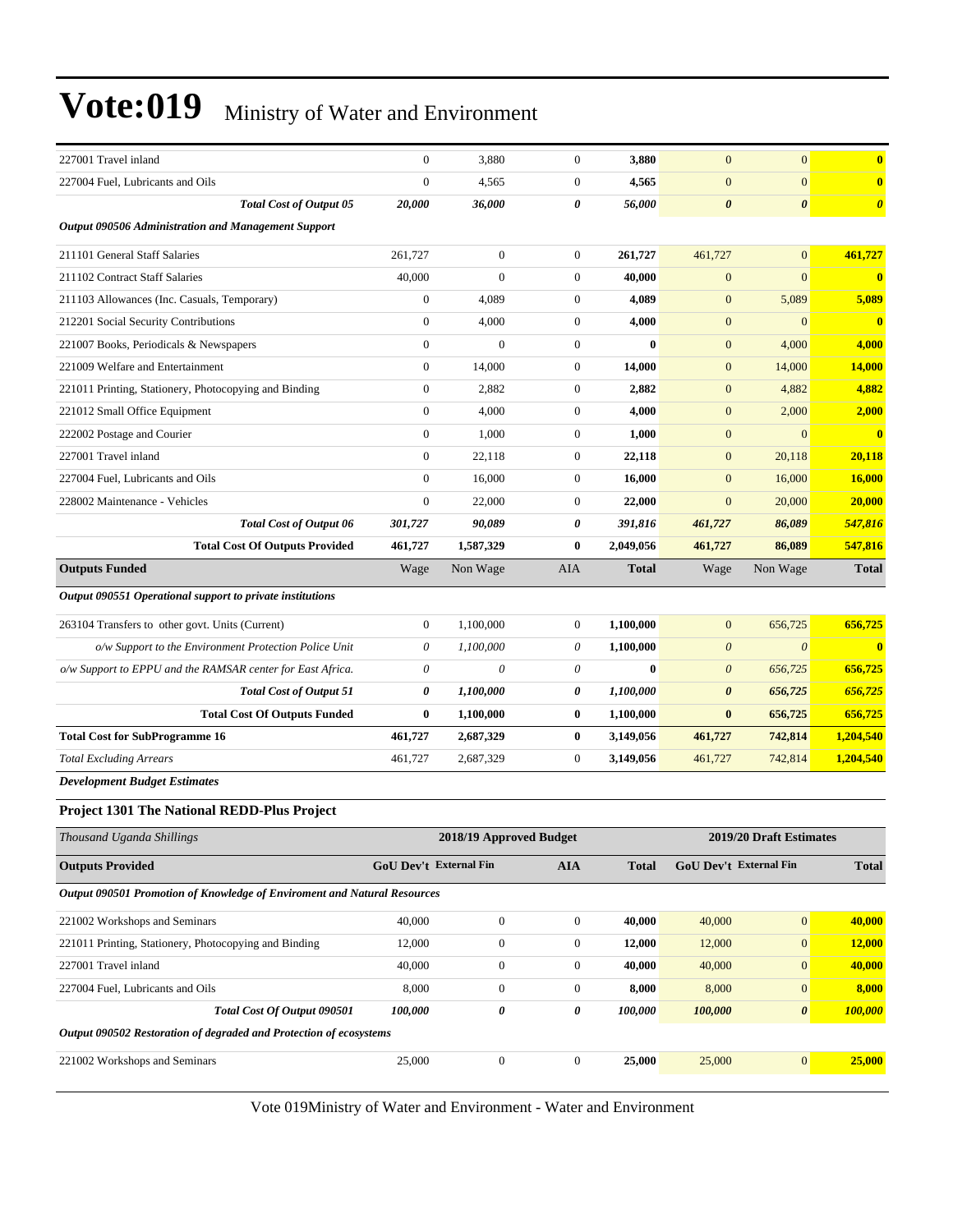# Vote:019 Ministry of Water and Environment

| | | | | | | | |
|---|---|---|---|---|---|---|---|
| 227001 Travel inland | 0 | 3,880 | 0 | **3,880** | 0 | 0 | **0** |
| 227004 Fuel, Lubricants and Oils | 0 | 4,565 | 0 | **4,565** | 0 | 0 | **0** |
| ***Total Cost of Output 05*** | ***20,000*** | ***36,000*** | ***0*** | ***56,000*** | ***0*** | ***0*** | ***0*** |
| ***Output 090506 Administration and Management Support*** | | | | | | | |
| 211101 General Staff Salaries | 261,727 | 0 | 0 | **261,727** | 461,727 | 0 | **461,727** |
| 211102 Contract Staff Salaries | 40,000 | 0 | 0 | **40,000** | 0 | 0 | **0** |
| 211103 Allowances (Inc. Casuals, Temporary) | 0 | 4,089 | 0 | **4,089** | 0 | 5,089 | **5,089** |
| 212201 Social Security Contributions | 0 | 4,000 | 0 | **4,000** | 0 | 0 | **0** |
| 221007 Books, Periodicals & Newspapers | 0 | 0 | 0 | **0** | 0 | 4,000 | **4,000** |
| 221009 Welfare and Entertainment | 0 | 14,000 | 0 | **14,000** | 0 | 14,000 | **14,000** |
| 221011 Printing, Stationery, Photocopying and Binding | 0 | 2,882 | 0 | **2,882** | 0 | 4,882 | **4,882** |
| 221012 Small Office Equipment | 0 | 4,000 | 0 | **4,000** | 0 | 2,000 | **2,000** |
| 222002 Postage and Courier | 0 | 1,000 | 0 | **1,000** | 0 | 0 | **0** |
| 227001 Travel inland | 0 | 22,118 | 0 | **22,118** | 0 | 20,118 | **20,118** |
| 227004 Fuel, Lubricants and Oils | 0 | 16,000 | 0 | **16,000** | 0 | 16,000 | **16,000** |
| 228002 Maintenance - Vehicles | 0 | 22,000 | 0 | **22,000** | 0 | 20,000 | **20,000** |
| ***Total Cost of Output 06*** | ***301,727*** | ***90,089*** | ***0*** | ***391,816*** | ***461,727*** | ***86,089*** | ***547,816*** |
| **Total Cost Of Outputs Provided** | **461,727** | **1,587,329** | **0** | **2,049,056** | **461,727** | **86,089** | **547,816** |
| **Outputs Funded** | Wage | Non Wage | AIA | **Total** | Wage | Non Wage | **Total** |
| ***Output 090551 Operational support to private institutions*** | | | | | | | |
| 263104 Transfers to other govt. Units (Current) | 0 | 1,100,000 | 0 | **1,100,000** | 0 | 656,725 | **656,725** |
| *o/w Support to the Environment Protection Police Unit* | *0* | *1,100,000* | *0* | **1,100,000** | *0* | *0* | **0** |
| *o/w Support to EPPU and the RAMSAR center for East Africa.* | *0* | *0* | *0* | **0** | *0* | *656,725* | **656,725** |
| ***Total Cost of Output 51*** | ***0*** | ***1,100,000*** | ***0*** | ***1,100,000*** | ***0*** | ***656,725*** | ***656,725*** |
| **Total Cost Of Outputs Funded** | **0** | **1,100,000** | **0** | **1,100,000** | **0** | **656,725** | **656,725** |
| **Total Cost for SubProgramme 16** | **461,727** | **2,687,329** | **0** | **3,149,056** | **461,727** | **742,814** | **1,204,540** |
| *Total Excluding Arrears* | 461,727 | 2,687,329 | 0 | **3,149,056** | 461,727 | 742,814 | **1,204,540** |

***Development Budget Estimates***

### Project 1301 The National REDD-Plus Project

| *Thousand Uganda Shillings* | 2018/19 Approved Budget | | | | 2019/20 Draft Estimates | | |
|---|---|---|---|---|---|---|---|
| **Outputs Provided** | **GoU Dev't** | **External Fin** | **AIA** | **Total** | **GoU Dev't** | **External Fin** | **Total** |
| ***Output 090501 Promotion of Knowledge of Enviroment and Natural Resources*** | | | | | | | |
| 221002 Workshops and Seminars | 40,000 | 0 | 0 | **40,000** | 40,000 | 0 | **40,000** |
| 221011 Printing, Stationery, Photocopying and Binding | 12,000 | 0 | 0 | **12,000** | 12,000 | 0 | **12,000** |
| 227001 Travel inland | 40,000 | 0 | 0 | **40,000** | 40,000 | 0 | **40,000** |
| 227004 Fuel, Lubricants and Oils | 8,000 | 0 | 0 | **8,000** | 8,000 | 0 | **8,000** |
| ***Total Cost Of Output 090501*** | ***100,000*** | ***0*** | ***0*** | ***100,000*** | ***100,000*** | ***0*** | ***100,000*** |
| ***Output 090502 Restoration of degraded and Protection of ecosystems*** | | | | | | | |
| 221002 Workshops and Seminars | 25,000 | 0 | 0 | **25,000** | 25,000 | 0 | **25,000** |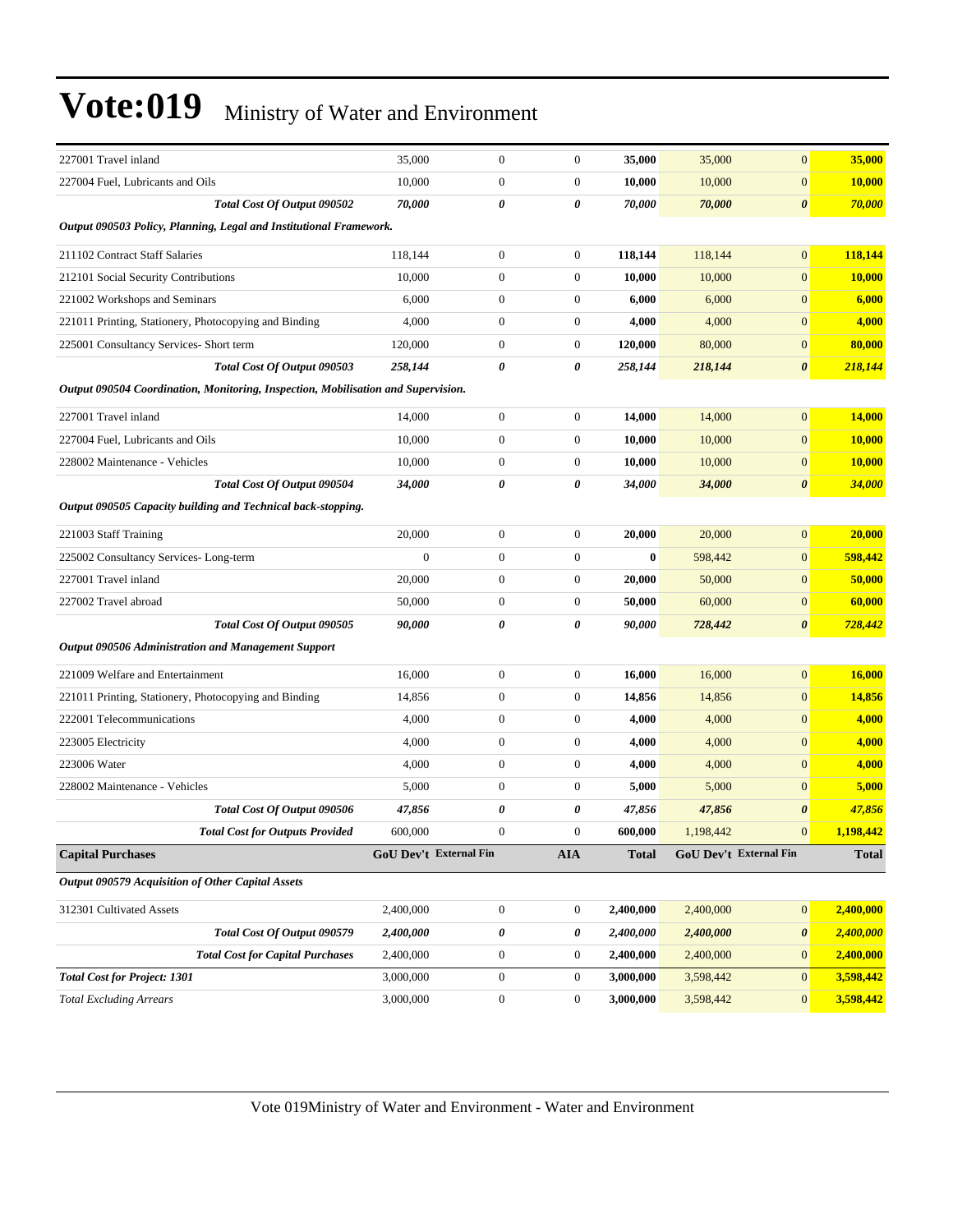# Vote:019 Ministry of Water and Environment

| | | | | | | | |
|---|---|---|---|---|---|---|---|
| 227001 Travel inland | 35,000 | 0 | 0 | **35,000** | 35,000 | 0 | **35,000** |
| 227004 Fuel, Lubricants and Oils | 10,000 | 0 | 0 | **10,000** | 10,000 | 0 | **10,000** |
| ***Total Cost Of Output 090502*** | ***70,000*** | ***0*** | ***0*** | ***70,000*** | ***70,000*** | ***0*** | ***70,000*** |
| ***Output 090503 Policy, Planning, Legal and Institutional Framework.*** | | | | | | | |
| 211102 Contract Staff Salaries | 118,144 | 0 | 0 | **118,144** | 118,144 | 0 | **118,144** |
| 212101 Social Security Contributions | 10,000 | 0 | 0 | **10,000** | 10,000 | 0 | **10,000** |
| 221002 Workshops and Seminars | 6,000 | 0 | 0 | **6,000** | 6,000 | 0 | **6,000** |
| 221011 Printing, Stationery, Photocopying and Binding | 4,000 | 0 | 0 | **4,000** | 4,000 | 0 | **4,000** |
| 225001 Consultancy Services- Short term | 120,000 | 0 | 0 | **120,000** | 80,000 | 0 | **80,000** |
| ***Total Cost Of Output 090503*** | ***258,144*** | ***0*** | ***0*** | ***258,144*** | ***218,144*** | ***0*** | ***218,144*** |
| ***Output 090504 Coordination, Monitoring, Inspection, Mobilisation and Supervision.*** | | | | | | | |
| 227001 Travel inland | 14,000 | 0 | 0 | **14,000** | 14,000 | 0 | **14,000** |
| 227004 Fuel, Lubricants and Oils | 10,000 | 0 | 0 | **10,000** | 10,000 | 0 | **10,000** |
| 228002 Maintenance - Vehicles | 10,000 | 0 | 0 | **10,000** | 10,000 | 0 | **10,000** |
| ***Total Cost Of Output 090504*** | ***34,000*** | ***0*** | ***0*** | ***34,000*** | ***34,000*** | ***0*** | ***34,000*** |
| ***Output 090505 Capacity building and Technical back-stopping.*** | | | | | | | |
| 221003 Staff Training | 20,000 | 0 | 0 | **20,000** | 20,000 | 0 | **20,000** |
| 225002 Consultancy Services- Long-term | 0 | 0 | 0 | **0** | 598,442 | 0 | **598,442** |
| 227001 Travel inland | 20,000 | 0 | 0 | **20,000** | 50,000 | 0 | **50,000** |
| 227002 Travel abroad | 50,000 | 0 | 0 | **50,000** | 60,000 | 0 | **60,000** |
| ***Total Cost Of Output 090505*** | ***90,000*** | ***0*** | ***0*** | ***90,000*** | ***728,442*** | ***0*** | ***728,442*** |
| ***Output 090506 Administration and Management Support*** | | | | | | | |
| 221009 Welfare and Entertainment | 16,000 | 0 | 0 | **16,000** | 16,000 | 0 | **16,000** |
| 221011 Printing, Stationery, Photocopying and Binding | 14,856 | 0 | 0 | **14,856** | 14,856 | 0 | **14,856** |
| 222001 Telecommunications | 4,000 | 0 | 0 | **4,000** | 4,000 | 0 | **4,000** |
| 223005 Electricity | 4,000 | 0 | 0 | **4,000** | 4,000 | 0 | **4,000** |
| 223006 Water | 4,000 | 0 | 0 | **4,000** | 4,000 | 0 | **4,000** |
| 228002 Maintenance - Vehicles | 5,000 | 0 | 0 | **5,000** | 5,000 | 0 | **5,000** |
| ***Total Cost Of Output 090506*** | ***47,856*** | ***0*** | ***0*** | ***47,856*** | ***47,856*** | ***0*** | ***47,856*** |
| ***Total Cost for Outputs Provided*** | 600,000 | 0 | 0 | **600,000** | 1,198,442 | 0 | **1,198,442** |
| **Capital Purchases** | **GoU Dev't** | **External Fin** | **AIA** | **Total** | **GoU Dev't** | **External Fin** | **Total** |
| ***Output 090579 Acquisition of Other Capital Assets*** | | | | | | | |
| 312301 Cultivated Assets | 2,400,000 | 0 | 0 | **2,400,000** | 2,400,000 | 0 | **2,400,000** |
| ***Total Cost Of Output 090579*** | ***2,400,000*** | ***0*** | ***0*** | ***2,400,000*** | ***2,400,000*** | ***0*** | ***2,400,000*** |
| ***Total Cost for Capital Purchases*** | 2,400,000 | 0 | 0 | **2,400,000** | 2,400,000 | 0 | **2,400,000** |
| ***Total Cost for Project: 1301*** | 3,000,000 | 0 | 0 | **3,000,000** | 3,598,442 | 0 | **3,598,442** |
| *Total Excluding Arrears* | 3,000,000 | 0 | 0 | **3,000,000** | 3,598,442 | 0 | **3,598,442** |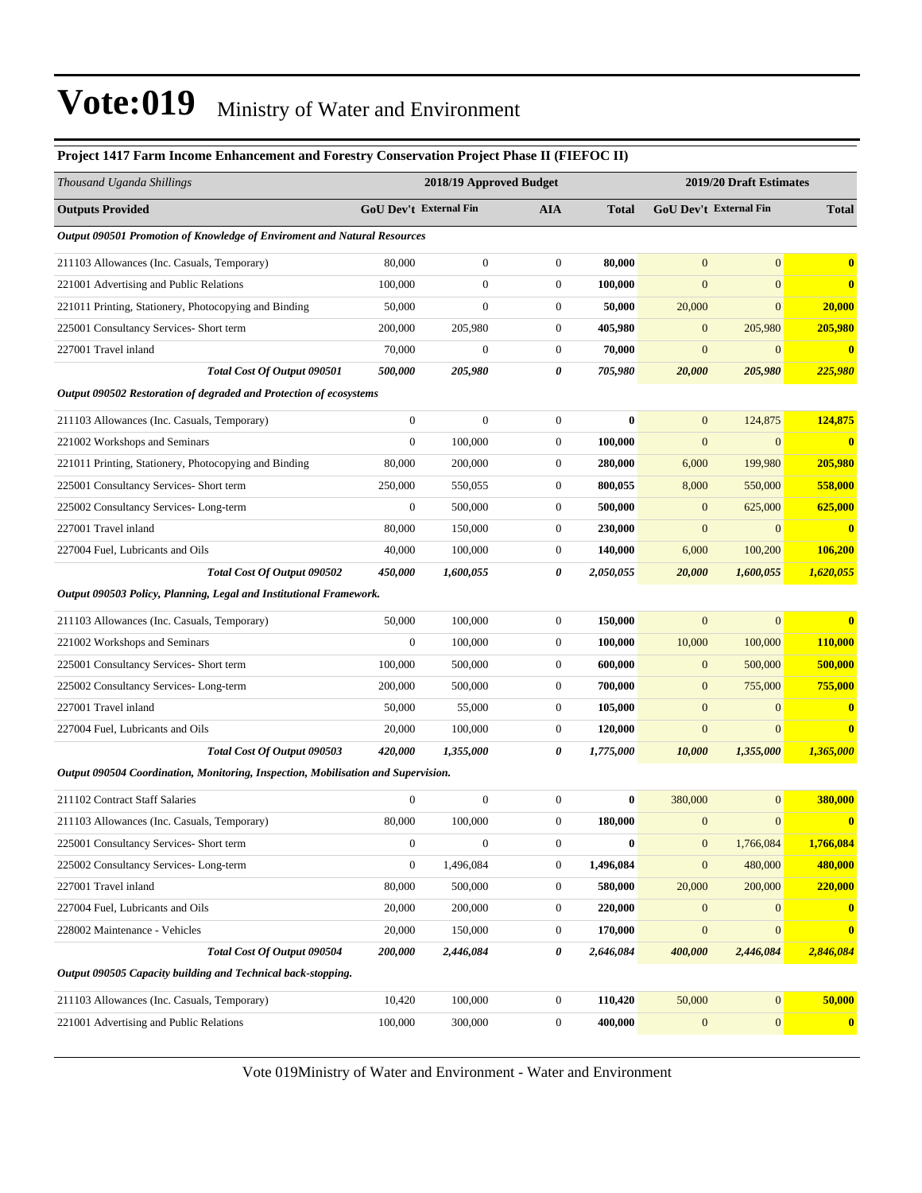# Vote:019 Ministry of Water and Environment

**Project 1417 Farm Income Enhancement and Forestry Conservation Project Phase II (FIEFOC II)**

| *Thousand Uganda Shillings* | 2018/19 Approved Budget | | | | 2019/20 Draft Estimates | | |
|---|---|---|---|---|---|---|---|
| **Outputs Provided** | **GoU Dev't** | **External Fin** | **AIA** | **Total** | **GoU Dev't** | **External Fin** | **Total** |
| ***Output 090501 Promotion of Knowledge of Enviroment and Natural Resources*** | | | | | | | |
| 211103 Allowances (Inc. Casuals, Temporary) | 80,000 | 0 | 0 | **80,000** | 0 | 0 | **0** |
| 221001 Advertising and Public Relations | 100,000 | 0 | 0 | **100,000** | 0 | 0 | **0** |
| 221011 Printing, Stationery, Photocopying and Binding | 50,000 | 0 | 0 | **50,000** | 20,000 | 0 | **20,000** |
| 225001 Consultancy Services- Short term | 200,000 | 205,980 | 0 | **405,980** | 0 | 205,980 | **205,980** |
| 227001 Travel inland | 70,000 | 0 | 0 | **70,000** | 0 | 0 | **0** |
| ***Total Cost Of Output 090501*** | ***500,000*** | ***205,980*** | ***0*** | ***705,980*** | ***20,000*** | ***205,980*** | ***225,980*** |
| ***Output 090502 Restoration of degraded and Protection of ecosystems*** | | | | | | | |
| 211103 Allowances (Inc. Casuals, Temporary) | 0 | 0 | 0 | **0** | 0 | 124,875 | **124,875** |
| 221002 Workshops and Seminars | 0 | 100,000 | 0 | **100,000** | 0 | 0 | **0** |
| 221011 Printing, Stationery, Photocopying and Binding | 80,000 | 200,000 | 0 | **280,000** | 6,000 | 199,980 | **205,980** |
| 225001 Consultancy Services- Short term | 250,000 | 550,055 | 0 | **800,055** | 8,000 | 550,000 | **558,000** |
| 225002 Consultancy Services- Long-term | 0 | 500,000 | 0 | **500,000** | 0 | 625,000 | **625,000** |
| 227001 Travel inland | 80,000 | 150,000 | 0 | **230,000** | 0 | 0 | **0** |
| 227004 Fuel, Lubricants and Oils | 40,000 | 100,000 | 0 | **140,000** | 6,000 | 100,200 | **106,200** |
| ***Total Cost Of Output 090502*** | ***450,000*** | ***1,600,055*** | ***0*** | ***2,050,055*** | ***20,000*** | ***1,600,055*** | ***1,620,055*** |
| ***Output 090503 Policy, Planning, Legal and Institutional Framework.*** | | | | | | | |
| 211103 Allowances (Inc. Casuals, Temporary) | 50,000 | 100,000 | 0 | **150,000** | 0 | 0 | **0** |
| 221002 Workshops and Seminars | 0 | 100,000 | 0 | **100,000** | 10,000 | 100,000 | **110,000** |
| 225001 Consultancy Services- Short term | 100,000 | 500,000 | 0 | **600,000** | 0 | 500,000 | **500,000** |
| 225002 Consultancy Services- Long-term | 200,000 | 500,000 | 0 | **700,000** | 0 | 755,000 | **755,000** |
| 227001 Travel inland | 50,000 | 55,000 | 0 | **105,000** | 0 | 0 | **0** |
| 227004 Fuel, Lubricants and Oils | 20,000 | 100,000 | 0 | **120,000** | 0 | 0 | **0** |
| ***Total Cost Of Output 090503*** | ***420,000*** | ***1,355,000*** | ***0*** | ***1,775,000*** | ***10,000*** | ***1,355,000*** | ***1,365,000*** |
| ***Output 090504 Coordination, Monitoring, Inspection, Mobilisation and Supervision.*** | | | | | | | |
| 211102 Contract Staff Salaries | 0 | 0 | 0 | **0** | 380,000 | 0 | **380,000** |
| 211103 Allowances (Inc. Casuals, Temporary) | 80,000 | 100,000 | 0 | **180,000** | 0 | 0 | **0** |
| 225001 Consultancy Services- Short term | 0 | 0 | 0 | **0** | 0 | 1,766,084 | **1,766,084** |
| 225002 Consultancy Services- Long-term | 0 | 1,496,084 | 0 | **1,496,084** | 0 | 480,000 | **480,000** |
| 227001 Travel inland | 80,000 | 500,000 | 0 | **580,000** | 20,000 | 200,000 | **220,000** |
| 227004 Fuel, Lubricants and Oils | 20,000 | 200,000 | 0 | **220,000** | 0 | 0 | **0** |
| 228002 Maintenance - Vehicles | 20,000 | 150,000 | 0 | **170,000** | 0 | 0 | **0** |
| ***Total Cost Of Output 090504*** | ***200,000*** | ***2,446,084*** | ***0*** | ***2,646,084*** | ***400,000*** | ***2,446,084*** | ***2,846,084*** |
| ***Output 090505 Capacity building and Technical back-stopping.*** | | | | | | | |
| 211103 Allowances (Inc. Casuals, Temporary) | 10,420 | 100,000 | 0 | **110,420** | 50,000 | 0 | **50,000** |
| 221001 Advertising and Public Relations | 100,000 | 300,000 | 0 | **400,000** | 0 | 0 | **0** |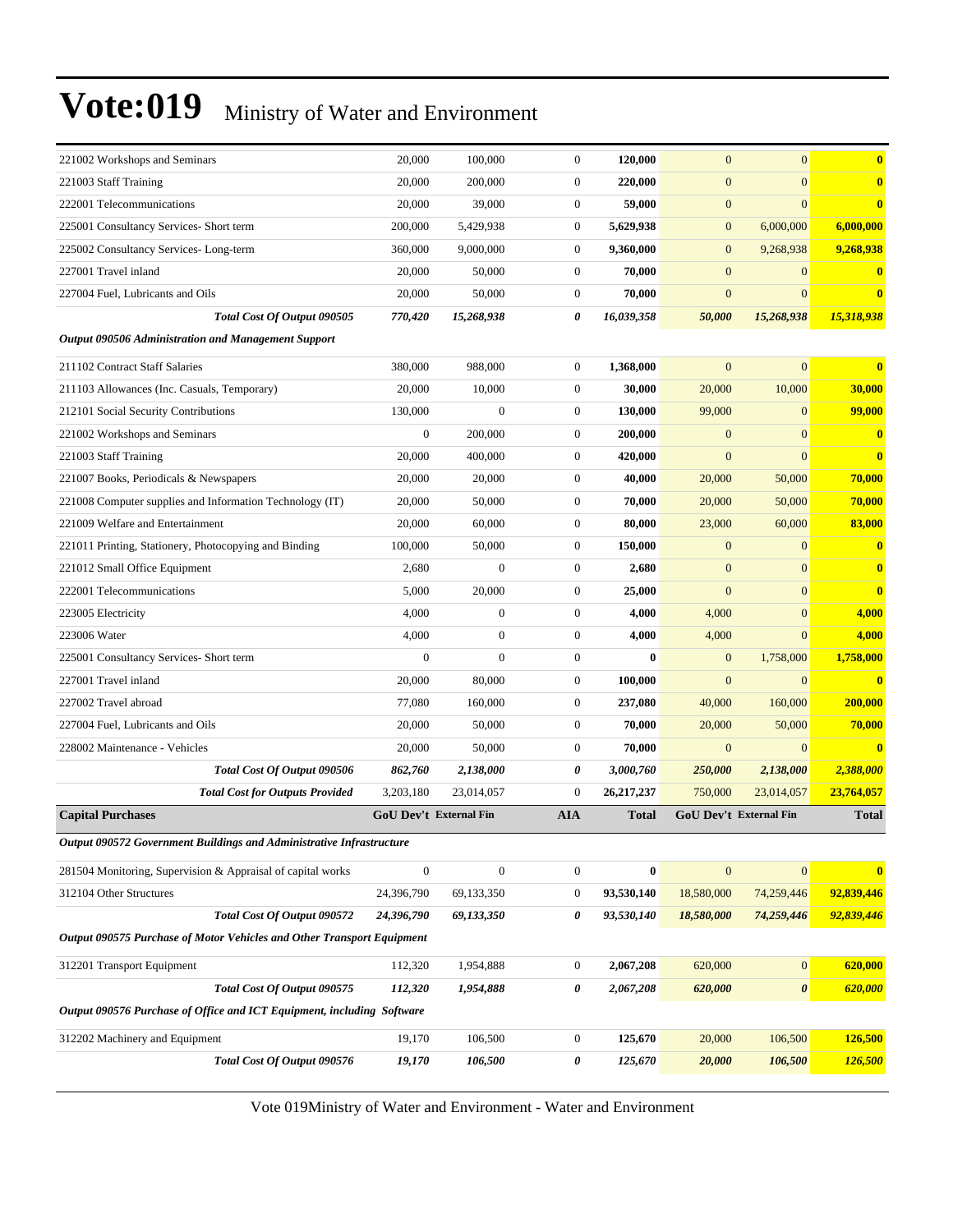# Vote:019 Ministry of Water and Environment

| | | | | | | | |
|---|---|---|---|---|---|---|---|
| 221002 Workshops and Seminars | 20,000 | 100,000 | 0 | **120,000** | 0 | 0 | **0** |
| 221003 Staff Training | 20,000 | 200,000 | 0 | **220,000** | 0 | 0 | **0** |
| 222001 Telecommunications | 20,000 | 39,000 | 0 | **59,000** | 0 | 0 | **0** |
| 225001 Consultancy Services- Short term | 200,000 | 5,429,938 | 0 | **5,629,938** | 0 | 6,000,000 | **6,000,000** |
| 225002 Consultancy Services- Long-term | 360,000 | 9,000,000 | 0 | **9,360,000** | 0 | 9,268,938 | **9,268,938** |
| 227001 Travel inland | 20,000 | 50,000 | 0 | **70,000** | 0 | 0 | **0** |
| 227004 Fuel, Lubricants and Oils | 20,000 | 50,000 | 0 | **70,000** | 0 | 0 | **0** |
| ***Total Cost Of Output 090505*** | ***770,420*** | ***15,268,938*** | ***0*** | ***16,039,358*** | ***50,000*** | ***15,268,938*** | ***15,318,938*** |
| ***Output 090506 Administration and Management Support*** | | | | | | | |
| 211102 Contract Staff Salaries | 380,000 | 988,000 | 0 | **1,368,000** | 0 | 0 | **0** |
| 211103 Allowances (Inc. Casuals, Temporary) | 20,000 | 10,000 | 0 | **30,000** | 20,000 | 10,000 | **30,000** |
| 212101 Social Security Contributions | 130,000 | 0 | 0 | **130,000** | 99,000 | 0 | **99,000** |
| 221002 Workshops and Seminars | 0 | 200,000 | 0 | **200,000** | 0 | 0 | **0** |
| 221003 Staff Training | 20,000 | 400,000 | 0 | **420,000** | 0 | 0 | **0** |
| 221007 Books, Periodicals & Newspapers | 20,000 | 20,000 | 0 | **40,000** | 20,000 | 50,000 | **70,000** |
| 221008 Computer supplies and Information Technology (IT) | 20,000 | 50,000 | 0 | **70,000** | 20,000 | 50,000 | **70,000** |
| 221009 Welfare and Entertainment | 20,000 | 60,000 | 0 | **80,000** | 23,000 | 60,000 | **83,000** |
| 221011 Printing, Stationery, Photocopying and Binding | 100,000 | 50,000 | 0 | **150,000** | 0 | 0 | **0** |
| 221012 Small Office Equipment | 2,680 | 0 | 0 | **2,680** | 0 | 0 | **0** |
| 222001 Telecommunications | 5,000 | 20,000 | 0 | **25,000** | 0 | 0 | **0** |
| 223005 Electricity | 4,000 | 0 | 0 | **4,000** | 4,000 | 0 | **4,000** |
| 223006 Water | 4,000 | 0 | 0 | **4,000** | 4,000 | 0 | **4,000** |
| 225001 Consultancy Services- Short term | 0 | 0 | 0 | **0** | 0 | 1,758,000 | **1,758,000** |
| 227001 Travel inland | 20,000 | 80,000 | 0 | **100,000** | 0 | 0 | **0** |
| 227002 Travel abroad | 77,080 | 160,000 | 0 | **237,080** | 40,000 | 160,000 | **200,000** |
| 227004 Fuel, Lubricants and Oils | 20,000 | 50,000 | 0 | **70,000** | 20,000 | 50,000 | **70,000** |
| 228002 Maintenance - Vehicles | 20,000 | 50,000 | 0 | **70,000** | 0 | 0 | **0** |
| ***Total Cost Of Output 090506*** | ***862,760*** | ***2,138,000*** | ***0*** | ***3,000,760*** | ***250,000*** | ***2,138,000*** | ***2,388,000*** |
| ***Total Cost for Outputs Provided*** | 3,203,180 | 23,014,057 | 0 | 26,217,237 | 750,000 | 23,014,057 | 23,764,057 |
| **Capital Purchases** | **GoU Dev't** | **External Fin** | **AIA** | **Total** | **GoU Dev't** | **External Fin** | **Total** |
| ***Output 090572 Government Buildings and Administrative Infrastructure*** | | | | | | | |
| 281504 Monitoring, Supervision & Appraisal of capital works | 0 | 0 | 0 | **0** | 0 | 0 | **0** |
| 312104 Other Structures | 24,396,790 | 69,133,350 | 0 | **93,530,140** | 18,580,000 | 74,259,446 | **92,839,446** |
| ***Total Cost Of Output 090572*** | ***24,396,790*** | ***69,133,350*** | ***0*** | ***93,530,140*** | ***18,580,000*** | ***74,259,446*** | ***92,839,446*** |
| ***Output 090575 Purchase of Motor Vehicles and Other Transport Equipment*** | | | | | | | |
| 312201 Transport Equipment | 112,320 | 1,954,888 | 0 | **2,067,208** | 620,000 | 0 | **620,000** |
| ***Total Cost Of Output 090575*** | ***112,320*** | ***1,954,888*** | ***0*** | ***2,067,208*** | ***620,000*** | ***0*** | ***620,000*** |
| ***Output 090576 Purchase of Office and ICT Equipment, including Software*** | | | | | | | |
| 312202 Machinery and Equipment | 19,170 | 106,500 | 0 | **125,670** | 20,000 | 106,500 | **126,500** |
| ***Total Cost Of Output 090576*** | ***19,170*** | ***106,500*** | ***0*** | ***125,670*** | ***20,000*** | ***106,500*** | ***126,500*** |

Vote 019Ministry of Water and Environment - Water and Environment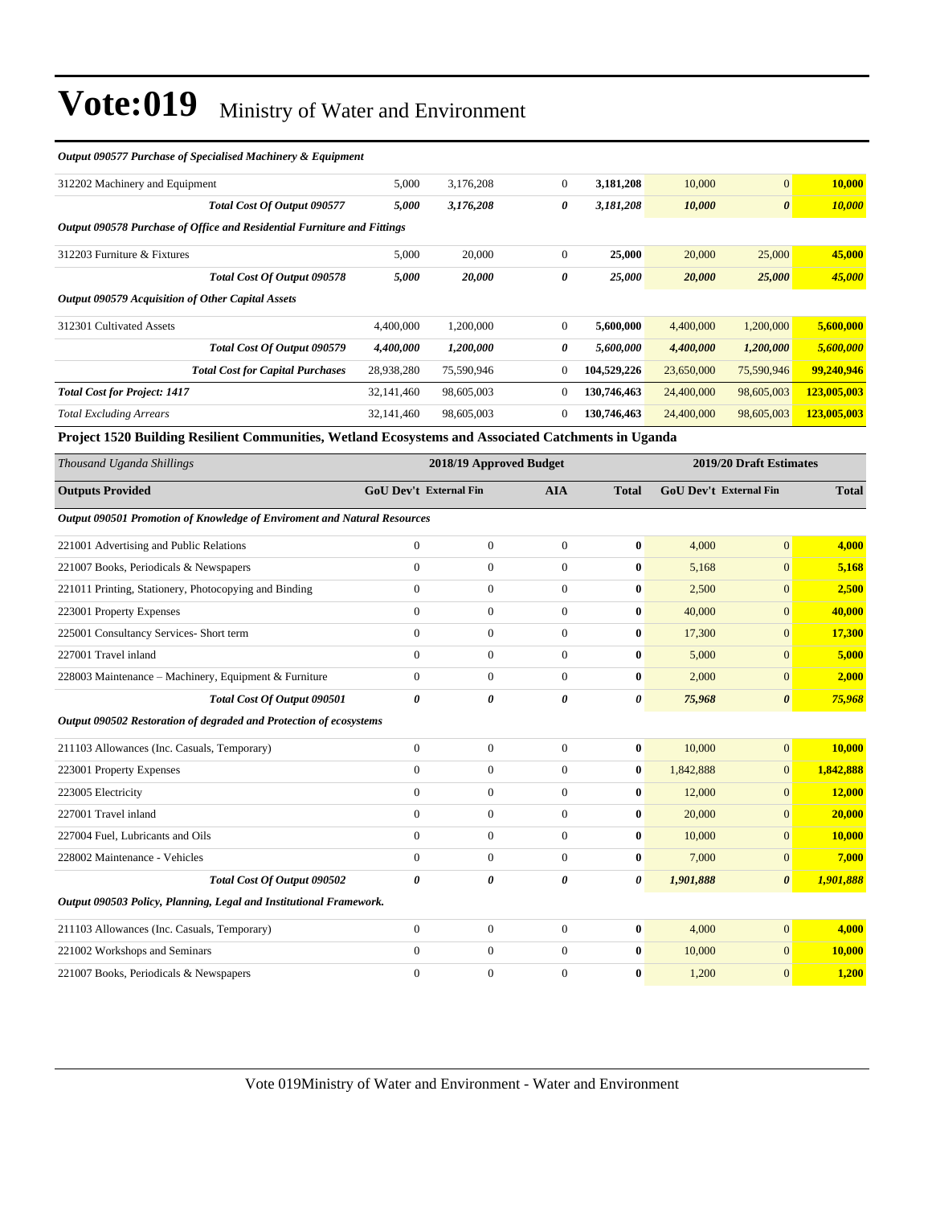# Vote:019 Ministry of Water and Environment

| | | | | | | | |
|---|---|---|---|---|---|---|---|
| ***Output 090577 Purchase of Specialised Machinery & Equipment*** | | | | | | | |
| 312202 Machinery and Equipment | 5,000 | 3,176,208 | 0 | **3,181,208** | 10,000 | 0 | **10,000** |
| ***Total Cost Of Output 090577*** | ***5,000*** | ***3,176,208*** | ***0*** | ***3,181,208*** | ***10,000*** | ***0*** | ***10,000*** |
| ***Output 090578 Purchase of Office and Residential Furniture and Fittings*** | | | | | | | |
| 312203 Furniture & Fixtures | 5,000 | 20,000 | 0 | **25,000** | 20,000 | 25,000 | **45,000** |
| ***Total Cost Of Output 090578*** | ***5,000*** | ***20,000*** | ***0*** | ***25,000*** | ***20,000*** | ***25,000*** | ***45,000*** |
| ***Output 090579 Acquisition of Other Capital Assets*** | | | | | | | |
| 312301 Cultivated Assets | 4,400,000 | 1,200,000 | 0 | **5,600,000** | 4,400,000 | 1,200,000 | **5,600,000** |
| ***Total Cost Of Output 090579*** | ***4,400,000*** | ***1,200,000*** | ***0*** | ***5,600,000*** | ***4,400,000*** | ***1,200,000*** | ***5,600,000*** |
| ***Total Cost for Capital Purchases*** | 28,938,280 | 75,590,946 | 0 | **104,529,226** | 23,650,000 | 75,590,946 | **99,240,946** |
| ***Total Cost for Project: 1417*** | 32,141,460 | 98,605,003 | 0 | **130,746,463** | 24,400,000 | 98,605,003 | **123,005,003** |
| *Total Excluding Arrears* | 32,141,460 | 98,605,003 | 0 | **130,746,463** | 24,400,000 | 98,605,003 | **123,005,003** |

**Project 1520 Building Resilient Communities, Wetland Ecosystems and Associated Catchments in Uganda**

| *Thousand Uganda Shillings* | 2018/19 Approved Budget | | | | 2019/20 Draft Estimates | | |
|---|---|---|---|---|---|---|---|
| **Outputs Provided** | **GoU Dev't** | **External Fin** | **AIA** | **Total** | **GoU Dev't** | **External Fin** | **Total** |
| ***Output 090501 Promotion of Knowledge of Enviroment and Natural Resources*** | | | | | | | |
| 221001 Advertising and Public Relations | 0 | 0 | 0 | **0** | 4,000 | 0 | **4,000** |
| 221007 Books, Periodicals & Newspapers | 0 | 0 | 0 | **0** | 5,168 | 0 | **5,168** |
| 221011 Printing, Stationery, Photocopying and Binding | 0 | 0 | 0 | **0** | 2,500 | 0 | **2,500** |
| 223001 Property Expenses | 0 | 0 | 0 | **0** | 40,000 | 0 | **40,000** |
| 225001 Consultancy Services- Short term | 0 | 0 | 0 | **0** | 17,300 | 0 | **17,300** |
| 227001 Travel inland | 0 | 0 | 0 | **0** | 5,000 | 0 | **5,000** |
| 228003 Maintenance – Machinery, Equipment & Furniture | 0 | 0 | 0 | **0** | 2,000 | 0 | **2,000** |
| ***Total Cost Of Output 090501*** | ***0*** | ***0*** | ***0*** | ***0*** | ***75,968*** | ***0*** | ***75,968*** |
| ***Output 090502 Restoration of degraded and Protection of ecosystems*** | | | | | | | |
| 211103 Allowances (Inc. Casuals, Temporary) | 0 | 0 | 0 | **0** | 10,000 | 0 | **10,000** |
| 223001 Property Expenses | 0 | 0 | 0 | **0** | 1,842,888 | 0 | **1,842,888** |
| 223005 Electricity | 0 | 0 | 0 | **0** | 12,000 | 0 | **12,000** |
| 227001 Travel inland | 0 | 0 | 0 | **0** | 20,000 | 0 | **20,000** |
| 227004 Fuel, Lubricants and Oils | 0 | 0 | 0 | **0** | 10,000 | 0 | **10,000** |
| 228002 Maintenance - Vehicles | 0 | 0 | 0 | **0** | 7,000 | 0 | **7,000** |
| ***Total Cost Of Output 090502*** | ***0*** | ***0*** | ***0*** | ***0*** | ***1,901,888*** | ***0*** | ***1,901,888*** |
| ***Output 090503 Policy, Planning, Legal and Institutional Framework.*** | | | | | | | |
| 211103 Allowances (Inc. Casuals, Temporary) | 0 | 0 | 0 | **0** | 4,000 | 0 | **4,000** |
| 221002 Workshops and Seminars | 0 | 0 | 0 | **0** | 10,000 | 0 | **10,000** |
| 221007 Books, Periodicals & Newspapers | 0 | 0 | 0 | **0** | 1,200 | 0 | **1,200** |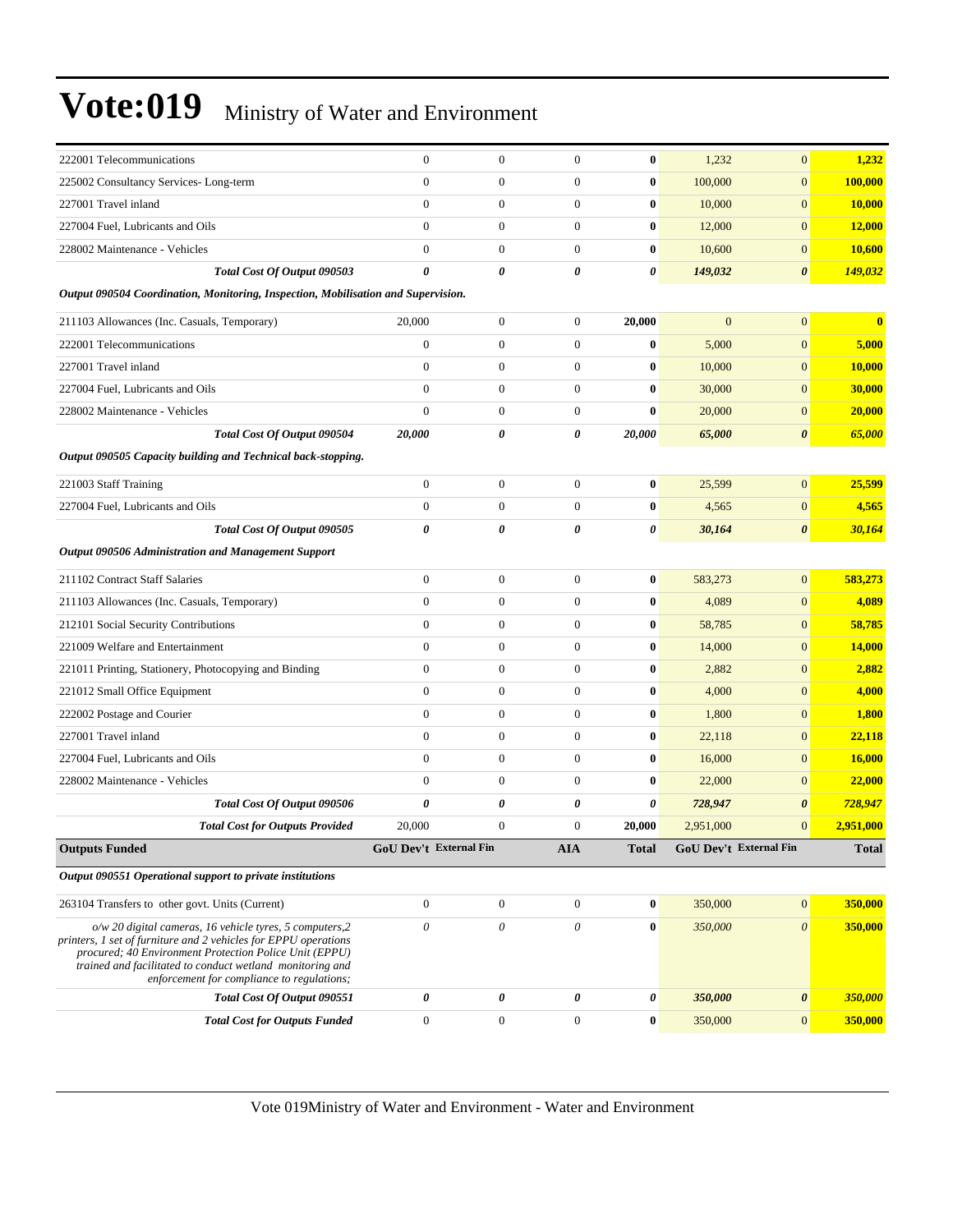# Vote:019 Ministry of Water and Environment

| | | | | | | | |
|---|---|---|---|---|---|---|---|
| 222001 Telecommunications | 0 | 0 | 0 | **0** | 1,232 | 0 | **1,232** |
| 225002 Consultancy Services- Long-term | 0 | 0 | 0 | **0** | 100,000 | 0 | **100,000** |
| 227001 Travel inland | 0 | 0 | 0 | **0** | 10,000 | 0 | **10,000** |
| 227004 Fuel, Lubricants and Oils | 0 | 0 | 0 | **0** | 12,000 | 0 | **12,000** |
| 228002 Maintenance - Vehicles | 0 | 0 | 0 | **0** | 10,600 | 0 | **10,600** |
| ***Total Cost Of Output 090503*** | ***0*** | ***0*** | ***0*** | ***0*** | ***149,032*** | ***0*** | ***149,032*** |
| ***Output 090504 Coordination, Monitoring, Inspection, Mobilisation and Supervision.*** | | | | | | | |
| 211103 Allowances (Inc. Casuals, Temporary) | 20,000 | 0 | 0 | **20,000** | 0 | 0 | **0** |
| 222001 Telecommunications | 0 | 0 | 0 | **0** | 5,000 | 0 | **5,000** |
| 227001 Travel inland | 0 | 0 | 0 | **0** | 10,000 | 0 | **10,000** |
| 227004 Fuel, Lubricants and Oils | 0 | 0 | 0 | **0** | 30,000 | 0 | **30,000** |
| 228002 Maintenance - Vehicles | 0 | 0 | 0 | **0** | 20,000 | 0 | **20,000** |
| ***Total Cost Of Output 090504*** | ***20,000*** | ***0*** | ***0*** | ***20,000*** | ***65,000*** | ***0*** | ***65,000*** |
| ***Output 090505 Capacity building and Technical back-stopping.*** | | | | | | | |
| 221003 Staff Training | 0 | 0 | 0 | **0** | 25,599 | 0 | **25,599** |
| 227004 Fuel, Lubricants and Oils | 0 | 0 | 0 | **0** | 4,565 | 0 | **4,565** |
| ***Total Cost Of Output 090505*** | ***0*** | ***0*** | ***0*** | ***0*** | ***30,164*** | ***0*** | ***30,164*** |
| ***Output 090506 Administration and Management Support*** | | | | | | | |
| 211102 Contract Staff Salaries | 0 | 0 | 0 | **0** | 583,273 | 0 | **583,273** |
| 211103 Allowances (Inc. Casuals, Temporary) | 0 | 0 | 0 | **0** | 4,089 | 0 | **4,089** |
| 212101 Social Security Contributions | 0 | 0 | 0 | **0** | 58,785 | 0 | **58,785** |
| 221009 Welfare and Entertainment | 0 | 0 | 0 | **0** | 14,000 | 0 | **14,000** |
| 221011 Printing, Stationery, Photocopying and Binding | 0 | 0 | 0 | **0** | 2,882 | 0 | **2,882** |
| 221012 Small Office Equipment | 0 | 0 | 0 | **0** | 4,000 | 0 | **4,000** |
| 222002 Postage and Courier | 0 | 0 | 0 | **0** | 1,800 | 0 | **1,800** |
| 227001 Travel inland | 0 | 0 | 0 | **0** | 22,118 | 0 | **22,118** |
| 227004 Fuel, Lubricants and Oils | 0 | 0 | 0 | **0** | 16,000 | 0 | **16,000** |
| 228002 Maintenance - Vehicles | 0 | 0 | 0 | **0** | 22,000 | 0 | **22,000** |
| ***Total Cost Of Output 090506*** | ***0*** | ***0*** | ***0*** | ***0*** | ***728,947*** | ***0*** | ***728,947*** |
| ***Total Cost for Outputs Provided*** | 20,000 | 0 | 0 | **20,000** | 2,951,000 | 0 | **2,951,000** |
| **Outputs Funded** | **GoU Dev't** | **External Fin** | **AIA** | **Total** | **GoU Dev't** | **External Fin** | **Total** |
| ***Output 090551 Operational support to private institutions*** | | | | | | | |
| 263104 Transfers to other govt. Units (Current) | 0 | 0 | 0 | **0** | 350,000 | 0 | **350,000** |
| *o/w 20 digital cameras, 16 vehicle tyres, 5 computers,2 printers, 1 set of furniture and 2 vehicles for EPPU operations procured; 40 Environment Protection Police Unit (EPPU) trained and facilitated to conduct wetland monitoring and enforcement for compliance to regulations;* | *0* | *0* | *0* | **0** | *350,000* | *0* | **350,000** |
| ***Total Cost Of Output 090551*** | ***0*** | ***0*** | ***0*** | ***0*** | ***350,000*** | ***0*** | ***350,000*** |
| ***Total Cost for Outputs Funded*** | 0 | 0 | 0 | **0** | 350,000 | 0 | **350,000** |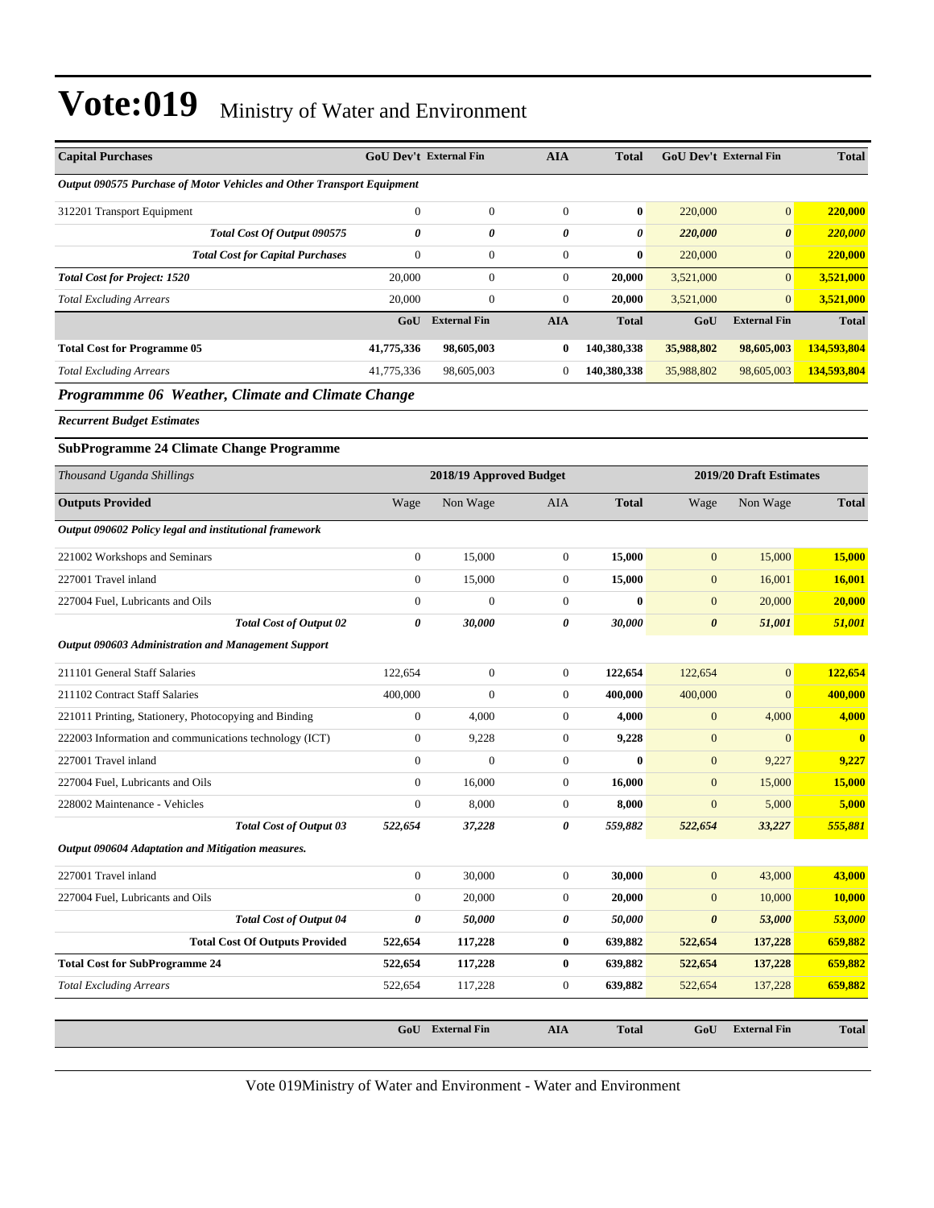# Vote:019 Ministry of Water and Environment

| Capital Purchases | GoU Dev't | External Fin | AIA | Total | GoU Dev't | External Fin | Total |
|---|---|---|---|---|---|---|---|
| *Output 090575 Purchase of Motor Vehicles and Other Transport Equipment* | | | | | | | |
| 312201 Transport Equipment | 0 | 0 | 0 | **0** | 220,000 | 0 | **220,000** |
| ***Total Cost Of Output 090575*** | ***0*** | ***0*** | ***0*** | ***0*** | ***220,000*** | ***0*** | ***220,000*** |
| ***Total Cost for Capital Purchases*** | 0 | 0 | 0 | **0** | 220,000 | 0 | **220,000** |
| ***Total Cost for Project: 1520*** | 20,000 | 0 | 0 | **20,000** | 3,521,000 | 0 | **3,521,000** |
| *Total Excluding Arrears* | 20,000 | 0 | 0 | **20,000** | 3,521,000 | 0 | **3,521,000** |
| | **GoU** | **External Fin** | **AIA** | **Total** | **GoU** | **External Fin** | **Total** |
| **Total Cost for Programme 05** | **41,775,336** | **98,605,003** | **0** | **140,380,338** | **35,988,802** | **98,605,003** | **134,593,804** |
| *Total Excluding Arrears* | 41,775,336 | 98,605,003 | 0 | **140,380,338** | 35,988,802 | 98,605,003 | **134,593,804** |

## *Programmme 06 Weather, Climate and Climate Change*

***Recurrent Budget Estimates***

### SubProgramme 24 Climate Change Programme

| *Thousand Uganda Shillings* | 2018/19 Approved Budget | | | | 2019/20 Draft Estimates | | |
|---|---|---|---|---|---|---|---|
| **Outputs Provided** | Wage | Non Wage | AIA | **Total** | Wage | Non Wage | **Total** |
| *Output 090602 Policy legal and institutional framework* | | | | | | | |
| 221002 Workshops and Seminars | 0 | 15,000 | 0 | **15,000** | 0 | 15,000 | **15,000** |
| 227001 Travel inland | 0 | 15,000 | 0 | **15,000** | 0 | 16,001 | **16,001** |
| 227004 Fuel, Lubricants and Oils | 0 | 0 | 0 | **0** | 0 | 20,000 | **20,000** |
| ***Total Cost of Output 02*** | ***0*** | ***30,000*** | ***0*** | ***30,000*** | ***0*** | ***51,001*** | ***51,001*** |
| *Output 090603 Administration and Management Support* | | | | | | | |
| 211101 General Staff Salaries | 122,654 | 0 | 0 | **122,654** | 122,654 | 0 | **122,654** |
| 211102 Contract Staff Salaries | 400,000 | 0 | 0 | **400,000** | 400,000 | 0 | **400,000** |
| 221011 Printing, Stationery, Photocopying and Binding | 0 | 4,000 | 0 | **4,000** | 0 | 4,000 | **4,000** |
| 222003 Information and communications technology (ICT) | 0 | 9,228 | 0 | **9,228** | 0 | 0 | **0** |
| 227001 Travel inland | 0 | 0 | 0 | **0** | 0 | 9,227 | **9,227** |
| 227004 Fuel, Lubricants and Oils | 0 | 16,000 | 0 | **16,000** | 0 | 15,000 | **15,000** |
| 228002 Maintenance - Vehicles | 0 | 8,000 | 0 | **8,000** | 0 | 5,000 | **5,000** |
| ***Total Cost of Output 03*** | ***522,654*** | ***37,228*** | ***0*** | ***559,882*** | ***522,654*** | ***33,227*** | ***555,881*** |
| *Output 090604 Adaptation and Mitigation measures.* | | | | | | | |
| 227001 Travel inland | 0 | 30,000 | 0 | **30,000** | 0 | 43,000 | **43,000** |
| 227004 Fuel, Lubricants and Oils | 0 | 20,000 | 0 | **20,000** | 0 | 10,000 | **10,000** |
| ***Total Cost of Output 04*** | ***0*** | ***50,000*** | ***0*** | ***50,000*** | ***0*** | ***53,000*** | ***53,000*** |
| **Total Cost Of Outputs Provided** | **522,654** | **117,228** | **0** | **639,882** | **522,654** | **137,228** | **659,882** |
| **Total Cost for SubProgramme 24** | **522,654** | **117,228** | **0** | **639,882** | **522,654** | **137,228** | **659,882** |
| *Total Excluding Arrears* | 522,654 | 117,228 | 0 | **639,882** | 522,654 | 137,228 | **659,882** |

| | GoU | External Fin | AIA | Total | GoU | External Fin | Total |
|---|---|---|---|---|---|---|---|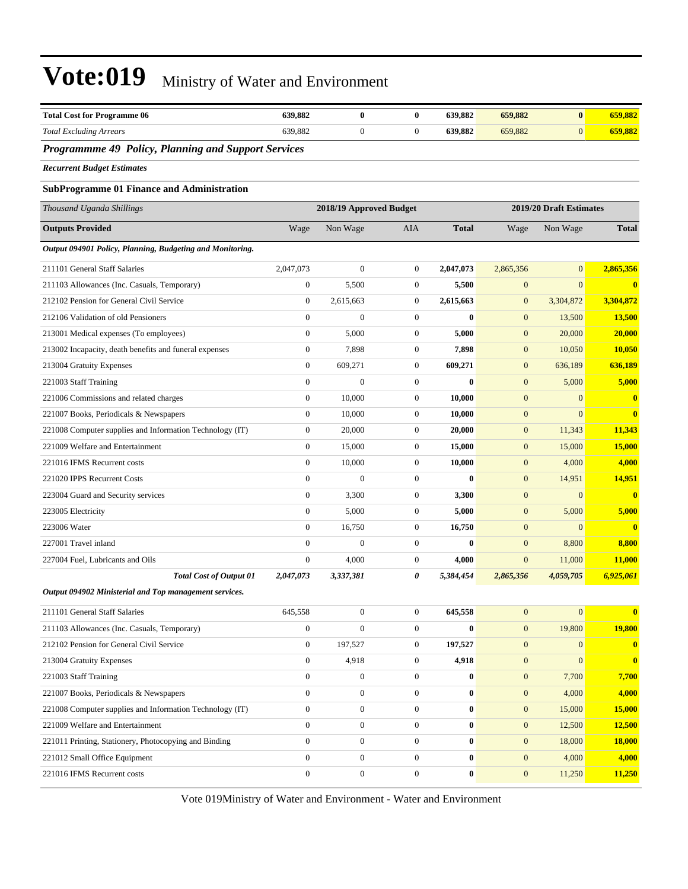| Total Cost for Programme 06 | 639,882 | 0 | 0 | 639,882 | 659,882 | 0 | 659,882 |
|---|---|---|---|---|---|---|---|
| *Total Excluding Arrears* | 639,882 | 0 | 0 | 639,882 | 659,882 | 0 | 659,882 |

### *Programmme 49 Policy, Planning and Support Services*

***Recurrent Budget Estimates***

**SubProgramme 01 Finance and Administration**

| *Thousand Uganda Shillings* | 2018/19 Approved Budget | | | | 2019/20 Draft Estimates | | |
|---|---|---|---|---|---|---|---|
| **Outputs Provided** | Wage | Non Wage | AIA | **Total** | Wage | Non Wage | **Total** |
| ***Output 094901 Policy, Planning, Budgeting and Monitoring.*** | | | | | | | |
| 211101 General Staff Salaries | 2,047,073 | 0 | 0 | **2,047,073** | 2,865,356 | 0 | **2,865,356** |
| 211103 Allowances (Inc. Casuals, Temporary) | 0 | 5,500 | 0 | **5,500** | 0 | 0 | **0** |
| 212102 Pension for General Civil Service | 0 | 2,615,663 | 0 | **2,615,663** | 0 | 3,304,872 | **3,304,872** |
| 212106 Validation of old Pensioners | 0 | 0 | 0 | **0** | 0 | 13,500 | **13,500** |
| 213001 Medical expenses (To employees) | 0 | 5,000 | 0 | **5,000** | 0 | 20,000 | **20,000** |
| 213002 Incapacity, death benefits and funeral expenses | 0 | 7,898 | 0 | **7,898** | 0 | 10,050 | **10,050** |
| 213004 Gratuity Expenses | 0 | 609,271 | 0 | **609,271** | 0 | 636,189 | **636,189** |
| 221003 Staff Training | 0 | 0 | 0 | **0** | 0 | 5,000 | **5,000** |
| 221006 Commissions and related charges | 0 | 10,000 | 0 | **10,000** | 0 | 0 | **0** |
| 221007 Books, Periodicals & Newspapers | 0 | 10,000 | 0 | **10,000** | 0 | 0 | **0** |
| 221008 Computer supplies and Information Technology (IT) | 0 | 20,000 | 0 | **20,000** | 0 | 11,343 | **11,343** |
| 221009 Welfare and Entertainment | 0 | 15,000 | 0 | **15,000** | 0 | 15,000 | **15,000** |
| 221016 IFMS Recurrent costs | 0 | 10,000 | 0 | **10,000** | 0 | 4,000 | **4,000** |
| 221020 IPPS Recurrent Costs | 0 | 0 | 0 | **0** | 0 | 14,951 | **14,951** |
| 223004 Guard and Security services | 0 | 3,300 | 0 | **3,300** | 0 | 0 | **0** |
| 223005 Electricity | 0 | 5,000 | 0 | **5,000** | 0 | 5,000 | **5,000** |
| 223006 Water | 0 | 16,750 | 0 | **16,750** | 0 | 0 | **0** |
| 227001 Travel inland | 0 | 0 | 0 | **0** | 0 | 8,800 | **8,800** |
| 227004 Fuel, Lubricants and Oils | 0 | 4,000 | 0 | **4,000** | 0 | 11,000 | **11,000** |
| ***Total Cost of Output 01*** | ***2,047,073*** | ***3,337,381*** | ***0*** | ***5,384,454*** | ***2,865,356*** | ***4,059,705*** | ***6,925,061*** |
| ***Output 094902 Ministerial and Top management services.*** | | | | | | | |
| 211101 General Staff Salaries | 645,558 | 0 | 0 | **645,558** | 0 | 0 | **0** |
| 211103 Allowances (Inc. Casuals, Temporary) | 0 | 0 | 0 | **0** | 0 | 19,800 | **19,800** |
| 212102 Pension for General Civil Service | 0 | 197,527 | 0 | **197,527** | 0 | 0 | **0** |
| 213004 Gratuity Expenses | 0 | 4,918 | 0 | **4,918** | 0 | 0 | **0** |
| 221003 Staff Training | 0 | 0 | 0 | **0** | 0 | 7,700 | **7,700** |
| 221007 Books, Periodicals & Newspapers | 0 | 0 | 0 | **0** | 0 | 4,000 | **4,000** |
| 221008 Computer supplies and Information Technology (IT) | 0 | 0 | 0 | **0** | 0 | 15,000 | **15,000** |
| 221009 Welfare and Entertainment | 0 | 0 | 0 | **0** | 0 | 12,500 | **12,500** |
| 221011 Printing, Stationery, Photocopying and Binding | 0 | 0 | 0 | **0** | 0 | 18,000 | **18,000** |
| 221012 Small Office Equipment | 0 | 0 | 0 | **0** | 0 | 4,000 | **4,000** |
| 221016 IFMS Recurrent costs | 0 | 0 | 0 | **0** | 0 | 11,250 | **11,250** |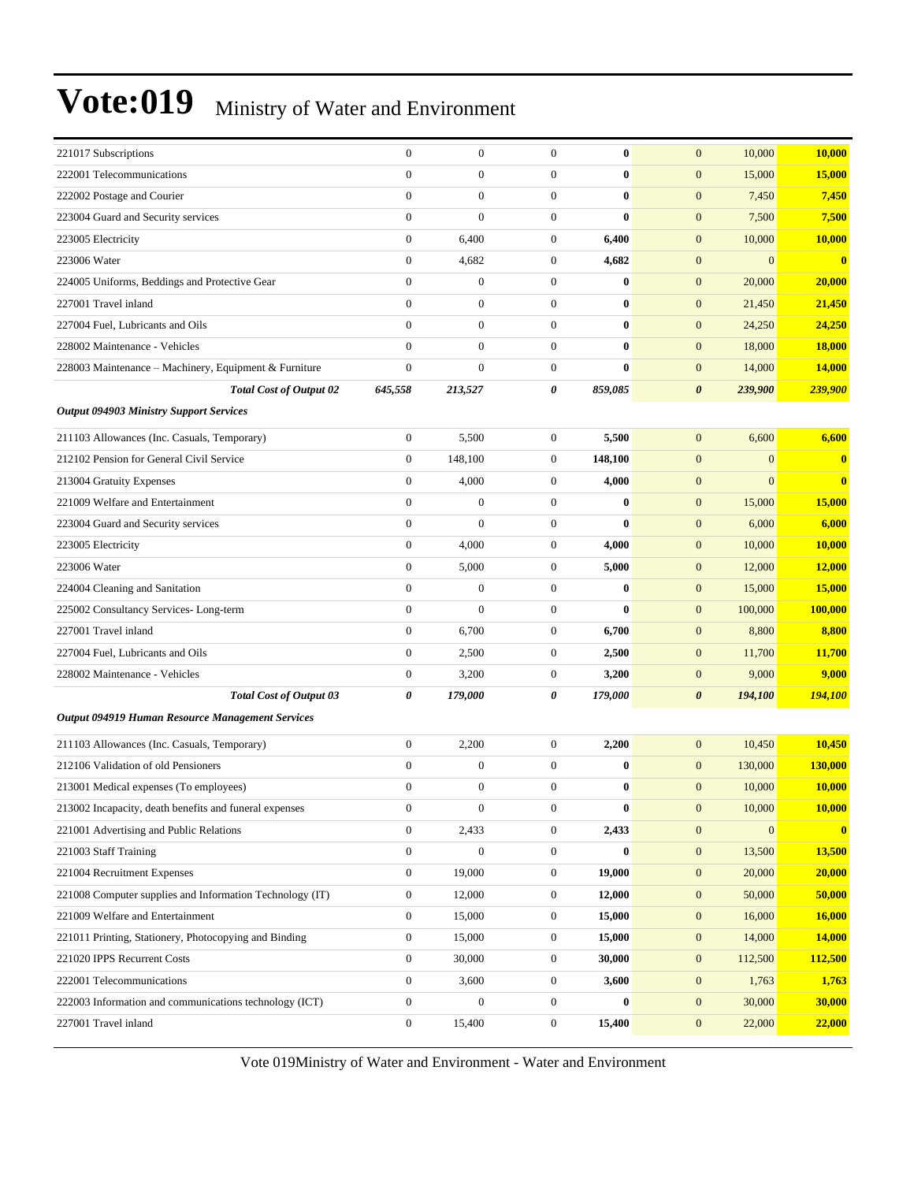# Vote:019 Ministry of Water and Environment

| | | | | | | | |
|---|---|---|---|---|---|---|---|
| 221017 Subscriptions | 0 | 0 | 0 | **0** | 0 | 10,000 | **10,000** |
| 222001 Telecommunications | 0 | 0 | 0 | **0** | 0 | 15,000 | **15,000** |
| 222002 Postage and Courier | 0 | 0 | 0 | **0** | 0 | 7,450 | **7,450** |
| 223004 Guard and Security services | 0 | 0 | 0 | **0** | 0 | 7,500 | **7,500** |
| 223005 Electricity | 0 | 6,400 | 0 | **6,400** | 0 | 10,000 | **10,000** |
| 223006 Water | 0 | 4,682 | 0 | **4,682** | 0 | 0 | **0** |
| 224005 Uniforms, Beddings and Protective Gear | 0 | 0 | 0 | **0** | 0 | 20,000 | **20,000** |
| 227001 Travel inland | 0 | 0 | 0 | **0** | 0 | 21,450 | **21,450** |
| 227004 Fuel, Lubricants and Oils | 0 | 0 | 0 | **0** | 0 | 24,250 | **24,250** |
| 228002 Maintenance - Vehicles | 0 | 0 | 0 | **0** | 0 | 18,000 | **18,000** |
| 228003 Maintenance – Machinery, Equipment & Furniture | 0 | 0 | 0 | **0** | 0 | 14,000 | **14,000** |
| ***Total Cost of Output 02*** | ***645,558*** | ***213,527*** | ***0*** | ***859,085*** | ***0*** | ***239,900*** | ***239,900*** |
| ***Output 094903 Ministry Support Services*** | | | | | | | |
| 211103 Allowances (Inc. Casuals, Temporary) | 0 | 5,500 | 0 | **5,500** | 0 | 6,600 | **6,600** |
| 212102 Pension for General Civil Service | 0 | 148,100 | 0 | **148,100** | 0 | 0 | **0** |
| 213004 Gratuity Expenses | 0 | 4,000 | 0 | **4,000** | 0 | 0 | **0** |
| 221009 Welfare and Entertainment | 0 | 0 | 0 | **0** | 0 | 15,000 | **15,000** |
| 223004 Guard and Security services | 0 | 0 | 0 | **0** | 0 | 6,000 | **6,000** |
| 223005 Electricity | 0 | 4,000 | 0 | **4,000** | 0 | 10,000 | **10,000** |
| 223006 Water | 0 | 5,000 | 0 | **5,000** | 0 | 12,000 | **12,000** |
| 224004 Cleaning and Sanitation | 0 | 0 | 0 | **0** | 0 | 15,000 | **15,000** |
| 225002 Consultancy Services- Long-term | 0 | 0 | 0 | **0** | 0 | 100,000 | **100,000** |
| 227001 Travel inland | 0 | 6,700 | 0 | **6,700** | 0 | 8,800 | **8,800** |
| 227004 Fuel, Lubricants and Oils | 0 | 2,500 | 0 | **2,500** | 0 | 11,700 | **11,700** |
| 228002 Maintenance - Vehicles | 0 | 3,200 | 0 | **3,200** | 0 | 9,000 | **9,000** |
| ***Total Cost of Output 03*** | ***0*** | ***179,000*** | ***0*** | ***179,000*** | ***0*** | ***194,100*** | ***194,100*** |
| ***Output 094919 Human Resource Management Services*** | | | | | | | |
| 211103 Allowances (Inc. Casuals, Temporary) | 0 | 2,200 | 0 | **2,200** | 0 | 10,450 | **10,450** |
| 212106 Validation of old Pensioners | 0 | 0 | 0 | **0** | 0 | 130,000 | **130,000** |
| 213001 Medical expenses (To employees) | 0 | 0 | 0 | **0** | 0 | 10,000 | **10,000** |
| 213002 Incapacity, death benefits and funeral expenses | 0 | 0 | 0 | **0** | 0 | 10,000 | **10,000** |
| 221001 Advertising and Public Relations | 0 | 2,433 | 0 | **2,433** | 0 | 0 | **0** |
| 221003 Staff Training | 0 | 0 | 0 | **0** | 0 | 13,500 | **13,500** |
| 221004 Recruitment Expenses | 0 | 19,000 | 0 | **19,000** | 0 | 20,000 | **20,000** |
| 221008 Computer supplies and Information Technology (IT) | 0 | 12,000 | 0 | **12,000** | 0 | 50,000 | **50,000** |
| 221009 Welfare and Entertainment | 0 | 15,000 | 0 | **15,000** | 0 | 16,000 | **16,000** |
| 221011 Printing, Stationery, Photocopying and Binding | 0 | 15,000 | 0 | **15,000** | 0 | 14,000 | **14,000** |
| 221020 IPPS Recurrent Costs | 0 | 30,000 | 0 | **30,000** | 0 | 112,500 | **112,500** |
| 222001 Telecommunications | 0 | 3,600 | 0 | **3,600** | 0 | 1,763 | **1,763** |
| 222003 Information and communications technology (ICT) | 0 | 0 | 0 | **0** | 0 | 30,000 | **30,000** |
| 227001 Travel inland | 0 | 15,400 | 0 | **15,400** | 0 | 22,000 | **22,000** |

Vote 019Ministry of Water and Environment - Water and Environment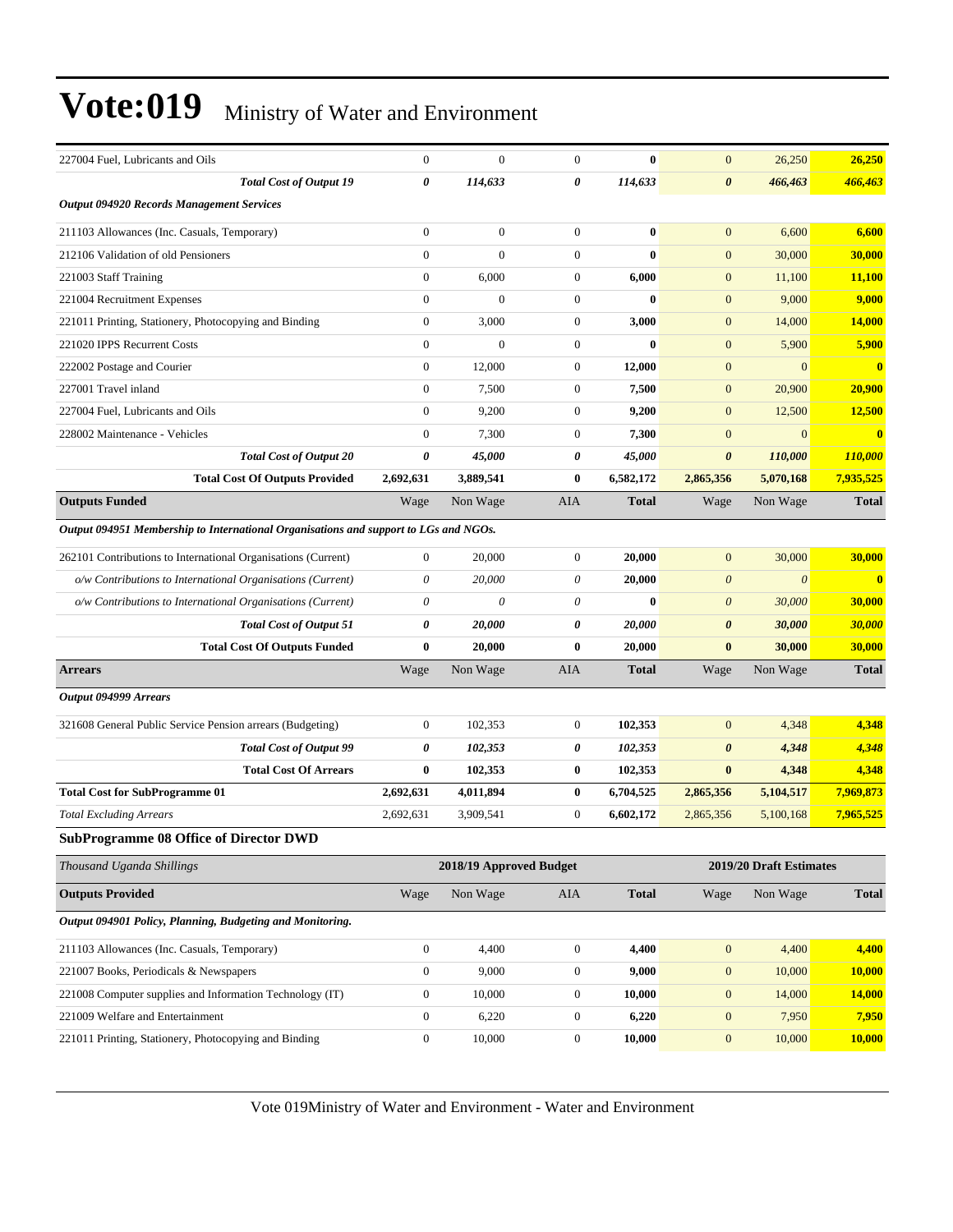# Vote:019 Ministry of Water and Environment

| | | | | | | | |
|---|---|---|---|---|---|---|---|
| 227004 Fuel, Lubricants and Oils | 0 | 0 | 0 | **0** | 0 | 26,250 | **26,250** |
| ***Total Cost of Output 19*** | ***0*** | ***114,633*** | ***0*** | ***114,633*** | ***0*** | ***466,463*** | ***466,463*** |
| ***Output 094920 Records Management Services*** | | | | | | | |
| 211103 Allowances (Inc. Casuals, Temporary) | 0 | 0 | 0 | **0** | 0 | 6,600 | **6,600** |
| 212106 Validation of old Pensioners | 0 | 0 | 0 | **0** | 0 | 30,000 | **30,000** |
| 221003 Staff Training | 0 | 6,000 | 0 | **6,000** | 0 | 11,100 | **11,100** |
| 221004 Recruitment Expenses | 0 | 0 | 0 | **0** | 0 | 9,000 | **9,000** |
| 221011 Printing, Stationery, Photocopying and Binding | 0 | 3,000 | 0 | **3,000** | 0 | 14,000 | **14,000** |
| 221020 IPPS Recurrent Costs | 0 | 0 | 0 | **0** | 0 | 5,900 | **5,900** |
| 222002 Postage and Courier | 0 | 12,000 | 0 | **12,000** | 0 | 0 | **0** |
| 227001 Travel inland | 0 | 7,500 | 0 | **7,500** | 0 | 20,900 | **20,900** |
| 227004 Fuel, Lubricants and Oils | 0 | 9,200 | 0 | **9,200** | 0 | 12,500 | **12,500** |
| 228002 Maintenance - Vehicles | 0 | 7,300 | 0 | **7,300** | 0 | 0 | **0** |
| ***Total Cost of Output 20*** | ***0*** | ***45,000*** | ***0*** | ***45,000*** | ***0*** | ***110,000*** | ***110,000*** |
| **Total Cost Of Outputs Provided** | **2,692,631** | **3,889,541** | **0** | **6,582,172** | **2,865,356** | **5,070,168** | **7,935,525** |
| **Outputs Funded** | Wage | Non Wage | AIA | **Total** | Wage | Non Wage | **Total** |
| ***Output 094951 Membership to International Organisations and support to LGs and NGOs.*** | | | | | | | |
| 262101 Contributions to International Organisations (Current) | 0 | 20,000 | 0 | **20,000** | 0 | 30,000 | **30,000** |
| *o/w Contributions to International Organisations (Current)* | *0* | *20,000* | *0* | **20,000** | *0* | *0* | **0** |
| *o/w Contributions to International Organisations (Current)* | *0* | *0* | *0* | **0** | *0* | *30,000* | **30,000** |
| ***Total Cost of Output 51*** | ***0*** | ***20,000*** | ***0*** | ***20,000*** | ***0*** | ***30,000*** | ***30,000*** |
| **Total Cost Of Outputs Funded** | **0** | **20,000** | **0** | **20,000** | **0** | **30,000** | **30,000** |
| **Arrears** | Wage | Non Wage | AIA | **Total** | Wage | Non Wage | **Total** |
| ***Output 094999 Arrears*** | | | | | | | |
| 321608 General Public Service Pension arrears (Budgeting) | 0 | 102,353 | 0 | **102,353** | 0 | 4,348 | **4,348** |
| ***Total Cost of Output 99*** | ***0*** | ***102,353*** | ***0*** | ***102,353*** | ***0*** | ***4,348*** | ***4,348*** |
| **Total Cost Of Arrears** | **0** | **102,353** | **0** | **102,353** | **0** | **4,348** | **4,348** |
| **Total Cost for SubProgramme 01** | **2,692,631** | **4,011,894** | **0** | **6,704,525** | **2,865,356** | **5,104,517** | **7,969,873** |
| *Total Excluding Arrears* | 2,692,631 | 3,909,541 | 0 | **6,602,172** | 2,865,356 | 5,100,168 | **7,965,525** |

### SubProgramme 08 Office of Director DWD

| *Thousand Uganda Shillings* | 2018/19 Approved Budget | | | | 2019/20 Draft Estimates | | |
|---|---|---|---|---|---|---|---|
| **Outputs Provided** | Wage | Non Wage | AIA | **Total** | Wage | Non Wage | **Total** |
| ***Output 094901 Policy, Planning, Budgeting and Monitoring.*** | | | | | | | |
| 211103 Allowances (Inc. Casuals, Temporary) | 0 | 4,400 | 0 | **4,400** | 0 | 4,400 | **4,400** |
| 221007 Books, Periodicals & Newspapers | 0 | 9,000 | 0 | **9,000** | 0 | 10,000 | **10,000** |
| 221008 Computer supplies and Information Technology (IT) | 0 | 10,000 | 0 | **10,000** | 0 | 14,000 | **14,000** |
| 221009 Welfare and Entertainment | 0 | 6,220 | 0 | **6,220** | 0 | 7,950 | **7,950** |
| 221011 Printing, Stationery, Photocopying and Binding | 0 | 10,000 | 0 | **10,000** | 0 | 10,000 | **10,000** |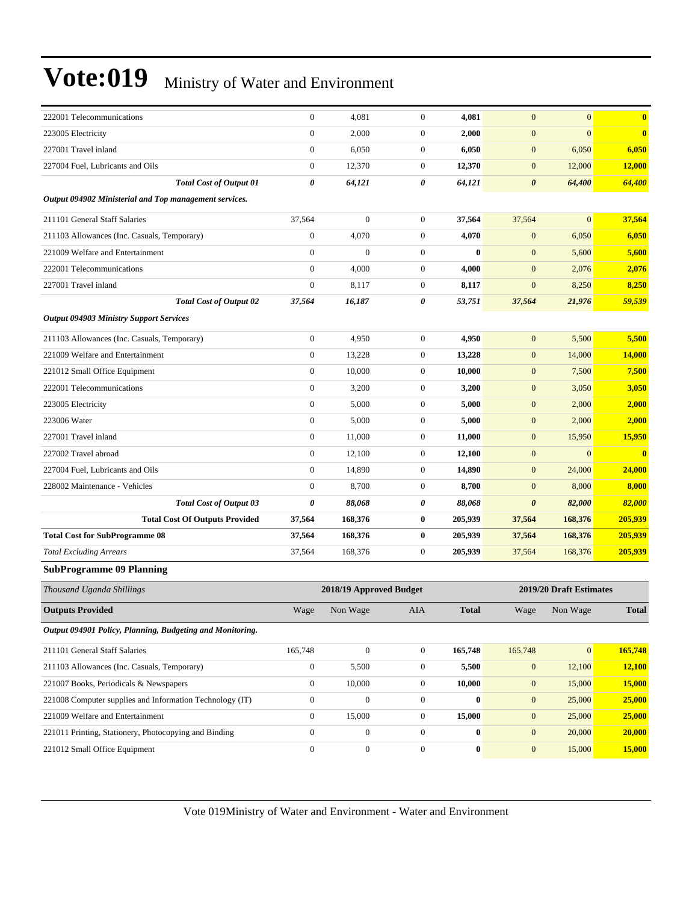# Vote:019 Ministry of Water and Environment

| | | | | | | | |
|---|---|---|---|---|---|---|---|
| 222001 Telecommunications | 0 | 4,081 | 0 | **4,081** | 0 | 0 | **0** |
| 223005 Electricity | 0 | 2,000 | 0 | **2,000** | 0 | 0 | **0** |
| 227001 Travel inland | 0 | 6,050 | 0 | **6,050** | 0 | 6,050 | **6,050** |
| 227004 Fuel, Lubricants and Oils | 0 | 12,370 | 0 | **12,370** | 0 | 12,000 | **12,000** |
| ***Total Cost of Output 01*** | ***0*** | ***64,121*** | ***0*** | ***64,121*** | ***0*** | ***64,400*** | ***64,400*** |
| ***Output 094902 Ministerial and Top management services.*** | | | | | | | |
| 211101 General Staff Salaries | 37,564 | 0 | 0 | **37,564** | 37,564 | 0 | **37,564** |
| 211103 Allowances (Inc. Casuals, Temporary) | 0 | 4,070 | 0 | **4,070** | 0 | 6,050 | **6,050** |
| 221009 Welfare and Entertainment | 0 | 0 | 0 | **0** | 0 | 5,600 | **5,600** |
| 222001 Telecommunications | 0 | 4,000 | 0 | **4,000** | 0 | 2,076 | **2,076** |
| 227001 Travel inland | 0 | 8,117 | 0 | **8,117** | 0 | 8,250 | **8,250** |
| ***Total Cost of Output 02*** | ***37,564*** | ***16,187*** | ***0*** | ***53,751*** | ***37,564*** | ***21,976*** | ***59,539*** |
| ***Output 094903 Ministry Support Services*** | | | | | | | |
| 211103 Allowances (Inc. Casuals, Temporary) | 0 | 4,950 | 0 | **4,950** | 0 | 5,500 | **5,500** |
| 221009 Welfare and Entertainment | 0 | 13,228 | 0 | **13,228** | 0 | 14,000 | **14,000** |
| 221012 Small Office Equipment | 0 | 10,000 | 0 | **10,000** | 0 | 7,500 | **7,500** |
| 222001 Telecommunications | 0 | 3,200 | 0 | **3,200** | 0 | 3,050 | **3,050** |
| 223005 Electricity | 0 | 5,000 | 0 | **5,000** | 0 | 2,000 | **2,000** |
| 223006 Water | 0 | 5,000 | 0 | **5,000** | 0 | 2,000 | **2,000** |
| 227001 Travel inland | 0 | 11,000 | 0 | **11,000** | 0 | 15,950 | **15,950** |
| 227002 Travel abroad | 0 | 12,100 | 0 | **12,100** | 0 | 0 | **0** |
| 227004 Fuel, Lubricants and Oils | 0 | 14,890 | 0 | **14,890** | 0 | 24,000 | **24,000** |
| 228002 Maintenance - Vehicles | 0 | 8,700 | 0 | **8,700** | 0 | 8,000 | **8,000** |
| ***Total Cost of Output 03*** | ***0*** | ***88,068*** | ***0*** | ***88,068*** | ***0*** | ***82,000*** | ***82,000*** |
| **Total Cost Of Outputs Provided** | **37,564** | **168,376** | **0** | **205,939** | **37,564** | **168,376** | **205,939** |
| **Total Cost for SubProgramme 08** | **37,564** | **168,376** | **0** | **205,939** | **37,564** | **168,376** | **205,939** |
| *Total Excluding Arrears* | 37,564 | 168,376 | 0 | **205,939** | 37,564 | 168,376 | **205,939** |

### SubProgramme 09 Planning

| *Thousand Uganda Shillings* | 2018/19 Approved Budget | | | | 2019/20 Draft Estimates | | |
|---|---|---|---|---|---|---|---|
| **Outputs Provided** | Wage | Non Wage | AIA | **Total** | Wage | Non Wage | **Total** |
| ***Output 094901 Policy, Planning, Budgeting and Monitoring.*** | | | | | | | |
| 211101 General Staff Salaries | 165,748 | 0 | 0 | **165,748** | 165,748 | 0 | **165,748** |
| 211103 Allowances (Inc. Casuals, Temporary) | 0 | 5,500 | 0 | **5,500** | 0 | 12,100 | **12,100** |
| 221007 Books, Periodicals & Newspapers | 0 | 10,000 | 0 | **10,000** | 0 | 15,000 | **15,000** |
| 221008 Computer supplies and Information Technology (IT) | 0 | 0 | 0 | **0** | 0 | 25,000 | **25,000** |
| 221009 Welfare and Entertainment | 0 | 15,000 | 0 | **15,000** | 0 | 25,000 | **25,000** |
| 221011 Printing, Stationery, Photocopying and Binding | 0 | 0 | 0 | **0** | 0 | 20,000 | **20,000** |
| 221012 Small Office Equipment | 0 | 0 | 0 | **0** | 0 | 15,000 | **15,000** |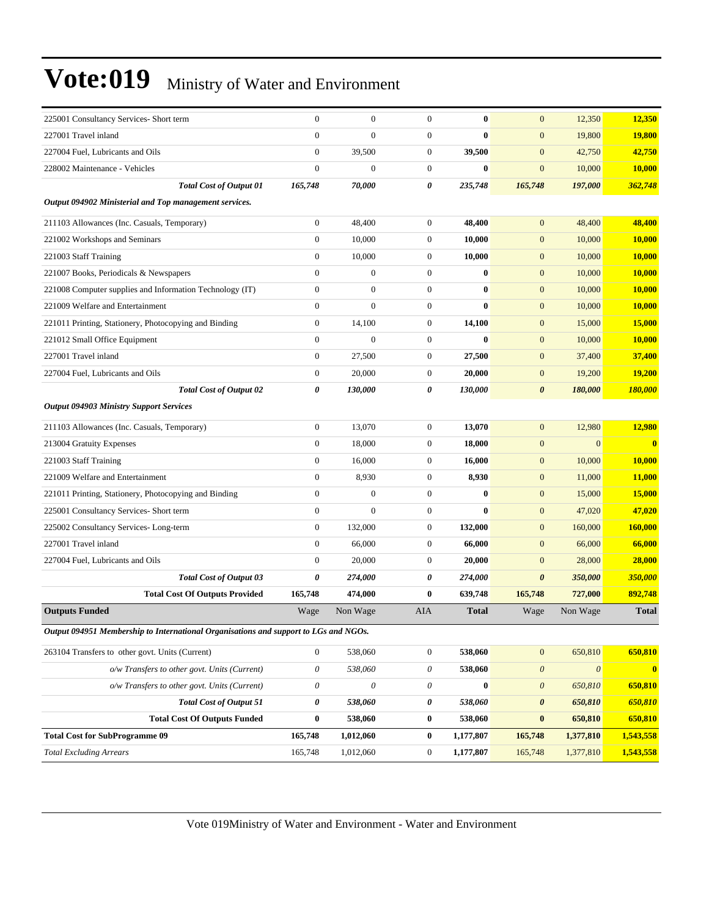# Vote:019 Ministry of Water and Environment

| | | | | | | | |
|---|---|---|---|---|---|---|---|
| 225001 Consultancy Services- Short term | 0 | 0 | 0 | **0** | 0 | 12,350 | **12,350** |
| 227001 Travel inland | 0 | 0 | 0 | **0** | 0 | 19,800 | **19,800** |
| 227004 Fuel, Lubricants and Oils | 0 | 39,500 | 0 | **39,500** | 0 | 42,750 | **42,750** |
| 228002 Maintenance - Vehicles | 0 | 0 | 0 | **0** | 0 | 10,000 | **10,000** |
| ***Total Cost of Output 01*** | ***165,748*** | ***70,000*** | ***0*** | ***235,748*** | ***165,748*** | ***197,000*** | ***362,748*** |
| ***Output 094902 Ministerial and Top management services.*** | | | | | | | |
| 211103 Allowances (Inc. Casuals, Temporary) | 0 | 48,400 | 0 | **48,400** | 0 | 48,400 | **48,400** |
| 221002 Workshops and Seminars | 0 | 10,000 | 0 | **10,000** | 0 | 10,000 | **10,000** |
| 221003 Staff Training | 0 | 10,000 | 0 | **10,000** | 0 | 10,000 | **10,000** |
| 221007 Books, Periodicals & Newspapers | 0 | 0 | 0 | **0** | 0 | 10,000 | **10,000** |
| 221008 Computer supplies and Information Technology (IT) | 0 | 0 | 0 | **0** | 0 | 10,000 | **10,000** |
| 221009 Welfare and Entertainment | 0 | 0 | 0 | **0** | 0 | 10,000 | **10,000** |
| 221011 Printing, Stationery, Photocopying and Binding | 0 | 14,100 | 0 | **14,100** | 0 | 15,000 | **15,000** |
| 221012 Small Office Equipment | 0 | 0 | 0 | **0** | 0 | 10,000 | **10,000** |
| 227001 Travel inland | 0 | 27,500 | 0 | **27,500** | 0 | 37,400 | **37,400** |
| 227004 Fuel, Lubricants and Oils | 0 | 20,000 | 0 | **20,000** | 0 | 19,200 | **19,200** |
| ***Total Cost of Output 02*** | ***0*** | ***130,000*** | ***0*** | ***130,000*** | ***0*** | ***180,000*** | ***180,000*** |
| ***Output 094903 Ministry Support Services*** | | | | | | | |
| 211103 Allowances (Inc. Casuals, Temporary) | 0 | 13,070 | 0 | **13,070** | 0 | 12,980 | **12,980** |
| 213004 Gratuity Expenses | 0 | 18,000 | 0 | **18,000** | 0 | 0 | **0** |
| 221003 Staff Training | 0 | 16,000 | 0 | **16,000** | 0 | 10,000 | **10,000** |
| 221009 Welfare and Entertainment | 0 | 8,930 | 0 | **8,930** | 0 | 11,000 | **11,000** |
| 221011 Printing, Stationery, Photocopying and Binding | 0 | 0 | 0 | **0** | 0 | 15,000 | **15,000** |
| 225001 Consultancy Services- Short term | 0 | 0 | 0 | **0** | 0 | 47,020 | **47,020** |
| 225002 Consultancy Services- Long-term | 0 | 132,000 | 0 | **132,000** | 0 | 160,000 | **160,000** |
| 227001 Travel inland | 0 | 66,000 | 0 | **66,000** | 0 | 66,000 | **66,000** |
| 227004 Fuel, Lubricants and Oils | 0 | 20,000 | 0 | **20,000** | 0 | 28,000 | **28,000** |
| ***Total Cost of Output 03*** | ***0*** | ***274,000*** | ***0*** | ***274,000*** | ***0*** | ***350,000*** | ***350,000*** |
| **Total Cost Of Outputs Provided** | **165,748** | **474,000** | **0** | **639,748** | **165,748** | **727,000** | **892,748** |
| **Outputs Funded** | Wage | Non Wage | AIA | **Total** | Wage | Non Wage | **Total** |
| ***Output 094951 Membership to International Organisations and support to LGs and NGOs.*** | | | | | | | |
| 263104 Transfers to other govt. Units (Current) | 0 | 538,060 | 0 | **538,060** | 0 | 650,810 | **650,810** |
| *o/w Transfers to other govt. Units (Current)* | *0* | *538,060* | *0* | **538,060** | *0* | *0* | **0** |
| *o/w Transfers to other govt. Units (Current)* | *0* | *0* | *0* | **0** | *0* | *650,810* | **650,810** |
| ***Total Cost of Output 51*** | ***0*** | ***538,060*** | ***0*** | ***538,060*** | ***0*** | ***650,810*** | ***650,810*** |
| **Total Cost Of Outputs Funded** | **0** | **538,060** | **0** | **538,060** | **0** | **650,810** | **650,810** |
| **Total Cost for SubProgramme 09** | **165,748** | **1,012,060** | **0** | **1,177,807** | **165,748** | **1,377,810** | **1,543,558** |
| *Total Excluding Arrears* | 165,748 | 1,012,060 | 0 | **1,177,807** | 165,748 | 1,377,810 | **1,543,558** |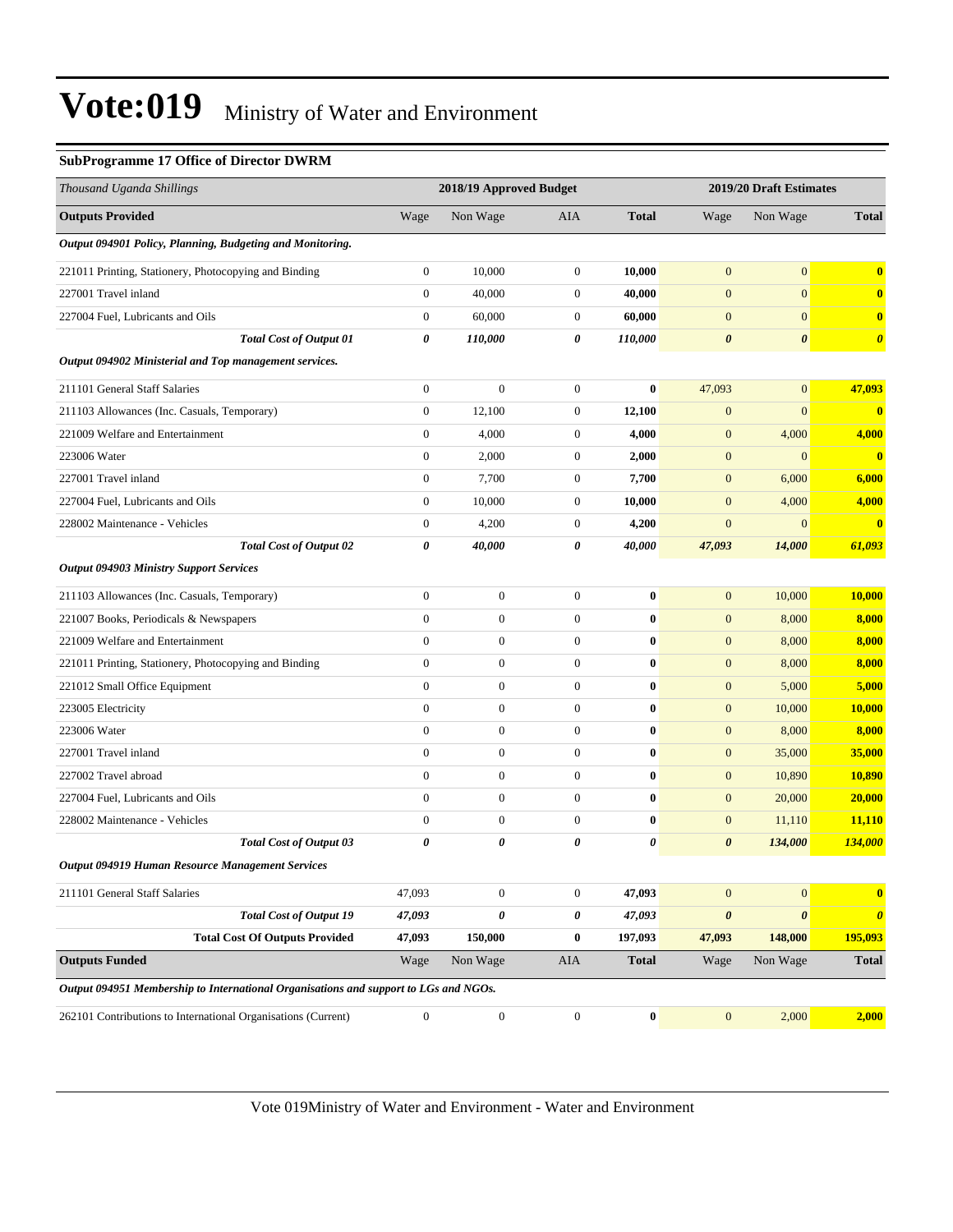# Vote:019 Ministry of Water and Environment

**SubProgramme 17 Office of Director DWRM**

| *Thousand Uganda Shillings* | 2018/19 Approved Budget | | | | 2019/20 Draft Estimates | | |
|---|---|---|---|---|---|---|---|
| **Outputs Provided** | Wage | Non Wage | AIA | **Total** | Wage | Non Wage | **Total** |
| ***Output 094901 Policy, Planning, Budgeting and Monitoring.*** | | | | | | | |
| 221011 Printing, Stationery, Photocopying and Binding | 0 | 10,000 | 0 | **10,000** | 0 | 0 | **0** |
| 227001 Travel inland | 0 | 40,000 | 0 | **40,000** | 0 | 0 | **0** |
| 227004 Fuel, Lubricants and Oils | 0 | 60,000 | 0 | **60,000** | 0 | 0 | **0** |
| ***Total Cost of Output 01*** | ***0*** | ***110,000*** | ***0*** | ***110,000*** | ***0*** | ***0*** | ***0*** |
| ***Output 094902 Ministerial and Top management services.*** | | | | | | | |
| 211101 General Staff Salaries | 0 | 0 | 0 | **0** | 47,093 | 0 | **47,093** |
| 211103 Allowances (Inc. Casuals, Temporary) | 0 | 12,100 | 0 | **12,100** | 0 | 0 | **0** |
| 221009 Welfare and Entertainment | 0 | 4,000 | 0 | **4,000** | 0 | 4,000 | **4,000** |
| 223006 Water | 0 | 2,000 | 0 | **2,000** | 0 | 0 | **0** |
| 227001 Travel inland | 0 | 7,700 | 0 | **7,700** | 0 | 6,000 | **6,000** |
| 227004 Fuel, Lubricants and Oils | 0 | 10,000 | 0 | **10,000** | 0 | 4,000 | **4,000** |
| 228002 Maintenance - Vehicles | 0 | 4,200 | 0 | **4,200** | 0 | 0 | **0** |
| ***Total Cost of Output 02*** | ***0*** | ***40,000*** | ***0*** | ***40,000*** | ***47,093*** | ***14,000*** | ***61,093*** |
| ***Output 094903 Ministry Support Services*** | | | | | | | |
| 211103 Allowances (Inc. Casuals, Temporary) | 0 | 0 | 0 | **0** | 0 | 10,000 | **10,000** |
| 221007 Books, Periodicals & Newspapers | 0 | 0 | 0 | **0** | 0 | 8,000 | **8,000** |
| 221009 Welfare and Entertainment | 0 | 0 | 0 | **0** | 0 | 8,000 | **8,000** |
| 221011 Printing, Stationery, Photocopying and Binding | 0 | 0 | 0 | **0** | 0 | 8,000 | **8,000** |
| 221012 Small Office Equipment | 0 | 0 | 0 | **0** | 0 | 5,000 | **5,000** |
| 223005 Electricity | 0 | 0 | 0 | **0** | 0 | 10,000 | **10,000** |
| 223006 Water | 0 | 0 | 0 | **0** | 0 | 8,000 | **8,000** |
| 227001 Travel inland | 0 | 0 | 0 | **0** | 0 | 35,000 | **35,000** |
| 227002 Travel abroad | 0 | 0 | 0 | **0** | 0 | 10,890 | **10,890** |
| 227004 Fuel, Lubricants and Oils | 0 | 0 | 0 | **0** | 0 | 20,000 | **20,000** |
| 228002 Maintenance - Vehicles | 0 | 0 | 0 | **0** | 0 | 11,110 | **11,110** |
| ***Total Cost of Output 03*** | ***0*** | ***0*** | ***0*** | ***0*** | ***0*** | ***134,000*** | ***134,000*** |
| ***Output 094919 Human Resource Management Services*** | | | | | | | |
| 211101 General Staff Salaries | 47,093 | 0 | 0 | **47,093** | 0 | 0 | **0** |
| ***Total Cost of Output 19*** | ***47,093*** | ***0*** | ***0*** | ***47,093*** | ***0*** | ***0*** | ***0*** |
| **Total Cost Of Outputs Provided** | **47,093** | **150,000** | **0** | **197,093** | **47,093** | **148,000** | **195,093** |
| **Outputs Funded** | Wage | Non Wage | AIA | **Total** | Wage | Non Wage | **Total** |
| ***Output 094951 Membership to International Organisations and support to LGs and NGOs.*** | | | | | | | |
| 262101 Contributions to International Organisations (Current) | 0 | 0 | 0 | **0** | 0 | 2,000 | **2,000** |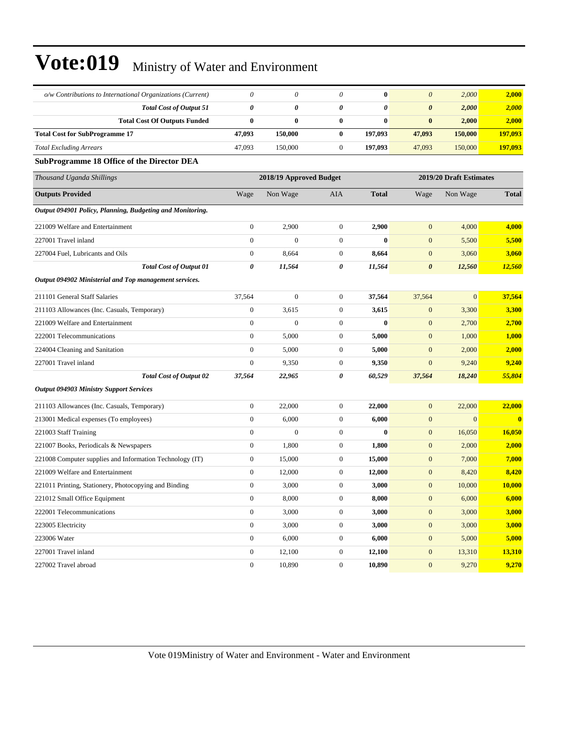| | | | | | | | |
|---|---|---|---|---|---|---|---|
| *o/w Contributions to International Organizations (Current)* | *0* | *0* | *0* | **0** | *0* | *2,000* | **2,000** |
| ***Total Cost of Output 51*** | ***0*** | ***0*** | ***0*** | ***0*** | ***0*** | ***2,000*** | ***2,000*** |
| **Total Cost Of Outputs Funded** | **0** | **0** | **0** | **0** | **0** | **2,000** | **2,000** |
| **Total Cost for SubProgramme 17** | **47,093** | **150,000** | **0** | **197,093** | **47,093** | **150,000** | **197,093** |
| *Total Excluding Arrears* | 47,093 | 150,000 | 0 | **197,093** | 47,093 | 150,000 | **197,093** |

### SubProgramme 18 Office of the Director DEA

| *Thousand Uganda Shillings* | 2018/19 Approved Budget | | | | 2019/20 Draft Estimates | | |
|---|---|---|---|---|---|---|---|
| **Outputs Provided** | Wage | Non Wage | AIA | **Total** | Wage | Non Wage | **Total** |
| ***Output 094901 Policy, Planning, Budgeting and Monitoring.*** | | | | | | | |
| 221009 Welfare and Entertainment | 0 | 2,900 | 0 | **2,900** | 0 | 4,000 | **4,000** |
| 227001 Travel inland | 0 | 0 | 0 | **0** | 0 | 5,500 | **5,500** |
| 227004 Fuel, Lubricants and Oils | 0 | 8,664 | 0 | **8,664** | 0 | 3,060 | **3,060** |
| ***Total Cost of Output 01*** | ***0*** | ***11,564*** | ***0*** | ***11,564*** | ***0*** | ***12,560*** | ***12,560*** |
| ***Output 094902 Ministerial and Top management services.*** | | | | | | | |
| 211101 General Staff Salaries | 37,564 | 0 | 0 | **37,564** | 37,564 | 0 | **37,564** |
| 211103 Allowances (Inc. Casuals, Temporary) | 0 | 3,615 | 0 | **3,615** | 0 | 3,300 | **3,300** |
| 221009 Welfare and Entertainment | 0 | 0 | 0 | **0** | 0 | 2,700 | **2,700** |
| 222001 Telecommunications | 0 | 5,000 | 0 | **5,000** | 0 | 1,000 | **1,000** |
| 224004 Cleaning and Sanitation | 0 | 5,000 | 0 | **5,000** | 0 | 2,000 | **2,000** |
| 227001 Travel inland | 0 | 9,350 | 0 | **9,350** | 0 | 9,240 | **9,240** |
| ***Total Cost of Output 02*** | ***37,564*** | ***22,965*** | ***0*** | ***60,529*** | ***37,564*** | ***18,240*** | ***55,804*** |
| ***Output 094903 Ministry Support Services*** | | | | | | | |
| 211103 Allowances (Inc. Casuals, Temporary) | 0 | 22,000 | 0 | **22,000** | 0 | 22,000 | **22,000** |
| 213001 Medical expenses (To employees) | 0 | 6,000 | 0 | **6,000** | 0 | 0 | **0** |
| 221003 Staff Training | 0 | 0 | 0 | **0** | 0 | 16,050 | **16,050** |
| 221007 Books, Periodicals & Newspapers | 0 | 1,800 | 0 | **1,800** | 0 | 2,000 | **2,000** |
| 221008 Computer supplies and Information Technology (IT) | 0 | 15,000 | 0 | **15,000** | 0 | 7,000 | **7,000** |
| 221009 Welfare and Entertainment | 0 | 12,000 | 0 | **12,000** | 0 | 8,420 | **8,420** |
| 221011 Printing, Stationery, Photocopying and Binding | 0 | 3,000 | 0 | **3,000** | 0 | 10,000 | **10,000** |
| 221012 Small Office Equipment | 0 | 8,000 | 0 | **8,000** | 0 | 6,000 | **6,000** |
| 222001 Telecommunications | 0 | 3,000 | 0 | **3,000** | 0 | 3,000 | **3,000** |
| 223005 Electricity | 0 | 3,000 | 0 | **3,000** | 0 | 3,000 | **3,000** |
| 223006 Water | 0 | 6,000 | 0 | **6,000** | 0 | 5,000 | **5,000** |
| 227001 Travel inland | 0 | 12,100 | 0 | **12,100** | 0 | 13,310 | **13,310** |
| 227002 Travel abroad | 0 | 10,890 | 0 | **10,890** | 0 | 9,270 | **9,270** |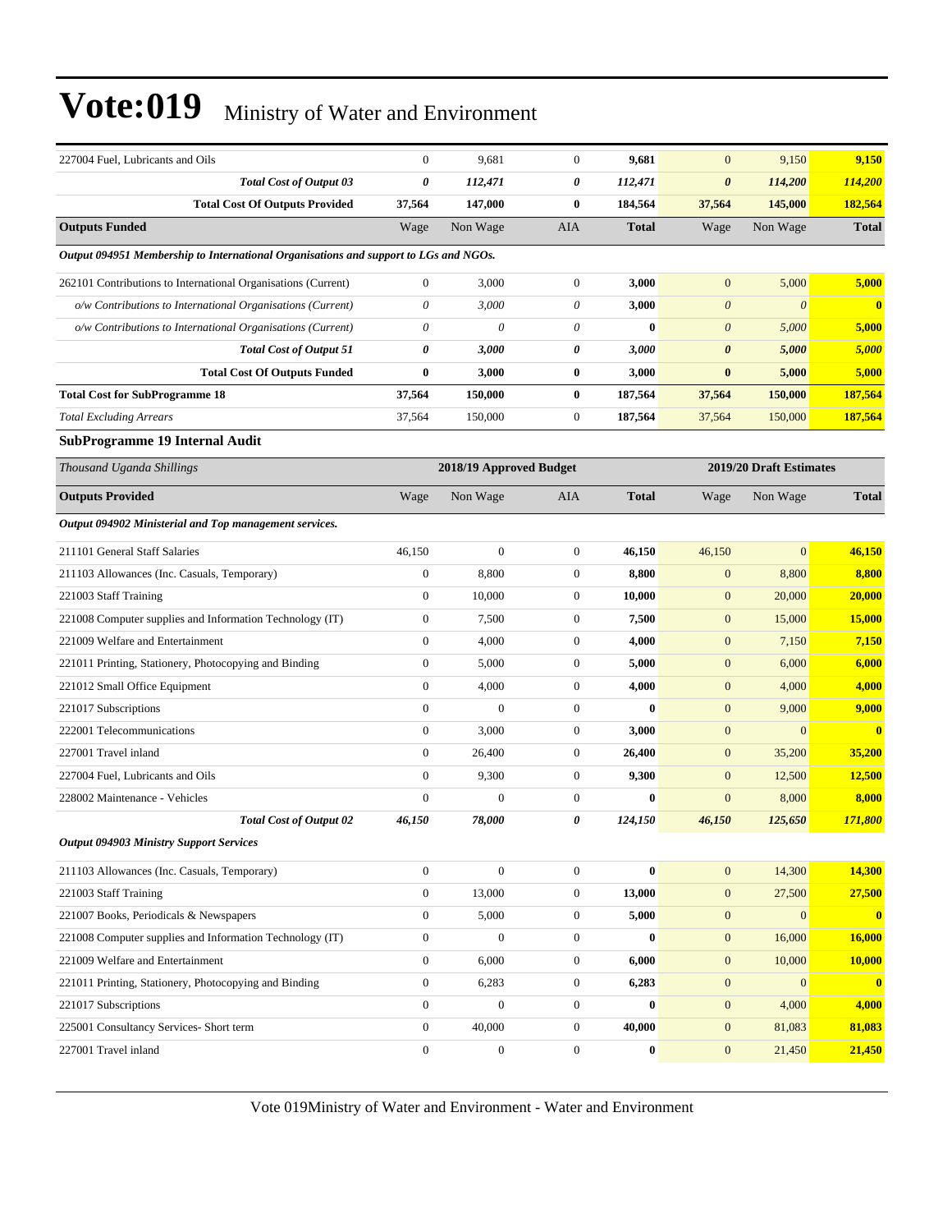# Vote:019 Ministry of Water and Environment

| | | | | | | | |
|---|---|---|---|---|---|---|---|
| 227004 Fuel, Lubricants and Oils | 0 | 9,681 | 0 | **9,681** | 0 | 9,150 | **9,150** |
| ***Total Cost of Output 03*** | ***0*** | ***112,471*** | ***0*** | ***112,471*** | ***0*** | ***114,200*** | ***114,200*** |
| **Total Cost Of Outputs Provided** | **37,564** | **147,000** | **0** | **184,564** | **37,564** | **145,000** | **182,564** |
| **Outputs Funded** | Wage | Non Wage | AIA | **Total** | Wage | Non Wage | **Total** |
| ***Output 094951 Membership to International Organisations and support to LGs and NGOs.*** | | | | | | | |
| 262101 Contributions to International Organisations (Current) | 0 | 3,000 | 0 | **3,000** | 0 | 5,000 | **5,000** |
| *o/w Contributions to International Organisations (Current)* | *0* | *3,000* | *0* | **3,000** | *0* | *0* | **0** |
| *o/w Contributions to International Organisations (Current)* | *0* | *0* | *0* | **0** | *0* | *5,000* | **5,000** |
| ***Total Cost of Output 51*** | ***0*** | ***3,000*** | ***0*** | ***3,000*** | ***0*** | ***5,000*** | ***5,000*** |
| **Total Cost Of Outputs Funded** | **0** | **3,000** | **0** | **3,000** | **0** | **5,000** | **5,000** |
| **Total Cost for SubProgramme 18** | **37,564** | **150,000** | **0** | **187,564** | **37,564** | **150,000** | **187,564** |
| *Total Excluding Arrears* | 37,564 | 150,000 | 0 | **187,564** | 37,564 | 150,000 | **187,564** |

### SubProgramme 19 Internal Audit

| *Thousand Uganda Shillings* | 2018/19 Approved Budget | | | | 2019/20 Draft Estimates | | |
|---|---|---|---|---|---|---|---|
| **Outputs Provided** | Wage | Non Wage | AIA | **Total** | Wage | Non Wage | **Total** |
| ***Output 094902 Ministerial and Top management services.*** | | | | | | | |
| 211101 General Staff Salaries | 46,150 | 0 | 0 | **46,150** | 46,150 | 0 | **46,150** |
| 211103 Allowances (Inc. Casuals, Temporary) | 0 | 8,800 | 0 | **8,800** | 0 | 8,800 | **8,800** |
| 221003 Staff Training | 0 | 10,000 | 0 | **10,000** | 0 | 20,000 | **20,000** |
| 221008 Computer supplies and Information Technology (IT) | 0 | 7,500 | 0 | **7,500** | 0 | 15,000 | **15,000** |
| 221009 Welfare and Entertainment | 0 | 4,000 | 0 | **4,000** | 0 | 7,150 | **7,150** |
| 221011 Printing, Stationery, Photocopying and Binding | 0 | 5,000 | 0 | **5,000** | 0 | 6,000 | **6,000** |
| 221012 Small Office Equipment | 0 | 4,000 | 0 | **4,000** | 0 | 4,000 | **4,000** |
| 221017 Subscriptions | 0 | 0 | 0 | **0** | 0 | 9,000 | **9,000** |
| 222001 Telecommunications | 0 | 3,000 | 0 | **3,000** | 0 | 0 | **0** |
| 227001 Travel inland | 0 | 26,400 | 0 | **26,400** | 0 | 35,200 | **35,200** |
| 227004 Fuel, Lubricants and Oils | 0 | 9,300 | 0 | **9,300** | 0 | 12,500 | **12,500** |
| 228002 Maintenance - Vehicles | 0 | 0 | 0 | **0** | 0 | 8,000 | **8,000** |
| ***Total Cost of Output 02*** | ***46,150*** | ***78,000*** | ***0*** | ***124,150*** | ***46,150*** | ***125,650*** | ***171,800*** |
| ***Output 094903 Ministry Support Services*** | | | | | | | |
| 211103 Allowances (Inc. Casuals, Temporary) | 0 | 0 | 0 | **0** | 0 | 14,300 | **14,300** |
| 221003 Staff Training | 0 | 13,000 | 0 | **13,000** | 0 | 27,500 | **27,500** |
| 221007 Books, Periodicals & Newspapers | 0 | 5,000 | 0 | **5,000** | 0 | 0 | **0** |
| 221008 Computer supplies and Information Technology (IT) | 0 | 0 | 0 | **0** | 0 | 16,000 | **16,000** |
| 221009 Welfare and Entertainment | 0 | 6,000 | 0 | **6,000** | 0 | 10,000 | **10,000** |
| 221011 Printing, Stationery, Photocopying and Binding | 0 | 6,283 | 0 | **6,283** | 0 | 0 | **0** |
| 221017 Subscriptions | 0 | 0 | 0 | **0** | 0 | 4,000 | **4,000** |
| 225001 Consultancy Services- Short term | 0 | 40,000 | 0 | **40,000** | 0 | 81,083 | **81,083** |
| 227001 Travel inland | 0 | 0 | 0 | **0** | 0 | 21,450 | **21,450** |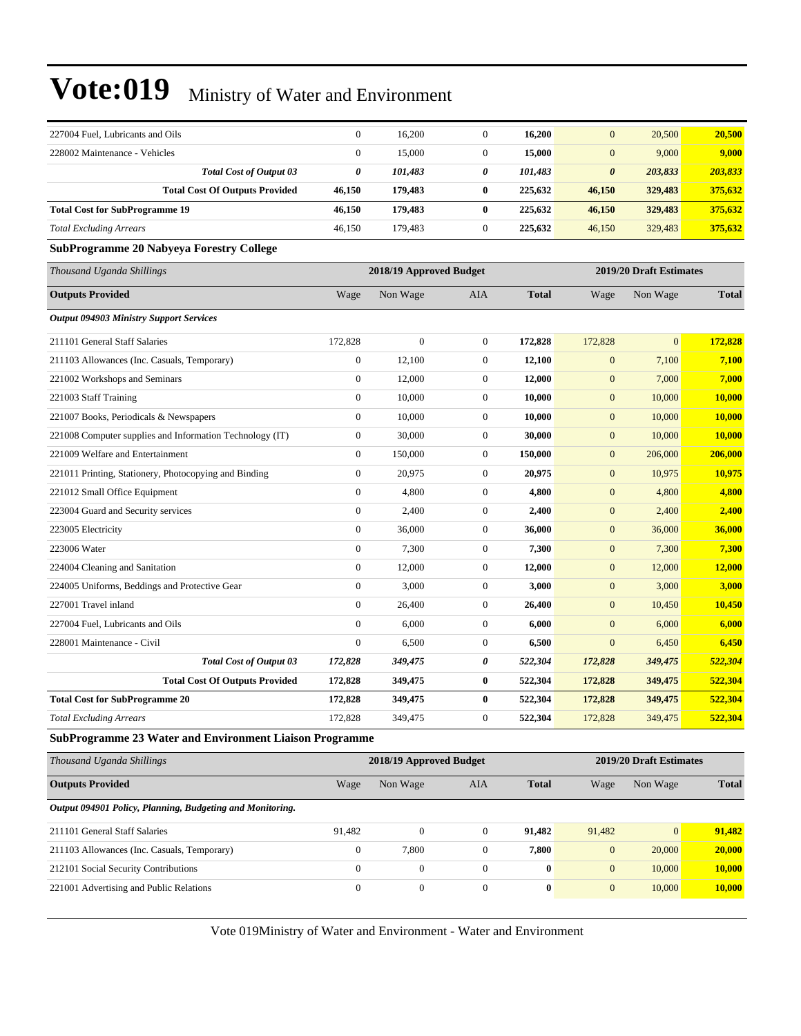| | | | | | | | |
|---|---|---|---|---|---|---|---|
| 227004 Fuel, Lubricants and Oils | 0 | 16,200 | 0 | **16,200** | 0 | 20,500 | **20,500** |
| 228002 Maintenance - Vehicles | 0 | 15,000 | 0 | **15,000** | 0 | 9,000 | **9,000** |
| ***Total Cost of Output 03*** | ***0*** | ***101,483*** | ***0*** | ***101,483*** | ***0*** | ***203,833*** | ***203,833*** |
| **Total Cost Of Outputs Provided** | **46,150** | **179,483** | **0** | **225,632** | **46,150** | **329,483** | **375,632** |
| **Total Cost for SubProgramme 19** | **46,150** | **179,483** | **0** | **225,632** | **46,150** | **329,483** | **375,632** |
| *Total Excluding Arrears* | 46,150 | 179,483 | 0 | 225,632 | 46,150 | 329,483 | **375,632** |

**SubProgramme 20 Nabyeya Forestry College**

| *Thousand Uganda Shillings* | 2018/19 Approved Budget | | | | 2019/20 Draft Estimates | | |
|---|---|---|---|---|---|---|---|
| **Outputs Provided** | Wage | Non Wage | AIA | **Total** | Wage | Non Wage | **Total** |
| ***Output 094903 Ministry Support Services*** | | | | | | | |
| 211101 General Staff Salaries | 172,828 | 0 | 0 | **172,828** | 172,828 | 0 | **172,828** |
| 211103 Allowances (Inc. Casuals, Temporary) | 0 | 12,100 | 0 | **12,100** | 0 | 7,100 | **7,100** |
| 221002 Workshops and Seminars | 0 | 12,000 | 0 | **12,000** | 0 | 7,000 | **7,000** |
| 221003 Staff Training | 0 | 10,000 | 0 | **10,000** | 0 | 10,000 | **10,000** |
| 221007 Books, Periodicals & Newspapers | 0 | 10,000 | 0 | **10,000** | 0 | 10,000 | **10,000** |
| 221008 Computer supplies and Information Technology (IT) | 0 | 30,000 | 0 | **30,000** | 0 | 10,000 | **10,000** |
| 221009 Welfare and Entertainment | 0 | 150,000 | 0 | **150,000** | 0 | 206,000 | **206,000** |
| 221011 Printing, Stationery, Photocopying and Binding | 0 | 20,975 | 0 | **20,975** | 0 | 10,975 | **10,975** |
| 221012 Small Office Equipment | 0 | 4,800 | 0 | **4,800** | 0 | 4,800 | **4,800** |
| 223004 Guard and Security services | 0 | 2,400 | 0 | **2,400** | 0 | 2,400 | **2,400** |
| 223005 Electricity | 0 | 36,000 | 0 | **36,000** | 0 | 36,000 | **36,000** |
| 223006 Water | 0 | 7,300 | 0 | **7,300** | 0 | 7,300 | **7,300** |
| 224004 Cleaning and Sanitation | 0 | 12,000 | 0 | **12,000** | 0 | 12,000 | **12,000** |
| 224005 Uniforms, Beddings and Protective Gear | 0 | 3,000 | 0 | **3,000** | 0 | 3,000 | **3,000** |
| 227001 Travel inland | 0 | 26,400 | 0 | **26,400** | 0 | 10,450 | **10,450** |
| 227004 Fuel, Lubricants and Oils | 0 | 6,000 | 0 | **6,000** | 0 | 6,000 | **6,000** |
| 228001 Maintenance - Civil | 0 | 6,500 | 0 | **6,500** | 0 | 6,450 | **6,450** |
| ***Total Cost of Output 03*** | ***172,828*** | ***349,475*** | ***0*** | ***522,304*** | ***172,828*** | ***349,475*** | ***522,304*** |
| **Total Cost Of Outputs Provided** | **172,828** | **349,475** | **0** | **522,304** | **172,828** | **349,475** | **522,304** |
| **Total Cost for SubProgramme 20** | **172,828** | **349,475** | **0** | **522,304** | **172,828** | **349,475** | **522,304** |
| *Total Excluding Arrears* | 172,828 | 349,475 | 0 | **522,304** | 172,828 | 349,475 | **522,304** |

**SubProgramme 23 Water and Environment Liaison Programme**

| *Thousand Uganda Shillings* | 2018/19 Approved Budget | | | | 2019/20 Draft Estimates | | |
|---|---|---|---|---|---|---|---|
| **Outputs Provided** | Wage | Non Wage | AIA | **Total** | Wage | Non Wage | **Total** |
| ***Output 094901 Policy, Planning, Budgeting and Monitoring.*** | | | | | | | |
| 211101 General Staff Salaries | 91,482 | 0 | 0 | **91,482** | 91,482 | 0 | **91,482** |
| 211103 Allowances (Inc. Casuals, Temporary) | 0 | 7,800 | 0 | **7,800** | 0 | 20,000 | **20,000** |
| 212101 Social Security Contributions | 0 | 0 | 0 | **0** | 0 | 10,000 | **10,000** |
| 221001 Advertising and Public Relations | 0 | 0 | 0 | **0** | 0 | 10,000 | **10,000** |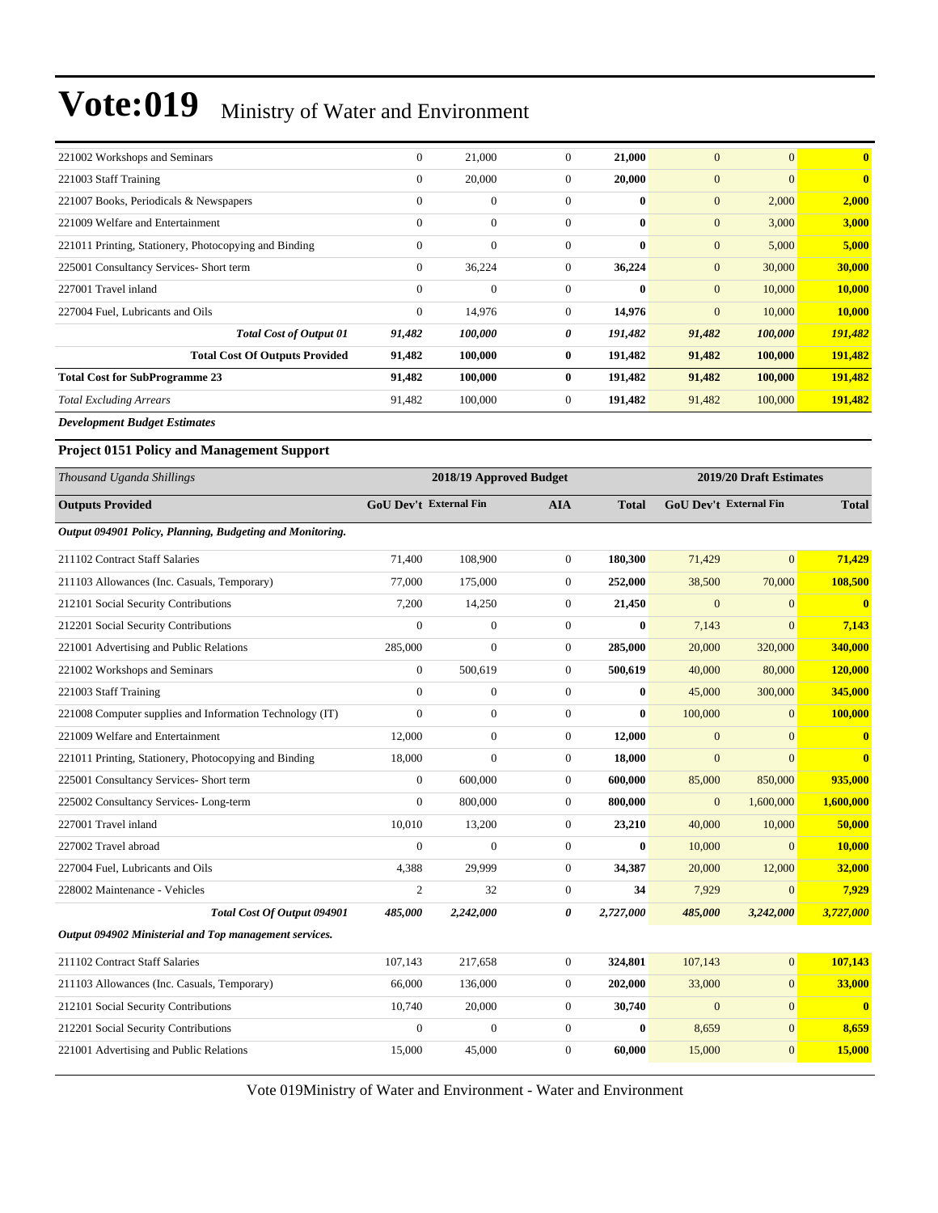| | | | | | | | |
|---|---|---|---|---|---|---|---|
| 221002 Workshops and Seminars | 0 | 21,000 | 0 | **21,000** | 0 | 0 | **0** |
| 221003 Staff Training | 0 | 20,000 | 0 | **20,000** | 0 | 0 | **0** |
| 221007 Books, Periodicals & Newspapers | 0 | 0 | 0 | **0** | 0 | 2,000 | **2,000** |
| 221009 Welfare and Entertainment | 0 | 0 | 0 | **0** | 0 | 3,000 | **3,000** |
| 221011 Printing, Stationery, Photocopying and Binding | 0 | 0 | 0 | **0** | 0 | 5,000 | **5,000** |
| 225001 Consultancy Services- Short term | 0 | 36,224 | 0 | **36,224** | 0 | 30,000 | **30,000** |
| 227001 Travel inland | 0 | 0 | 0 | **0** | 0 | 10,000 | **10,000** |
| 227004 Fuel, Lubricants and Oils | 0 | 14,976 | 0 | **14,976** | 0 | 10,000 | **10,000** |
| ***Total Cost of Output 01*** | ***91,482*** | ***100,000*** | ***0*** | ***191,482*** | ***91,482*** | ***100,000*** | ***191,482*** |
| **Total Cost Of Outputs Provided** | **91,482** | **100,000** | **0** | **191,482** | **91,482** | **100,000** | **191,482** |
| **Total Cost for SubProgramme 23** | **91,482** | **100,000** | **0** | **191,482** | **91,482** | **100,000** | **191,482** |
| *Total Excluding Arrears* | 91,482 | 100,000 | 0 | **191,482** | 91,482 | 100,000 | **191,482** |

***Development Budget Estimates***

**Project 0151 Policy and Management Support**

| *Thousand Uganda Shillings* | 2018/19 Approved Budget | | | | 2019/20 Draft Estimates | | |
|---|---|---|---|---|---|---|---|
| **Outputs Provided** | **GoU Dev't** | **External Fin** | **AIA** | **Total** | **GoU Dev't** | **External Fin** | **Total** |
| ***Output 094901 Policy, Planning, Budgeting and Monitoring.*** | | | | | | | |
| 211102 Contract Staff Salaries | 71,400 | 108,900 | 0 | **180,300** | 71,429 | 0 | **71,429** |
| 211103 Allowances (Inc. Casuals, Temporary) | 77,000 | 175,000 | 0 | **252,000** | 38,500 | 70,000 | **108,500** |
| 212101 Social Security Contributions | 7,200 | 14,250 | 0 | **21,450** | 0 | 0 | **0** |
| 212201 Social Security Contributions | 0 | 0 | 0 | **0** | 7,143 | 0 | **7,143** |
| 221001 Advertising and Public Relations | 285,000 | 0 | 0 | **285,000** | 20,000 | 320,000 | **340,000** |
| 221002 Workshops and Seminars | 0 | 500,619 | 0 | **500,619** | 40,000 | 80,000 | **120,000** |
| 221003 Staff Training | 0 | 0 | 0 | **0** | 45,000 | 300,000 | **345,000** |
| 221008 Computer supplies and Information Technology (IT) | 0 | 0 | 0 | **0** | 100,000 | 0 | **100,000** |
| 221009 Welfare and Entertainment | 12,000 | 0 | 0 | **12,000** | 0 | 0 | **0** |
| 221011 Printing, Stationery, Photocopying and Binding | 18,000 | 0 | 0 | **18,000** | 0 | 0 | **0** |
| 225001 Consultancy Services- Short term | 0 | 600,000 | 0 | **600,000** | 85,000 | 850,000 | **935,000** |
| 225002 Consultancy Services- Long-term | 0 | 800,000 | 0 | **800,000** | 0 | 1,600,000 | **1,600,000** |
| 227001 Travel inland | 10,010 | 13,200 | 0 | **23,210** | 40,000 | 10,000 | **50,000** |
| 227002 Travel abroad | 0 | 0 | 0 | **0** | 10,000 | 0 | **10,000** |
| 227004 Fuel, Lubricants and Oils | 4,388 | 29,999 | 0 | **34,387** | 20,000 | 12,000 | **32,000** |
| 228002 Maintenance - Vehicles | 2 | 32 | 0 | **34** | 7,929 | 0 | **7,929** |
| ***Total Cost Of Output 094901*** | ***485,000*** | ***2,242,000*** | ***0*** | ***2,727,000*** | ***485,000*** | ***3,242,000*** | ***3,727,000*** |
| ***Output 094902 Ministerial and Top management services.*** | | | | | | | |
| 211102 Contract Staff Salaries | 107,143 | 217,658 | 0 | **324,801** | 107,143 | 0 | **107,143** |
| 211103 Allowances (Inc. Casuals, Temporary) | 66,000 | 136,000 | 0 | **202,000** | 33,000 | 0 | **33,000** |
| 212101 Social Security Contributions | 10,740 | 20,000 | 0 | **30,740** | 0 | 0 | **0** |
| 212201 Social Security Contributions | 0 | 0 | 0 | **0** | 8,659 | 0 | **8,659** |
| 221001 Advertising and Public Relations | 15,000 | 45,000 | 0 | **60,000** | 15,000 | 0 | **15,000** |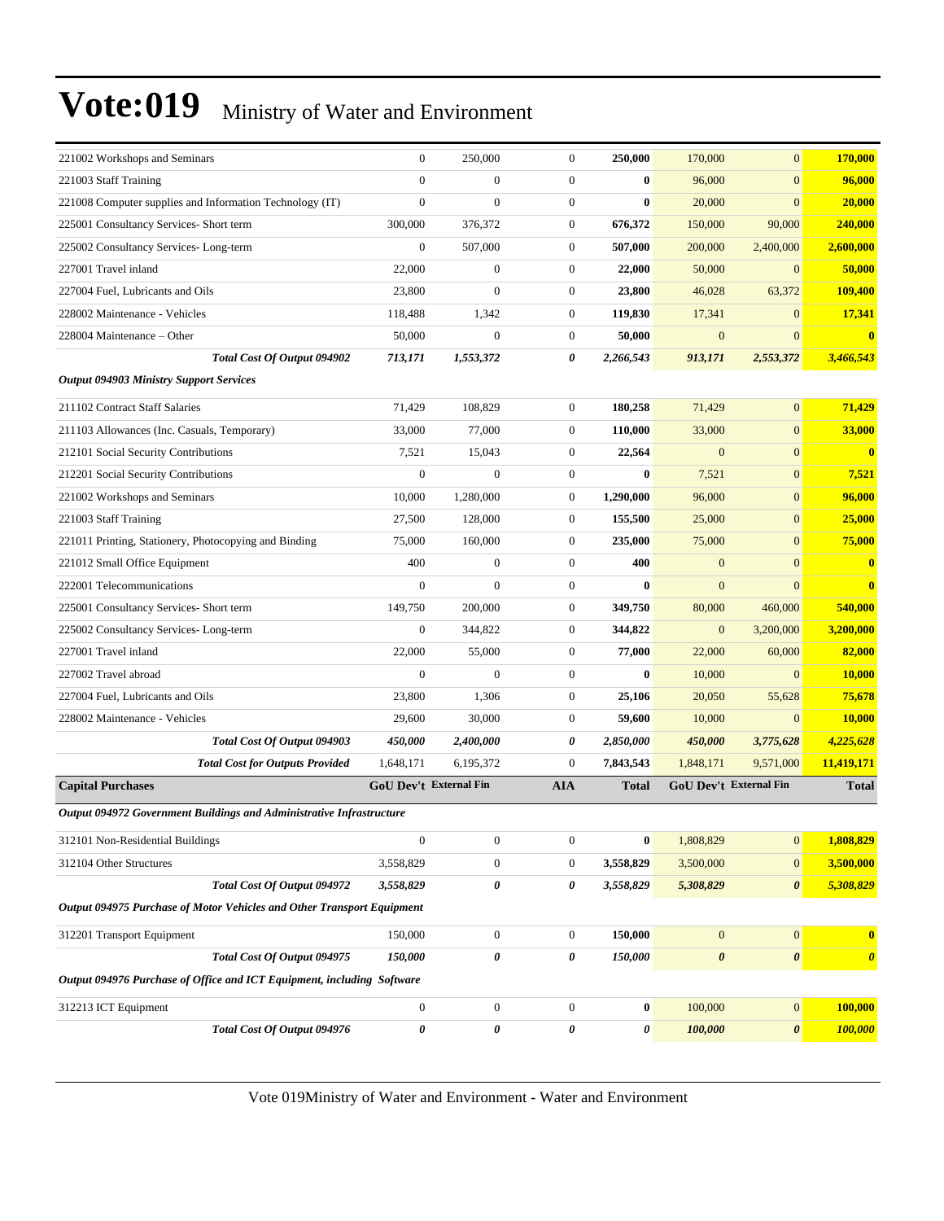# Vote:019 Ministry of Water and Environment

| | | | | | | | |
|---|---|---|---|---|---|---|---|
| 221002 Workshops and Seminars | 0 | 250,000 | 0 | **250,000** | 170,000 | 0 | **170,000** |
| 221003 Staff Training | 0 | 0 | 0 | **0** | 96,000 | 0 | **96,000** |
| 221008 Computer supplies and Information Technology (IT) | 0 | 0 | 0 | **0** | 20,000 | 0 | **20,000** |
| 225001 Consultancy Services- Short term | 300,000 | 376,372 | 0 | **676,372** | 150,000 | 90,000 | **240,000** |
| 225002 Consultancy Services- Long-term | 0 | 507,000 | 0 | **507,000** | 200,000 | 2,400,000 | **2,600,000** |
| 227001 Travel inland | 22,000 | 0 | 0 | **22,000** | 50,000 | 0 | **50,000** |
| 227004 Fuel, Lubricants and Oils | 23,800 | 0 | 0 | **23,800** | 46,028 | 63,372 | **109,400** |
| 228002 Maintenance - Vehicles | 118,488 | 1,342 | 0 | **119,830** | 17,341 | 0 | **17,341** |
| 228004 Maintenance – Other | 50,000 | 0 | 0 | **50,000** | 0 | 0 | **0** |
| ***Total Cost Of Output 094902*** | ***713,171*** | ***1,553,372*** | ***0*** | ***2,266,543*** | ***913,171*** | ***2,553,372*** | ***3,466,543*** |
| ***Output 094903 Ministry Support Services*** | | | | | | | |
| 211102 Contract Staff Salaries | 71,429 | 108,829 | 0 | **180,258** | 71,429 | 0 | **71,429** |
| 211103 Allowances (Inc. Casuals, Temporary) | 33,000 | 77,000 | 0 | **110,000** | 33,000 | 0 | **33,000** |
| 212101 Social Security Contributions | 7,521 | 15,043 | 0 | **22,564** | 0 | 0 | **0** |
| 212201 Social Security Contributions | 0 | 0 | 0 | **0** | 7,521 | 0 | **7,521** |
| 221002 Workshops and Seminars | 10,000 | 1,280,000 | 0 | **1,290,000** | 96,000 | 0 | **96,000** |
| 221003 Staff Training | 27,500 | 128,000 | 0 | **155,500** | 25,000 | 0 | **25,000** |
| 221011 Printing, Stationery, Photocopying and Binding | 75,000 | 160,000 | 0 | **235,000** | 75,000 | 0 | **75,000** |
| 221012 Small Office Equipment | 400 | 0 | 0 | **400** | 0 | 0 | **0** |
| 222001 Telecommunications | 0 | 0 | 0 | **0** | 0 | 0 | **0** |
| 225001 Consultancy Services- Short term | 149,750 | 200,000 | 0 | **349,750** | 80,000 | 460,000 | **540,000** |
| 225002 Consultancy Services- Long-term | 0 | 344,822 | 0 | **344,822** | 0 | 3,200,000 | **3,200,000** |
| 227001 Travel inland | 22,000 | 55,000 | 0 | **77,000** | 22,000 | 60,000 | **82,000** |
| 227002 Travel abroad | 0 | 0 | 0 | **0** | 10,000 | 0 | **10,000** |
| 227004 Fuel, Lubricants and Oils | 23,800 | 1,306 | 0 | **25,106** | 20,050 | 55,628 | **75,678** |
| 228002 Maintenance - Vehicles | 29,600 | 30,000 | 0 | **59,600** | 10,000 | 0 | **10,000** |
| ***Total Cost Of Output 094903*** | ***450,000*** | ***2,400,000*** | ***0*** | ***2,850,000*** | ***450,000*** | ***3,775,628*** | ***4,225,628*** |
| ***Total Cost for Outputs Provided*** | 1,648,171 | 6,195,372 | 0 | 7,843,543 | 1,848,171 | 9,571,000 | 11,419,171 |
| **Capital Purchases** | **GoU Dev't** | **External Fin** | **AIA** | **Total** | **GoU Dev't** | **External Fin** | **Total** |
| ***Output 094972 Government Buildings and Administrative Infrastructure*** | | | | | | | |
| 312101 Non-Residential Buildings | 0 | 0 | 0 | **0** | 1,808,829 | 0 | **1,808,829** |
| 312104 Other Structures | 3,558,829 | 0 | 0 | **3,558,829** | 3,500,000 | 0 | **3,500,000** |
| ***Total Cost Of Output 094972*** | ***3,558,829*** | ***0*** | ***0*** | ***3,558,829*** | ***5,308,829*** | ***0*** | ***5,308,829*** |
| ***Output 094975 Purchase of Motor Vehicles and Other Transport Equipment*** | | | | | | | |
| 312201 Transport Equipment | 150,000 | 0 | 0 | **150,000** | 0 | 0 | **0** |
| ***Total Cost Of Output 094975*** | ***150,000*** | ***0*** | ***0*** | ***150,000*** | ***0*** | ***0*** | ***0*** |
| ***Output 094976 Purchase of Office and ICT Equipment, including Software*** | | | | | | | |
| 312213 ICT Equipment | 0 | 0 | 0 | **0** | 100,000 | 0 | **100,000** |
| ***Total Cost Of Output 094976*** | ***0*** | ***0*** | ***0*** | ***0*** | ***100,000*** | ***0*** | ***100,000*** |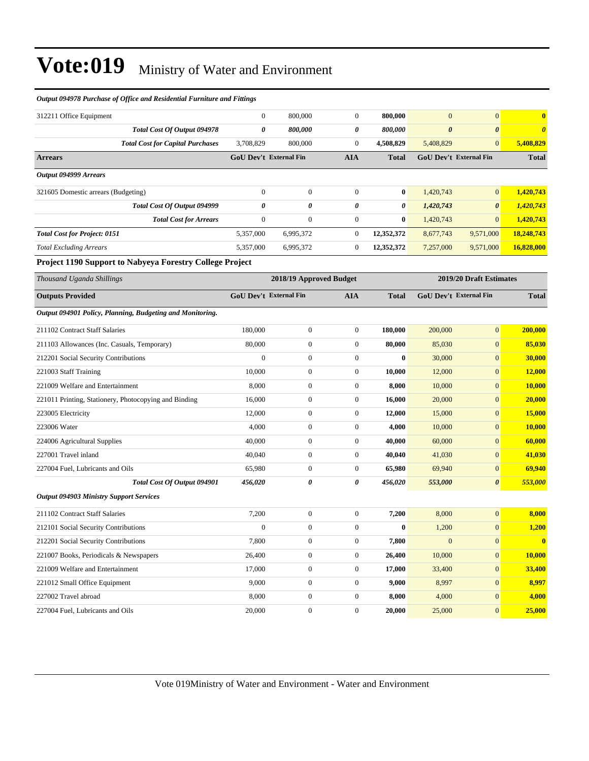*Output 094978 Purchase of Office and Residential Furniture and Fittings*

| | GoU Dev't | External Fin | AIA | Total | GoU Dev't | External Fin | Total |
|---|---|---|---|---|---|---|---|
| 312211 Office Equipment | 0 | 800,000 | 0 | **800,000** | 0 | 0 | **0** |
| ***Total Cost Of Output 094978*** | ***0*** | ***800,000*** | ***0*** | ***800,000*** | ***0*** | ***0*** | ***0*** |
| ***Total Cost for Capital Purchases*** | 3,708,829 | 800,000 | 0 | **4,508,829** | 5,408,829 | 0 | **5,408,829** |
| **Arrears** | **GoU Dev't** | **External Fin** | **AIA** | **Total** | **GoU Dev't** | **External Fin** | **Total** |
| ***Output 094999 Arrears*** | | | | | | | |
| 321605 Domestic arrears (Budgeting) | 0 | 0 | 0 | **0** | 1,420,743 | 0 | **1,420,743** |
| ***Total Cost Of Output 094999*** | ***0*** | ***0*** | ***0*** | ***0*** | ***1,420,743*** | ***0*** | ***1,420,743*** |
| ***Total Cost for Arrears*** | 0 | 0 | 0 | **0** | 1,420,743 | 0 | **1,420,743** |
| ***Total Cost for Project: 0151*** | 5,357,000 | 6,995,372 | 0 | **12,352,372** | 8,677,743 | 9,571,000 | **18,248,743** |
| *Total Excluding Arrears* | 5,357,000 | 6,995,372 | 0 | **12,352,372** | 7,257,000 | 9,571,000 | **16,828,000** |

**Project 1190 Support to Nabyeya Forestry College Project**

| *Thousand Uganda Shillings* | 2018/19 Approved Budget | | | | 2019/20 Draft Estimates | | |
|---|---|---|---|---|---|---|---|
| **Outputs Provided** | **GoU Dev't** | **External Fin** | **AIA** | **Total** | **GoU Dev't** | **External Fin** | **Total** |
| ***Output 094901 Policy, Planning, Budgeting and Monitoring.*** | | | | | | | |
| 211102 Contract Staff Salaries | 180,000 | 0 | 0 | **180,000** | 200,000 | 0 | **200,000** |
| 211103 Allowances (Inc. Casuals, Temporary) | 80,000 | 0 | 0 | **80,000** | 85,030 | 0 | **85,030** |
| 212201 Social Security Contributions | 0 | 0 | 0 | **0** | 30,000 | 0 | **30,000** |
| 221003 Staff Training | 10,000 | 0 | 0 | **10,000** | 12,000 | 0 | **12,000** |
| 221009 Welfare and Entertainment | 8,000 | 0 | 0 | **8,000** | 10,000 | 0 | **10,000** |
| 221011 Printing, Stationery, Photocopying and Binding | 16,000 | 0 | 0 | **16,000** | 20,000 | 0 | **20,000** |
| 223005 Electricity | 12,000 | 0 | 0 | **12,000** | 15,000 | 0 | **15,000** |
| 223006 Water | 4,000 | 0 | 0 | **4,000** | 10,000 | 0 | **10,000** |
| 224006 Agricultural Supplies | 40,000 | 0 | 0 | **40,000** | 60,000 | 0 | **60,000** |
| 227001 Travel inland | 40,040 | 0 | 0 | **40,040** | 41,030 | 0 | **41,030** |
| 227004 Fuel, Lubricants and Oils | 65,980 | 0 | 0 | **65,980** | 69,940 | 0 | **69,940** |
| ***Total Cost Of Output 094901*** | ***456,020*** | ***0*** | ***0*** | ***456,020*** | ***553,000*** | ***0*** | ***553,000*** |
| ***Output 094903 Ministry Support Services*** | | | | | | | |
| 211102 Contract Staff Salaries | 7,200 | 0 | 0 | **7,200** | 8,000 | 0 | **8,000** |
| 212101 Social Security Contributions | 0 | 0 | 0 | **0** | 1,200 | 0 | **1,200** |
| 212201 Social Security Contributions | 7,800 | 0 | 0 | **7,800** | 0 | 0 | **0** |
| 221007 Books, Periodicals & Newspapers | 26,400 | 0 | 0 | **26,400** | 10,000 | 0 | **10,000** |
| 221009 Welfare and Entertainment | 17,000 | 0 | 0 | **17,000** | 33,400 | 0 | **33,400** |
| 221012 Small Office Equipment | 9,000 | 0 | 0 | **9,000** | 8,997 | 0 | **8,997** |
| 227002 Travel abroad | 8,000 | 0 | 0 | **8,000** | 4,000 | 0 | **4,000** |
| 227004 Fuel, Lubricants and Oils | 20,000 | 0 | 0 | **20,000** | 25,000 | 0 | **25,000** |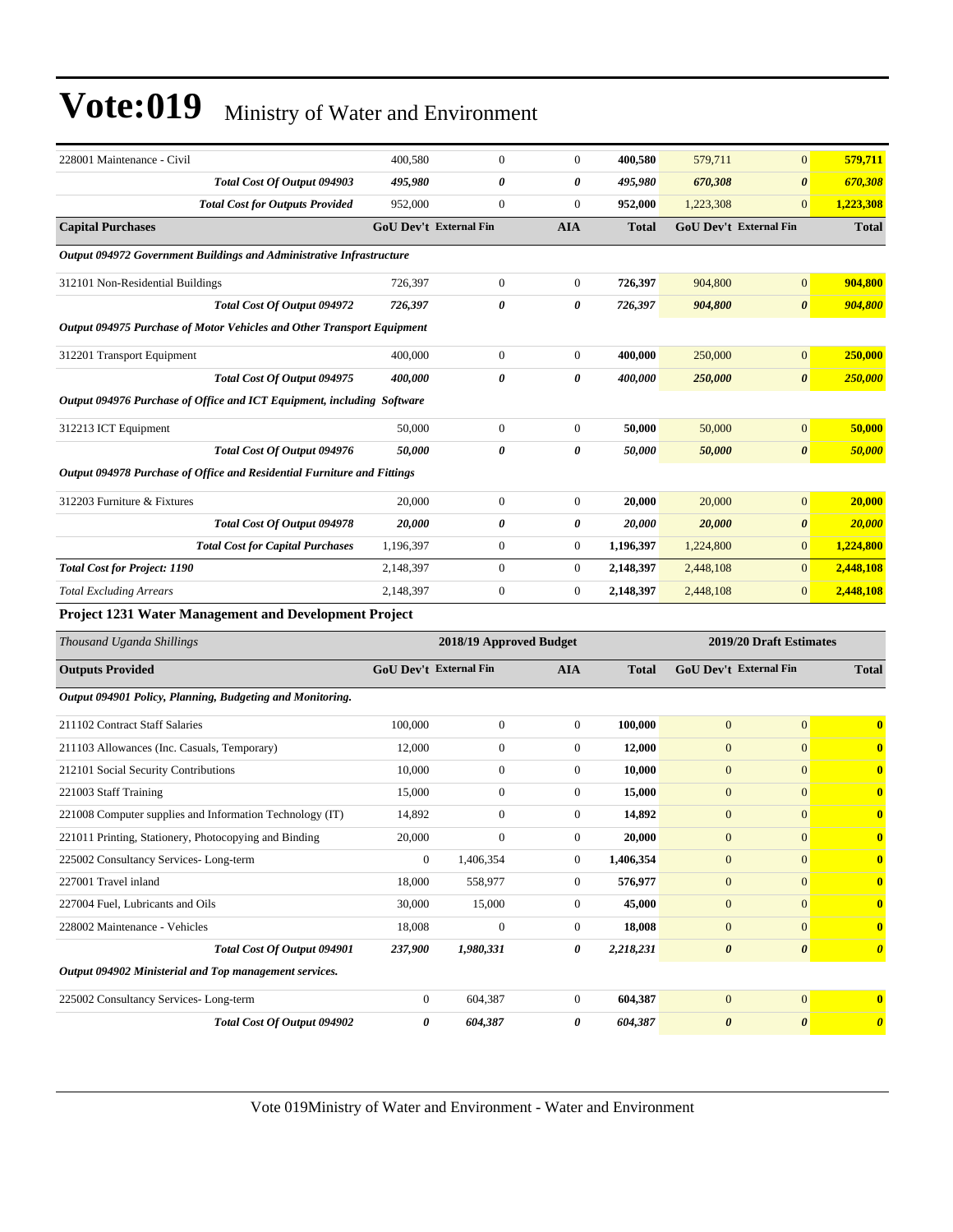# Vote:019 Ministry of Water and Environment

| | | | | | | | |
|---|---|---|---|---|---|---|---|
| 228001 Maintenance - Civil | 400,580 | 0 | 0 | **400,580** | 579,711 | 0 | **579,711** |
| ***Total Cost Of Output 094903*** | ***495,980*** | ***0*** | ***0*** | ***495,980*** | ***670,308*** | ***0*** | ***670,308*** |
| ***Total Cost for Outputs Provided*** | 952,000 | 0 | 0 | **952,000** | 1,223,308 | 0 | **1,223,308** |
| **Capital Purchases** | **GoU Dev't** | **External Fin** | **AIA** | **Total** | **GoU Dev't** | **External Fin** | **Total** |
| ***Output 094972 Government Buildings and Administrative Infrastructure*** | | | | | | | |
| 312101 Non-Residential Buildings | 726,397 | 0 | 0 | **726,397** | 904,800 | 0 | **904,800** |
| ***Total Cost Of Output 094972*** | ***726,397*** | ***0*** | ***0*** | ***726,397*** | ***904,800*** | ***0*** | ***904,800*** |
| ***Output 094975 Purchase of Motor Vehicles and Other Transport Equipment*** | | | | | | | |
| 312201 Transport Equipment | 400,000 | 0 | 0 | **400,000** | 250,000 | 0 | **250,000** |
| ***Total Cost Of Output 094975*** | ***400,000*** | ***0*** | ***0*** | ***400,000*** | ***250,000*** | ***0*** | ***250,000*** |
| ***Output 094976 Purchase of Office and ICT Equipment, including Software*** | | | | | | | |
| 312213 ICT Equipment | 50,000 | 0 | 0 | **50,000** | 50,000 | 0 | **50,000** |
| ***Total Cost Of Output 094976*** | ***50,000*** | ***0*** | ***0*** | ***50,000*** | ***50,000*** | ***0*** | ***50,000*** |
| ***Output 094978 Purchase of Office and Residential Furniture and Fittings*** | | | | | | | |
| 312203 Furniture & Fixtures | 20,000 | 0 | 0 | **20,000** | 20,000 | 0 | **20,000** |
| ***Total Cost Of Output 094978*** | ***20,000*** | ***0*** | ***0*** | ***20,000*** | ***20,000*** | ***0*** | ***20,000*** |
| ***Total Cost for Capital Purchases*** | 1,196,397 | 0 | 0 | **1,196,397** | 1,224,800 | 0 | **1,224,800** |
| ***Total Cost for Project: 1190*** | 2,148,397 | 0 | 0 | **2,148,397** | 2,448,108 | 0 | **2,448,108** |
| *Total Excluding Arrears* | 2,148,397 | 0 | 0 | **2,148,397** | 2,448,108 | 0 | **2,448,108** |

### Project 1231 Water Management and Development Project

| *Thousand Uganda Shillings* | 2018/19 Approved Budget | | | | 2019/20 Draft Estimates | | |
|---|---|---|---|---|---|---|---|
| **Outputs Provided** | **GoU Dev't** | **External Fin** | **AIA** | **Total** | **GoU Dev't** | **External Fin** | **Total** |
| ***Output 094901 Policy, Planning, Budgeting and Monitoring.*** | | | | | | | |
| 211102 Contract Staff Salaries | 100,000 | 0 | 0 | **100,000** | 0 | 0 | **0** |
| 211103 Allowances (Inc. Casuals, Temporary) | 12,000 | 0 | 0 | **12,000** | 0 | 0 | **0** |
| 212101 Social Security Contributions | 10,000 | 0 | 0 | **10,000** | 0 | 0 | **0** |
| 221003 Staff Training | 15,000 | 0 | 0 | **15,000** | 0 | 0 | **0** |
| 221008 Computer supplies and Information Technology (IT) | 14,892 | 0 | 0 | **14,892** | 0 | 0 | **0** |
| 221011 Printing, Stationery, Photocopying and Binding | 20,000 | 0 | 0 | **20,000** | 0 | 0 | **0** |
| 225002 Consultancy Services- Long-term | 0 | 1,406,354 | 0 | **1,406,354** | 0 | 0 | **0** |
| 227001 Travel inland | 18,000 | 558,977 | 0 | **576,977** | 0 | 0 | **0** |
| 227004 Fuel, Lubricants and Oils | 30,000 | 15,000 | 0 | **45,000** | 0 | 0 | **0** |
| 228002 Maintenance - Vehicles | 18,008 | 0 | 0 | **18,008** | 0 | 0 | **0** |
| ***Total Cost Of Output 094901*** | ***237,900*** | ***1,980,331*** | ***0*** | ***2,218,231*** | ***0*** | ***0*** | ***0*** |
| ***Output 094902 Ministerial and Top management services.*** | | | | | | | |
| 225002 Consultancy Services- Long-term | 0 | 604,387 | 0 | **604,387** | 0 | 0 | **0** |
| ***Total Cost Of Output 094902*** | ***0*** | ***604,387*** | ***0*** | ***604,387*** | ***0*** | ***0*** | ***0*** |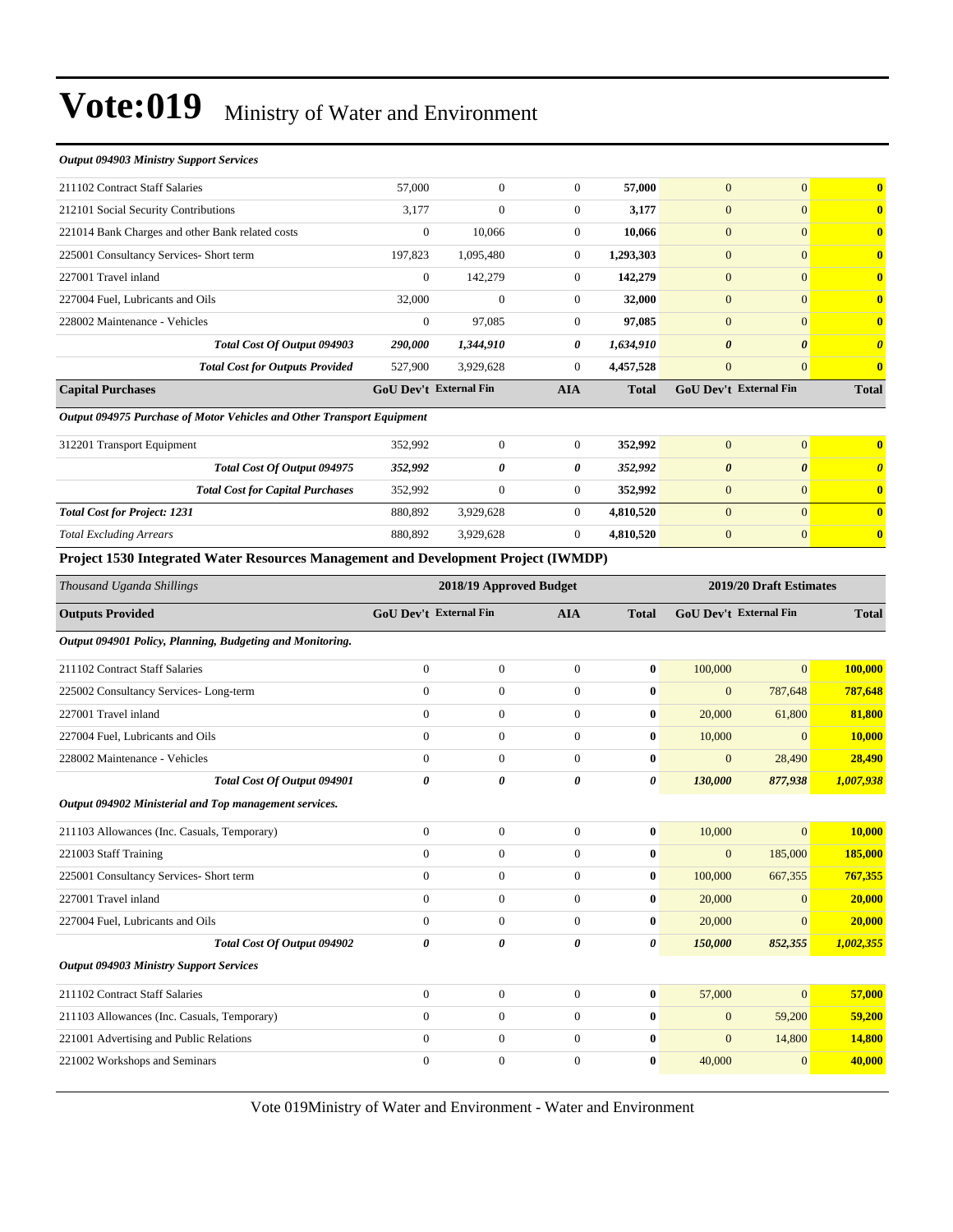*Output 094903 Ministry Support Services*

| | | | | | | | |
|---|---|---|---|---|---|---|---|
| 211102 Contract Staff Salaries | 57,000 | 0 | 0 | **57,000** | 0 | 0 | **0** |
| 212101 Social Security Contributions | 3,177 | 0 | 0 | **3,177** | 0 | 0 | **0** |
| 221014 Bank Charges and other Bank related costs | 0 | 10,066 | 0 | **10,066** | 0 | 0 | **0** |
| 225001 Consultancy Services- Short term | 197,823 | 1,095,480 | 0 | **1,293,303** | 0 | 0 | **0** |
| 227001 Travel inland | 0 | 142,279 | 0 | **142,279** | 0 | 0 | **0** |
| 227004 Fuel, Lubricants and Oils | 32,000 | 0 | 0 | **32,000** | 0 | 0 | **0** |
| 228002 Maintenance - Vehicles | 0 | 97,085 | 0 | **97,085** | 0 | 0 | **0** |
| ***Total Cost Of Output 094903*** | ***290,000*** | ***1,344,910*** | ***0*** | ***1,634,910*** | ***0*** | ***0*** | ***0*** |
| ***Total Cost for Outputs Provided*** | 527,900 | 3,929,628 | 0 | 4,457,528 | 0 | 0 | **0** |
| **Capital Purchases** | **GoU Dev't** | **External Fin** | **AIA** | **Total** | **GoU Dev't** | **External Fin** | **Total** |
| ***Output 094975 Purchase of Motor Vehicles and Other Transport Equipment*** | | | | | | | |
| 312201 Transport Equipment | 352,992 | 0 | 0 | **352,992** | 0 | 0 | **0** |
| ***Total Cost Of Output 094975*** | ***352,992*** | ***0*** | ***0*** | ***352,992*** | ***0*** | ***0*** | ***0*** |
| ***Total Cost for Capital Purchases*** | 352,992 | 0 | 0 | 352,992 | 0 | 0 | **0** |
| ***Total Cost for Project: 1231*** | 880,892 | 3,929,628 | 0 | 4,810,520 | 0 | 0 | **0** |
| *Total Excluding Arrears* | 880,892 | 3,929,628 | 0 | 4,810,520 | 0 | 0 | **0** |

**Project 1530 Integrated Water Resources Management and Development Project (IWMDP)**

| *Thousand Uganda Shillings* | 2018/19 Approved Budget | | | | 2019/20 Draft Estimates | | |
|---|---|---|---|---|---|---|---|
| **Outputs Provided** | **GoU Dev't** | **External Fin** | **AIA** | **Total** | **GoU Dev't** | **External Fin** | **Total** |
| ***Output 094901 Policy, Planning, Budgeting and Monitoring.*** | | | | | | | |
| 211102 Contract Staff Salaries | 0 | 0 | 0 | **0** | 100,000 | 0 | **100,000** |
| 225002 Consultancy Services- Long-term | 0 | 0 | 0 | **0** | 0 | 787,648 | **787,648** |
| 227001 Travel inland | 0 | 0 | 0 | **0** | 20,000 | 61,800 | **81,800** |
| 227004 Fuel, Lubricants and Oils | 0 | 0 | 0 | **0** | 10,000 | 0 | **10,000** |
| 228002 Maintenance - Vehicles | 0 | 0 | 0 | **0** | 0 | 28,490 | **28,490** |
| ***Total Cost Of Output 094901*** | ***0*** | ***0*** | ***0*** | ***0*** | ***130,000*** | ***877,938*** | ***1,007,938*** |
| ***Output 094902 Ministerial and Top management services.*** | | | | | | | |
| 211103 Allowances (Inc. Casuals, Temporary) | 0 | 0 | 0 | **0** | 10,000 | 0 | **10,000** |
| 221003 Staff Training | 0 | 0 | 0 | **0** | 0 | 185,000 | **185,000** |
| 225001 Consultancy Services- Short term | 0 | 0 | 0 | **0** | 100,000 | 667,355 | **767,355** |
| 227001 Travel inland | 0 | 0 | 0 | **0** | 20,000 | 0 | **20,000** |
| 227004 Fuel, Lubricants and Oils | 0 | 0 | 0 | **0** | 20,000 | 0 | **20,000** |
| ***Total Cost Of Output 094902*** | ***0*** | ***0*** | ***0*** | ***0*** | ***150,000*** | ***852,355*** | ***1,002,355*** |
| ***Output 094903 Ministry Support Services*** | | | | | | | |
| 211102 Contract Staff Salaries | 0 | 0 | 0 | **0** | 57,000 | 0 | **57,000** |
| 211103 Allowances (Inc. Casuals, Temporary) | 0 | 0 | 0 | **0** | 0 | 59,200 | **59,200** |
| 221001 Advertising and Public Relations | 0 | 0 | 0 | **0** | 0 | 14,800 | **14,800** |
| 221002 Workshops and Seminars | 0 | 0 | 0 | **0** | 40,000 | 0 | **40,000** |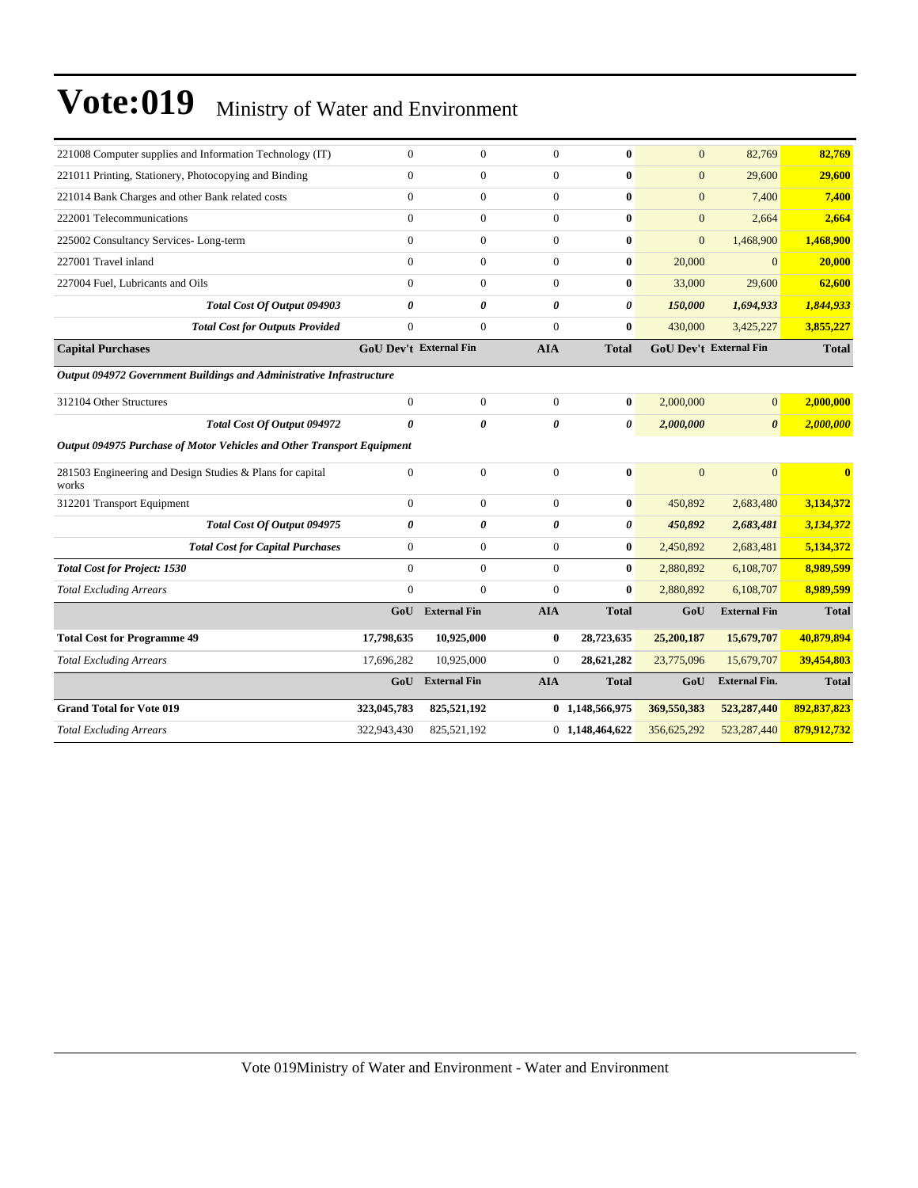# Vote:019 Ministry of Water and Environment

| | | | | | | | |
|---|---|---|---|---|---|---|---|
| 221008 Computer supplies and Information Technology (IT) | 0 | 0 | 0 | **0** | 0 | 82,769 | **82,769** |
| 221011 Printing, Stationery, Photocopying and Binding | 0 | 0 | 0 | **0** | 0 | 29,600 | **29,600** |
| 221014 Bank Charges and other Bank related costs | 0 | 0 | 0 | **0** | 0 | 7,400 | **7,400** |
| 222001 Telecommunications | 0 | 0 | 0 | **0** | 0 | 2,664 | **2,664** |
| 225002 Consultancy Services- Long-term | 0 | 0 | 0 | **0** | 0 | 1,468,900 | **1,468,900** |
| 227001 Travel inland | 0 | 0 | 0 | **0** | 20,000 | 0 | **20,000** |
| 227004 Fuel, Lubricants and Oils | 0 | 0 | 0 | **0** | 33,000 | 29,600 | **62,600** |
| ***Total Cost Of Output 094903*** | ***0*** | ***0*** | ***0*** | ***0*** | ***150,000*** | ***1,694,933*** | ***1,844,933*** |
| ***Total Cost for Outputs Provided*** | 0 | 0 | 0 | **0** | 430,000 | 3,425,227 | **3,855,227** |
| **Capital Purchases** | **GoU Dev't** | **External Fin** | **AIA** | **Total** | **GoU Dev't** | **External Fin** | **Total** |
| ***Output 094972 Government Buildings and Administrative Infrastructure*** | | | | | | | |
| 312104 Other Structures | 0 | 0 | 0 | **0** | 2,000,000 | 0 | **2,000,000** |
| ***Total Cost Of Output 094972*** | ***0*** | ***0*** | ***0*** | ***0*** | ***2,000,000*** | ***0*** | ***2,000,000*** |
| ***Output 094975 Purchase of Motor Vehicles and Other Transport Equipment*** | | | | | | | |
| 281503 Engineering and Design Studies & Plans for capital works | 0 | 0 | 0 | **0** | 0 | 0 | **0** |
| 312201 Transport Equipment | 0 | 0 | 0 | **0** | 450,892 | 2,683,480 | **3,134,372** |
| ***Total Cost Of Output 094975*** | ***0*** | ***0*** | ***0*** | ***0*** | ***450,892*** | ***2,683,481*** | ***3,134,372*** |
| ***Total Cost for Capital Purchases*** | 0 | 0 | 0 | **0** | 2,450,892 | 2,683,481 | **5,134,372** |
| ***Total Cost for Project: 1530*** | 0 | 0 | 0 | **0** | 2,880,892 | 6,108,707 | **8,989,599** |
| *Total Excluding Arrears* | 0 | 0 | 0 | **0** | 2,880,892 | 6,108,707 | **8,989,599** |
| | **GoU** | **External Fin** | **AIA** | **Total** | **GoU** | **External Fin** | **Total** |
| **Total Cost for Programme 49** | **17,798,635** | **10,925,000** | **0** | **28,723,635** | **25,200,187** | **15,679,707** | **40,879,894** |
| *Total Excluding Arrears* | 17,696,282 | 10,925,000 | 0 | **28,621,282** | 23,775,096 | 15,679,707 | **39,454,803** |
| | **GoU** | **External Fin** | **AIA** | **Total** | **GoU** | **External Fin.** | **Total** |
| **Grand Total for Vote 019** | **323,045,783** | **825,521,192** | **0** | **1,148,566,975** | **369,550,383** | **523,287,440** | **892,837,823** |
| *Total Excluding Arrears* | 322,943,430 | 825,521,192 | 0 | **1,148,464,622** | 356,625,292 | 523,287,440 | **879,912,732** |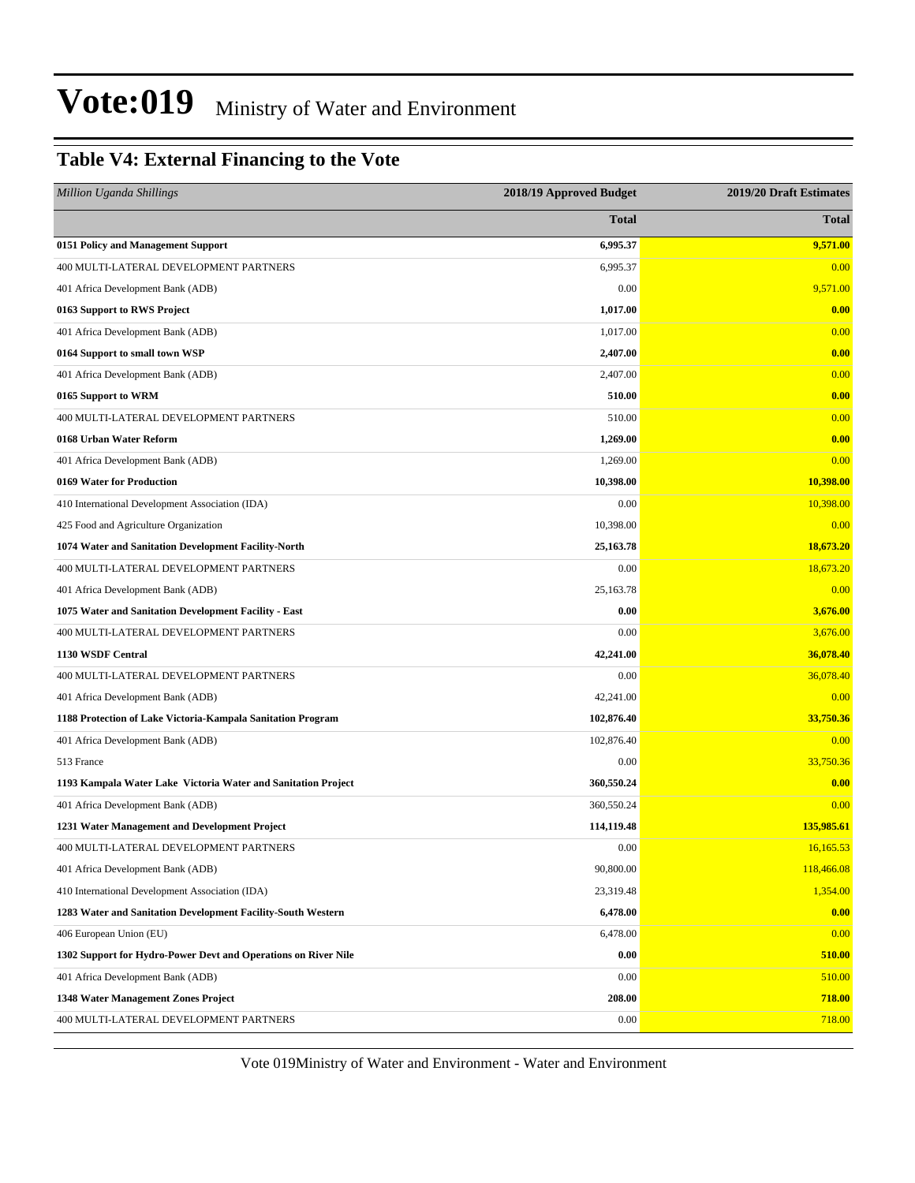# Vote:019 Ministry of Water and Environment

## Table V4: External Financing to the Vote

| *Million Uganda Shillings* | 2018/19 Approved Budget | 2019/20 Draft Estimates |
|---|---|---|
| | **Total** | **Total** |
| **0151 Policy and Management Support** | **6,995.37** | **9,571.00** |
| 400 MULTI-LATERAL DEVELOPMENT PARTNERS | 6,995.37 | 0.00 |
| 401 Africa Development Bank (ADB) | 0.00 | 9,571.00 |
| **0163 Support to RWS Project** | **1,017.00** | **0.00** |
| 401 Africa Development Bank (ADB) | 1,017.00 | 0.00 |
| **0164 Support to small town WSP** | **2,407.00** | **0.00** |
| 401 Africa Development Bank (ADB) | 2,407.00 | 0.00 |
| **0165 Support to WRM** | **510.00** | **0.00** |
| 400 MULTI-LATERAL DEVELOPMENT PARTNERS | 510.00 | 0.00 |
| **0168 Urban Water Reform** | **1,269.00** | **0.00** |
| 401 Africa Development Bank (ADB) | 1,269.00 | 0.00 |
| **0169 Water for Production** | **10,398.00** | **10,398.00** |
| 410 International Development Association (IDA) | 0.00 | 10,398.00 |
| 425 Food and Agriculture Organization | 10,398.00 | 0.00 |
| **1074 Water and Sanitation Development Facility-North** | **25,163.78** | **18,673.20** |
| 400 MULTI-LATERAL DEVELOPMENT PARTNERS | 0.00 | 18,673.20 |
| 401 Africa Development Bank (ADB) | 25,163.78 | 0.00 |
| **1075 Water and Sanitation Development Facility - East** | **0.00** | **3,676.00** |
| 400 MULTI-LATERAL DEVELOPMENT PARTNERS | 0.00 | 3,676.00 |
| **1130 WSDF Central** | **42,241.00** | **36,078.40** |
| 400 MULTI-LATERAL DEVELOPMENT PARTNERS | 0.00 | 36,078.40 |
| 401 Africa Development Bank (ADB) | 42,241.00 | 0.00 |
| **1188 Protection of Lake Victoria-Kampala Sanitation Program** | **102,876.40** | **33,750.36** |
| 401 Africa Development Bank (ADB) | 102,876.40 | 0.00 |
| 513 France | 0.00 | 33,750.36 |
| **1193 Kampala Water Lake Victoria Water and Sanitation Project** | **360,550.24** | **0.00** |
| 401 Africa Development Bank (ADB) | 360,550.24 | 0.00 |
| **1231 Water Management and Development Project** | **114,119.48** | **135,985.61** |
| 400 MULTI-LATERAL DEVELOPMENT PARTNERS | 0.00 | 16,165.53 |
| 401 Africa Development Bank (ADB) | 90,800.00 | 118,466.08 |
| 410 International Development Association (IDA) | 23,319.48 | 1,354.00 |
| **1283 Water and Sanitation Development Facility-South Western** | **6,478.00** | **0.00** |
| 406 European Union (EU) | 6,478.00 | 0.00 |
| **1302 Support for Hydro-Power Devt and Operations on River Nile** | **0.00** | **510.00** |
| 401 Africa Development Bank (ADB) | 0.00 | 510.00 |
| **1348 Water Management Zones Project** | **208.00** | **718.00** |
| 400 MULTI-LATERAL DEVELOPMENT PARTNERS | 0.00 | 718.00 |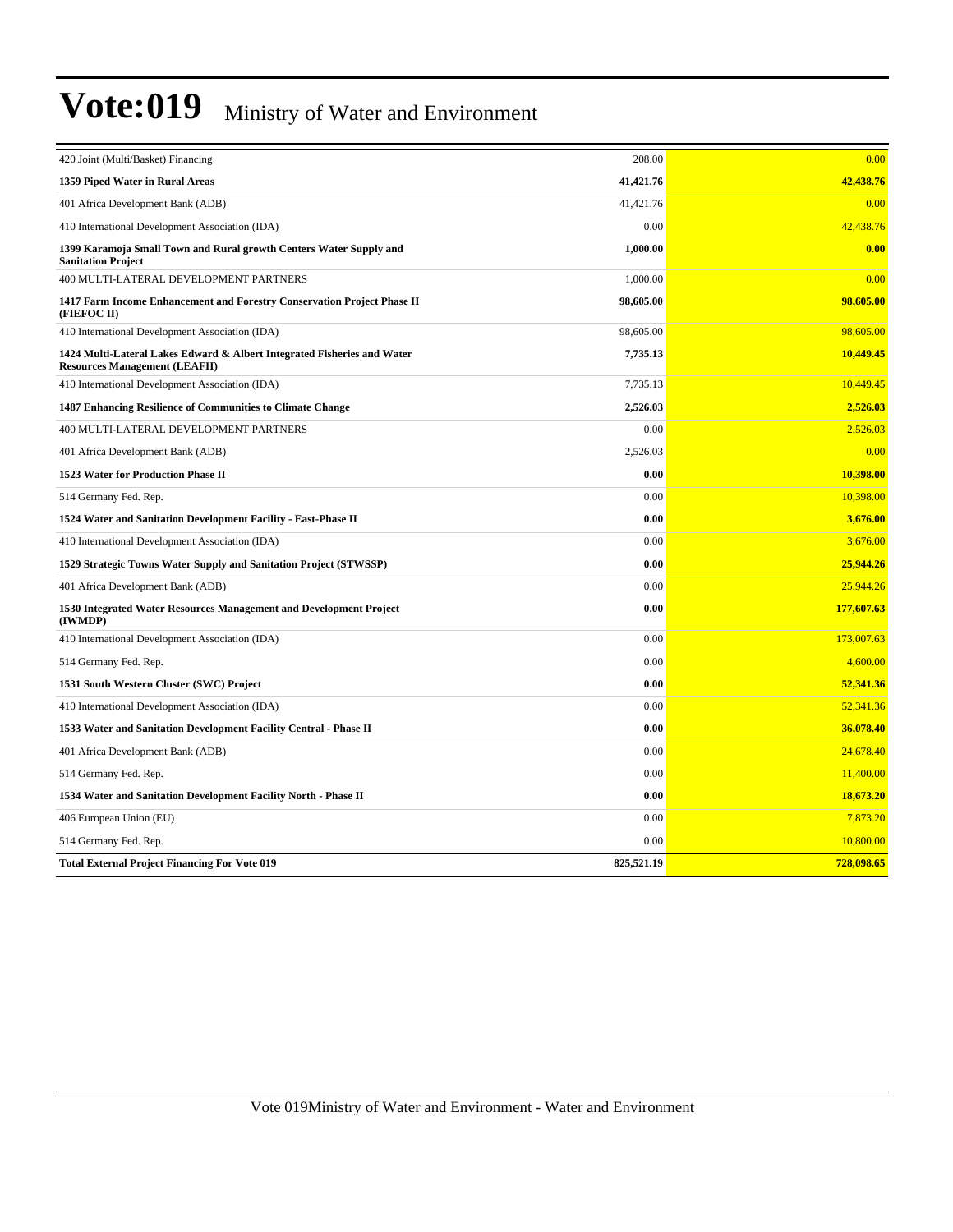| | | |
|---|---|---|
| 420 Joint (Multi/Basket) Financing | 208.00 | 0.00 |
| **1359 Piped Water in Rural Areas** | **41,421.76** | **42,438.76** |
| 401 Africa Development Bank (ADB) | 41,421.76 | 0.00 |
| 410 International Development Association (IDA) | 0.00 | 42,438.76 |
| **1399 Karamoja Small Town and Rural growth Centers Water Supply and Sanitation Project** | **1,000.00** | **0.00** |
| 400 MULTI-LATERAL DEVELOPMENT PARTNERS | 1,000.00 | 0.00 |
| **1417 Farm Income Enhancement and Forestry Conservation Project Phase II (FIEFOC II)** | **98,605.00** | **98,605.00** |
| 410 International Development Association (IDA) | 98,605.00 | 98,605.00 |
| **1424 Multi-Lateral Lakes Edward & Albert Integrated Fisheries and Water Resources Management (LEAFII)** | **7,735.13** | **10,449.45** |
| 410 International Development Association (IDA) | 7,735.13 | 10,449.45 |
| **1487 Enhancing Resilience of Communities to Climate Change** | **2,526.03** | **2,526.03** |
| 400 MULTI-LATERAL DEVELOPMENT PARTNERS | 0.00 | 2,526.03 |
| 401 Africa Development Bank (ADB) | 2,526.03 | 0.00 |
| **1523 Water for Production Phase II** | **0.00** | **10,398.00** |
| 514 Germany Fed. Rep. | 0.00 | 10,398.00 |
| **1524 Water and Sanitation Development Facility - East-Phase II** | **0.00** | **3,676.00** |
| 410 International Development Association (IDA) | 0.00 | 3,676.00 |
| **1529 Strategic Towns Water Supply and Sanitation Project (STWSSP)** | **0.00** | **25,944.26** |
| 401 Africa Development Bank (ADB) | 0.00 | 25,944.26 |
| **1530 Integrated Water Resources Management and Development Project (IWMDP)** | **0.00** | **177,607.63** |
| 410 International Development Association (IDA) | 0.00 | 173,007.63 |
| 514 Germany Fed. Rep. | 0.00 | 4,600.00 |
| **1531 South Western Cluster (SWC) Project** | **0.00** | **52,341.36** |
| 410 International Development Association (IDA) | 0.00 | 52,341.36 |
| **1533 Water and Sanitation Development Facility Central - Phase II** | **0.00** | **36,078.40** |
| 401 Africa Development Bank (ADB) | 0.00 | 24,678.40 |
| 514 Germany Fed. Rep. | 0.00 | 11,400.00 |
| **1534 Water and Sanitation Development Facility North - Phase II** | **0.00** | **18,673.20** |
| 406 European Union (EU) | 0.00 | 7,873.20 |
| 514 Germany Fed. Rep. | 0.00 | 10,800.00 |
| **Total External Project Financing For Vote 019** | **825,521.19** | **728,098.65** |